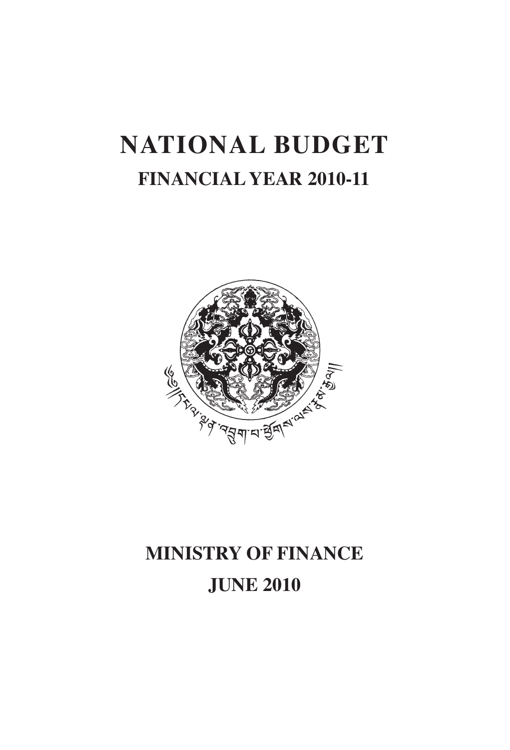# NATIONAL BUDGET

## FINANCIAL YEAR 2010-11

## MINISTRY OF FINANCE

## JUNE 2010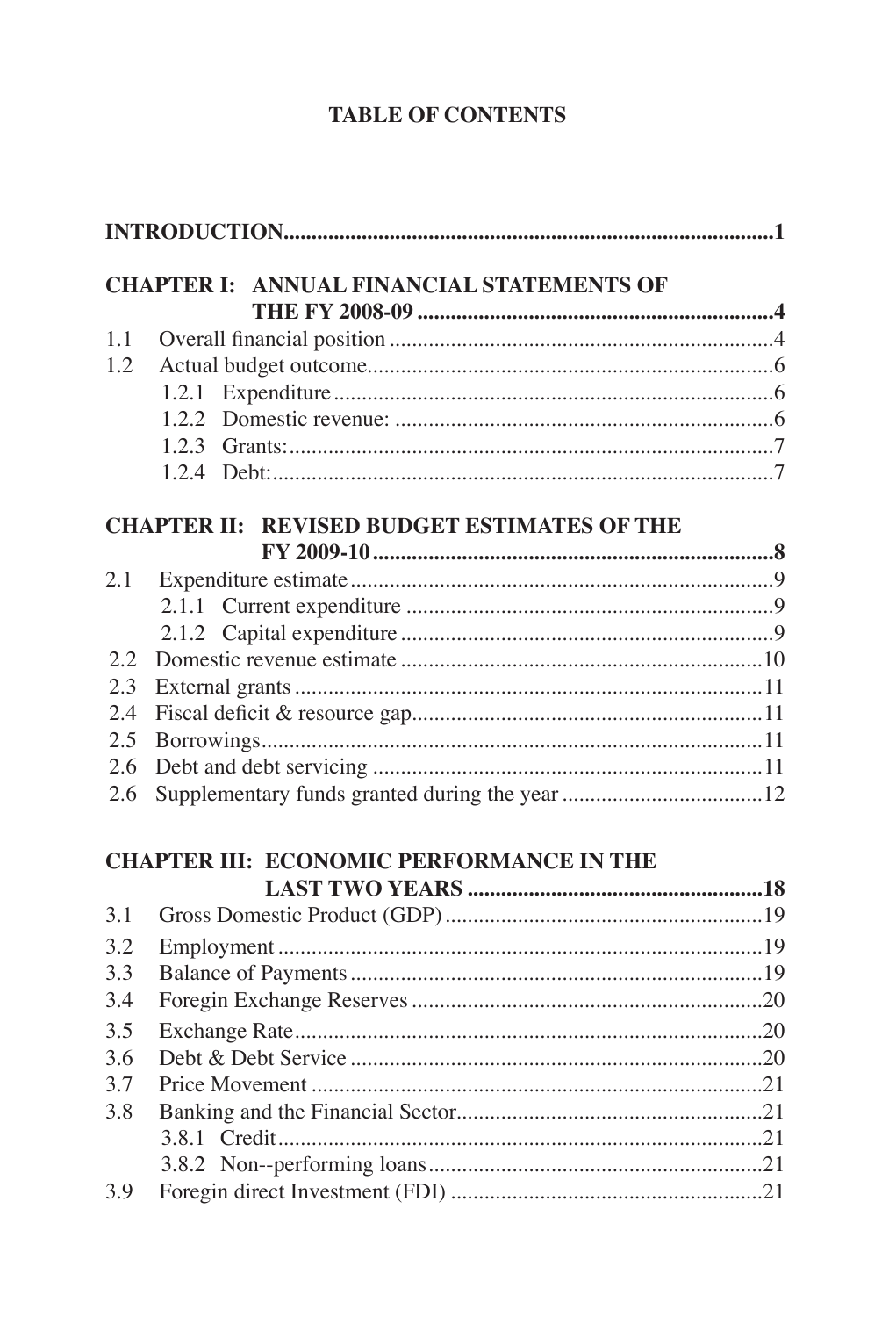# TABLE OF CONTENTS

**INTRODUCTION**........................................................................................**1**

**CHAPTER I: ANNUAL FINANCIAL STATEMENTS OF THE FY 2008-09**..................................................................**4**

1.1 Overall financial position ....................................................................4

1.2 Actual budget outcome........................................................................6

- 1.2.1 Expenditure.............................................................................6
- 1.2.2 Domestic revenue: ..................................................................6
- 1.2.3 Grants:......................................................................................7
- 1.2.4 Debt:.........................................................................................7

**CHAPTER II: REVISED BUDGET ESTIMATES OF THE FY 2009-10**........................................................................**8**

2.1 Expenditure estimate...........................................................................9

- 2.1.1 Current expenditure .................................................................9
- 2.1.2 Capital expenditure ..................................................................9

2.2 Domestic revenue estimate ................................................................10

2.3 External grants ....................................................................................11

2.4 Fiscal deficit & resource gap..............................................................11

2.5 Borrowings..........................................................................................11

2.6 Debt and debt servicing ......................................................................11

2.6 Supplementary funds granted during the year ....................................12

**CHAPTER III: ECONOMIC PERFORMANCE IN THE LAST TWO YEARS** .....................................................**18**

3.1 Gross Domestic Product (GDP).........................................................19

3.2 Employment ......................................................................................19

3.3 Balance of Payments..........................................................................19

3.4 Foregin Exchange Reserves ...............................................................20

3.5 Exchange Rate....................................................................................20

3.6 Debt & Debt Service ..........................................................................20

3.7 Price Movement .................................................................................21

3.8 Banking and the Financial Sector.......................................................21

- 3.8.1 Credit.......................................................................................21
- 3.8.2 Non--performing loans............................................................21

3.9 Foregin direct Investment (FDI) ........................................................21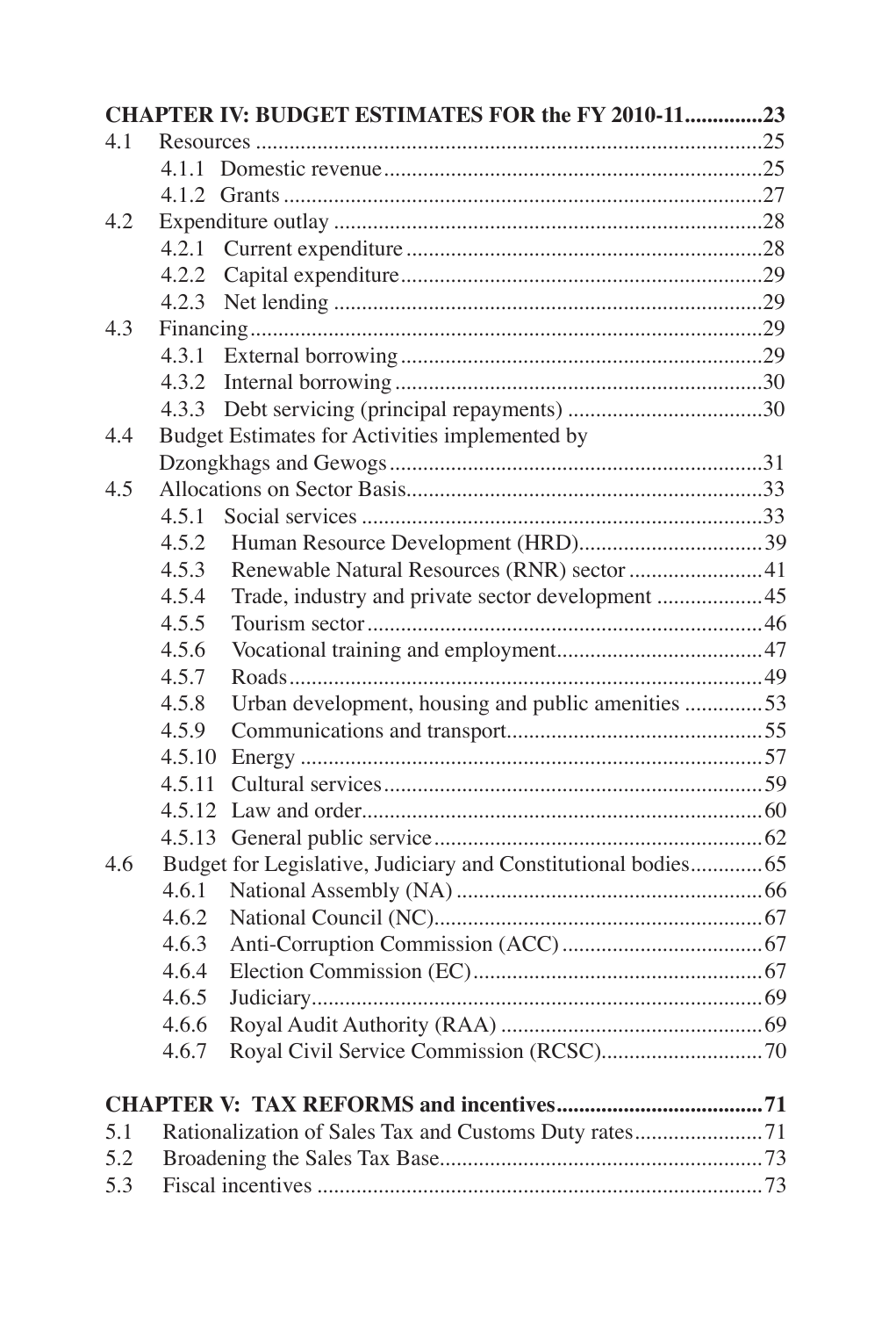**CHAPTER IV: BUDGET ESTIMATES FOR the FY 2010-11**..............23

4.1 Resources ..........................................................................................25

- 4.1.1 Domestic revenue...................................................................25
- 4.1.2 Grants .....................................................................................27

4.2 Expenditure outlay ............................................................................28

- 4.2.1 Current expenditure ...............................................................28
- 4.2.2 Capital expenditure................................................................29
- 4.2.3 Net lending ............................................................................29

4.3 Financing...........................................................................................29

- 4.3.1 External borrowing ................................................................29
- 4.3.2 Internal borrowing .................................................................30
- 4.3.3 Debt servicing (principal repayments) ..................................30

4.4 Budget Estimates for Activities implemented by Dzongkhags and Gewogs...................................................................31

4.5 Allocations on Sector Basis...............................................................33

- 4.5.1 Social services .......................................................................33
- 4.5.2 Human Resource Development (HRD).................................39
- 4.5.3 Renewable Natural Resources (RNR) sector ........................41
- 4.5.4 Trade, industry and private sector development ...................45
- 4.5.5 Tourism sector ......................................................................46
- 4.5.6 Vocational training and employment.....................................47
- 4.5.7 Roads.....................................................................................49
- 4.5.8 Urban development, housing and public amenities ..............53
- 4.5.9 Communications and transport..............................................55
- 4.5.10 Energy ..................................................................................57
- 4.5.11 Cultural services...................................................................59
- 4.5.12 Law and order.......................................................................60
- 4.5.13 General public service..........................................................62

4.6 Budget for Legislative, Judiciary and Constitutional bodies.............65

- 4.6.1 National Assembly (NA) .......................................................66
- 4.6.2 National Council (NC)...........................................................67
- 4.6.3 Anti-Corruption Commission (ACC) ....................................67
- 4.6.4 Election Commission (EC)....................................................67
- 4.6.5 Judiciary.................................................................................69
- 4.6.6 Royal Audit Authority (RAA) ...............................................69
- 4.6.7 Royal Civil Service Commission (RCSC).............................70

**CHAPTER V: TAX REFORMS and incentives**.....................................71

5.1 Rationalization of Sales Tax and Customs Duty rates.......................71

5.2 Broadening the Sales Tax Base..........................................................73

5.3 Fiscal incentives ................................................................................73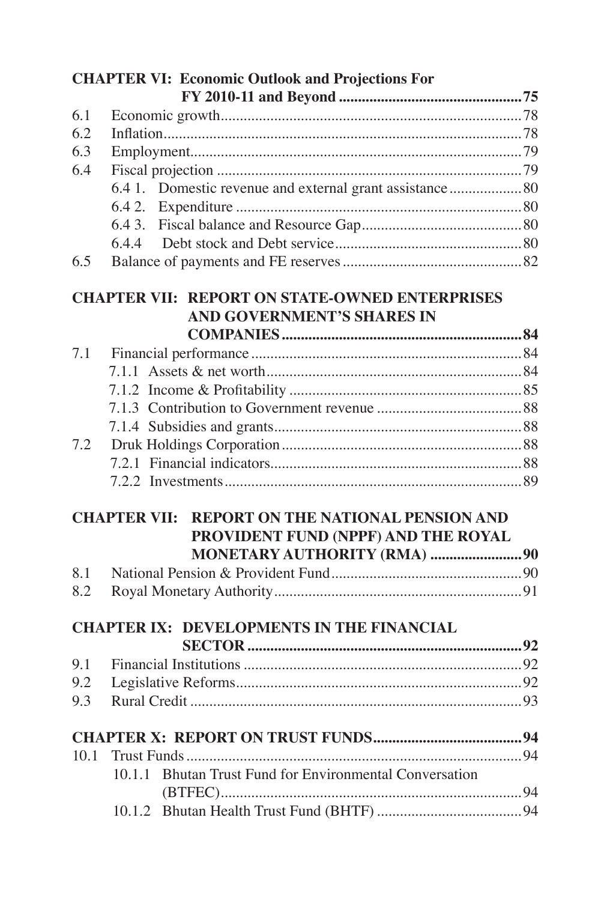**CHAPTER VI: Economic Outlook and Projections For FY 2010-11 and Beyond ....... 75**

- 6.1 Economic growth ....... 78
- 6.2 Inflation ....... 78
- 6.3 Employment ....... 79
- 6.4 Fiscal projection ....... 79
  - 6.4 1. Domestic revenue and external grant assistance ....... 80
  - 6.4 2. Expenditure ....... 80
  - 6.4 3. Fiscal balance and Resource Gap ....... 80
  - 6.4.4 Debt stock and Debt service ....... 80
- 6.5 Balance of payments and FE reserves ....... 82

**CHAPTER VII: REPORT ON STATE-OWNED ENTERPRISES AND GOVERNMENT'S SHARES IN COMPANIES ....... 84**

- 7.1 Financial performance ....... 84
  - 7.1.1 Assets & net worth ....... 84
  - 7.1.2 Income & Profitability ....... 85
  - 7.1.3 Contribution to Government revenue ....... 88
  - 7.1.4 Subsidies and grants ....... 88
- 7.2 Druk Holdings Corporation ....... 88
  - 7.2.1 Financial indicators ....... 88
  - 7.2.2 Investments ....... 89

**CHAPTER VII: REPORT ON THE NATIONAL PENSION AND PROVIDENT FUND (NPPF) AND THE ROYAL MONETARY AUTHORITY (RMA) ....... 90**

- 8.1 National Pension & Provident Fund ....... 90
- 8.2 Royal Monetary Authority ....... 91

**CHAPTER IX: DEVELOPMENTS IN THE FINANCIAL SECTOR ....... 92**

- 9.1 Financial Institutions ....... 92
- 9.2 Legislative Reforms ....... 92
- 9.3 Rural Credit ....... 93

**CHAPTER X: REPORT ON TRUST FUNDS ....... 94**

- 10.1 Trust Funds ....... 94
  - 10.1.1 Bhutan Trust Fund for Environmental Conversation (BTFEC) ....... 94
  - 10.1.2 Bhutan Health Trust Fund (BHTF) ....... 94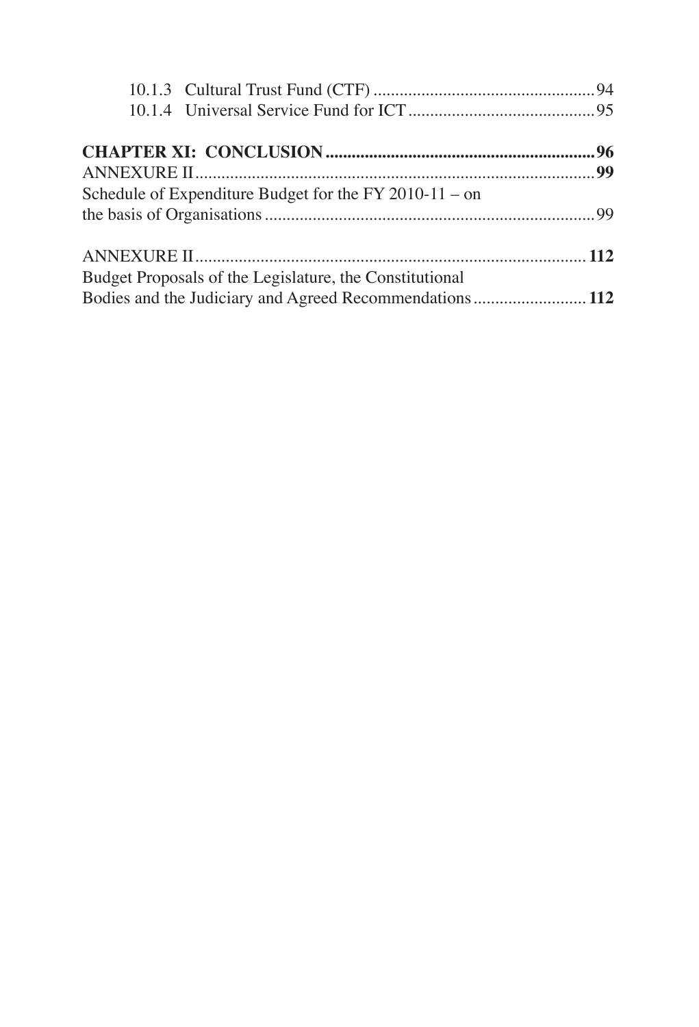10.1.3 Cultural Trust Fund (CTF) .................................................. 94
10.1.4 Universal Service Fund for ICT .......................................... 95

**CHAPTER XI: CONCLUSION ............................................................. 96**

ANNEXURE II ........................................................................................ **99**

Schedule of Expenditure Budget for the FY 2010-11 – on the basis of Organisations ......................................................................... 99

ANNEXURE II ........................................................................................ **112**

Budget Proposals of the Legislature, the Constitutional Bodies and the Judiciary and Agreed Recommendations .......................... **112**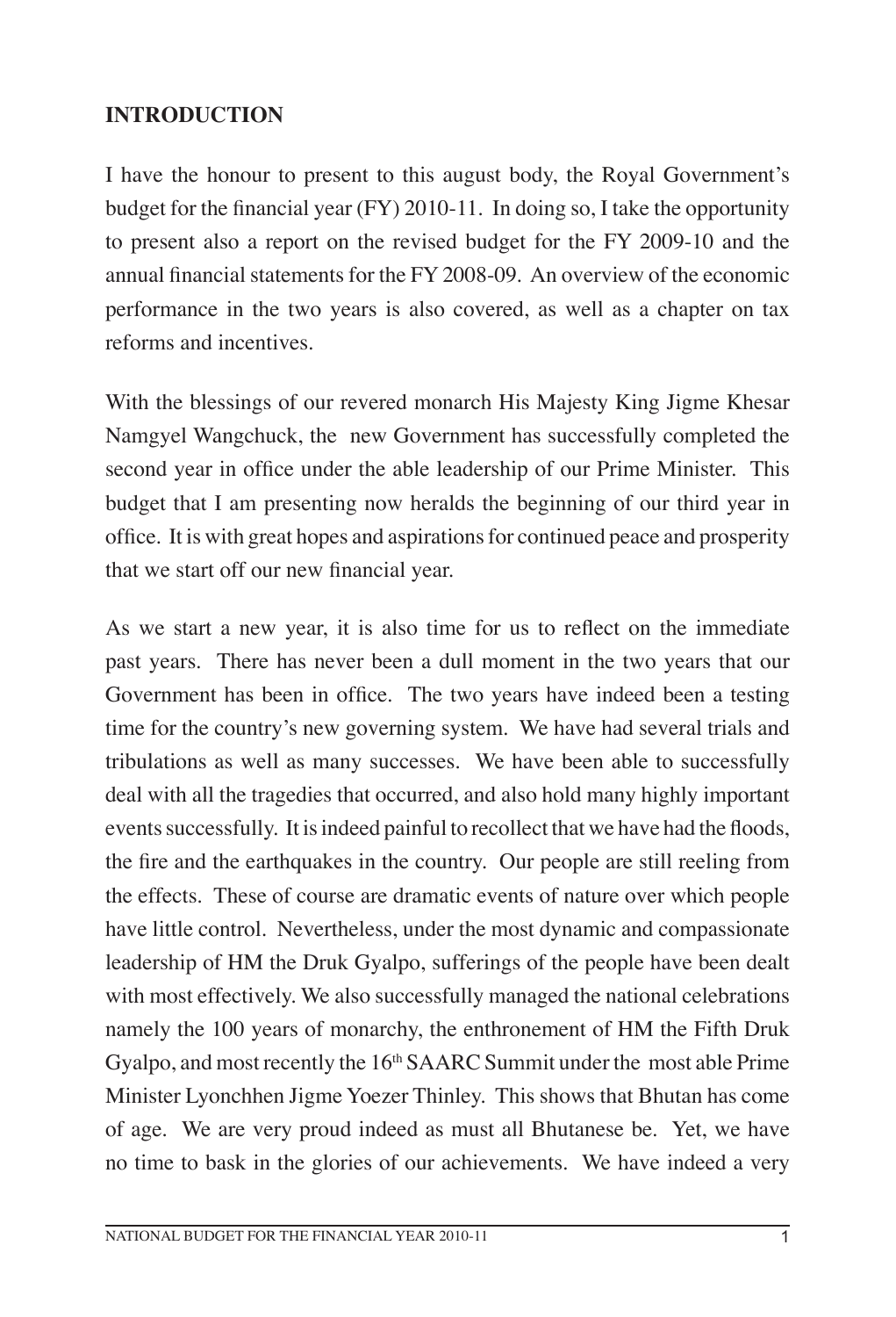## INTRODUCTION

I have the honour to present to this august body, the Royal Government's budget for the financial year (FY) 2010-11. In doing so, I take the opportunity to present also a report on the revised budget for the FY 2009-10 and the annual financial statements for the FY 2008-09. An overview of the economic performance in the two years is also covered, as well as a chapter on tax reforms and incentives.

With the blessings of our revered monarch His Majesty King Jigme Khesar Namgyel Wangchuck, the new Government has successfully completed the second year in office under the able leadership of our Prime Minister. This budget that I am presenting now heralds the beginning of our third year in office. It is with great hopes and aspirations for continued peace and prosperity that we start off our new financial year.

As we start a new year, it is also time for us to reflect on the immediate past years. There has never been a dull moment in the two years that our Government has been in office. The two years have indeed been a testing time for the country's new governing system. We have had several trials and tribulations as well as many successes. We have been able to successfully deal with all the tragedies that occurred, and also hold many highly important events successfully. It is indeed painful to recollect that we have had the floods, the fire and the earthquakes in the country. Our people are still reeling from the effects. These of course are dramatic events of nature over which people have little control. Nevertheless, under the most dynamic and compassionate leadership of HM the Druk Gyalpo, sufferings of the people have been dealt with most effectively. We also successfully managed the national celebrations namely the 100 years of monarchy, the enthronement of HM the Fifth Druk Gyalpo, and most recently the 16th SAARC Summit under the most able Prime Minister Lyonchhen Jigme Yoezer Thinley. This shows that Bhutan has come of age. We are very proud indeed as must all Bhutanese be. Yet, we have no time to bask in the glories of our achievements. We have indeed a very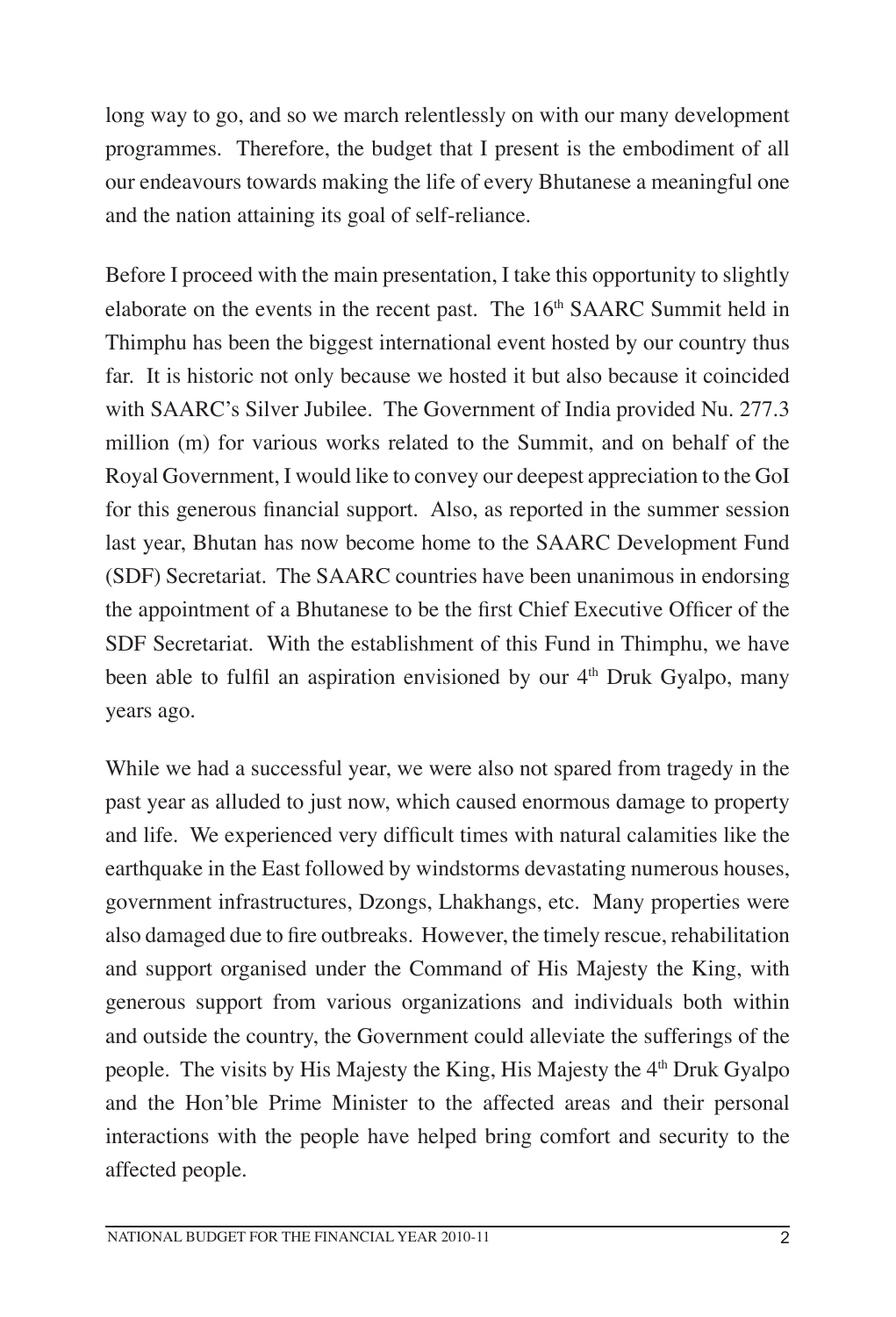long way to go, and so we march relentlessly on with our many development programmes. Therefore, the budget that I present is the embodiment of all our endeavours towards making the life of every Bhutanese a meaningful one and the nation attaining its goal of self-reliance.

Before I proceed with the main presentation, I take this opportunity to slightly elaborate on the events in the recent past. The 16th SAARC Summit held in Thimphu has been the biggest international event hosted by our country thus far. It is historic not only because we hosted it but also because it coincided with SAARC's Silver Jubilee. The Government of India provided Nu. 277.3 million (m) for various works related to the Summit, and on behalf of the Royal Government, I would like to convey our deepest appreciation to the GoI for this generous financial support. Also, as reported in the summer session last year, Bhutan has now become home to the SAARC Development Fund (SDF) Secretariat. The SAARC countries have been unanimous in endorsing the appointment of a Bhutanese to be the first Chief Executive Officer of the SDF Secretariat. With the establishment of this Fund in Thimphu, we have been able to fulfil an aspiration envisioned by our 4th Druk Gyalpo, many years ago.

While we had a successful year, we were also not spared from tragedy in the past year as alluded to just now, which caused enormous damage to property and life. We experienced very difficult times with natural calamities like the earthquake in the East followed by windstorms devastating numerous houses, government infrastructures, Dzongs, Lhakhangs, etc. Many properties were also damaged due to fire outbreaks. However, the timely rescue, rehabilitation and support organised under the Command of His Majesty the King, with generous support from various organizations and individuals both within and outside the country, the Government could alleviate the sufferings of the people. The visits by His Majesty the King, His Majesty the 4th Druk Gyalpo and the Hon'ble Prime Minister to the affected areas and their personal interactions with the people have helped bring comfort and security to the affected people.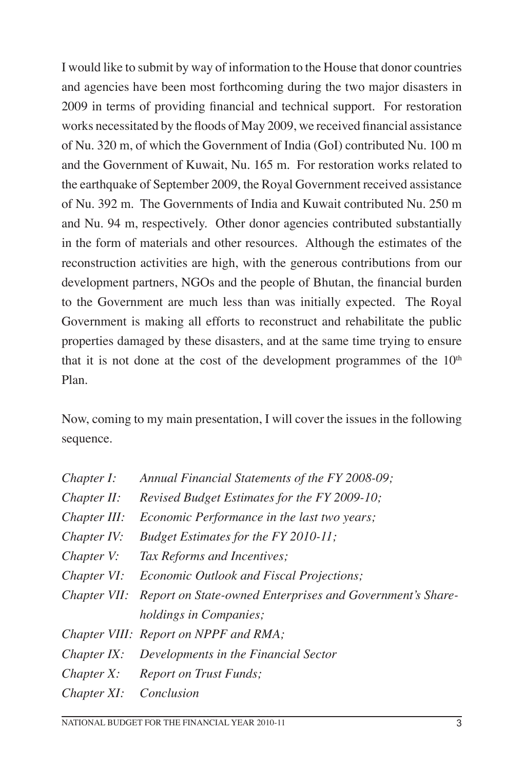I would like to submit by way of information to the House that donor countries and agencies have been most forthcoming during the two major disasters in 2009 in terms of providing financial and technical support. For restoration works necessitated by the floods of May 2009, we received financial assistance of Nu. 320 m, of which the Government of India (GoI) contributed Nu. 100 m and the Government of Kuwait, Nu. 165 m. For restoration works related to the earthquake of September 2009, the Royal Government received assistance of Nu. 392 m. The Governments of India and Kuwait contributed Nu. 250 m and Nu. 94 m, respectively. Other donor agencies contributed substantially in the form of materials and other resources. Although the estimates of the reconstruction activities are high, with the generous contributions from our development partners, NGOs and the people of Bhutan, the financial burden to the Government are much less than was initially expected. The Royal Government is making all efforts to reconstruct and rehabilitate the public properties damaged by these disasters, and at the same time trying to ensure that it is not done at the cost of the development programmes of the 10th Plan.

Now, coming to my main presentation, I will cover the issues in the following sequence.

*Chapter I: Annual Financial Statements of the FY 2008-09;*
*Chapter II: Revised Budget Estimates for the FY 2009-10;*
*Chapter III: Economic Performance in the last two years;*
*Chapter IV: Budget Estimates for the FY 2010-11;*
*Chapter V: Tax Reforms and Incentives;*
*Chapter VI: Economic Outlook and Fiscal Projections;*
*Chapter VII: Report on State-owned Enterprises and Government's Shareholdings in Companies;*
*Chapter VIII: Report on NPPF and RMA;*
*Chapter IX: Developments in the Financial Sector*
*Chapter X: Report on Trust Funds;*
*Chapter XI: Conclusion*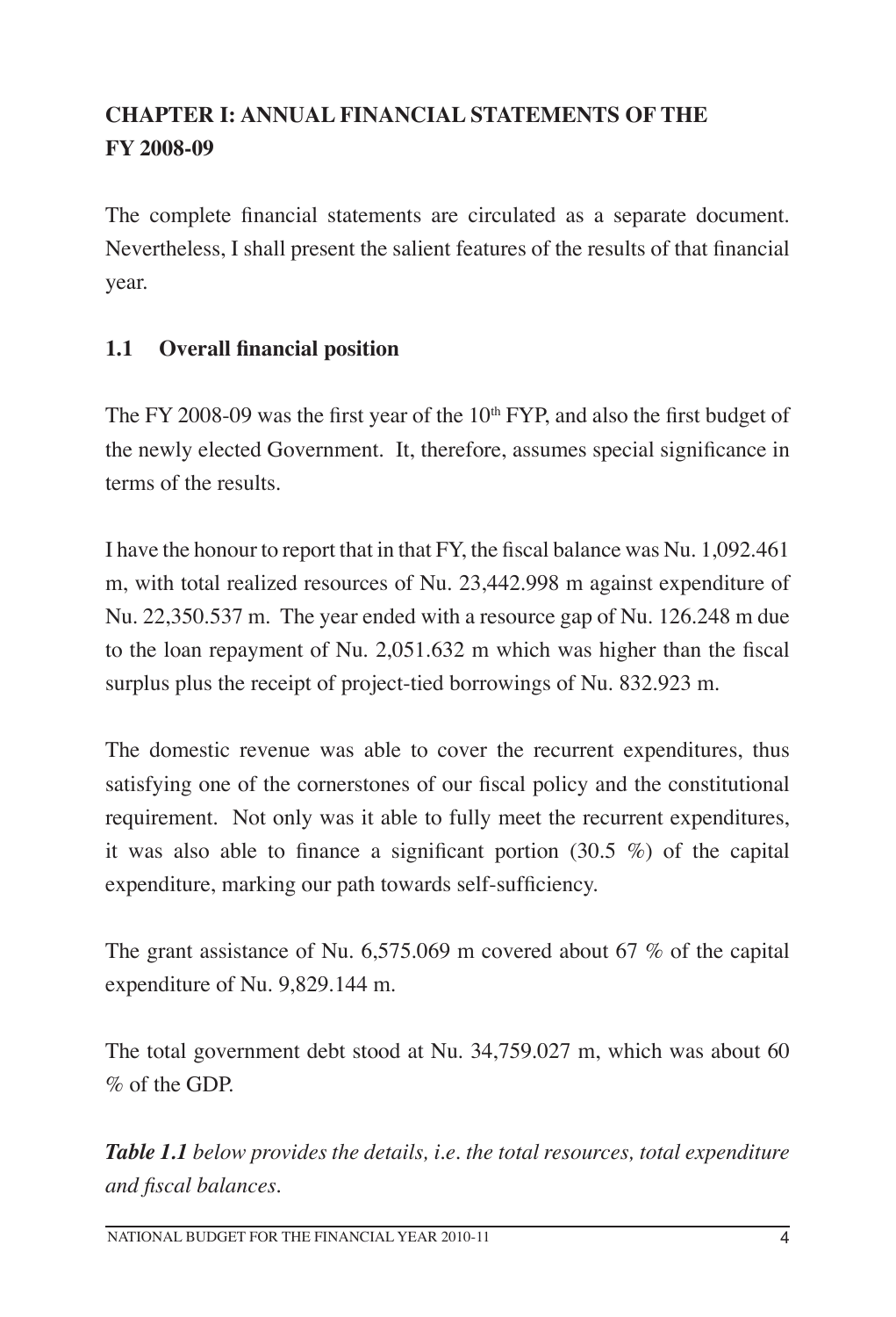## CHAPTER I: ANNUAL FINANCIAL STATEMENTS OF THE FY 2008-09

The complete financial statements are circulated as a separate document. Nevertheless, I shall present the salient features of the results of that financial year.

### 1.1 Overall financial position

The FY 2008-09 was the first year of the 10th FYP, and also the first budget of the newly elected Government. It, therefore, assumes special significance in terms of the results.

I have the honour to report that in that FY, the fiscal balance was Nu. 1,092.461 m, with total realized resources of Nu. 23,442.998 m against expenditure of Nu. 22,350.537 m. The year ended with a resource gap of Nu. 126.248 m due to the loan repayment of Nu. 2,051.632 m which was higher than the fiscal surplus plus the receipt of project-tied borrowings of Nu. 832.923 m.

The domestic revenue was able to cover the recurrent expenditures, thus satisfying one of the cornerstones of our fiscal policy and the constitutional requirement. Not only was it able to fully meet the recurrent expenditures, it was also able to finance a significant portion (30.5 %) of the capital expenditure, marking our path towards self-sufficiency.

The grant assistance of Nu. 6,575.069 m covered about 67 % of the capital expenditure of Nu. 9,829.144 m.

The total government debt stood at Nu. 34,759.027 m, which was about 60 % of the GDP.

***Table 1.1*** *below provides the details, i.e. the total resources, total expenditure and fiscal balances.*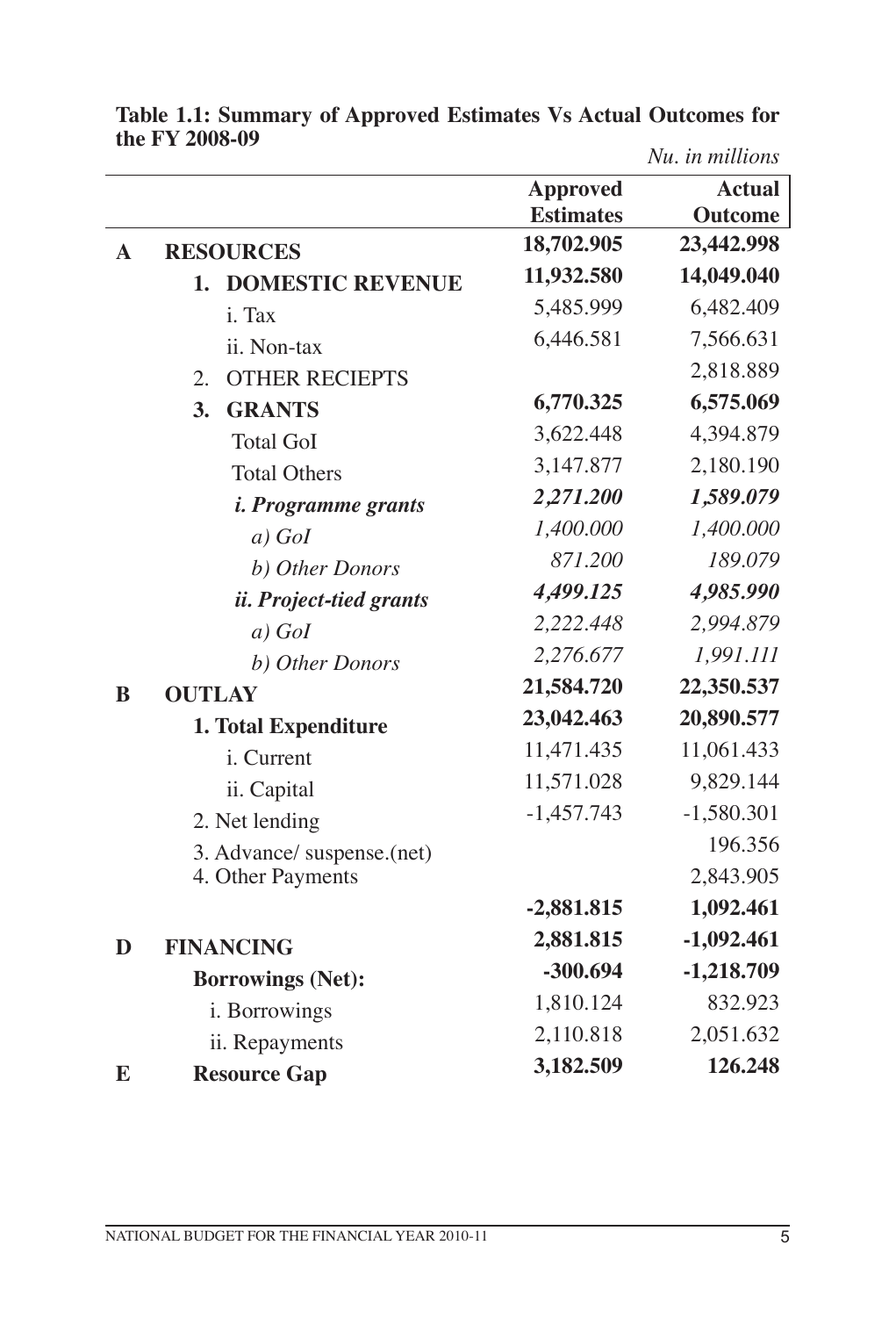**Table 1.1: Summary of Approved Estimates Vs Actual Outcomes for the FY 2008-09**

*Nu. in millions*

| | | Approved Estimates | Actual Outcome |
|---|---|---|---|
| **A** | **RESOURCES** | **18,702.905** | **23,442.998** |
| | **1. DOMESTIC REVENUE** | **11,932.580** | **14,049.040** |
| | i. Tax | 5,485.999 | 6,482.409 |
| | ii. Non-tax | 6,446.581 | 7,566.631 |
| | 2. OTHER RECIEPTS | | 2,818.889 |
| | **3. GRANTS** | **6,770.325** | **6,575.069** |
| | Total GoI | 3,622.448 | 4,394.879 |
| | Total Others | 3,147.877 | 2,180.190 |
| | ***i. Programme grants*** | ***2,271.200*** | ***1,589.079*** |
| | *a) GoI* | *1,400.000* | *1,400.000* |
| | *b) Other Donors* | *871.200* | *189.079* |
| | ***ii. Project-tied grants*** | ***4,499.125*** | ***4,985.990*** |
| | *a) GoI* | *2,222.448* | *2,994.879* |
| | *b) Other Donors* | *2,276.677* | *1,991.111* |
| **B** | **OUTLAY** | **21,584.720** | **22,350.537** |
| | **1. Total Expenditure** | **23,042.463** | **20,890.577** |
| | i. Current | 11,471.435 | 11,061.433 |
| | ii. Capital | 11,571.028 | 9,829.144 |
| | 2. Net lending | -1,457.743 | -1,580.301 |
| | 3. Advance/ suspense.(net) | | 196.356 |
| | 4. Other Payments | | 2,843.905 |
| | | **-2,881.815** | **1,092.461** |
| **D** | **FINANCING** | **2,881.815** | **-1,092.461** |
| | **Borrowings (Net):** | **-300.694** | **-1,218.709** |
| | i. Borrowings | 1,810.124 | 832.923 |
| | ii. Repayments | 2,110.818 | 2,051.632 |
| **E** | **Resource Gap** | **3,182.509** | **126.248** |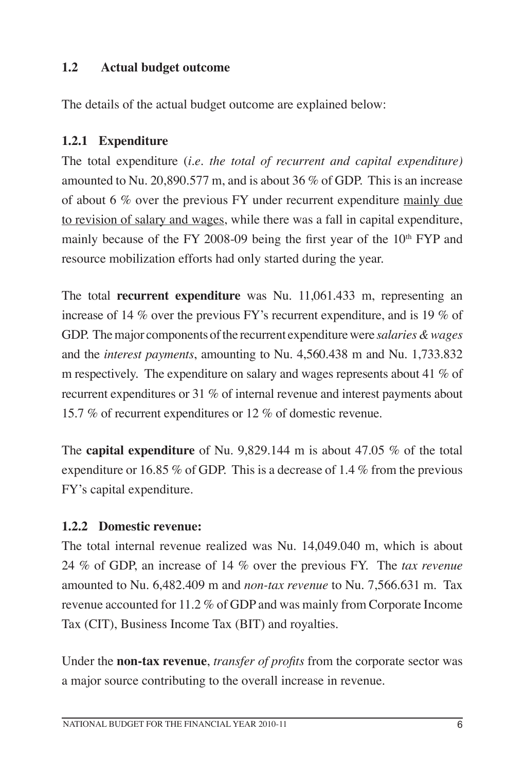## 1.2 Actual budget outcome

The details of the actual budget outcome are explained below:

### 1.2.1 Expenditure

The total expenditure (*i.e. the total of recurrent and capital expenditure)* amounted to Nu. 20,890.577 m, and is about 36 % of GDP. This is an increase of about 6 % over the previous FY under recurrent expenditure <u>mainly due to revision of salary and wages</u>, while there was a fall in capital expenditure, mainly because of the FY 2008-09 being the first year of the 10th FYP and resource mobilization efforts had only started during the year.

The total **recurrent expenditure** was Nu. 11,061.433 m, representing an increase of 14 % over the previous FY's recurrent expenditure, and is 19 % of GDP. The major components of the recurrent expenditure were *salaries & wages* and the *interest payments*, amounting to Nu. 4,560.438 m and Nu. 1,733.832 m respectively. The expenditure on salary and wages represents about 41 % of recurrent expenditures or 31 % of internal revenue and interest payments about 15.7 % of recurrent expenditures or 12 % of domestic revenue.

The **capital expenditure** of Nu. 9,829.144 m is about 47.05 % of the total expenditure or 16.85 % of GDP. This is a decrease of 1.4 % from the previous FY's capital expenditure.

### 1.2.2 Domestic revenue:

The total internal revenue realized was Nu. 14,049.040 m, which is about 24 % of GDP, an increase of 14 % over the previous FY. The *tax revenue* amounted to Nu. 6,482.409 m and *non-tax revenue* to Nu. 7,566.631 m. Tax revenue accounted for 11.2 % of GDP and was mainly from Corporate Income Tax (CIT), Business Income Tax (BIT) and royalties.

Under the **non-tax revenue**, *transfer of profits* from the corporate sector was a major source contributing to the overall increase in revenue.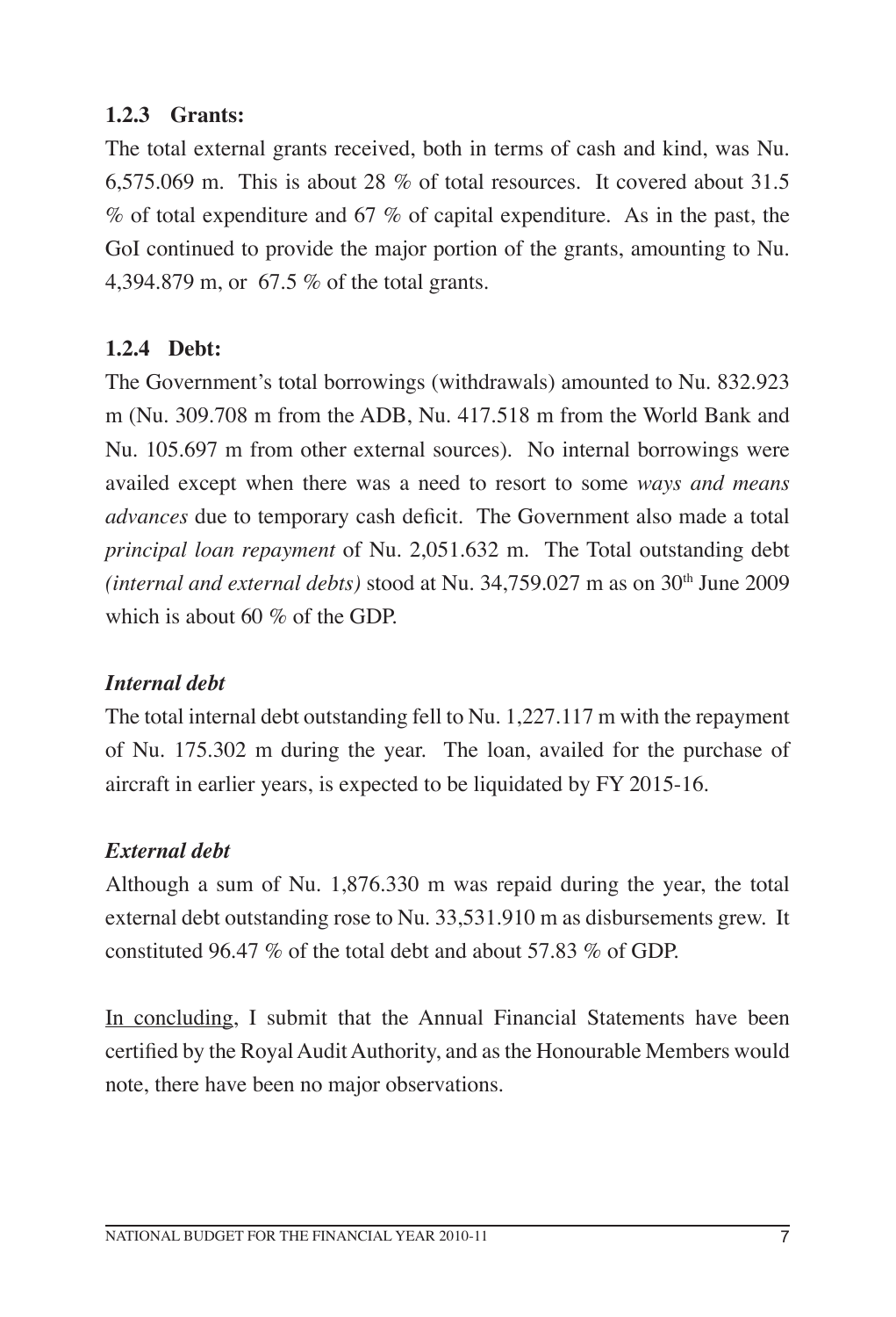### 1.2.3 Grants:

The total external grants received, both in terms of cash and kind, was Nu. 6,575.069 m. This is about 28 % of total resources. It covered about 31.5 % of total expenditure and 67 % of capital expenditure. As in the past, the GoI continued to provide the major portion of the grants, amounting to Nu. 4,394.879 m, or 67.5 % of the total grants.

### 1.2.4 Debt:

The Government's total borrowings (withdrawals) amounted to Nu. 832.923 m (Nu. 309.708 m from the ADB, Nu. 417.518 m from the World Bank and Nu. 105.697 m from other external sources). No internal borrowings were availed except when there was a need to resort to some *ways and means advances* due to temporary cash deficit. The Government also made a total *principal loan repayment* of Nu. 2,051.632 m. The Total outstanding debt *(internal and external debts)* stood at Nu. 34,759.027 m as on 30th June 2009 which is about 60 % of the GDP.

***Internal debt***

The total internal debt outstanding fell to Nu. 1,227.117 m with the repayment of Nu. 175.302 m during the year. The loan, availed for the purchase of aircraft in earlier years, is expected to be liquidated by FY 2015-16.

***External debt***

Although a sum of Nu. 1,876.330 m was repaid during the year, the total external debt outstanding rose to Nu. 33,531.910 m as disbursements grew. It constituted 96.47 % of the total debt and about 57.83 % of GDP.

In concluding, I submit that the Annual Financial Statements have been certified by the Royal Audit Authority, and as the Honourable Members would note, there have been no major observations.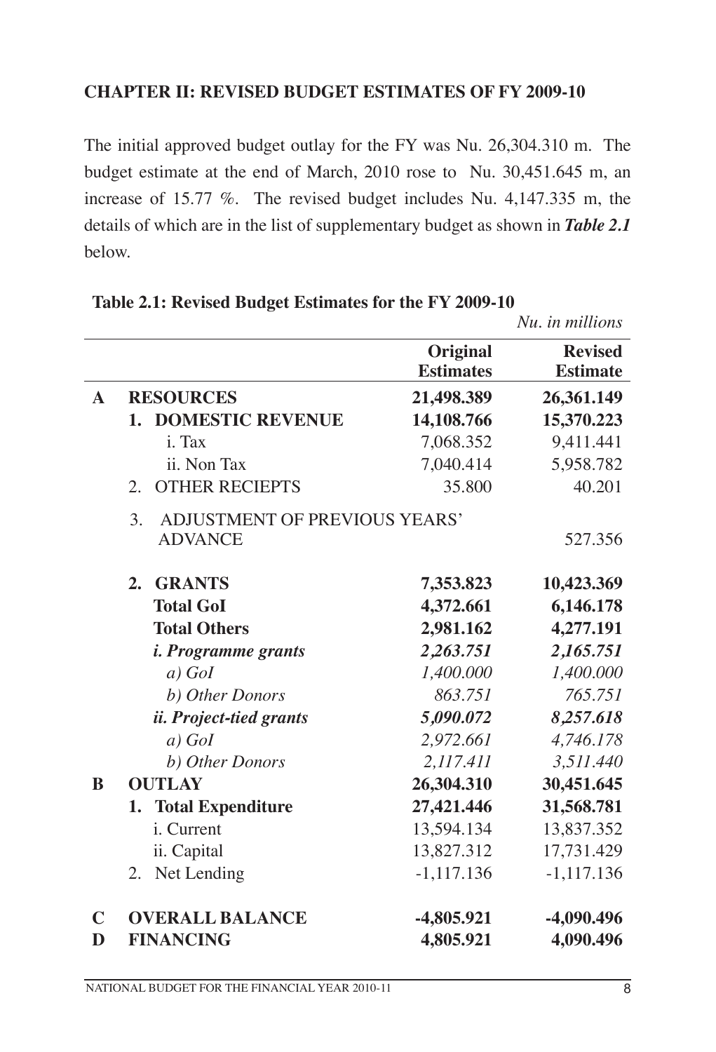## CHAPTER II: REVISED BUDGET ESTIMATES OF FY 2009-10

The initial approved budget outlay for the FY was Nu. 26,304.310 m. The budget estimate at the end of March, 2010 rose to Nu. 30,451.645 m, an increase of 15.77 %. The revised budget includes Nu. 4,147.335 m, the details of which are in the list of supplementary budget as shown in ***Table 2.1*** below.

**Table 2.1: Revised Budget Estimates for the FY 2009-10**

*Nu. in millions*

| | | Original Estimates | Revised Estimate |
|---|---|---|---|
| **A** | **RESOURCES** | **21,498.389** | **26,361.149** |
| | **1. DOMESTIC REVENUE** | **14,108.766** | **15,370.223** |
| | i. Tax | 7,068.352 | 9,411.441 |
| | ii. Non Tax | 7,040.414 | 5,958.782 |
| | 2. OTHER RECIEPTS | 35.800 | 40.201 |
| | 3. ADJUSTMENT OF PREVIOUS YEARS' ADVANCE | | 527.356 |
| | **2. GRANTS** | **7,353.823** | **10,423.369** |
| | **Total GoI** | **4,372.661** | **6,146.178** |
| | **Total Others** | **2,981.162** | **4,277.191** |
| | ***i. Programme grants*** | ***2,263.751*** | ***2,165.751*** |
| | *a) GoI* | *1,400.000* | *1,400.000* |
| | *b) Other Donors* | *863.751* | *765.751* |
| | ***ii. Project-tied grants*** | ***5,090.072*** | ***8,257.618*** |
| | *a) GoI* | *2,972.661* | *4,746.178* |
| | *b) Other Donors* | *2,117.411* | *3,511.440* |
| **B** | **OUTLAY** | **26,304.310** | **30,451.645** |
| | **1. Total Expenditure** | **27,421.446** | **31,568.781** |
| | i. Current | 13,594.134 | 13,837.352 |
| | ii. Capital | 13,827.312 | 17,731.429 |
| | 2. Net Lending | -1,117.136 | -1,117.136 |
| **C** | **OVERALL BALANCE** | **-4,805.921** | **-4,090.496** |
| **D** | **FINANCING** | **4,805.921** | **4,090.496** |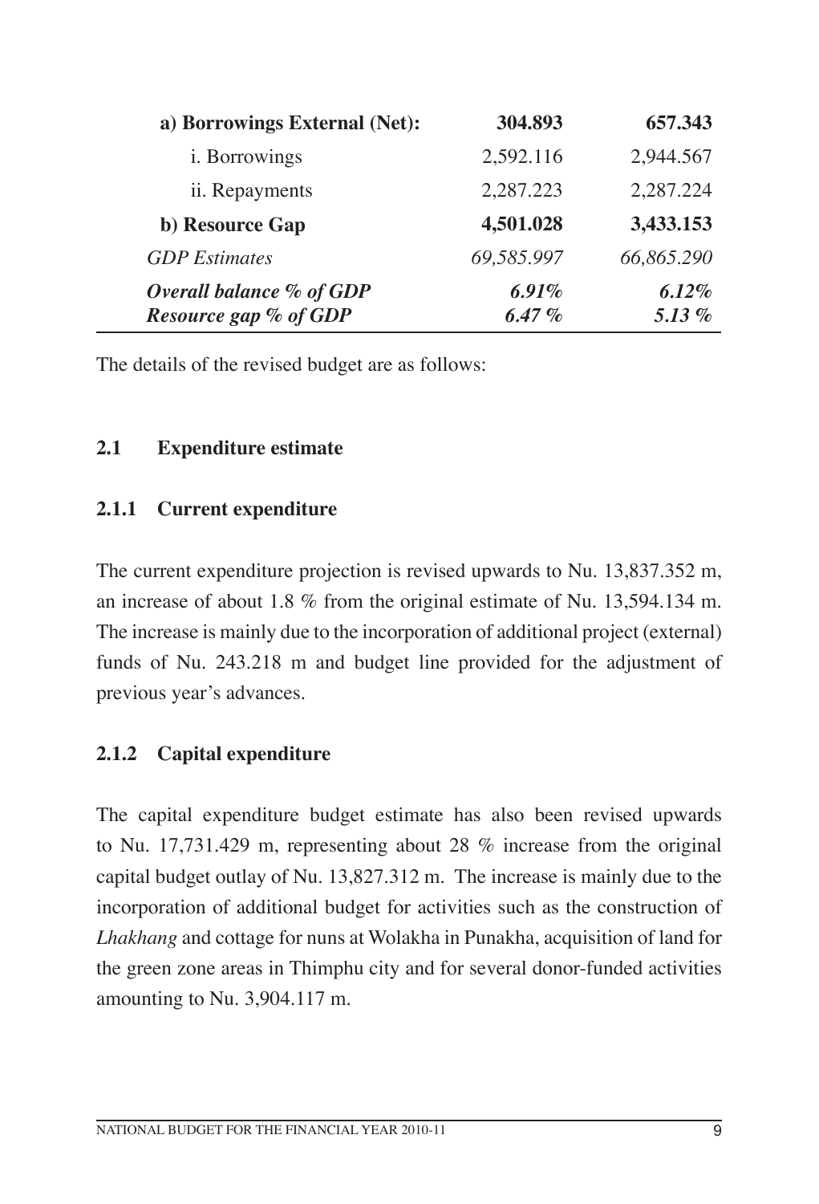| | | |
|---|---|---|
| **a) Borrowings External (Net):** | **304.893** | **657.343** |
| i. Borrowings | 2,592.116 | 2,944.567 |
| ii. Repayments | 2,287.223 | 2,287.224 |
| **b) Resource Gap** | **4,501.028** | **3,433.153** |
| *GDP Estimates* | *69,585.997* | *66,865.290* |
| ***Overall balance % of GDP*** | ***6.91%*** | ***6.12%*** |
| ***Resource gap % of GDP*** | ***6.47 %*** | ***5.13 %*** |

The details of the revised budget are as follows:

## 2.1 Expenditure estimate

### 2.1.1 Current expenditure

The current expenditure projection is revised upwards to Nu. 13,837.352 m, an increase of about 1.8 % from the original estimate of Nu. 13,594.134 m. The increase is mainly due to the incorporation of additional project (external) funds of Nu. 243.218 m and budget line provided for the adjustment of previous year's advances.

### 2.1.2 Capital expenditure

The capital expenditure budget estimate has also been revised upwards to Nu. 17,731.429 m, representing about 28 % increase from the original capital budget outlay of Nu. 13,827.312 m. The increase is mainly due to the incorporation of additional budget for activities such as the construction of *Lhakhang* and cottage for nuns at Wolakha in Punakha, acquisition of land for the green zone areas in Thimphu city and for several donor-funded activities amounting to Nu. 3,904.117 m.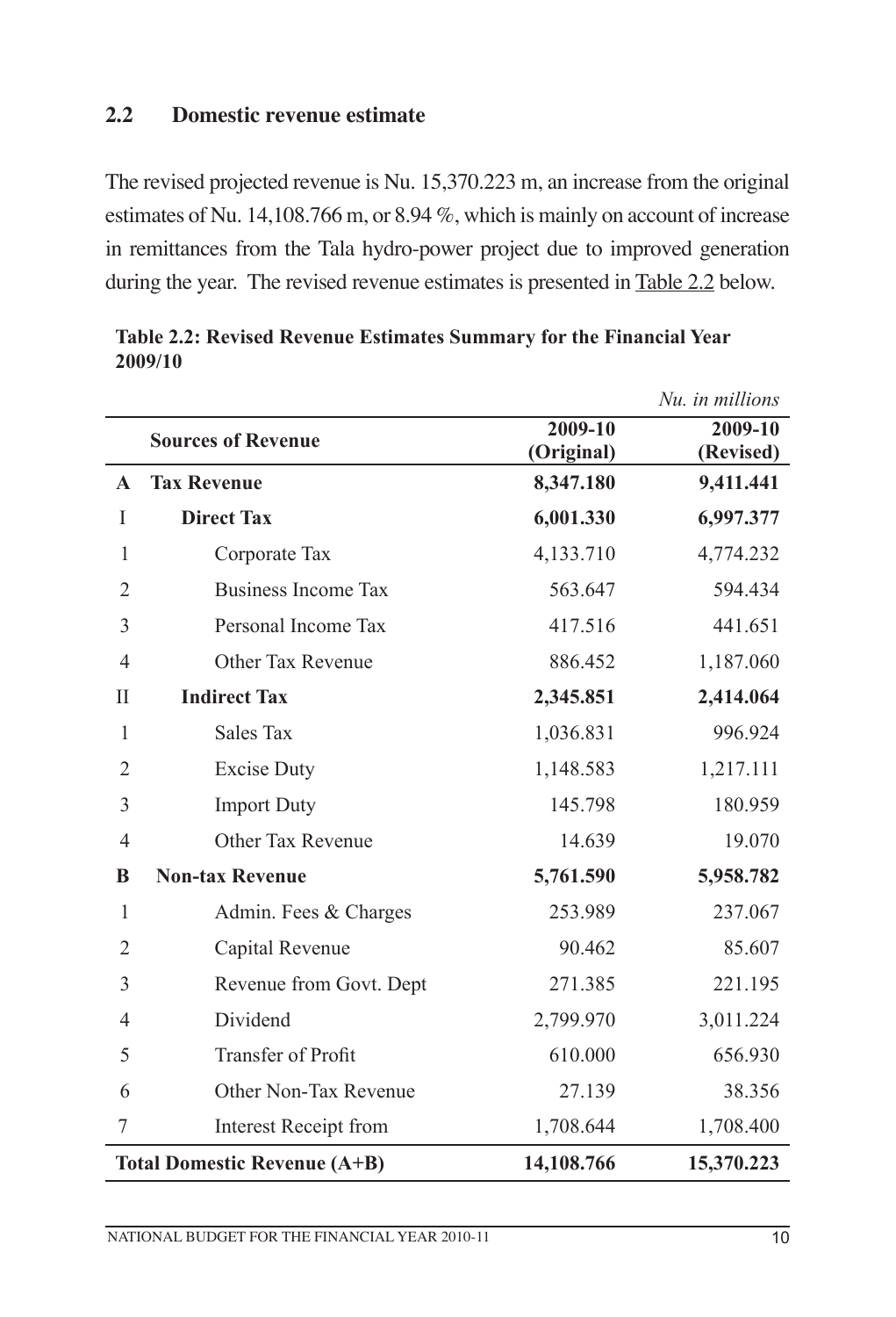## 2.2 Domestic revenue estimate

The revised projected revenue is Nu. 15,370.223 m, an increase from the original estimates of Nu. 14,108.766 m, or 8.94 %, which is mainly on account of increase in remittances from the Tala hydro-power project due to improved generation during the year. The revised revenue estimates is presented in Table 2.2 below.

**Table 2.2: Revised Revenue Estimates Summary for the Financial Year 2009/10**

*Nu. in millions*

| | Sources of Revenue | 2009-10 (Original) | 2009-10 (Revised) |
|---|---|---|---|
| **A** | **Tax Revenue** | **8,347.180** | **9,411.441** |
| I | **Direct Tax** | **6,001.330** | **6,997.377** |
| 1 | Corporate Tax | 4,133.710 | 4,774.232 |
| 2 | Business Income Tax | 563.647 | 594.434 |
| 3 | Personal Income Tax | 417.516 | 441.651 |
| 4 | Other Tax Revenue | 886.452 | 1,187.060 |
| II | **Indirect Tax** | **2,345.851** | **2,414.064** |
| 1 | Sales Tax | 1,036.831 | 996.924 |
| 2 | Excise Duty | 1,148.583 | 1,217.111 |
| 3 | Import Duty | 145.798 | 180.959 |
| 4 | Other Tax Revenue | 14.639 | 19.070 |
| **B** | **Non-tax Revenue** | **5,761.590** | **5,958.782** |
| 1 | Admin. Fees & Charges | 253.989 | 237.067 |
| 2 | Capital Revenue | 90.462 | 85.607 |
| 3 | Revenue from Govt. Dept | 271.385 | 221.195 |
| 4 | Dividend | 2,799.970 | 3,011.224 |
| 5 | Transfer of Profit | 610.000 | 656.930 |
| 6 | Other Non-Tax Revenue | 27.139 | 38.356 |
| 7 | Interest Receipt from | 1,708.644 | 1,708.400 |
| **Total Domestic Revenue (A+B)** | | **14,108.766** | **15,370.223** |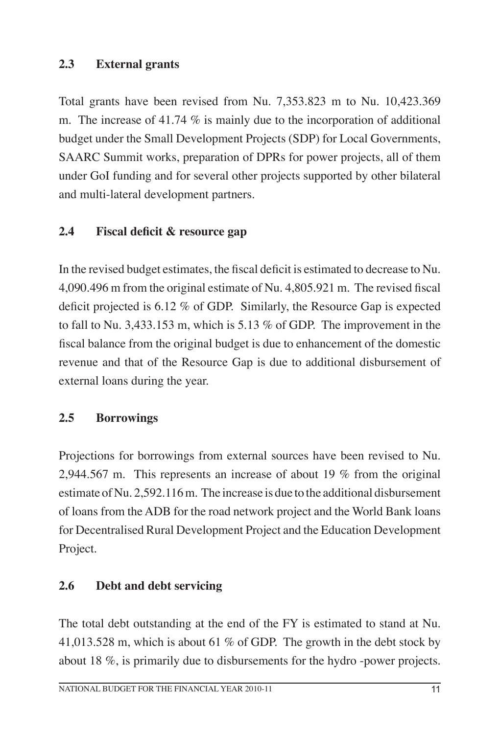### 2.3 External grants

Total grants have been revised from Nu. 7,353.823 m to Nu. 10,423.369 m. The increase of 41.74 % is mainly due to the incorporation of additional budget under the Small Development Projects (SDP) for Local Governments, SAARC Summit works, preparation of DPRs for power projects, all of them under GoI funding and for several other projects supported by other bilateral and multi-lateral development partners.

### 2.4 Fiscal deficit & resource gap

In the revised budget estimates, the fiscal deficit is estimated to decrease to Nu. 4,090.496 m from the original estimate of Nu. 4,805.921 m. The revised fiscal deficit projected is 6.12 % of GDP. Similarly, the Resource Gap is expected to fall to Nu. 3,433.153 m, which is 5.13 % of GDP. The improvement in the fiscal balance from the original budget is due to enhancement of the domestic revenue and that of the Resource Gap is due to additional disbursement of external loans during the year.

### 2.5 Borrowings

Projections for borrowings from external sources have been revised to Nu. 2,944.567 m. This represents an increase of about 19 % from the original estimate of Nu. 2,592.116 m. The increase is due to the additional disbursement of loans from the ADB for the road network project and the World Bank loans for Decentralised Rural Development Project and the Education Development Project.

### 2.6 Debt and debt servicing

The total debt outstanding at the end of the FY is estimated to stand at Nu. 41,013.528 m, which is about 61 % of GDP. The growth in the debt stock by about 18 %, is primarily due to disbursements for the hydro -power projects.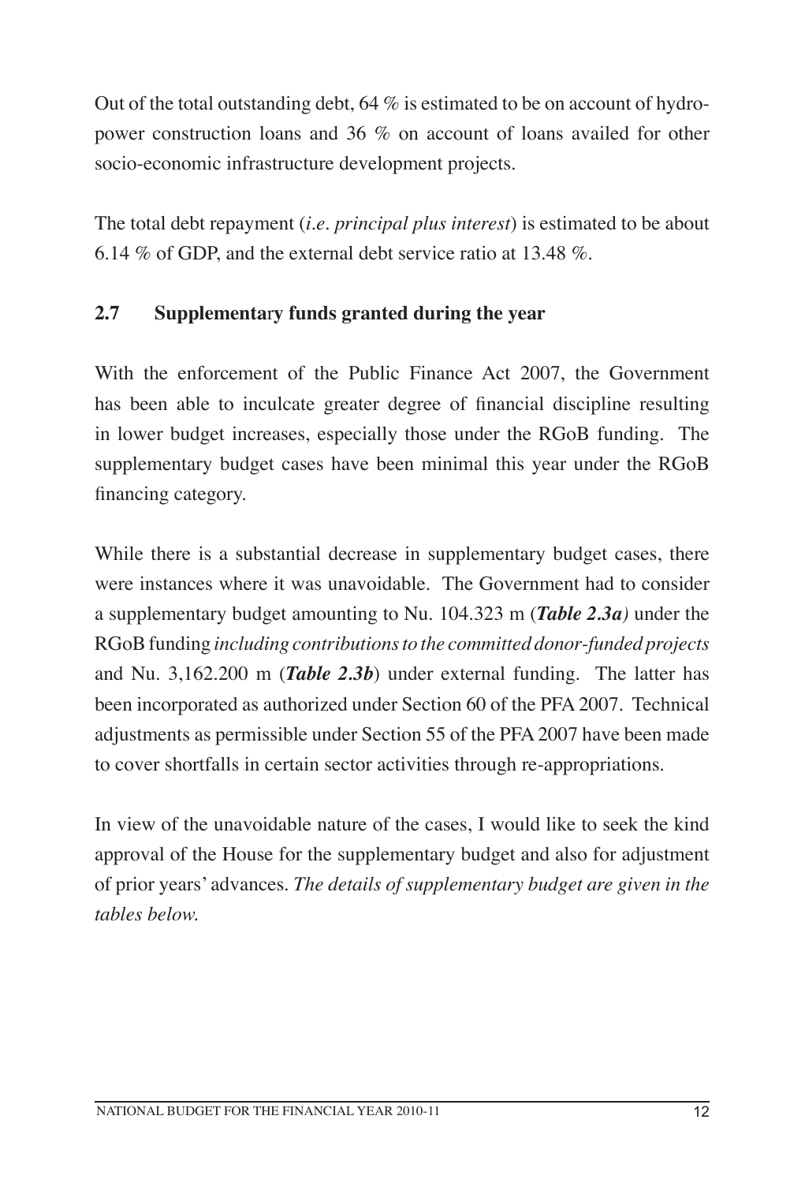Out of the total outstanding debt, 64 % is estimated to be on account of hydro-power construction loans and 36 % on account of loans availed for other socio-economic infrastructure development projects.

The total debt repayment (*i.e. principal plus interest*) is estimated to be about 6.14 % of GDP, and the external debt service ratio at 13.48 %.

## 2.7 Supplementary funds granted during the year

With the enforcement of the Public Finance Act 2007, the Government has been able to inculcate greater degree of financial discipline resulting in lower budget increases, especially those under the RGoB funding. The supplementary budget cases have been minimal this year under the RGoB financing category.

While there is a substantial decrease in supplementary budget cases, there were instances where it was unavoidable. The Government had to consider a supplementary budget amounting to Nu. 104.323 m (***Table 2.3a***) under the RGoB funding *including contributions to the committed donor-funded projects* and Nu. 3,162.200 m (***Table 2.3b***) under external funding. The latter has been incorporated as authorized under Section 60 of the PFA 2007. Technical adjustments as permissible under Section 55 of the PFA 2007 have been made to cover shortfalls in certain sector activities through re-appropriations.

In view of the unavoidable nature of the cases, I would like to seek the kind approval of the House for the supplementary budget and also for adjustment of prior years' advances. *The details of supplementary budget are given in the tables below.*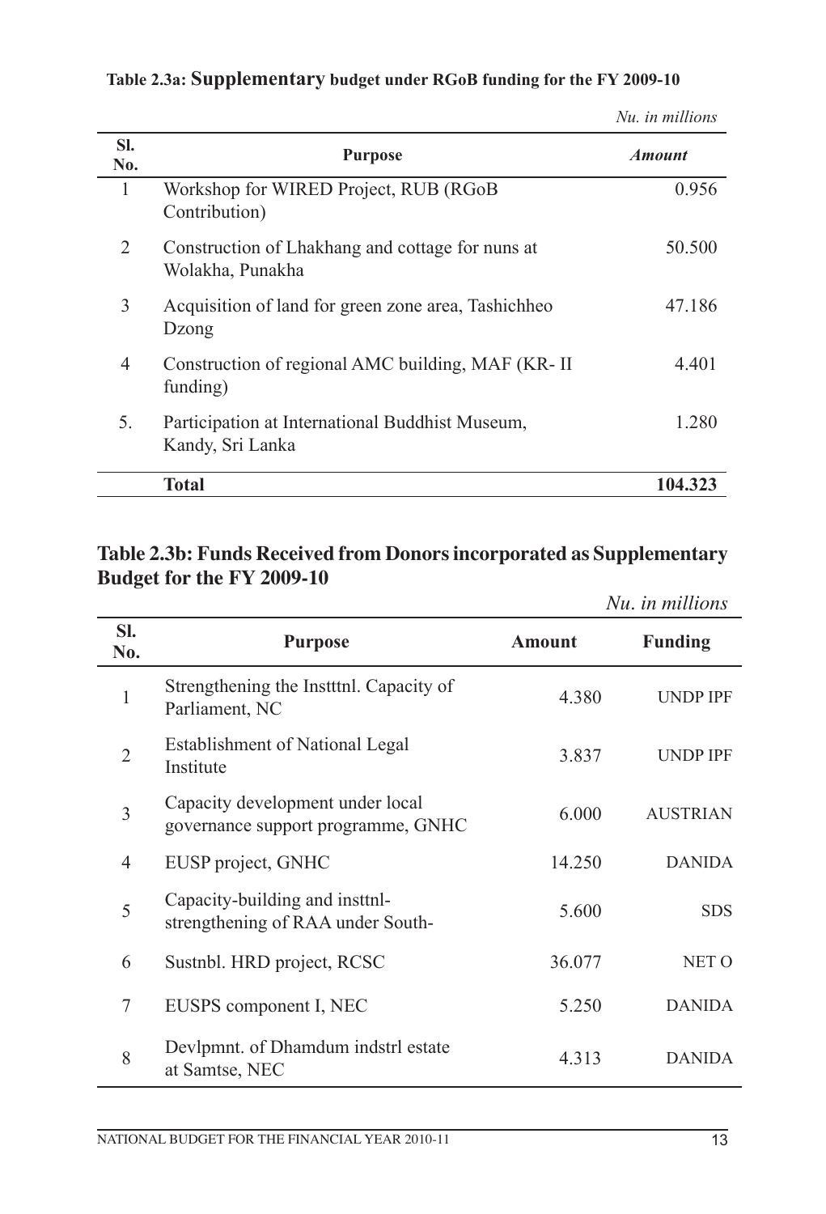**Table 2.3a: Supplementary budget under RGoB funding for the FY 2009-10**

*Nu. in millions*

| Sl. No. | Purpose | *Amount* |
|---|---|---|
| 1 | Workshop for WIRED Project, RUB (RGoB Contribution) | 0.956 |
| 2 | Construction of Lhakhang and cottage for nuns at Wolakha, Punakha | 50.500 |
| 3 | Acquisition of land for green zone area, Tashichheo Dzong | 47.186 |
| 4 | Construction of regional AMC building, MAF (KR- II funding) | 4.401 |
| 5. | Participation at International Buddhist Museum, Kandy, Sri Lanka | 1.280 |
| | **Total** | **104.323** |

**Table 2.3b: Funds Received from Donors incorporated as Supplementary Budget for the FY 2009-10**

*Nu. in millions*

| Sl. No. | Purpose | Amount | Funding |
|---|---|---|---|
| 1 | Strengthening the Instttnl. Capacity of Parliament, NC | 4.380 | UNDP IPF |
| 2 | Establishment of National Legal Institute | 3.837 | UNDP IPF |
| 3 | Capacity development under local governance support programme, GNHC | 6.000 | AUSTRIAN |
| 4 | EUSP project, GNHC | 14.250 | DANIDA |
| 5 | Capacity-building and insttnl- strengthening of RAA under South- | 5.600 | SDS |
| 6 | Sustnbl. HRD project, RCSC | 36.077 | NET O |
| 7 | EUSPS component I, NEC | 5.250 | DANIDA |
| 8 | Devlpmnt. of Dhamdum indstrl estate at Samtse, NEC | 4.313 | DANIDA |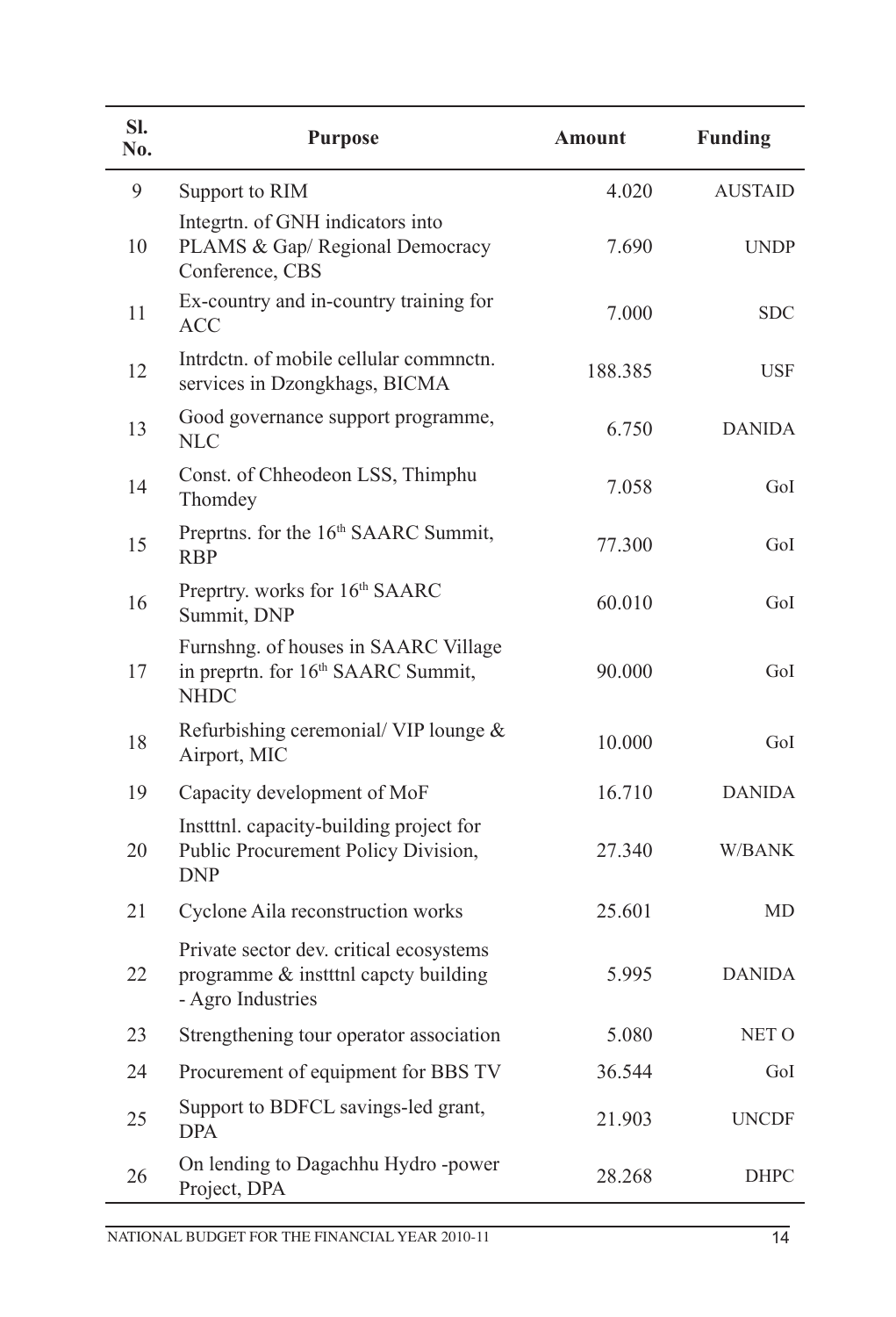| Sl. No. | Purpose | Amount | Funding |
|---|---|---|---|
| 9 | Support to RIM | 4.020 | AUSTAID |
| 10 | Integrtn. of GNH indicators into PLAMS & Gap/ Regional Democracy Conference, CBS | 7.690 | UNDP |
| 11 | Ex-country and in-country training for ACC | 7.000 | SDC |
| 12 | Intrdctn. of mobile cellular commnctn. services in Dzongkhags, BICMA | 188.385 | USF |
| 13 | Good governance support programme, NLC | 6.750 | DANIDA |
| 14 | Const. of Chheodeon LSS, Thimphu Thomdey | 7.058 | GoI |
| 15 | Preprtns. for the 16th SAARC Summit, RBP | 77.300 | GoI |
| 16 | Preprtry. works for 16th SAARC Summit, DNP | 60.010 | GoI |
| 17 | Furnshng. of houses in SAARC Village in preprtn. for 16th SAARC Summit, NHDC | 90.000 | GoI |
| 18 | Refurbishing ceremonial/ VIP lounge & Airport, MIC | 10.000 | GoI |
| 19 | Capacity development of MoF | 16.710 | DANIDA |
| 20 | Instttnl. capacity-building project for Public Procurement Policy Division, DNP | 27.340 | W/BANK |
| 21 | Cyclone Aila reconstruction works | 25.601 | MD |
| 22 | Private sector dev. critical ecosystems programme & instttnl capcty building - Agro Industries | 5.995 | DANIDA |
| 23 | Strengthening tour operator association | 5.080 | NET O |
| 24 | Procurement of equipment for BBS TV | 36.544 | GoI |
| 25 | Support to BDFCL savings-led grant, DPA | 21.903 | UNCDF |
| 26 | On lending to Dagachhu Hydro -power Project, DPA | 28.268 | DHPC |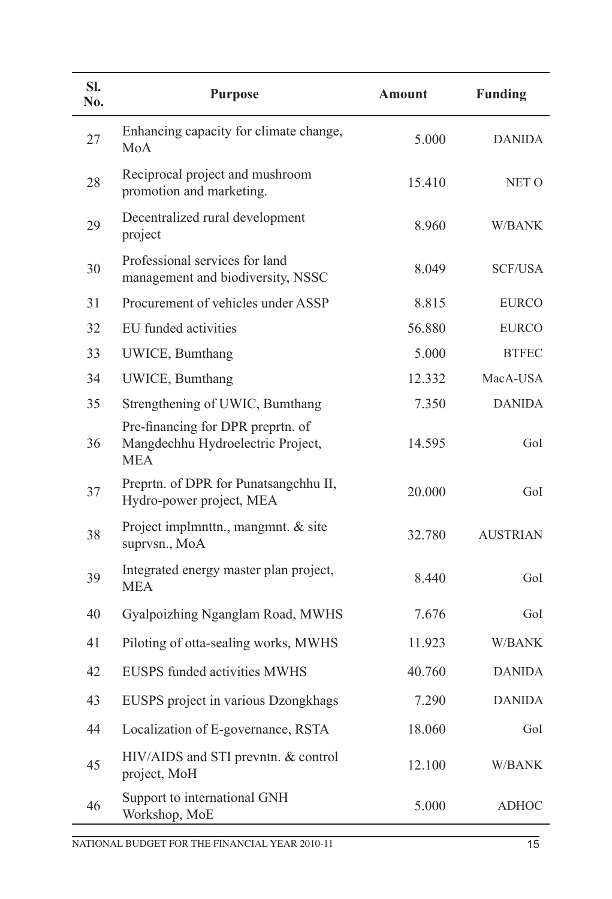| Sl. No. | Purpose | Amount | Funding |
|---|---|---|---|
| 27 | Enhancing capacity for climate change, MoA | 5.000 | DANIDA |
| 28 | Reciprocal project and mushroom promotion and marketing. | 15.410 | NET O |
| 29 | Decentralized rural development project | 8.960 | W/BANK |
| 30 | Professional services for land management and biodiversity, NSSC | 8.049 | SCF/USA |
| 31 | Procurement of vehicles under ASSP | 8.815 | EURCO |
| 32 | EU funded activities | 56.880 | EURCO |
| 33 | UWICE, Bumthang | 5.000 | BTFEC |
| 34 | UWICE, Bumthang | 12.332 | MacA-USA |
| 35 | Strengthening of UWIC, Bumthang | 7.350 | DANIDA |
| 36 | Pre-financing for DPR preprtn. of Mangdechhu Hydroelectric Project, MEA | 14.595 | GoI |
| 37 | Preprtn. of DPR for Punatsangchhu II, Hydro-power project, MEA | 20.000 | GoI |
| 38 | Project implmnttn., mangmnt. & site suprvsn., MoA | 32.780 | AUSTRIAN |
| 39 | Integrated energy master plan project, MEA | 8.440 | GoI |
| 40 | Gyalpoizhing Nganglam Road, MWHS | 7.676 | GoI |
| 41 | Piloting of otta-sealing works, MWHS | 11.923 | W/BANK |
| 42 | EUSPS funded activities MWHS | 40.760 | DANIDA |
| 43 | EUSPS project in various Dzongkhags | 7.290 | DANIDA |
| 44 | Localization of E-governance, RSTA | 18.060 | GoI |
| 45 | HIV/AIDS and STI prevntn. & control project, MoH | 12.100 | W/BANK |
| 46 | Support to international GNH Workshop, MoE | 5.000 | ADHOC |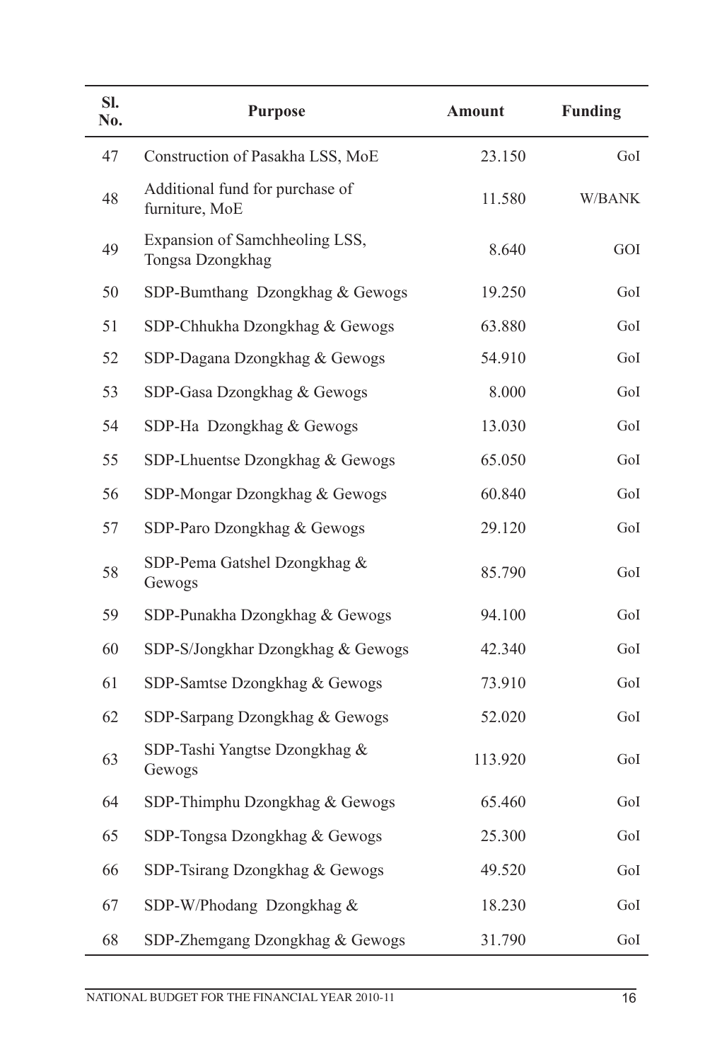| Sl. No. | Purpose | Amount | Funding |
|---|---|---|---|
| 47 | Construction of Pasakha LSS, MoE | 23.150 | GoI |
| 48 | Additional fund for purchase of furniture, MoE | 11.580 | W/BANK |
| 49 | Expansion of Samchheoling LSS, Tongsa Dzongkhag | 8.640 | GOI |
| 50 | SDP-Bumthang Dzongkhag & Gewogs | 19.250 | GoI |
| 51 | SDP-Chhukha Dzongkhag & Gewogs | 63.880 | GoI |
| 52 | SDP-Dagana Dzongkhag & Gewogs | 54.910 | GoI |
| 53 | SDP-Gasa Dzongkhag & Gewogs | 8.000 | GoI |
| 54 | SDP-Ha Dzongkhag & Gewogs | 13.030 | GoI |
| 55 | SDP-Lhuentse Dzongkhag & Gewogs | 65.050 | GoI |
| 56 | SDP-Mongar Dzongkhag & Gewogs | 60.840 | GoI |
| 57 | SDP-Paro Dzongkhag & Gewogs | 29.120 | GoI |
| 58 | SDP-Pema Gatshel Dzongkhag & Gewogs | 85.790 | GoI |
| 59 | SDP-Punakha Dzongkhag & Gewogs | 94.100 | GoI |
| 60 | SDP-S/Jongkhar Dzongkhag & Gewogs | 42.340 | GoI |
| 61 | SDP-Samtse Dzongkhag & Gewogs | 73.910 | GoI |
| 62 | SDP-Sarpang Dzongkhag & Gewogs | 52.020 | GoI |
| 63 | SDP-Tashi Yangtse Dzongkhag & Gewogs | 113.920 | GoI |
| 64 | SDP-Thimphu Dzongkhag & Gewogs | 65.460 | GoI |
| 65 | SDP-Tongsa Dzongkhag & Gewogs | 25.300 | GoI |
| 66 | SDP-Tsirang Dzongkhag & Gewogs | 49.520 | GoI |
| 67 | SDP-W/Phodang Dzongkhag & | 18.230 | GoI |
| 68 | SDP-Zhemgang Dzongkhag & Gewogs | 31.790 | GoI |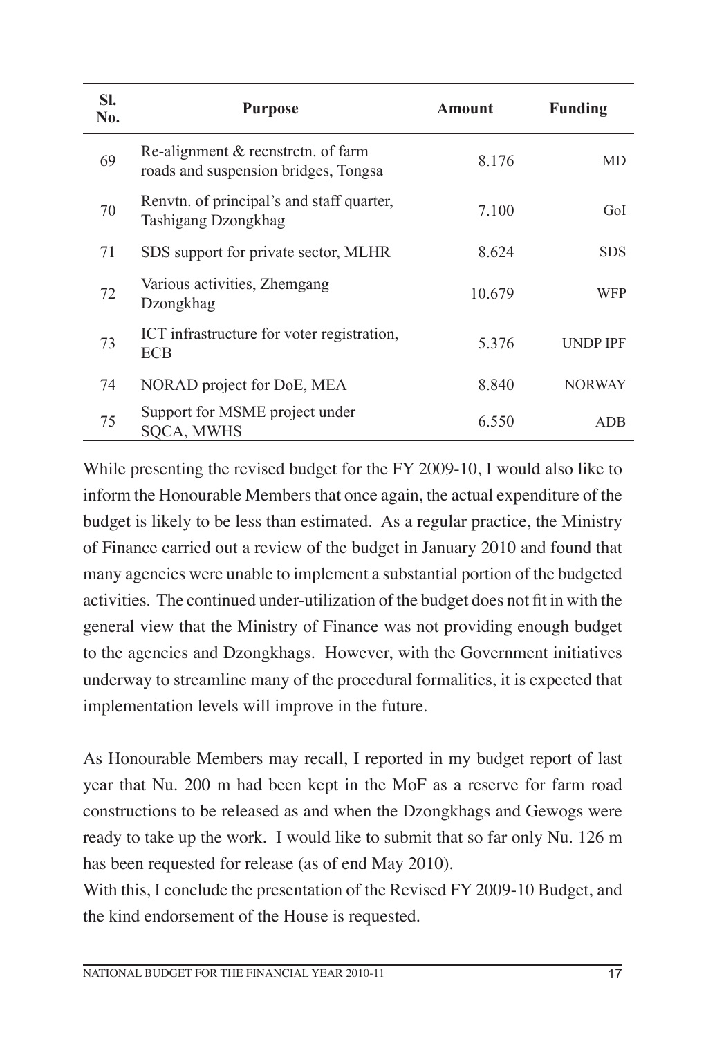| Sl. No. | Purpose | Amount | Funding |
|---|---|---|---|
| 69 | Re-alignment & recnstrctn. of farm roads and suspension bridges, Tongsa | 8.176 | MD |
| 70 | Renvtn. of principal's and staff quarter, Tashigang Dzongkhag | 7.100 | GoI |
| 71 | SDS support for private sector, MLHR | 8.624 | SDS |
| 72 | Various activities, Zhemgang Dzongkhag | 10.679 | WFP |
| 73 | ICT infrastructure for voter registration, ECB | 5.376 | UNDP IPF |
| 74 | NORAD project for DoE, MEA | 8.840 | NORWAY |
| 75 | Support for MSME project under SQCA, MWHS | 6.550 | ADB |

While presenting the revised budget for the FY 2009-10, I would also like to inform the Honourable Members that once again, the actual expenditure of the budget is likely to be less than estimated. As a regular practice, the Ministry of Finance carried out a review of the budget in January 2010 and found that many agencies were unable to implement a substantial portion of the budgeted activities. The continued under-utilization of the budget does not fit in with the general view that the Ministry of Finance was not providing enough budget to the agencies and Dzongkhags. However, with the Government initiatives underway to streamline many of the procedural formalities, it is expected that implementation levels will improve in the future.

As Honourable Members may recall, I reported in my budget report of last year that Nu. 200 m had been kept in the MoF as a reserve for farm road constructions to be released as and when the Dzongkhags and Gewogs were ready to take up the work. I would like to submit that so far only Nu. 126 m has been requested for release (as of end May 2010).

With this, I conclude the presentation of the Revised FY 2009-10 Budget, and the kind endorsement of the House is requested.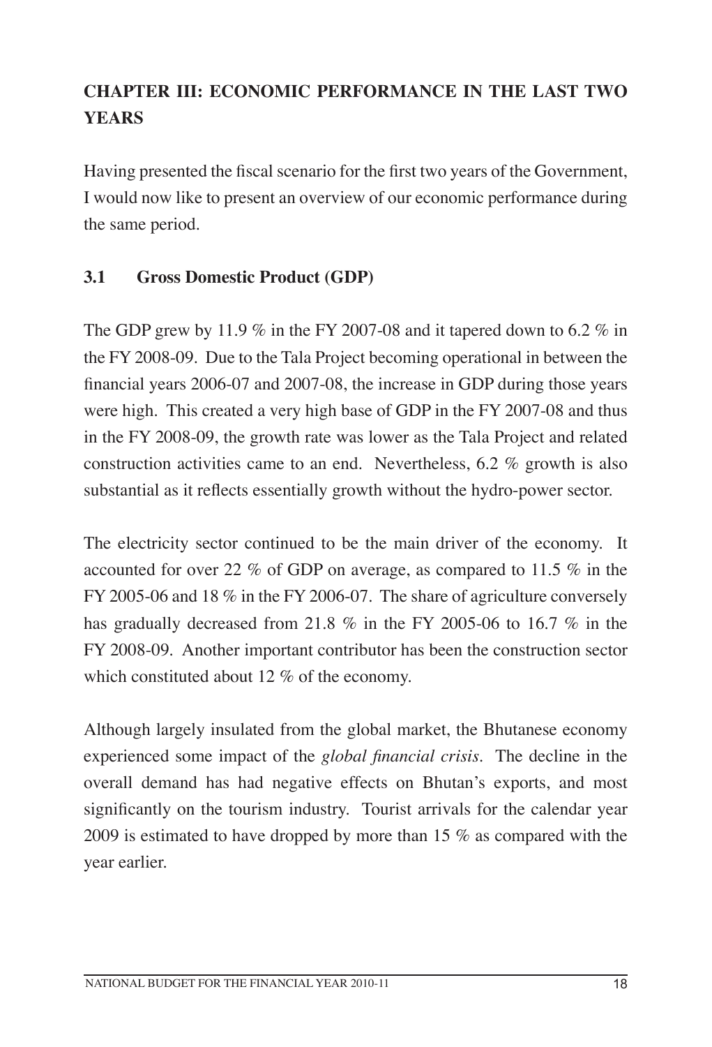## CHAPTER III: ECONOMIC PERFORMANCE IN THE LAST TWO YEARS

Having presented the fiscal scenario for the first two years of the Government, I would now like to present an overview of our economic performance during the same period.

### 3.1 Gross Domestic Product (GDP)

The GDP grew by 11.9 % in the FY 2007-08 and it tapered down to 6.2 % in the FY 2008-09. Due to the Tala Project becoming operational in between the financial years 2006-07 and 2007-08, the increase in GDP during those years were high. This created a very high base of GDP in the FY 2007-08 and thus in the FY 2008-09, the growth rate was lower as the Tala Project and related construction activities came to an end. Nevertheless, 6.2 % growth is also substantial as it reflects essentially growth without the hydro-power sector.

The electricity sector continued to be the main driver of the economy. It accounted for over 22 % of GDP on average, as compared to 11.5 % in the FY 2005-06 and 18 % in the FY 2006-07. The share of agriculture conversely has gradually decreased from 21.8 % in the FY 2005-06 to 16.7 % in the FY 2008-09. Another important contributor has been the construction sector which constituted about 12 % of the economy.

Although largely insulated from the global market, the Bhutanese economy experienced some impact of the *global financial crisis*. The decline in the overall demand has had negative effects on Bhutan's exports, and most significantly on the tourism industry. Tourist arrivals for the calendar year 2009 is estimated to have dropped by more than 15 % as compared with the year earlier.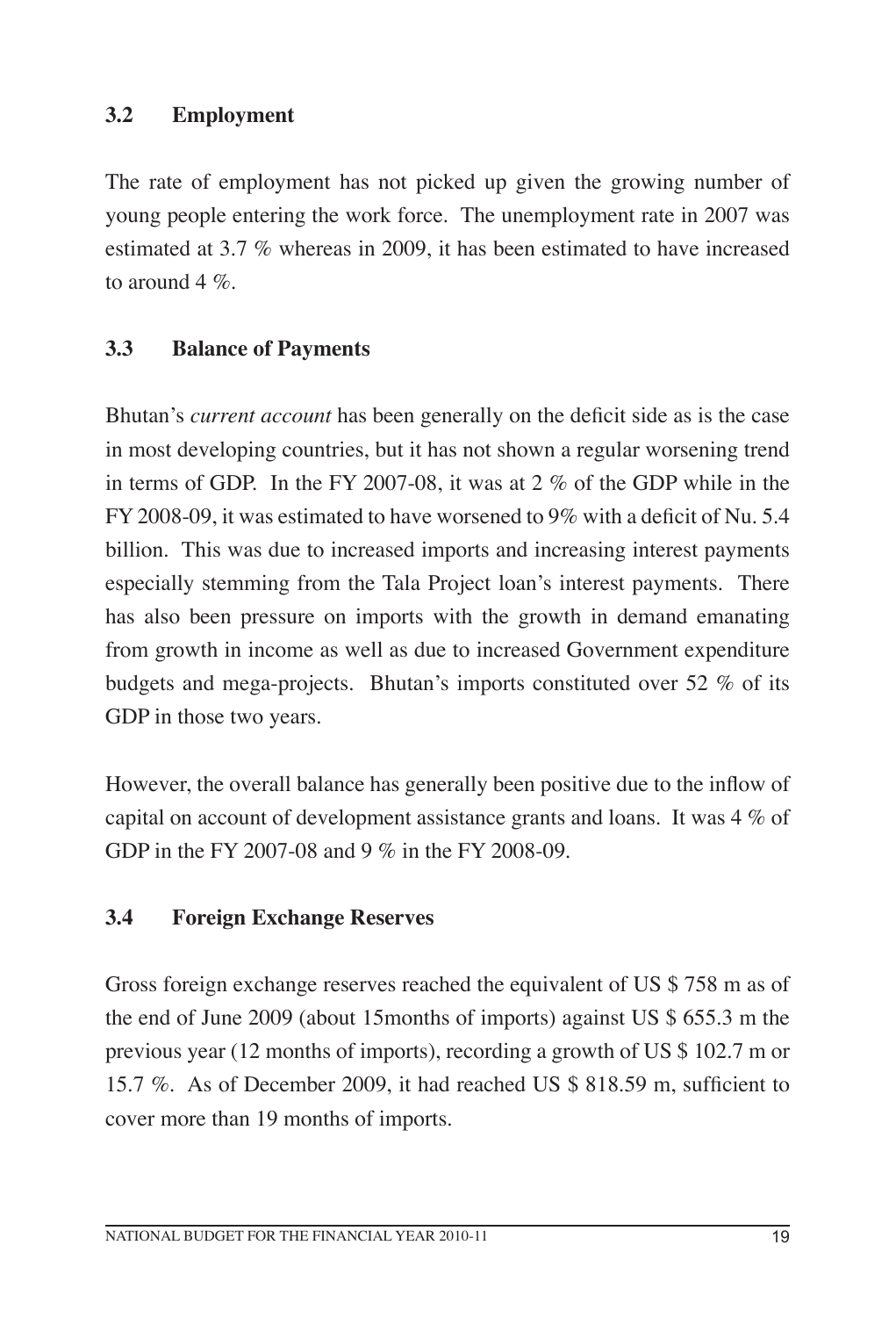### 3.2 Employment

The rate of employment has not picked up given the growing number of young people entering the work force. The unemployment rate in 2007 was estimated at 3.7 % whereas in 2009, it has been estimated to have increased to around 4 %.

### 3.3 Balance of Payments

Bhutan's *current account* has been generally on the deficit side as is the case in most developing countries, but it has not shown a regular worsening trend in terms of GDP. In the FY 2007-08, it was at 2 % of the GDP while in the FY 2008-09, it was estimated to have worsened to 9% with a deficit of Nu. 5.4 billion. This was due to increased imports and increasing interest payments especially stemming from the Tala Project loan's interest payments. There has also been pressure on imports with the growth in demand emanating from growth in income as well as due to increased Government expenditure budgets and mega-projects. Bhutan's imports constituted over 52 % of its GDP in those two years.

However, the overall balance has generally been positive due to the inflow of capital on account of development assistance grants and loans. It was 4 % of GDP in the FY 2007-08 and 9 % in the FY 2008-09.

### 3.4 Foreign Exchange Reserves

Gross foreign exchange reserves reached the equivalent of US $ 758 m as of the end of June 2009 (about 15months of imports) against US $ 655.3 m the previous year (12 months of imports), recording a growth of US $ 102.7 m or 15.7 %. As of December 2009, it had reached US $ 818.59 m, sufficient to cover more than 19 months of imports.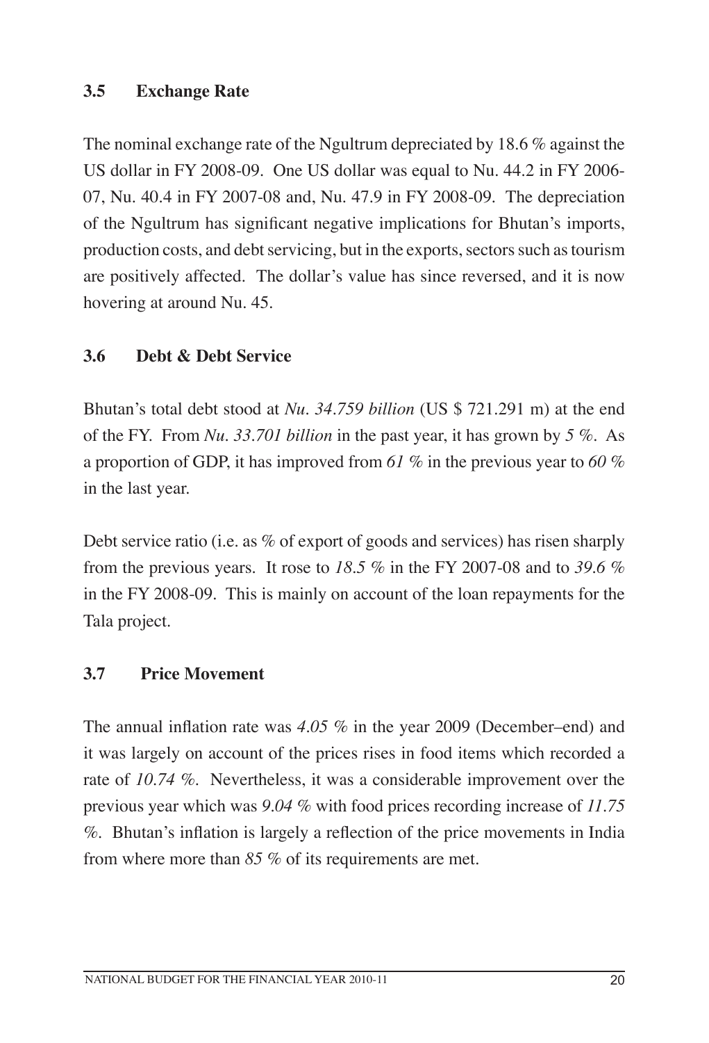### 3.5 Exchange Rate

The nominal exchange rate of the Ngultrum depreciated by 18.6 % against the US dollar in FY 2008-09. One US dollar was equal to Nu. 44.2 in FY 2006-07, Nu. 40.4 in FY 2007-08 and, Nu. 47.9 in FY 2008-09. The depreciation of the Ngultrum has significant negative implications for Bhutan's imports, production costs, and debt servicing, but in the exports, sectors such as tourism are positively affected. The dollar's value has since reversed, and it is now hovering at around Nu. 45.

### 3.6 Debt & Debt Service

Bhutan's total debt stood at *Nu. 34.759 billion* (US $ 721.291 m) at the end of the FY. From *Nu. 33.701 billion* in the past year, it has grown by *5 %*. As a proportion of GDP, it has improved from *61 %* in the previous year to *60 %* in the last year.

Debt service ratio (i.e. as % of export of goods and services) has risen sharply from the previous years. It rose to *18.5 %* in the FY 2007-08 and to *39.6 %* in the FY 2008-09. This is mainly on account of the loan repayments for the Tala project.

### 3.7 Price Movement

The annual inflation rate was *4.05 %* in the year 2009 (December–end) and it was largely on account of the prices rises in food items which recorded a rate of *10.74 %*. Nevertheless, it was a considerable improvement over the previous year which was *9.04 %* with food prices recording increase of *11.75 %*. Bhutan's inflation is largely a reflection of the price movements in India from where more than *85 %* of its requirements are met.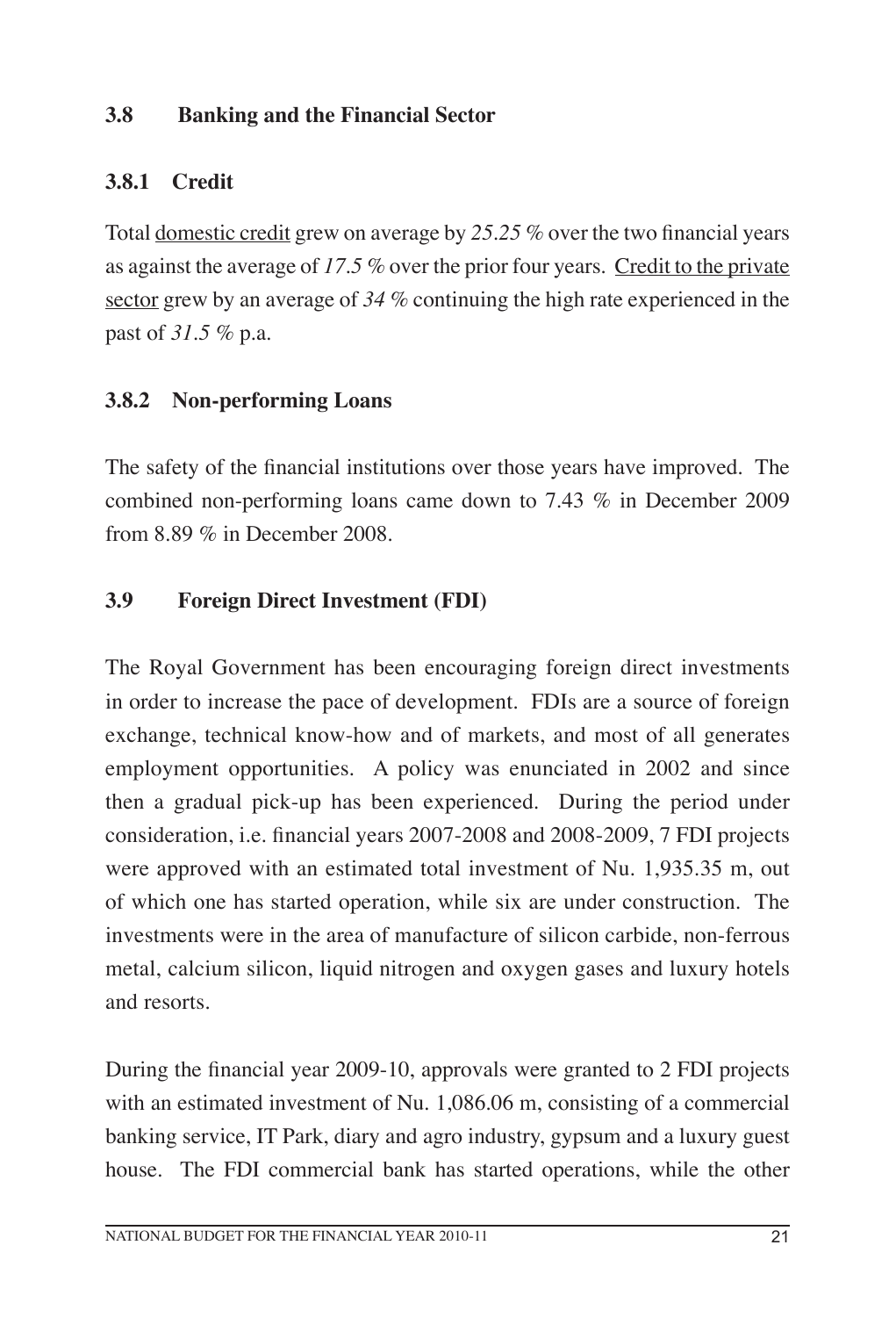### 3.8 Banking and the Financial Sector

#### 3.8.1 Credit

Total domestic credit grew on average by *25.25 %* over the two financial years as against the average of *17.5 %* over the prior four years. Credit to the private sector grew by an average of *34 %* continuing the high rate experienced in the past of *31.5 %* p.a.

#### 3.8.2 Non-performing Loans

The safety of the financial institutions over those years have improved. The combined non-performing loans came down to 7.43 % in December 2009 from 8.89 % in December 2008.

### 3.9 Foreign Direct Investment (FDI)

The Royal Government has been encouraging foreign direct investments in order to increase the pace of development. FDIs are a source of foreign exchange, technical know-how and of markets, and most of all generates employment opportunities. A policy was enunciated in 2002 and since then a gradual pick-up has been experienced. During the period under consideration, i.e. financial years 2007-2008 and 2008-2009, 7 FDI projects were approved with an estimated total investment of Nu. 1,935.35 m, out of which one has started operation, while six are under construction. The investments were in the area of manufacture of silicon carbide, non-ferrous metal, calcium silicon, liquid nitrogen and oxygen gases and luxury hotels and resorts.

During the financial year 2009-10, approvals were granted to 2 FDI projects with an estimated investment of Nu. 1,086.06 m, consisting of a commercial banking service, IT Park, diary and agro industry, gypsum and a luxury guest house. The FDI commercial bank has started operations, while the other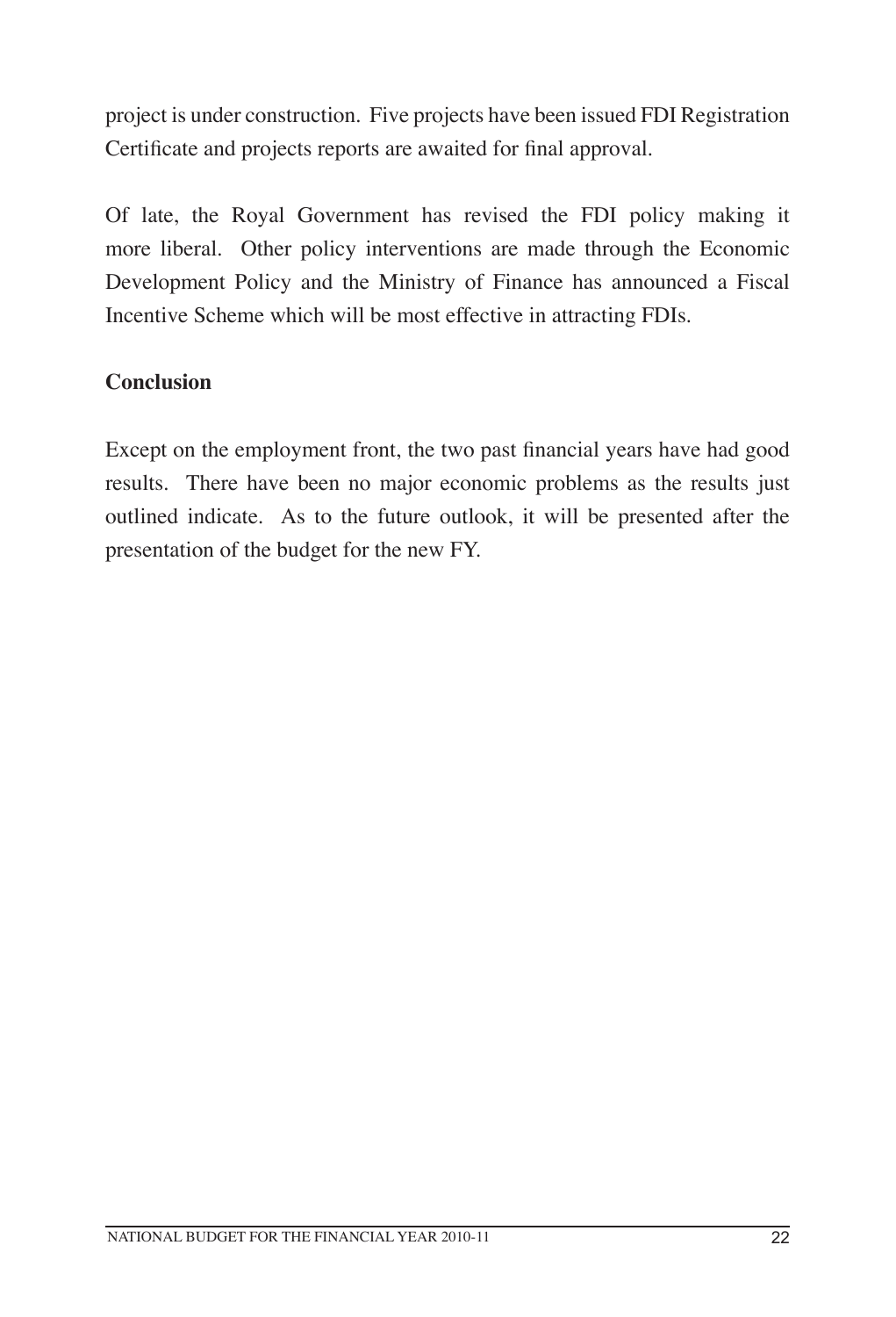project is under construction. Five projects have been issued FDI Registration Certificate and projects reports are awaited for final approval.

Of late, the Royal Government has revised the FDI policy making it more liberal. Other policy interventions are made through the Economic Development Policy and the Ministry of Finance has announced a Fiscal Incentive Scheme which will be most effective in attracting FDIs.

**Conclusion**

Except on the employment front, the two past financial years have had good results. There have been no major economic problems as the results just outlined indicate. As to the future outlook, it will be presented after the presentation of the budget for the new FY.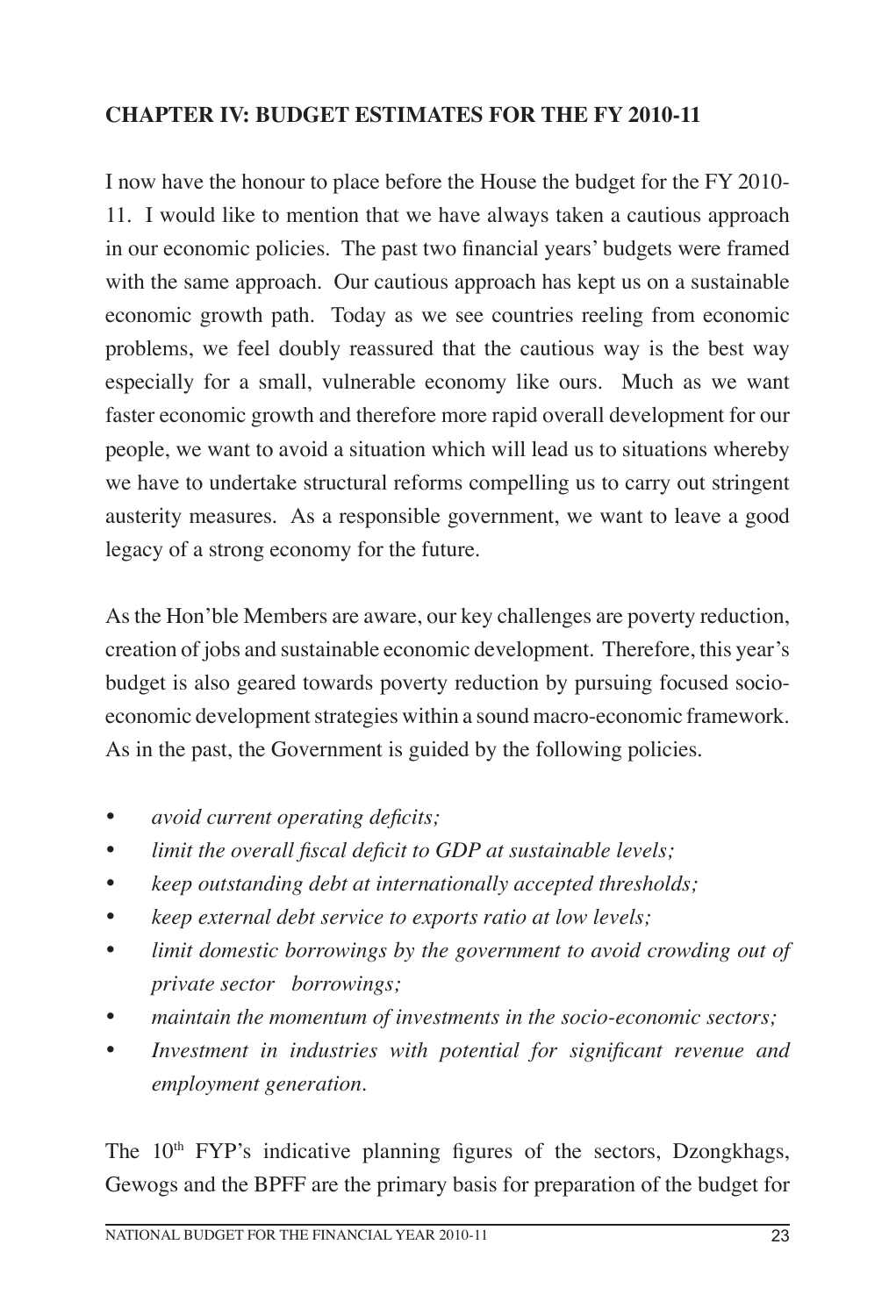## CHAPTER IV: BUDGET ESTIMATES FOR THE FY 2010-11

I now have the honour to place before the House the budget for the FY 2010-11. I would like to mention that we have always taken a cautious approach in our economic policies. The past two financial years' budgets were framed with the same approach. Our cautious approach has kept us on a sustainable economic growth path. Today as we see countries reeling from economic problems, we feel doubly reassured that the cautious way is the best way especially for a small, vulnerable economy like ours. Much as we want faster economic growth and therefore more rapid overall development for our people, we want to avoid a situation which will lead us to situations whereby we have to undertake structural reforms compelling us to carry out stringent austerity measures. As a responsible government, we want to leave a good legacy of a strong economy for the future.

As the Hon'ble Members are aware, our key challenges are poverty reduction, creation of jobs and sustainable economic development. Therefore, this year's budget is also geared towards poverty reduction by pursuing focused socio-economic development strategies within a sound macro-economic framework. As in the past, the Government is guided by the following policies.

- *avoid current operating deficits;*
- *limit the overall fiscal deficit to GDP at sustainable levels;*
- *keep outstanding debt at internationally accepted thresholds;*
- *keep external debt service to exports ratio at low levels;*
- *limit domestic borrowings by the government to avoid crowding out of private sector borrowings;*
- *maintain the momentum of investments in the socio-economic sectors;*
- *Investment in industries with potential for significant revenue and employment generation.*

The 10th FYP's indicative planning figures of the sectors, Dzongkhags, Gewogs and the BPFF are the primary basis for preparation of the budget for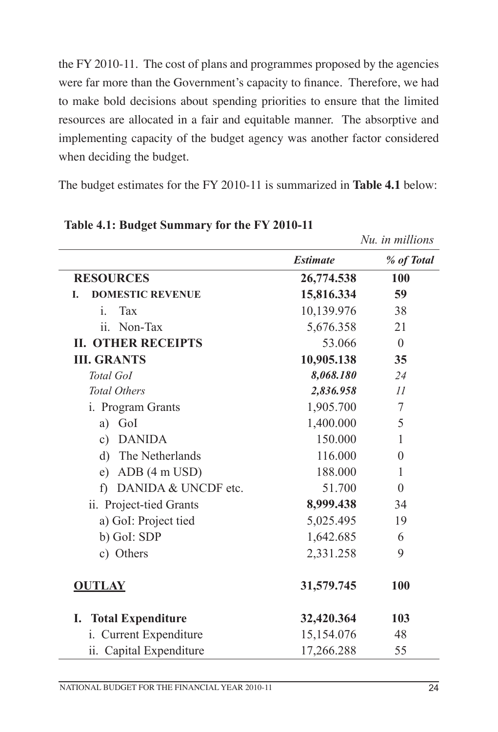the FY 2010-11. The cost of plans and programmes proposed by the agencies were far more than the Government's capacity to finance. Therefore, we had to make bold decisions about spending priorities to ensure that the limited resources are allocated in a fair and equitable manner. The absorptive and implementing capacity of the budget agency was another factor considered when deciding the budget.

The budget estimates for the FY 2010-11 is summarized in **Table 4.1** below:

**Table 4.1: Budget Summary for the FY 2010-11**

*Nu. in millions*

| | *Estimate* | *% of Total* |
|---|---|---|
| **RESOURCES** | **26,774.538** | **100** |
| **I. DOMESTIC REVENUE** | **15,816.334** | **59** |
| i. Tax | 10,139.976 | 38 |
| ii. Non-Tax | 5,676.358 | 21 |
| **II. OTHER RECEIPTS** | 53.066 | 0 |
| **III. GRANTS** | **10,905.138** | **35** |
| *Total GoI* | ***8,068.180*** | *24* |
| *Total Others* | ***2,836.958*** | *11* |
| i. Program Grants | 1,905.700 | 7 |
| a) GoI | 1,400.000 | 5 |
| c) DANIDA | 150.000 | 1 |
| d) The Netherlands | 116.000 | 0 |
| e) ADB (4 m USD) | 188.000 | 1 |
| f) DANIDA & UNCDF etc. | 51.700 | 0 |
| ii. Project-tied Grants | **8,999.438** | 34 |
| a) GoI: Project tied | 5,025.495 | 19 |
| b) GoI: SDP | 1,642.685 | 6 |
| c) Others | 2,331.258 | 9 |
| **OUTLAY** | **31,579.745** | **100** |
| **I. Total Expenditure** | **32,420.364** | **103** |
| i. Current Expenditure | 15,154.076 | 48 |
| ii. Capital Expenditure | 17,266.288 | 55 |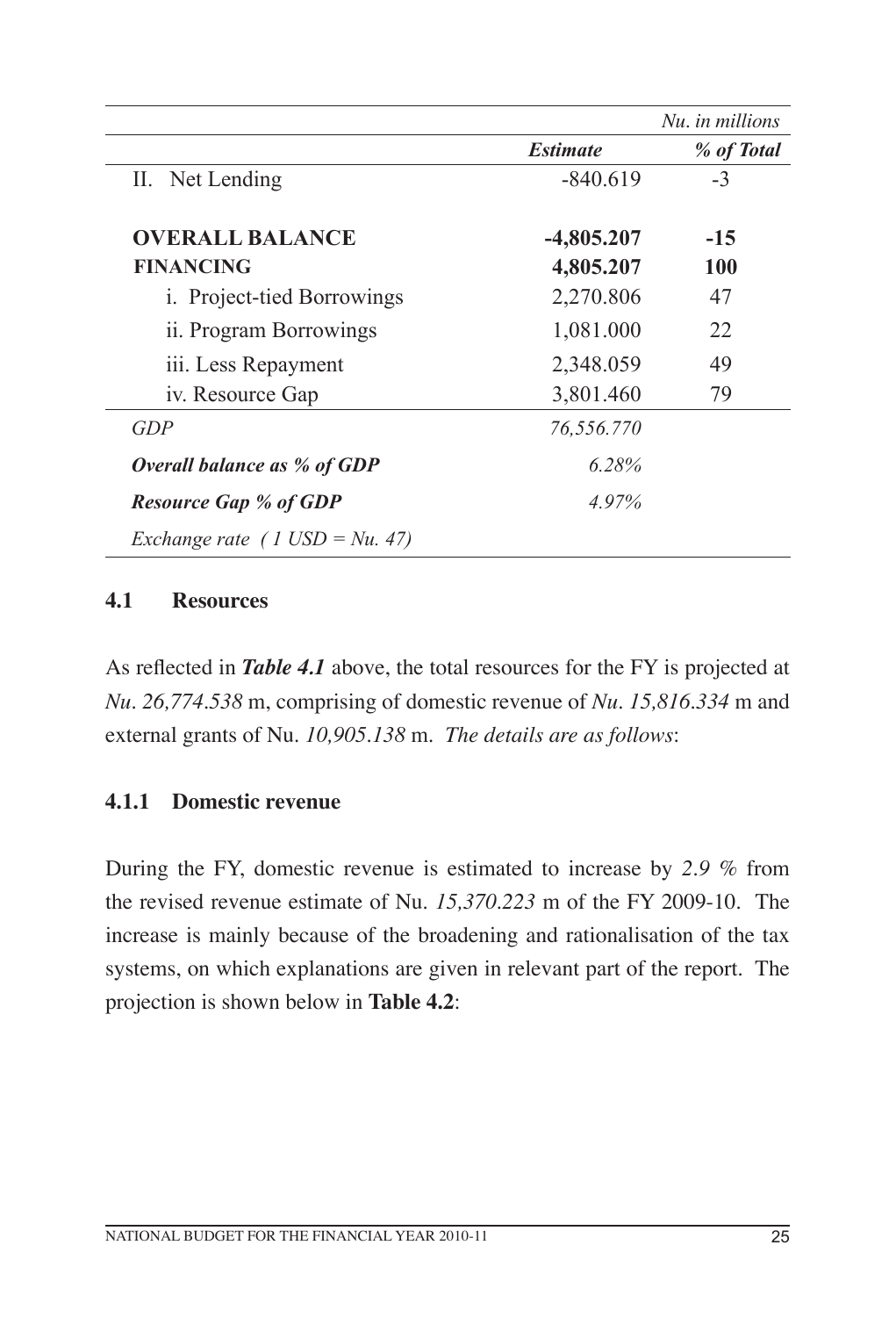| | | *Nu. in millions* |
|---|---|---|
| | ***Estimate*** | ***% of Total*** |
| II. Net Lending | -840.619 | -3 |
| **OVERALL BALANCE** | **-4,805.207** | **-15** |
| **FINANCING** | **4,805.207** | **100** |
| i. Project-tied Borrowings | 2,270.806 | 47 |
| ii. Program Borrowings | 1,081.000 | 22 |
| iii. Less Repayment | 2,348.059 | 49 |
| iv. Resource Gap | 3,801.460 | 79 |
| *GDP* | *76,556.770* | |
| ***Overall balance as % of GDP*** | *6.28%* | |
| ***Resource Gap % of GDP*** | *4.97%* | |
| *Exchange rate ( 1 USD = Nu. 47)* | | |

### 4.1 Resources

As reflected in ***Table 4.1*** above, the total resources for the FY is projected at *Nu. 26,774.538* m, comprising of domestic revenue of *Nu. 15,816.334* m and external grants of Nu. *10,905.138* m. *The details are as follows*:

#### 4.1.1 Domestic revenue

During the FY, domestic revenue is estimated to increase by *2.9 %* from the revised revenue estimate of Nu. *15,370.223* m of the FY 2009-10. The increase is mainly because of the broadening and rationalisation of the tax systems, on which explanations are given in relevant part of the report. The projection is shown below in **Table 4.2**: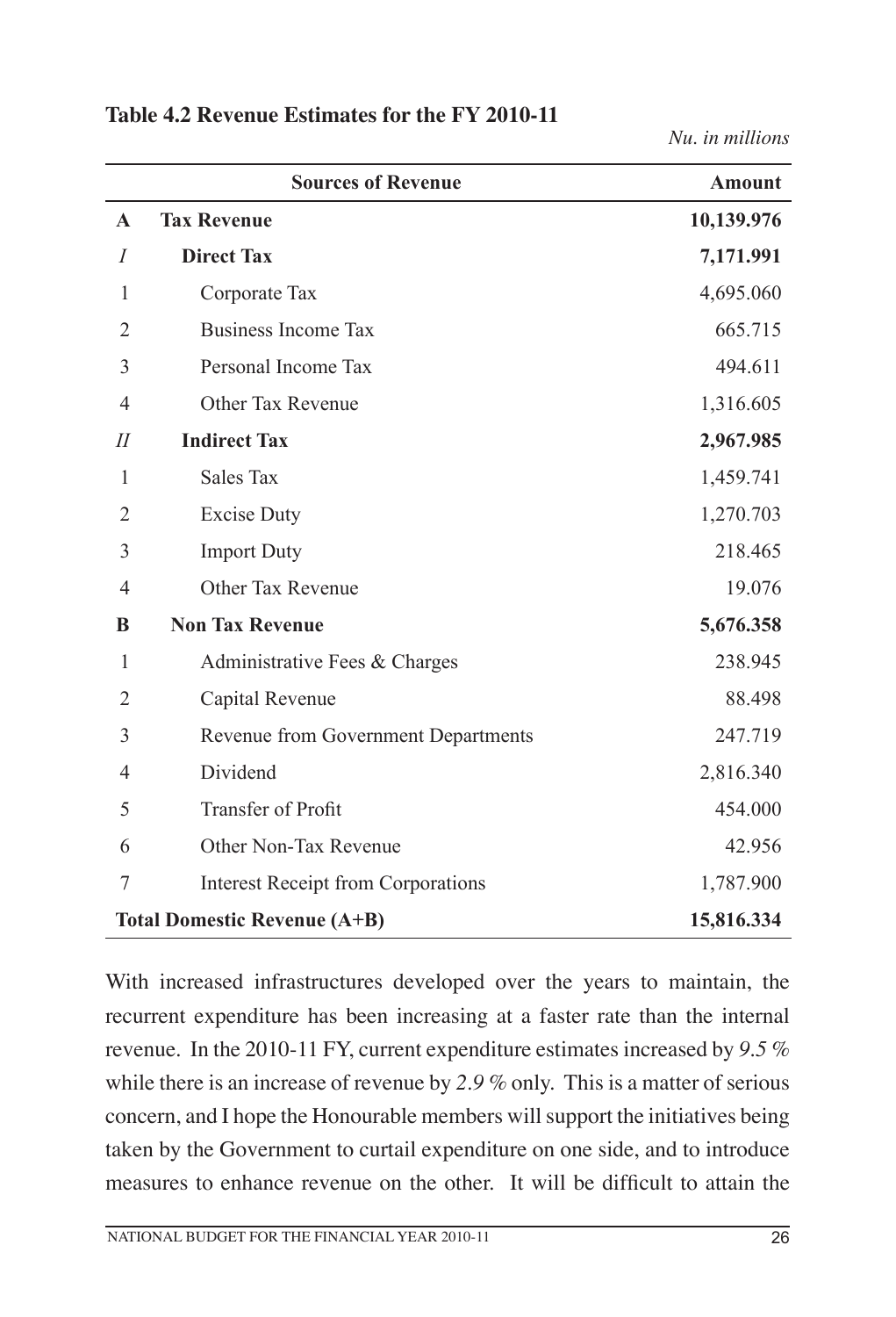**Table 4.2 Revenue Estimates for the FY 2010-11**

*Nu. in millions*

| | Sources of Revenue | Amount |
|---|---|---|
| **A** | **Tax Revenue** | **10,139.976** |
| *I* | **Direct Tax** | **7,171.991** |
| 1 | Corporate Tax | 4,695.060 |
| 2 | Business Income Tax | 665.715 |
| 3 | Personal Income Tax | 494.611 |
| 4 | Other Tax Revenue | 1,316.605 |
| *II* | **Indirect Tax** | **2,967.985** |
| 1 | Sales Tax | 1,459.741 |
| 2 | Excise Duty | 1,270.703 |
| 3 | Import Duty | 218.465 |
| 4 | Other Tax Revenue | 19.076 |
| **B** | **Non Tax Revenue** | **5,676.358** |
| 1 | Administrative Fees & Charges | 238.945 |
| 2 | Capital Revenue | 88.498 |
| 3 | Revenue from Government Departments | 247.719 |
| 4 | Dividend | 2,816.340 |
| 5 | Transfer of Profit | 454.000 |
| 6 | Other Non-Tax Revenue | 42.956 |
| 7 | Interest Receipt from Corporations | 1,787.900 |
| **Total Domestic Revenue (A+B)** | | **15,816.334** |

With increased infrastructures developed over the years to maintain, the recurrent expenditure has been increasing at a faster rate than the internal revenue. In the 2010-11 FY, current expenditure estimates increased by *9.5 %* while there is an increase of revenue by *2.9 %* only. This is a matter of serious concern, and I hope the Honourable members will support the initiatives being taken by the Government to curtail expenditure on one side, and to introduce measures to enhance revenue on the other. It will be difficult to attain the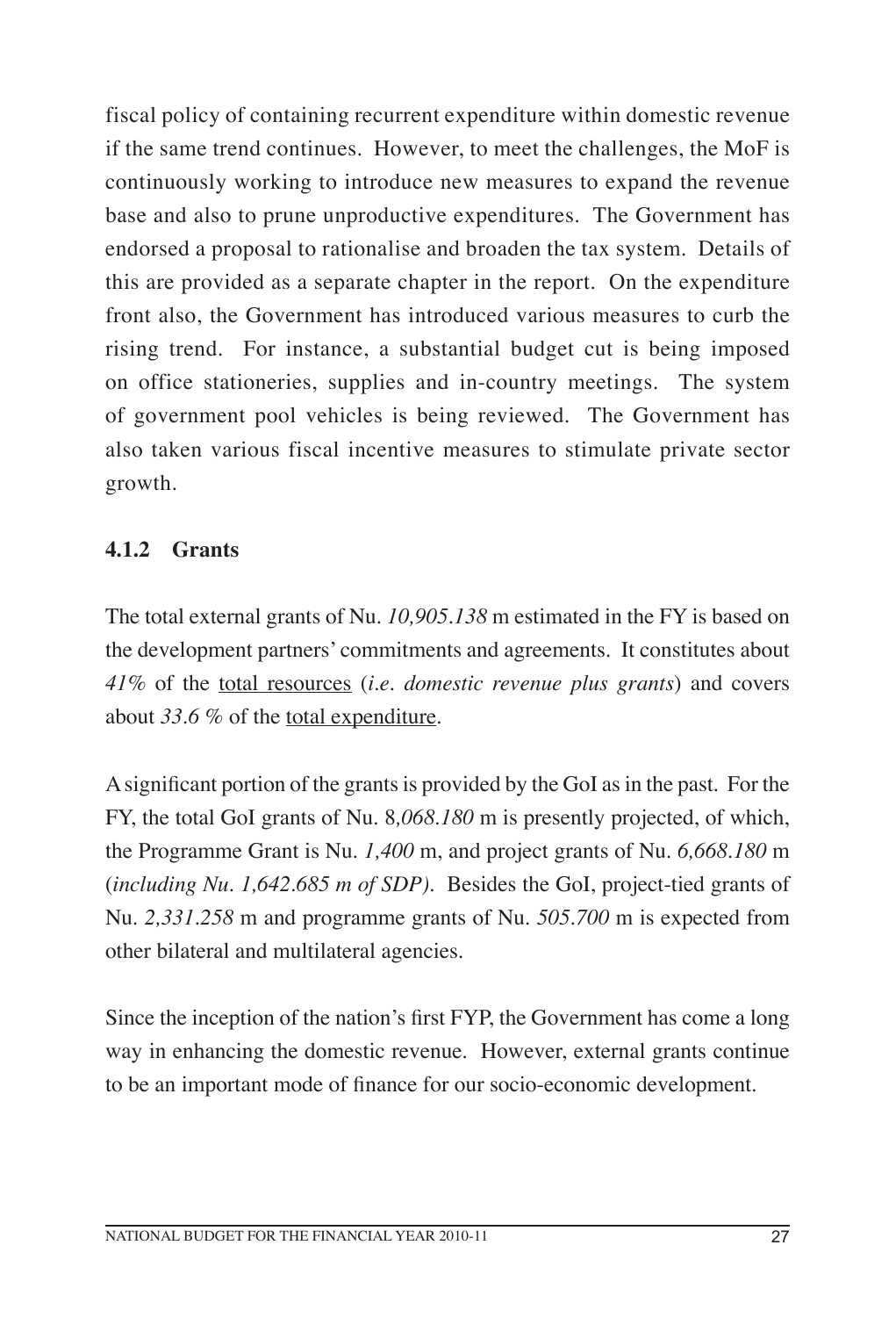fiscal policy of containing recurrent expenditure within domestic revenue if the same trend continues. However, to meet the challenges, the MoF is continuously working to introduce new measures to expand the revenue base and also to prune unproductive expenditures. The Government has endorsed a proposal to rationalise and broaden the tax system. Details of this are provided as a separate chapter in the report. On the expenditure front also, the Government has introduced various measures to curb the rising trend. For instance, a substantial budget cut is being imposed on office stationeries, supplies and in-country meetings. The system of government pool vehicles is being reviewed. The Government has also taken various fiscal incentive measures to stimulate private sector growth.

### 4.1.2 Grants

The total external grants of Nu. *10,905.138* m estimated in the FY is based on the development partners' commitments and agreements. It constitutes about *41%* of the <u>total resources</u> (*i.e. domestic revenue plus grants*) and covers about *33.6 %* of the <u>total expenditure</u>.

A significant portion of the grants is provided by the GoI as in the past. For the FY, the total GoI grants of Nu. 8*,068.180* m is presently projected, of which, the Programme Grant is Nu. *1,400* m, and project grants of Nu. *6,668.180* m (*including Nu. 1,642.685 m of SDP)*. Besides the GoI, project-tied grants of Nu. *2,331.258* m and programme grants of Nu. *505.700* m is expected from other bilateral and multilateral agencies.

Since the inception of the nation's first FYP, the Government has come a long way in enhancing the domestic revenue. However, external grants continue to be an important mode of finance for our socio-economic development.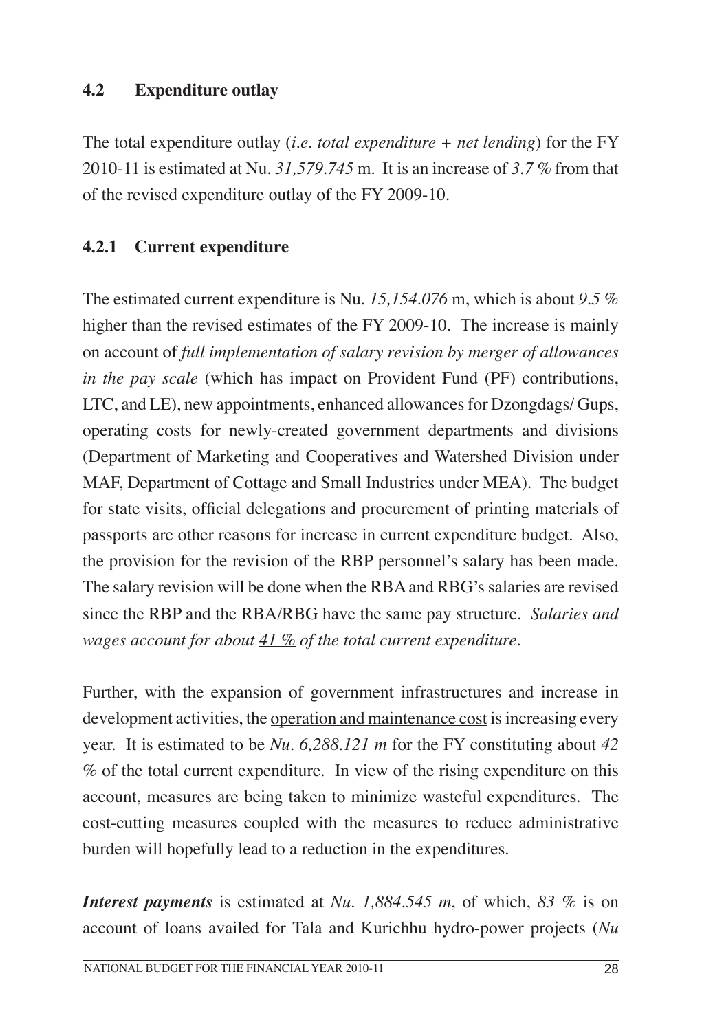## 4.2 Expenditure outlay

The total expenditure outlay (*i.e. total expenditure + net lending*) for the FY 2010-11 is estimated at Nu. *31,579.745* m. It is an increase of *3.7 %* from that of the revised expenditure outlay of the FY 2009-10.

### 4.2.1 Current expenditure

The estimated current expenditure is Nu. *15,154.076* m, which is about *9.5 %* higher than the revised estimates of the FY 2009-10. The increase is mainly on account of *full implementation of salary revision by merger of allowances in the pay scale* (which has impact on Provident Fund (PF) contributions, LTC, and LE), new appointments, enhanced allowances for Dzongdags/ Gups, operating costs for newly-created government departments and divisions (Department of Marketing and Cooperatives and Watershed Division under MAF, Department of Cottage and Small Industries under MEA). The budget for state visits, official delegations and procurement of printing materials of passports are other reasons for increase in current expenditure budget. Also, the provision for the revision of the RBP personnel's salary has been made. The salary revision will be done when the RBA and RBG's salaries are revised since the RBP and the RBA/RBG have the same pay structure. *Salaries and wages account for about <u>41 %</u> of the total current expenditure.*

Further, with the expansion of government infrastructures and increase in development activities, the <u>operation and maintenance cost</u> is increasing every year. It is estimated to be *Nu. 6,288.121 m* for the FY constituting about *42 %* of the total current expenditure. In view of the rising expenditure on this account, measures are being taken to minimize wasteful expenditures. The cost-cutting measures coupled with the measures to reduce administrative burden will hopefully lead to a reduction in the expenditures.

***Interest payments*** is estimated at *Nu. 1,884.545 m*, of which, *83 %* is on account of loans availed for Tala and Kurichhu hydro-power projects (*Nu*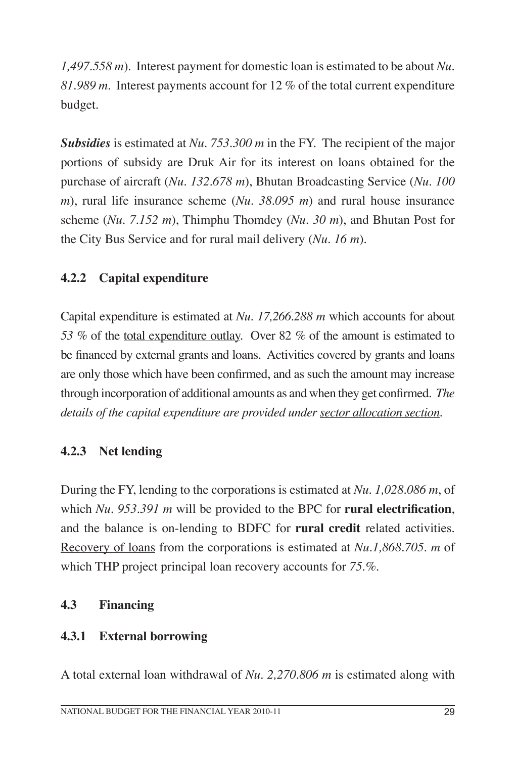*1,497.558 m*). Interest payment for domestic loan is estimated to be about *Nu. 81.989 m.* Interest payments account for 12 % of the total current expenditure budget.

***Subsidies*** is estimated at *Nu. 753.300 m* in the FY. The recipient of the major portions of subsidy are Druk Air for its interest on loans obtained for the purchase of aircraft (*Nu. 132.678 m*), Bhutan Broadcasting Service (*Nu. 100 m*), rural life insurance scheme (*Nu. 38.095 m*) and rural house insurance scheme (*Nu. 7.152 m*), Thimphu Thomdey (*Nu. 30 m*), and Bhutan Post for the City Bus Service and for rural mail delivery (*Nu. 16 m*).

### 4.2.2 Capital expenditure

Capital expenditure is estimated at *Nu. 17,266.288 m* which accounts for about *53 %* of the total expenditure outlay. Over 82 % of the amount is estimated to be financed by external grants and loans. Activities covered by grants and loans are only those which have been confirmed, and as such the amount may increase through incorporation of additional amounts as and when they get confirmed. *The details of the capital expenditure are provided under sector allocation section.*

### 4.2.3 Net lending

During the FY, lending to the corporations is estimated at *Nu. 1,028.086 m*, of which *Nu. 953.391 m* will be provided to the BPC for **rural electrification**, and the balance is on-lending to BDFC for **rural credit** related activities. Recovery of loans from the corporations is estimated at *Nu.1,868.705. m* of which THP project principal loan recovery accounts for *75.%.*

## 4.3 Financing

### 4.3.1 External borrowing

A total external loan withdrawal of *Nu. 2,270.806 m* is estimated along with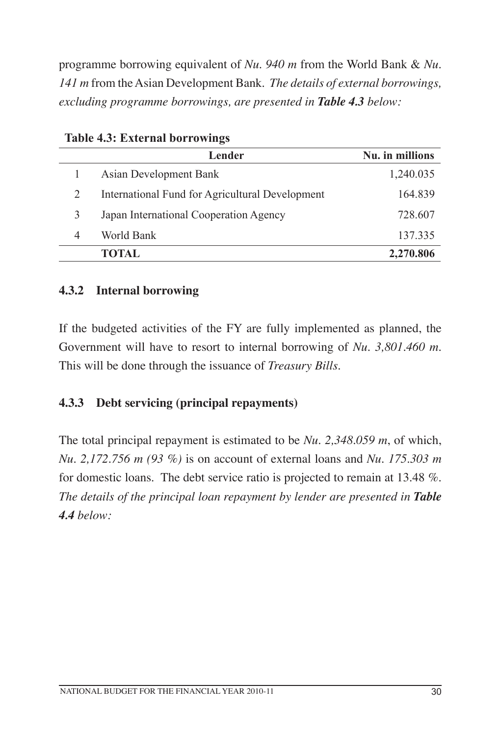programme borrowing equivalent of *Nu. 940 m* from the World Bank & *Nu. 141 m* from the Asian Development Bank. *The details of external borrowings, excluding programme borrowings, are presented in **Table 4.3** below:*

**Table 4.3: External borrowings**

| | Lender | Nu. in millions |
|---|---|---|
| 1 | Asian Development Bank | 1,240.035 |
| 2 | International Fund for Agricultural Development | 164.839 |
| 3 | Japan International Cooperation Agency | 728.607 |
| 4 | World Bank | 137.335 |
| | **TOTAL** | **2,270.806** |

### 4.3.2 Internal borrowing

If the budgeted activities of the FY are fully implemented as planned, the Government will have to resort to internal borrowing of *Nu. 3,801.460 m*. This will be done through the issuance of *Treasury Bills*.

### 4.3.3 Debt servicing (principal repayments)

The total principal repayment is estimated to be *Nu. 2,348.059 m*, of which, *Nu. 2,172.756 m (93 %)* is on account of external loans and *Nu. 175.303 m* for domestic loans. The debt service ratio is projected to remain at 13.48 %. *The details of the principal loan repayment by lender are presented in **Table 4.4** below:*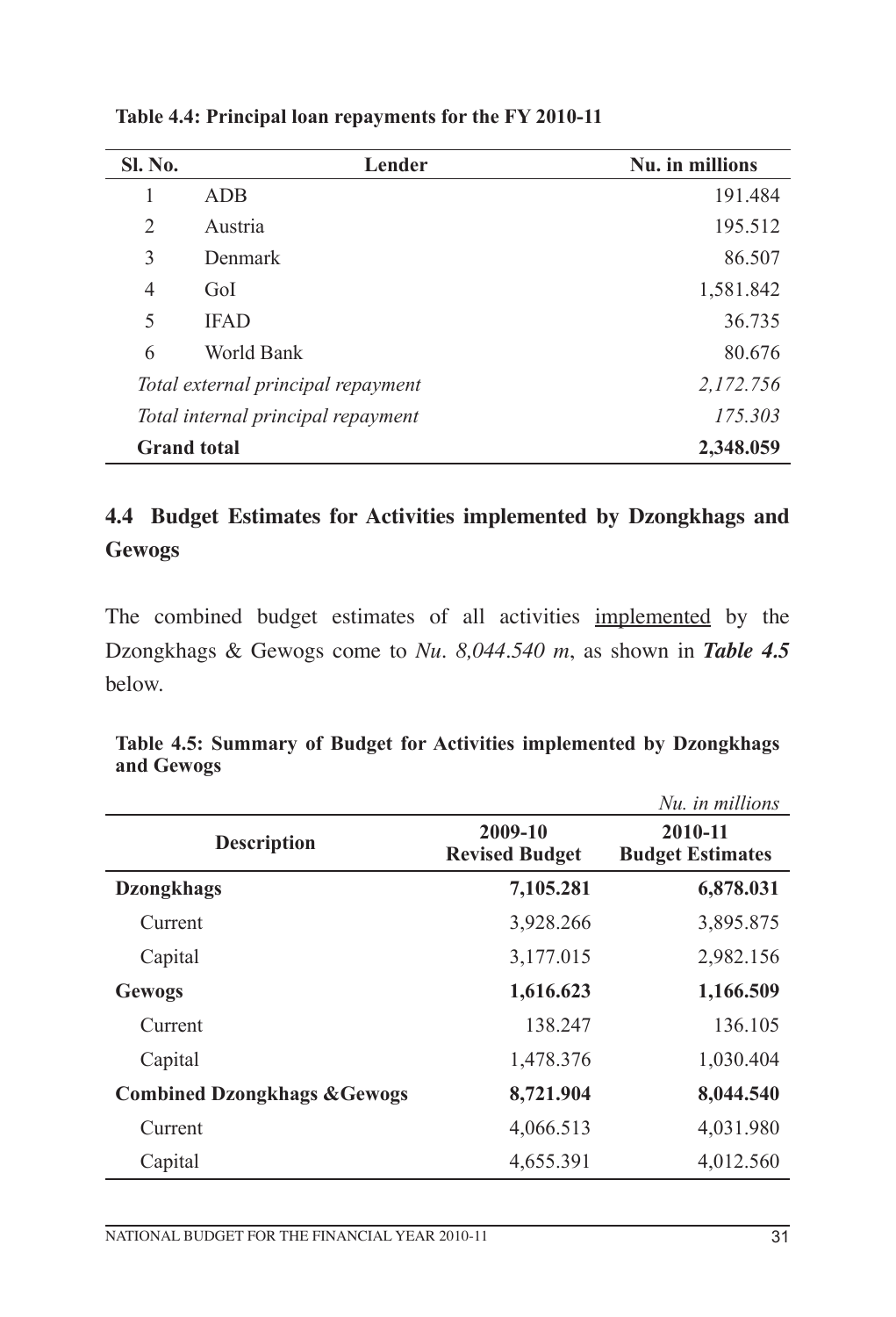**Table 4.4: Principal loan repayments for the FY 2010-11**

| Sl. No. | Lender | Nu. in millions |
|---|---|---|
| 1 | ADB | 191.484 |
| 2 | Austria | 195.512 |
| 3 | Denmark | 86.507 |
| 4 | GoI | 1,581.842 |
| 5 | IFAD | 36.735 |
| 6 | World Bank | 80.676 |
| *Total external principal repayment* | | *2,172.756* |
| *Total internal principal repayment* | | *175.303* |
| **Grand total** | | **2,348.059** |

## 4.4 Budget Estimates for Activities implemented by Dzongkhags and Gewogs

The combined budget estimates of all activities implemented by the Dzongkhags & Gewogs come to *Nu. 8,044.540 m*, as shown in ***Table 4.5*** below.

**Table 4.5: Summary of Budget for Activities implemented by Dzongkhags and Gewogs**

*Nu. in millions*

| Description | 2009-10 Revised Budget | 2010-11 Budget Estimates |
|---|---|---|
| **Dzongkhags** | **7,105.281** | **6,878.031** |
| Current | 3,928.266 | 3,895.875 |
| Capital | 3,177.015 | 2,982.156 |
| **Gewogs** | **1,616.623** | **1,166.509** |
| Current | 138.247 | 136.105 |
| Capital | 1,478.376 | 1,030.404 |
| **Combined Dzongkhags &Gewogs** | **8,721.904** | **8,044.540** |
| Current | 4,066.513 | 4,031.980 |
| Capital | 4,655.391 | 4,012.560 |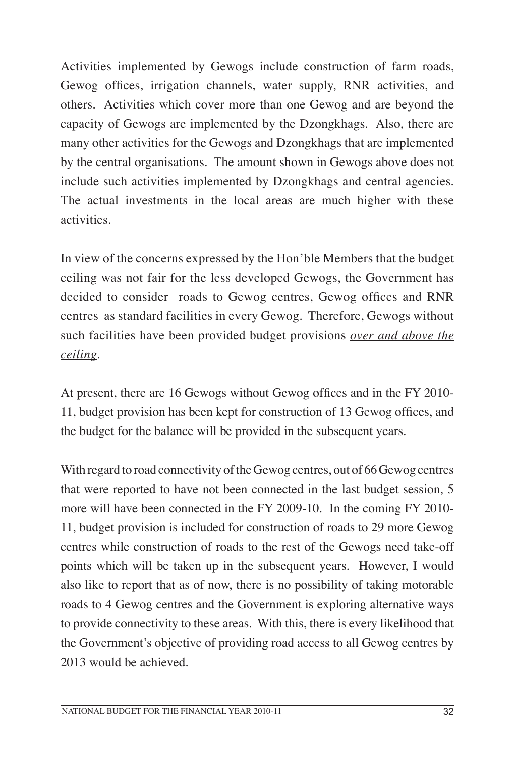Activities implemented by Gewogs include construction of farm roads, Gewog offices, irrigation channels, water supply, RNR activities, and others. Activities which cover more than one Gewog and are beyond the capacity of Gewogs are implemented by the Dzongkhags. Also, there are many other activities for the Gewogs and Dzongkhags that are implemented by the central organisations. The amount shown in Gewogs above does not include such activities implemented by Dzongkhags and central agencies. The actual investments in the local areas are much higher with these activities.

In view of the concerns expressed by the Hon'ble Members that the budget ceiling was not fair for the less developed Gewogs, the Government has decided to consider roads to Gewog centres, Gewog offices and RNR centres as <u>standard facilities</u> in every Gewog. Therefore, Gewogs without such facilities have been provided budget provisions *<u>over and above the ceiling</u>*.

At present, there are 16 Gewogs without Gewog offices and in the FY 2010-11, budget provision has been kept for construction of 13 Gewog offices, and the budget for the balance will be provided in the subsequent years.

With regard to road connectivity of the Gewog centres, out of 66 Gewog centres that were reported to have not been connected in the last budget session, 5 more will have been connected in the FY 2009-10. In the coming FY 2010-11, budget provision is included for construction of roads to 29 more Gewog centres while construction of roads to the rest of the Gewogs need take-off points which will be taken up in the subsequent years. However, I would also like to report that as of now, there is no possibility of taking motorable roads to 4 Gewog centres and the Government is exploring alternative ways to provide connectivity to these areas. With this, there is every likelihood that the Government's objective of providing road access to all Gewog centres by 2013 would be achieved.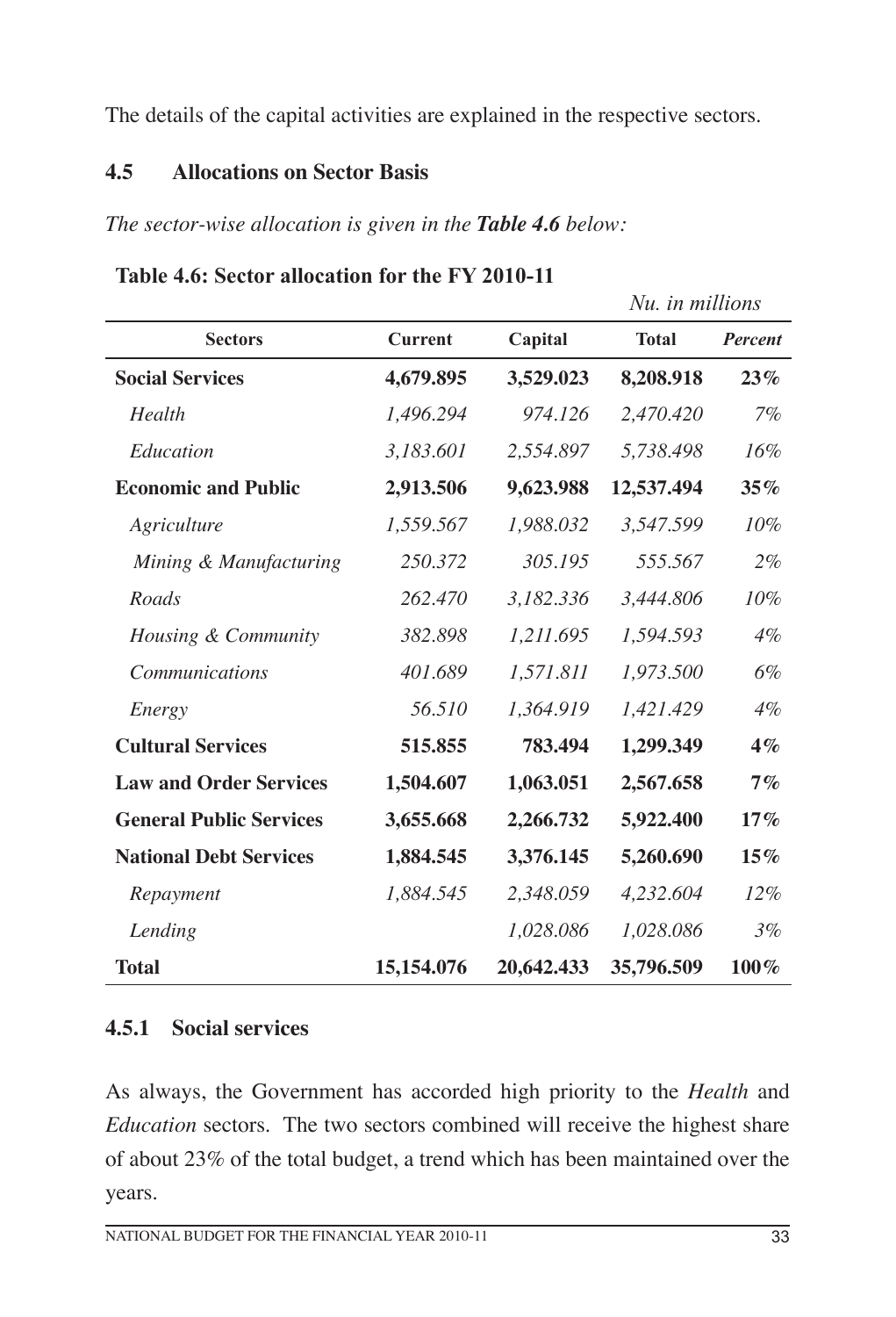The details of the capital activities are explained in the respective sectors.

### 4.5 Allocations on Sector Basis

*The sector-wise allocation is given in the **Table 4.6** below:*

**Table 4.6: Sector allocation for the FY 2010-11**

*Nu. in millions*

| Sectors | Current | Capital | Total | *Percent* |
|---|---|---|---|---|
| **Social Services** | **4,679.895** | **3,529.023** | **8,208.918** | **23%** |
| *Health* | *1,496.294* | *974.126* | *2,470.420* | *7%* |
| *Education* | *3,183.601* | *2,554.897* | *5,738.498* | *16%* |
| **Economic and Public** | **2,913.506** | **9,623.988** | **12,537.494** | **35%** |
| *Agriculture* | *1,559.567* | *1,988.032* | *3,547.599* | *10%* |
| *Mining & Manufacturing* | *250.372* | *305.195* | *555.567* | *2%* |
| *Roads* | *262.470* | *3,182.336* | *3,444.806* | *10%* |
| *Housing & Community* | *382.898* | *1,211.695* | *1,594.593* | *4%* |
| *Communications* | *401.689* | *1,571.811* | *1,973.500* | *6%* |
| *Energy* | *56.510* | *1,364.919* | *1,421.429* | *4%* |
| **Cultural Services** | **515.855** | **783.494** | **1,299.349** | **4%** |
| **Law and Order Services** | **1,504.607** | **1,063.051** | **2,567.658** | **7%** |
| **General Public Services** | **3,655.668** | **2,266.732** | **5,922.400** | **17%** |
| **National Debt Services** | **1,884.545** | **3,376.145** | **5,260.690** | **15%** |
| *Repayment* | *1,884.545* | *2,348.059* | *4,232.604* | *12%* |
| *Lending* | | *1,028.086* | *1,028.086* | *3%* |
| **Total** | **15,154.076** | **20,642.433** | **35,796.509** | **100%** |

#### 4.5.1 Social services

As always, the Government has accorded high priority to the *Health* and *Education* sectors. The two sectors combined will receive the highest share of about 23% of the total budget, a trend which has been maintained over the years.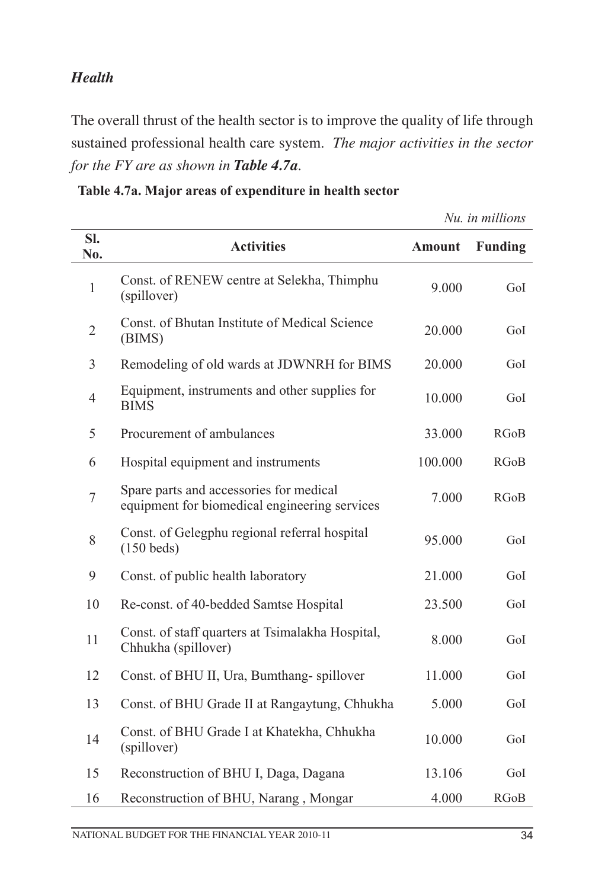### *Health*

The overall thrust of the health sector is to improve the quality of life through sustained professional health care system. *The major activities in the sector for the FY are as shown in **Table 4.7a**.*

**Table 4.7a. Major areas of expenditure in health sector**

*Nu. in millions*

| Sl. No. | Activities | Amount | Funding |
|---|---|---|---|
| 1 | Const. of RENEW centre at Selekha, Thimphu (spillover) | 9.000 | GoI |
| 2 | Const. of Bhutan Institute of Medical Science (BIMS) | 20.000 | GoI |
| 3 | Remodeling of old wards at JDWNRH for BIMS | 20.000 | GoI |
| 4 | Equipment, instruments and other supplies for BIMS | 10.000 | GoI |
| 5 | Procurement of ambulances | 33.000 | RGoB |
| 6 | Hospital equipment and instruments | 100.000 | RGoB |
| 7 | Spare parts and accessories for medical equipment for biomedical engineering services | 7.000 | RGoB |
| 8 | Const. of Gelegphu regional referral hospital (150 beds) | 95.000 | GoI |
| 9 | Const. of public health laboratory | 21.000 | GoI |
| 10 | Re-const. of 40-bedded Samtse Hospital | 23.500 | GoI |
| 11 | Const. of staff quarters at Tsimalakha Hospital, Chhukha (spillover) | 8.000 | GoI |
| 12 | Const. of BHU II, Ura, Bumthang- spillover | 11.000 | GoI |
| 13 | Const. of BHU Grade II at Rangaytung, Chhukha | 5.000 | GoI |
| 14 | Const. of BHU Grade I at Khatekha, Chhukha (spillover) | 10.000 | GoI |
| 15 | Reconstruction of BHU I, Daga, Dagana | 13.106 | GoI |
| 16 | Reconstruction of BHU, Narang , Mongar | 4.000 | RGoB |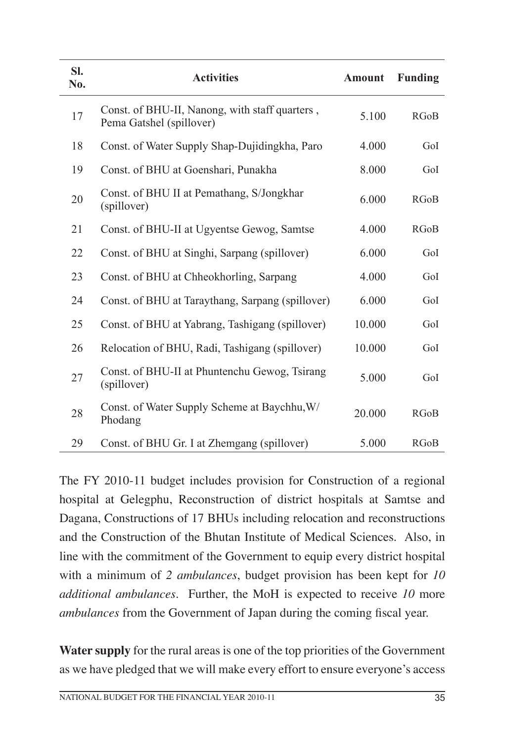| Sl. No. | Activities | Amount | Funding |
|---|---|---|---|
| 17 | Const. of BHU-II, Nanong, with staff quarters , Pema Gatshel (spillover) | 5.100 | RGoB |
| 18 | Const. of Water Supply Shap-Dujidingkha, Paro | 4.000 | GoI |
| 19 | Const. of BHU at Goenshari, Punakha | 8.000 | GoI |
| 20 | Const. of BHU II at Pemathang, S/Jongkhar (spillover) | 6.000 | RGoB |
| 21 | Const. of BHU-II at Ugyentse Gewog, Samtse | 4.000 | RGoB |
| 22 | Const. of BHU at Singhi, Sarpang (spillover) | 6.000 | GoI |
| 23 | Const. of BHU at Chheokhorling, Sarpang | 4.000 | GoI |
| 24 | Const. of BHU at Taraythang, Sarpang (spillover) | 6.000 | GoI |
| 25 | Const. of BHU at Yabrang, Tashigang (spillover) | 10.000 | GoI |
| 26 | Relocation of BHU, Radi, Tashigang (spillover) | 10.000 | GoI |
| 27 | Const. of BHU-II at Phuntenchu Gewog, Tsirang (spillover) | 5.000 | GoI |
| 28 | Const. of Water Supply Scheme at Baychhu,W/ Phodang | 20.000 | RGoB |
| 29 | Const. of BHU Gr. I at Zhemgang (spillover) | 5.000 | RGoB |

The FY 2010-11 budget includes provision for Construction of a regional hospital at Gelegphu, Reconstruction of district hospitals at Samtse and Dagana, Constructions of 17 BHUs including relocation and reconstructions and the Construction of the Bhutan Institute of Medical Sciences. Also, in line with the commitment of the Government to equip every district hospital with a minimum of *2 ambulances*, budget provision has been kept for *10 additional ambulances*. Further, the MoH is expected to receive *10* more *ambulances* from the Government of Japan during the coming fiscal year.

**Water supply** for the rural areas is one of the top priorities of the Government as we have pledged that we will make every effort to ensure everyone's access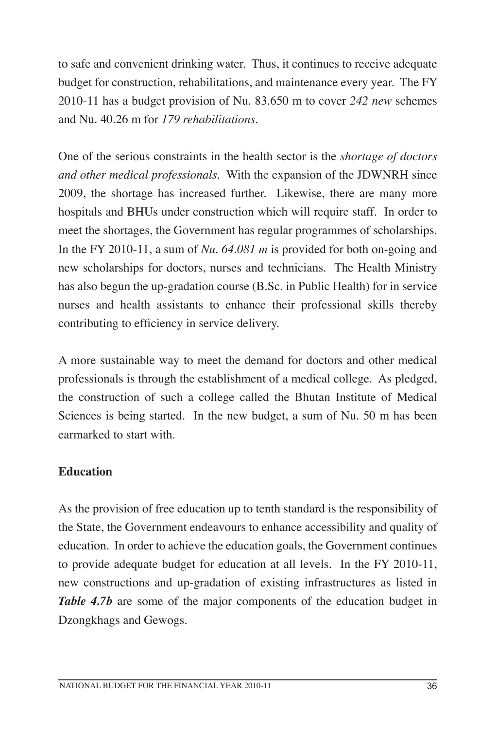to safe and convenient drinking water. Thus, it continues to receive adequate budget for construction, rehabilitations, and maintenance every year. The FY 2010-11 has a budget provision of Nu. 83.650 m to cover *242 new* schemes and Nu. 40.26 m for *179 rehabilitations*.

One of the serious constraints in the health sector is the *shortage of doctors and other medical professionals*. With the expansion of the JDWNRH since 2009, the shortage has increased further. Likewise, there are many more hospitals and BHUs under construction which will require staff. In order to meet the shortages, the Government has regular programmes of scholarships. In the FY 2010-11, a sum of *Nu. 64.081 m* is provided for both on-going and new scholarships for doctors, nurses and technicians. The Health Ministry has also begun the up-gradation course (B.Sc. in Public Health) for in service nurses and health assistants to enhance their professional skills thereby contributing to efficiency in service delivery.

A more sustainable way to meet the demand for doctors and other medical professionals is through the establishment of a medical college. As pledged, the construction of such a college called the Bhutan Institute of Medical Sciences is being started. In the new budget, a sum of Nu. 50 m has been earmarked to start with.

**Education**

As the provision of free education up to tenth standard is the responsibility of the State, the Government endeavours to enhance accessibility and quality of education. In order to achieve the education goals, the Government continues to provide adequate budget for education at all levels. In the FY 2010-11, new constructions and up-gradation of existing infrastructures as listed in ***Table 4.7b*** are some of the major components of the education budget in Dzongkhags and Gewogs.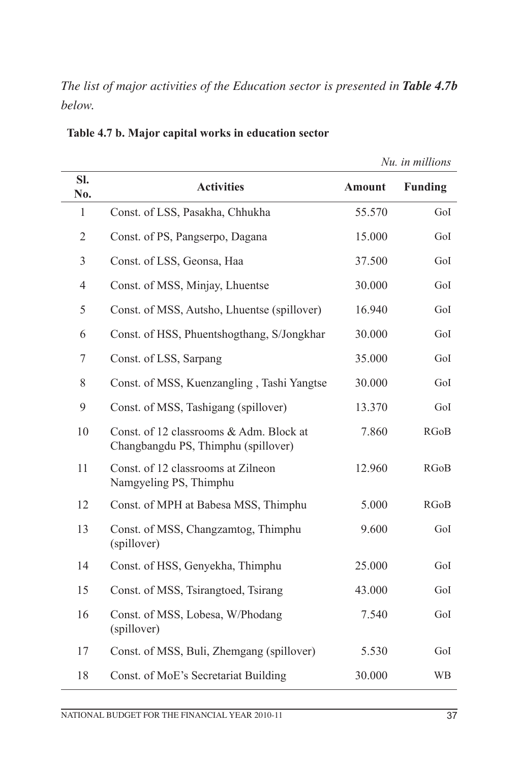*The list of major activities of the Education sector is presented in **Table 4.7b** below.*

**Table 4.7 b. Major capital works in education sector**

*Nu. in millions*

| Sl. No. | Activities | Amount | Funding |
|---|---|---|---|
| 1 | Const. of LSS, Pasakha, Chhukha | 55.570 | GoI |
| 2 | Const. of PS, Pangserpo, Dagana | 15.000 | GoI |
| 3 | Const. of LSS, Geonsa, Haa | 37.500 | GoI |
| 4 | Const. of MSS, Minjay, Lhuentse | 30.000 | GoI |
| 5 | Const. of MSS, Autsho, Lhuentse (spillover) | 16.940 | GoI |
| 6 | Const. of HSS, Phuentshogthang, S/Jongkhar | 30.000 | GoI |
| 7 | Const. of LSS, Sarpang | 35.000 | GoI |
| 8 | Const. of MSS, Kuenzangling , Tashi Yangtse | 30.000 | GoI |
| 9 | Const. of MSS, Tashigang (spillover) | 13.370 | GoI |
| 10 | Const. of 12 classrooms & Adm. Block at Changbangdu PS, Thimphu (spillover) | 7.860 | RGoB |
| 11 | Const. of 12 classrooms at Zilneon Namgyeling PS, Thimphu | 12.960 | RGoB |
| 12 | Const. of MPH at Babesa MSS, Thimphu | 5.000 | RGoB |
| 13 | Const. of MSS, Changzamtog, Thimphu (spillover) | 9.600 | GoI |
| 14 | Const. of HSS, Genyekha, Thimphu | 25.000 | GoI |
| 15 | Const. of MSS, Tsirangtoed, Tsirang | 43.000 | GoI |
| 16 | Const. of MSS, Lobesa, W/Phodang (spillover) | 7.540 | GoI |
| 17 | Const. of MSS, Buli, Zhemgang (spillover) | 5.530 | GoI |
| 18 | Const. of MoE's Secretariat Building | 30.000 | WB |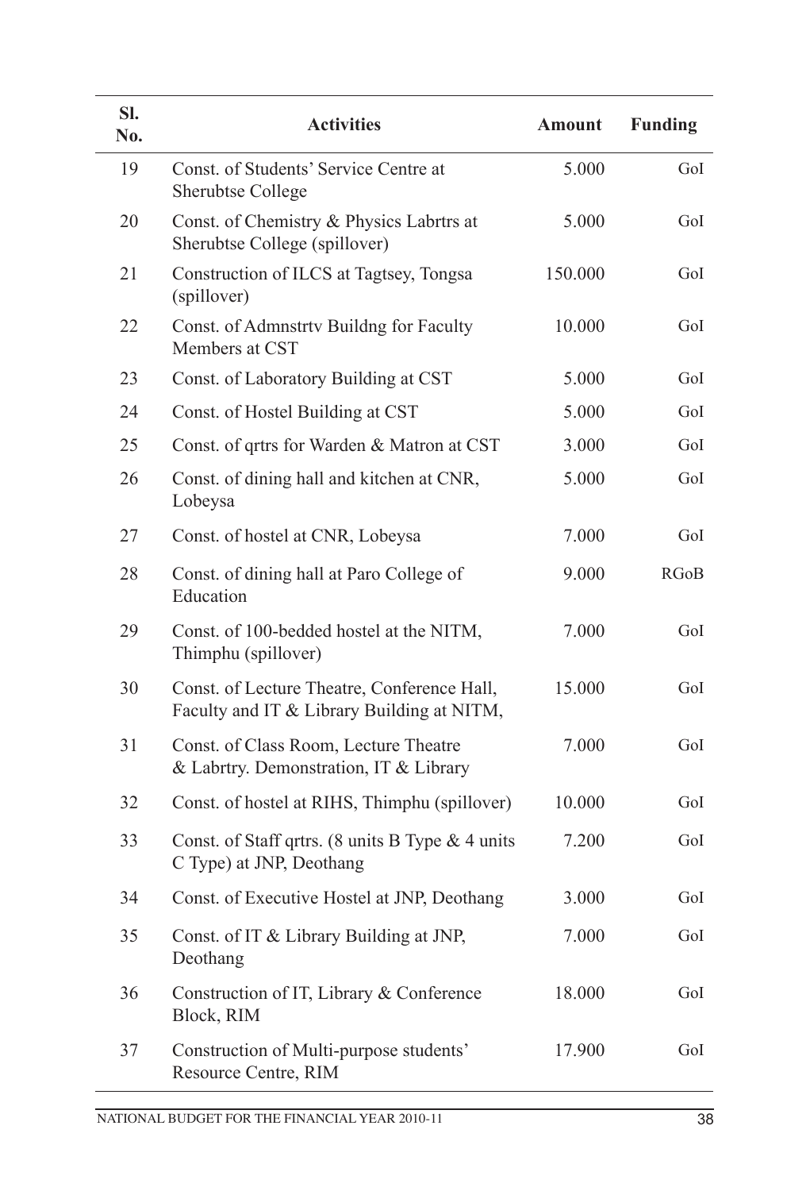| Sl. No. | Activities | Amount | Funding |
|---|---|---|---|
| 19 | Const. of Students' Service Centre at Sherubtse College | 5.000 | GoI |
| 20 | Const. of Chemistry & Physics Labrtrs at Sherubtse College (spillover) | 5.000 | GoI |
| 21 | Construction of ILCS at Tagtsey, Tongsa (spillover) | 150.000 | GoI |
| 22 | Const. of Admnstrtv Buildng for Faculty Members at CST | 10.000 | GoI |
| 23 | Const. of Laboratory Building at CST | 5.000 | GoI |
| 24 | Const. of Hostel Building at CST | 5.000 | GoI |
| 25 | Const. of qrtrs for Warden & Matron at CST | 3.000 | GoI |
| 26 | Const. of dining hall and kitchen at CNR, Lobeysa | 5.000 | GoI |
| 27 | Const. of hostel at CNR, Lobeysa | 7.000 | GoI |
| 28 | Const. of dining hall at Paro College of Education | 9.000 | RGoB |
| 29 | Const. of 100-bedded hostel at the NITM, Thimphu (spillover) | 7.000 | GoI |
| 30 | Const. of Lecture Theatre, Conference Hall, Faculty and IT & Library Building at NITM, | 15.000 | GoI |
| 31 | Const. of Class Room, Lecture Theatre & Labrtry. Demonstration, IT & Library | 7.000 | GoI |
| 32 | Const. of hostel at RIHS, Thimphu (spillover) | 10.000 | GoI |
| 33 | Const. of Staff qrtrs. (8 units B Type & 4 units C Type) at JNP, Deothang | 7.200 | GoI |
| 34 | Const. of Executive Hostel at JNP, Deothang | 3.000 | GoI |
| 35 | Const. of IT & Library Building at JNP, Deothang | 7.000 | GoI |
| 36 | Construction of IT, Library & Conference Block, RIM | 18.000 | GoI |
| 37 | Construction of Multi-purpose students' Resource Centre, RIM | 17.900 | GoI |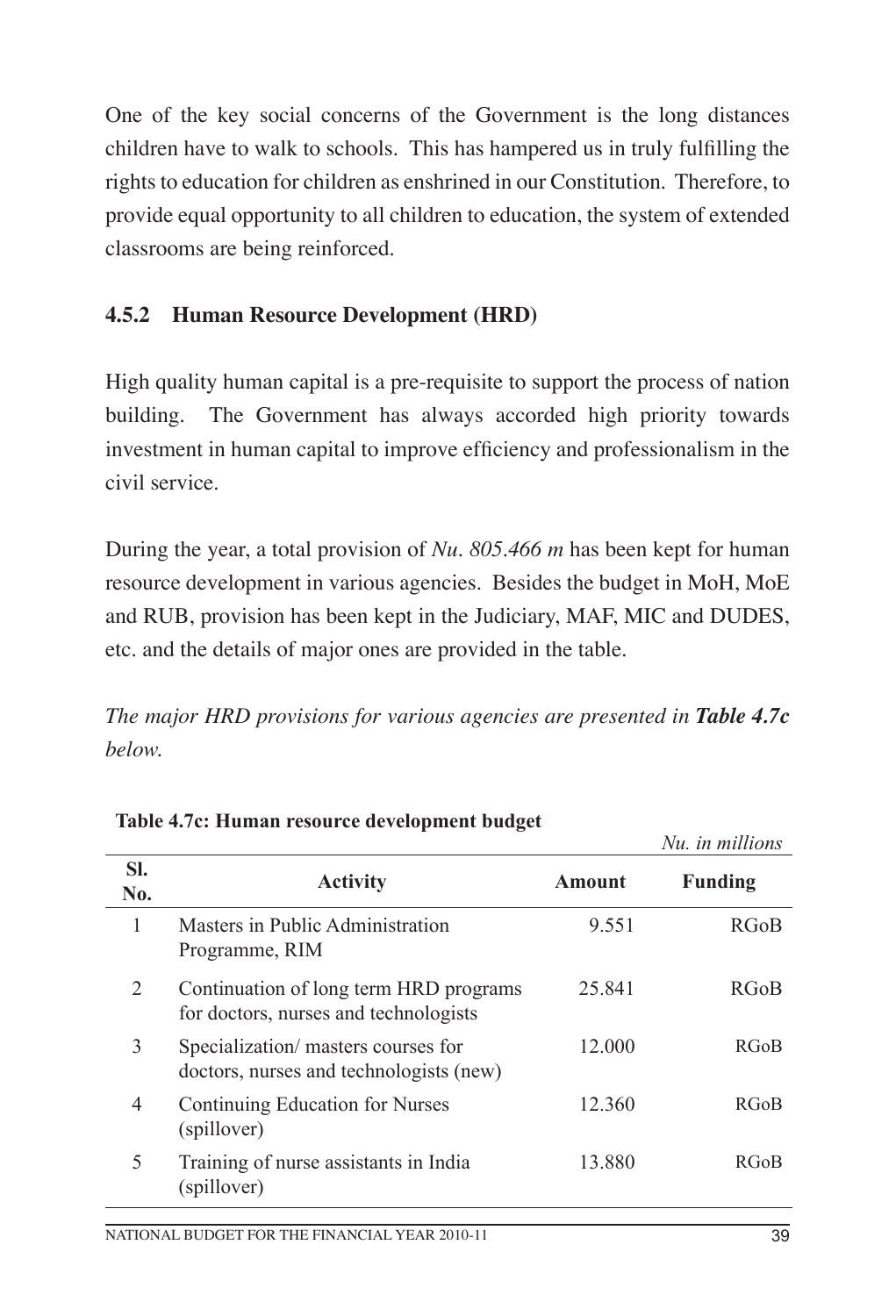One of the key social concerns of the Government is the long distances children have to walk to schools. This has hampered us in truly fulfilling the rights to education for children as enshrined in our Constitution. Therefore, to provide equal opportunity to all children to education, the system of extended classrooms are being reinforced.

### 4.5.2 Human Resource Development (HRD)

High quality human capital is a pre-requisite to support the process of nation building. The Government has always accorded high priority towards investment in human capital to improve efficiency and professionalism in the civil service.

During the year, a total provision of *Nu. 805.466 m* has been kept for human resource development in various agencies. Besides the budget in MoH, MoE and RUB, provision has been kept in the Judiciary, MAF, MIC and DUDES, etc. and the details of major ones are provided in the table.

*The major HRD provisions for various agencies are presented in* ***Table 4.7c*** *below.*

**Table 4.7c: Human resource development budget**

*Nu. in millions*

| Sl. No. | Activity | Amount | Funding |
|---|---|---|---|
| 1 | Masters in Public Administration Programme, RIM | 9.551 | RGoB |
| 2 | Continuation of long term HRD programs for doctors, nurses and technologists | 25.841 | RGoB |
| 3 | Specialization/ masters courses for doctors, nurses and technologists (new) | 12.000 | RGoB |
| 4 | Continuing Education for Nurses (spillover) | 12.360 | RGoB |
| 5 | Training of nurse assistants in India (spillover) | 13.880 | RGoB |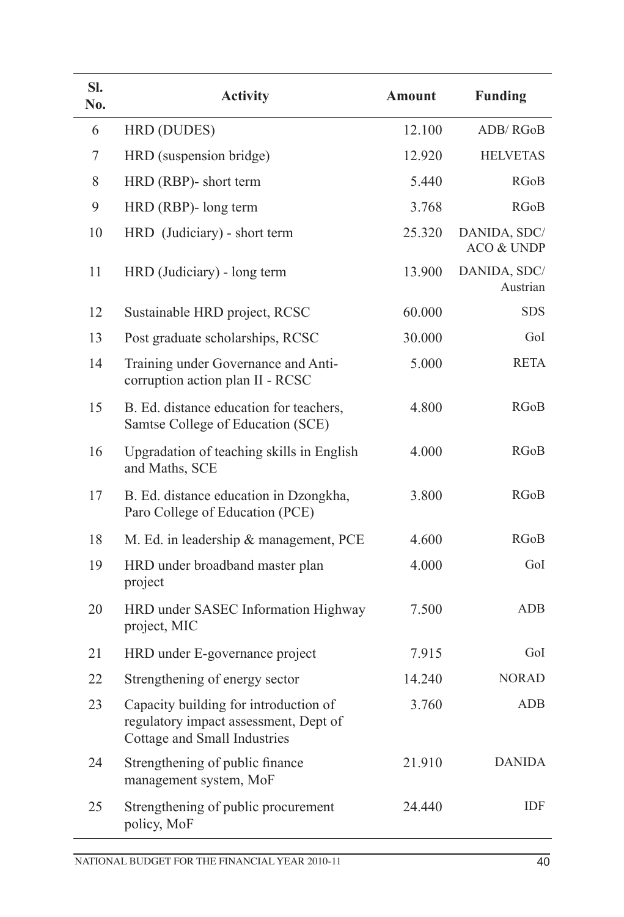| Sl. No. | Activity | Amount | Funding |
|---|---|---|---|
| 6 | HRD (DUDES) | 12.100 | ADB/ RGoB |
| 7 | HRD (suspension bridge) | 12.920 | HELVETAS |
| 8 | HRD (RBP)- short term | 5.440 | RGoB |
| 9 | HRD (RBP)- long term | 3.768 | RGoB |
| 10 | HRD (Judiciary) - short term | 25.320 | DANIDA, SDC/ ACO & UNDP |
| 11 | HRD (Judiciary) - long term | 13.900 | DANIDA, SDC/ Austrian |
| 12 | Sustainable HRD project, RCSC | 60.000 | SDS |
| 13 | Post graduate scholarships, RCSC | 30.000 | GoI |
| 14 | Training under Governance and Anti-corruption action plan II - RCSC | 5.000 | RETA |
| 15 | B. Ed. distance education for teachers, Samtse College of Education (SCE) | 4.800 | RGoB |
| 16 | Upgradation of teaching skills in English and Maths, SCE | 4.000 | RGoB |
| 17 | B. Ed. distance education in Dzongkha, Paro College of Education (PCE) | 3.800 | RGoB |
| 18 | M. Ed. in leadership & management, PCE | 4.600 | RGoB |
| 19 | HRD under broadband master plan project | 4.000 | GoI |
| 20 | HRD under SASEC Information Highway project, MIC | 7.500 | ADB |
| 21 | HRD under E-governance project | 7.915 | GoI |
| 22 | Strengthening of energy sector | 14.240 | NORAD |
| 23 | Capacity building for introduction of regulatory impact assessment, Dept of Cottage and Small Industries | 3.760 | ADB |
| 24 | Strengthening of public finance management system, MoF | 21.910 | DANIDA |
| 25 | Strengthening of public procurement policy, MoF | 24.440 | IDF |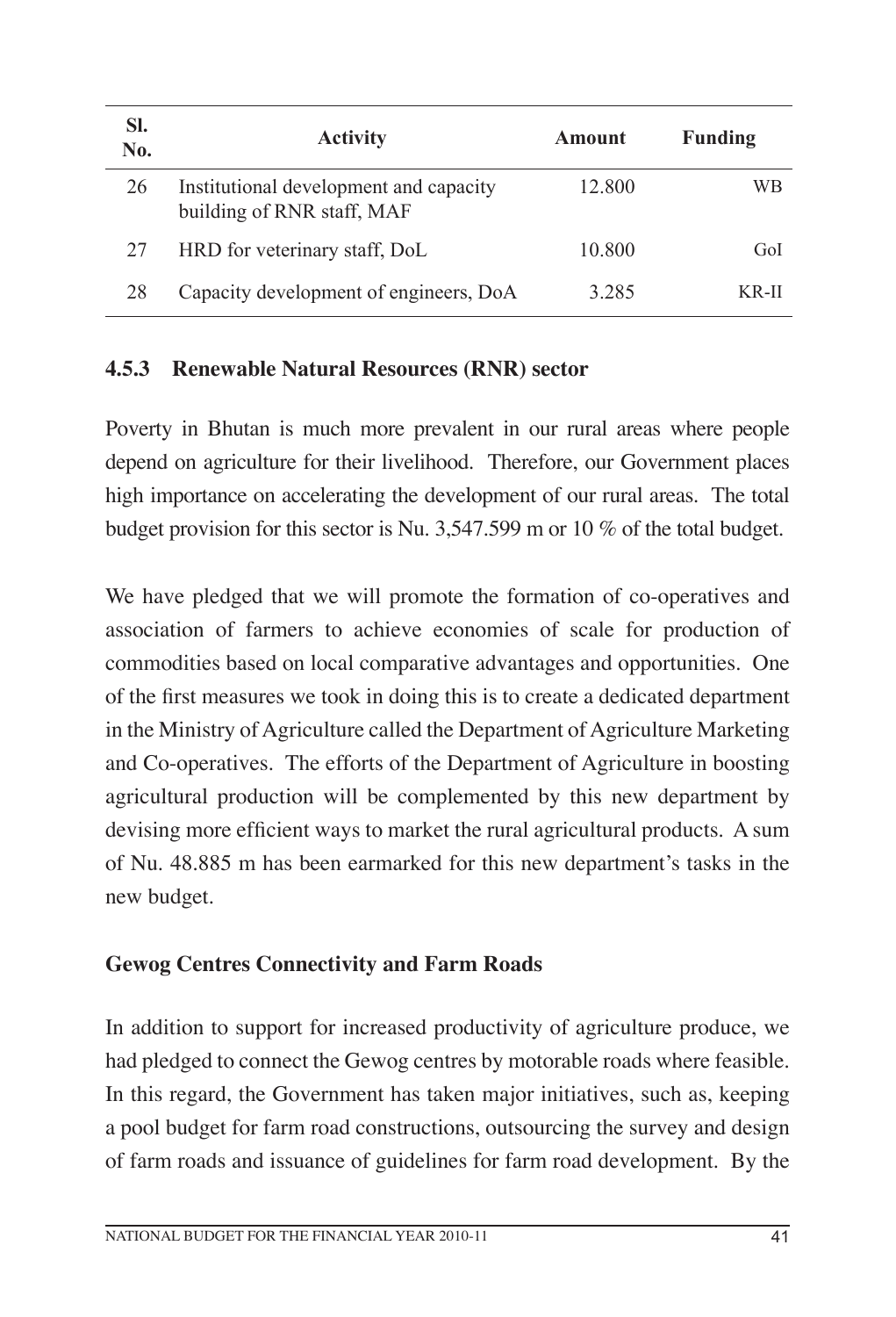| Sl. No. | Activity | Amount | Funding |
|---|---|---|---|
| 26 | Institutional development and capacity building of RNR staff, MAF | 12.800 | WB |
| 27 | HRD for veterinary staff, DoL | 10.800 | GoI |
| 28 | Capacity development of engineers, DoA | 3.285 | KR-II |

### 4.5.3 Renewable Natural Resources (RNR) sector

Poverty in Bhutan is much more prevalent in our rural areas where people depend on agriculture for their livelihood. Therefore, our Government places high importance on accelerating the development of our rural areas. The total budget provision for this sector is Nu. 3,547.599 m or 10 % of the total budget.

We have pledged that we will promote the formation of co-operatives and association of farmers to achieve economies of scale for production of commodities based on local comparative advantages and opportunities. One of the first measures we took in doing this is to create a dedicated department in the Ministry of Agriculture called the Department of Agriculture Marketing and Co-operatives. The efforts of the Department of Agriculture in boosting agricultural production will be complemented by this new department by devising more efficient ways to market the rural agricultural products. A sum of Nu. 48.885 m has been earmarked for this new department's tasks in the new budget.

**Gewog Centres Connectivity and Farm Roads**

In addition to support for increased productivity of agriculture produce, we had pledged to connect the Gewog centres by motorable roads where feasible. In this regard, the Government has taken major initiatives, such as, keeping a pool budget for farm road constructions, outsourcing the survey and design of farm roads and issuance of guidelines for farm road development. By the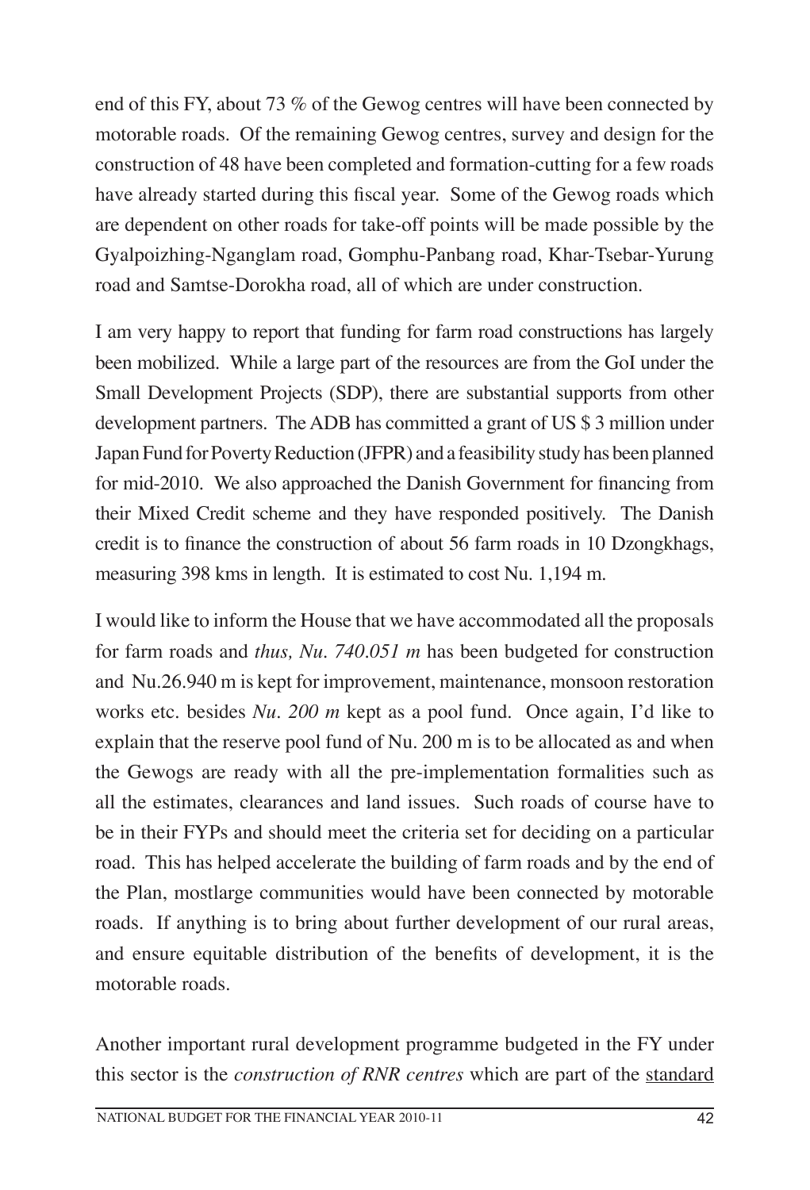end of this FY, about 73 % of the Gewog centres will have been connected by motorable roads. Of the remaining Gewog centres, survey and design for the construction of 48 have been completed and formation-cutting for a few roads have already started during this fiscal year. Some of the Gewog roads which are dependent on other roads for take-off points will be made possible by the Gyalpoizhing-Nganglam road, Gomphu-Panbang road, Khar-Tsebar-Yurung road and Samtse-Dorokha road, all of which are under construction.

I am very happy to report that funding for farm road constructions has largely been mobilized. While a large part of the resources are from the GoI under the Small Development Projects (SDP), there are substantial supports from other development partners. The ADB has committed a grant of US $ 3 million under Japan Fund for Poverty Reduction (JFPR) and a feasibility study has been planned for mid-2010. We also approached the Danish Government for financing from their Mixed Credit scheme and they have responded positively. The Danish credit is to finance the construction of about 56 farm roads in 10 Dzongkhags, measuring 398 kms in length. It is estimated to cost Nu. 1,194 m.

I would like to inform the House that we have accommodated all the proposals for farm roads and *thus, Nu. 740.051 m* has been budgeted for construction and Nu.26.940 m is kept for improvement, maintenance, monsoon restoration works etc. besides *Nu. 200 m* kept as a pool fund. Once again, I'd like to explain that the reserve pool fund of Nu. 200 m is to be allocated as and when the Gewogs are ready with all the pre-implementation formalities such as all the estimates, clearances and land issues. Such roads of course have to be in their FYPs and should meet the criteria set for deciding on a particular road. This has helped accelerate the building of farm roads and by the end of the Plan, mostlarge communities would have been connected by motorable roads. If anything is to bring about further development of our rural areas, and ensure equitable distribution of the benefits of development, it is the motorable roads.

Another important rural development programme budgeted in the FY under this sector is the *construction of RNR centres* which are part of the standard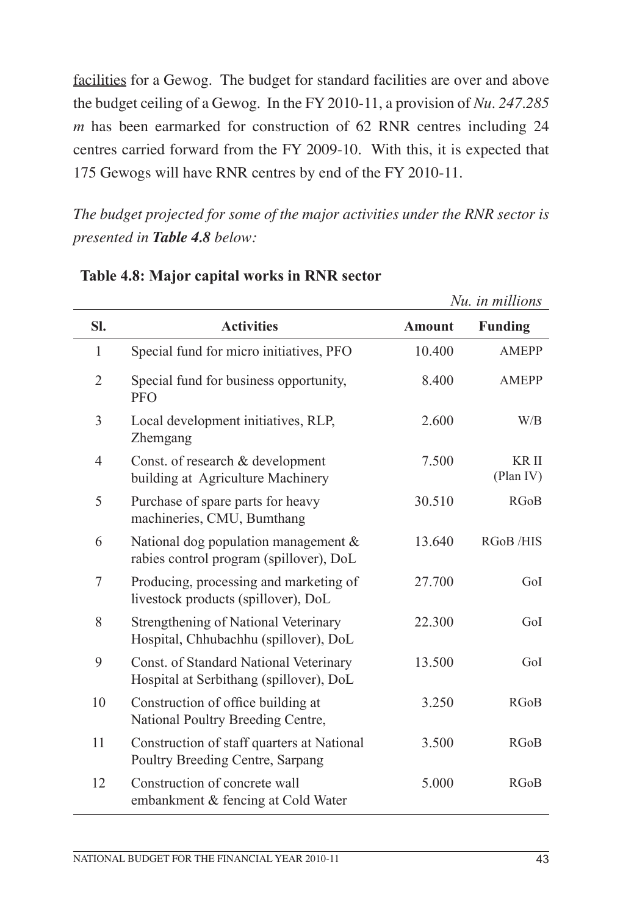facilities for a Gewog. The budget for standard facilities are over and above the budget ceiling of a Gewog. In the FY 2010-11, a provision of *Nu. 247.285 m* has been earmarked for construction of 62 RNR centres including 24 centres carried forward from the FY 2009-10. With this, it is expected that 175 Gewogs will have RNR centres by end of the FY 2010-11.

*The budget projected for some of the major activities under the RNR sector is presented in **Table 4.8** below:*

**Table 4.8: Major capital works in RNR sector**

*Nu. in millions*

| Sl. | Activities | Amount | Funding |
|---|---|---|---|
| 1 | Special fund for micro initiatives, PFO | 10.400 | AMEPP |
| 2 | Special fund for business opportunity, PFO | 8.400 | AMEPP |
| 3 | Local development initiatives, RLP, Zhemgang | 2.600 | W/B |
| 4 | Const. of research & development building at Agriculture Machinery | 7.500 | KR II (Plan IV) |
| 5 | Purchase of spare parts for heavy machineries, CMU, Bumthang | 30.510 | RGoB |
| 6 | National dog population management & rabies control program (spillover), DoL | 13.640 | RGoB /HIS |
| 7 | Producing, processing and marketing of livestock products (spillover), DoL | 27.700 | GoI |
| 8 | Strengthening of National Veterinary Hospital, Chhubachhu (spillover), DoL | 22.300 | GoI |
| 9 | Const. of Standard National Veterinary Hospital at Serbithang (spillover), DoL | 13.500 | GoI |
| 10 | Construction of office building at National Poultry Breeding Centre, | 3.250 | RGoB |
| 11 | Construction of staff quarters at National Poultry Breeding Centre, Sarpang | 3.500 | RGoB |
| 12 | Construction of concrete wall embankment & fencing at Cold Water | 5.000 | RGoB |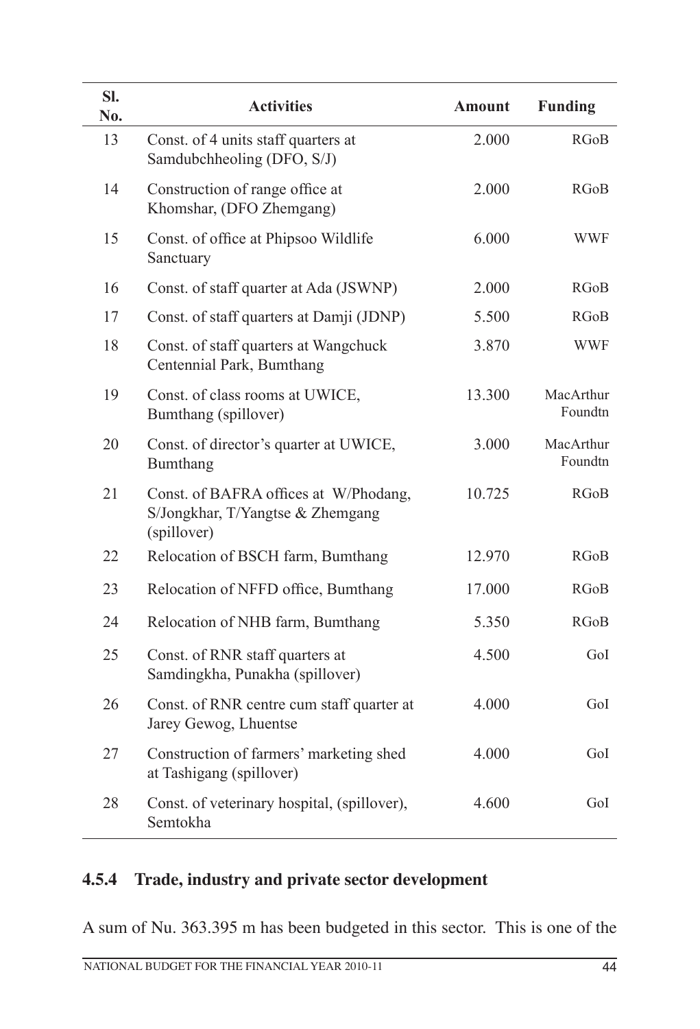| Sl. No. | Activities | Amount | Funding |
|---|---|---|---|
| 13 | Const. of 4 units staff quarters at Samdubchheoling (DFO, S/J) | 2.000 | RGoB |
| 14 | Construction of range office at Khomshar, (DFO Zhemgang) | 2.000 | RGoB |
| 15 | Const. of office at Phipsoo Wildlife Sanctuary | 6.000 | WWF |
| 16 | Const. of staff quarter at Ada (JSWNP) | 2.000 | RGoB |
| 17 | Const. of staff quarters at Damji (JDNP) | 5.500 | RGoB |
| 18 | Const. of staff quarters at Wangchuck Centennial Park, Bumthang | 3.870 | WWF |
| 19 | Const. of class rooms at UWICE, Bumthang (spillover) | 13.300 | MacArthur Foundtn |
| 20 | Const. of director's quarter at UWICE, Bumthang | 3.000 | MacArthur Foundtn |
| 21 | Const. of BAFRA offices at W/Phodang, S/Jongkhar, T/Yangtse & Zhemgang (spillover) | 10.725 | RGoB |
| 22 | Relocation of BSCH farm, Bumthang | 12.970 | RGoB |
| 23 | Relocation of NFFD office, Bumthang | 17.000 | RGoB |
| 24 | Relocation of NHB farm, Bumthang | 5.350 | RGoB |
| 25 | Const. of RNR staff quarters at Samdingkha, Punakha (spillover) | 4.500 | GoI |
| 26 | Const. of RNR centre cum staff quarter at Jarey Gewog, Lhuentse | 4.000 | GoI |
| 27 | Construction of farmers' marketing shed at Tashigang (spillover) | 4.000 | GoI |
| 28 | Const. of veterinary hospital, (spillover), Semtokha | 4.600 | GoI |

### 4.5.4 Trade, industry and private sector development

A sum of Nu. 363.395 m has been budgeted in this sector. This is one of the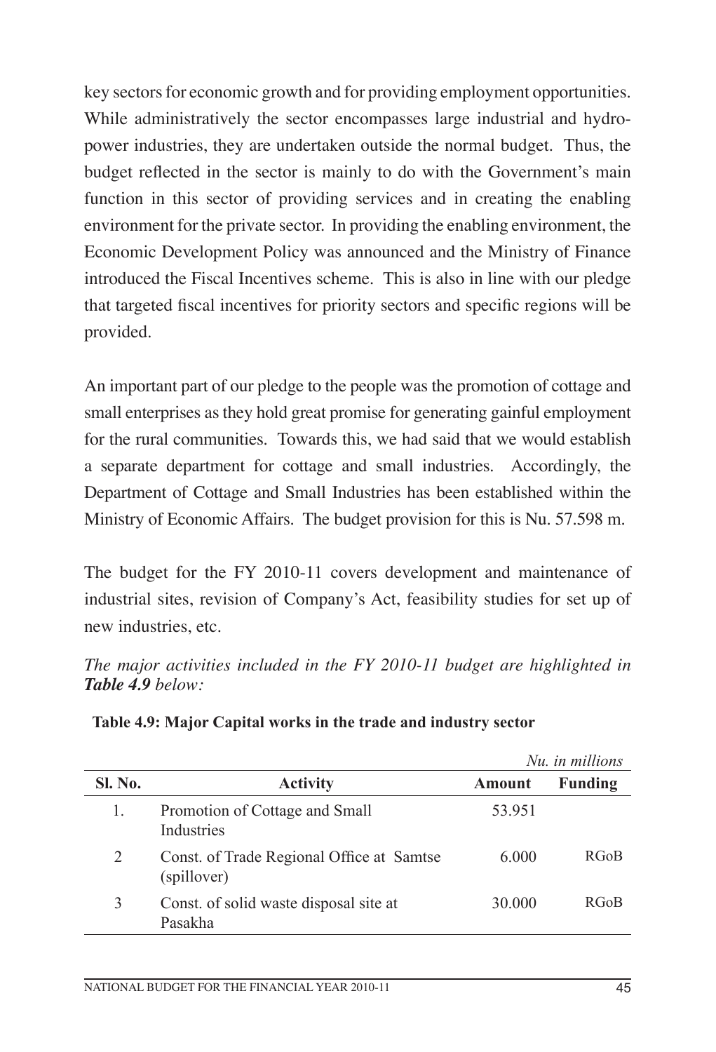key sectors for economic growth and for providing employment opportunities. While administratively the sector encompasses large industrial and hydro-power industries, they are undertaken outside the normal budget. Thus, the budget reflected in the sector is mainly to do with the Government's main function in this sector of providing services and in creating the enabling environment for the private sector. In providing the enabling environment, the Economic Development Policy was announced and the Ministry of Finance introduced the Fiscal Incentives scheme. This is also in line with our pledge that targeted fiscal incentives for priority sectors and specific regions will be provided.

An important part of our pledge to the people was the promotion of cottage and small enterprises as they hold great promise for generating gainful employment for the rural communities. Towards this, we had said that we would establish a separate department for cottage and small industries. Accordingly, the Department of Cottage and Small Industries has been established within the Ministry of Economic Affairs. The budget provision for this is Nu. 57.598 m.

The budget for the FY 2010-11 covers development and maintenance of industrial sites, revision of Company's Act, feasibility studies for set up of new industries, etc.

*The major activities included in the FY 2010-11 budget are highlighted in **Table 4.9** below:*

**Table 4.9: Major Capital works in the trade and industry sector**

*Nu. in millions*

| Sl. No. | Activity | Amount | Funding |
|---|---|---|---|
| 1. | Promotion of Cottage and Small Industries | 53.951 | |
| 2 | Const. of Trade Regional Office at Samtse (spillover) | 6.000 | RGoB |
| 3 | Const. of solid waste disposal site at Pasakha | 30.000 | RGoB |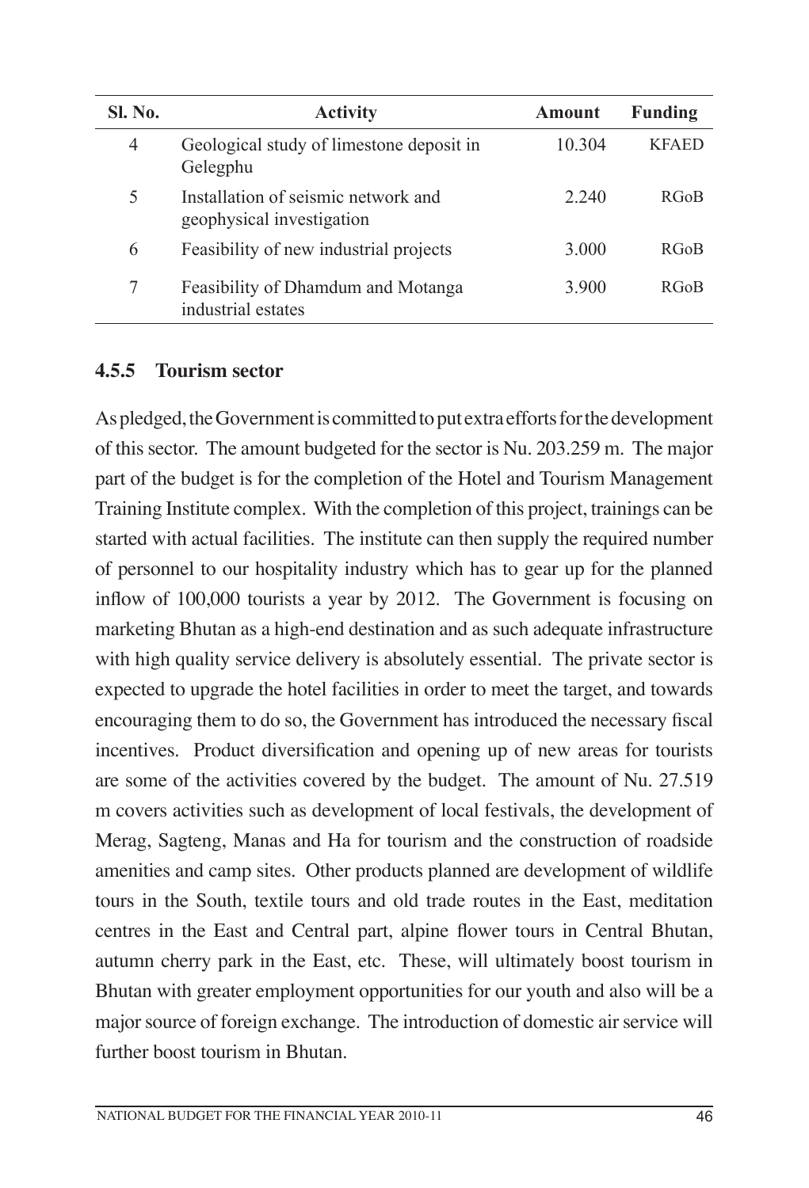| Sl. No. | Activity | Amount | Funding |
|---|---|---|---|
| 4 | Geological study of limestone deposit in Gelegphu | 10.304 | KFAED |
| 5 | Installation of seismic network and geophysical investigation | 2.240 | RGoB |
| 6 | Feasibility of new industrial projects | 3.000 | RGoB |
| 7 | Feasibility of Dhamdum and Motanga industrial estates | 3.900 | RGoB |

### 4.5.5 Tourism sector

As pledged, the Government is committed to put extra efforts for the development of this sector. The amount budgeted for the sector is Nu. 203.259 m. The major part of the budget is for the completion of the Hotel and Tourism Management Training Institute complex. With the completion of this project, trainings can be started with actual facilities. The institute can then supply the required number of personnel to our hospitality industry which has to gear up for the planned inflow of 100,000 tourists a year by 2012. The Government is focusing on marketing Bhutan as a high-end destination and as such adequate infrastructure with high quality service delivery is absolutely essential. The private sector is expected to upgrade the hotel facilities in order to meet the target, and towards encouraging them to do so, the Government has introduced the necessary fiscal incentives. Product diversification and opening up of new areas for tourists are some of the activities covered by the budget. The amount of Nu. 27.519 m covers activities such as development of local festivals, the development of Merag, Sagteng, Manas and Ha for tourism and the construction of roadside amenities and camp sites. Other products planned are development of wildlife tours in the South, textile tours and old trade routes in the East, meditation centres in the East and Central part, alpine flower tours in Central Bhutan, autumn cherry park in the East, etc. These, will ultimately boost tourism in Bhutan with greater employment opportunities for our youth and also will be a major source of foreign exchange. The introduction of domestic air service will further boost tourism in Bhutan.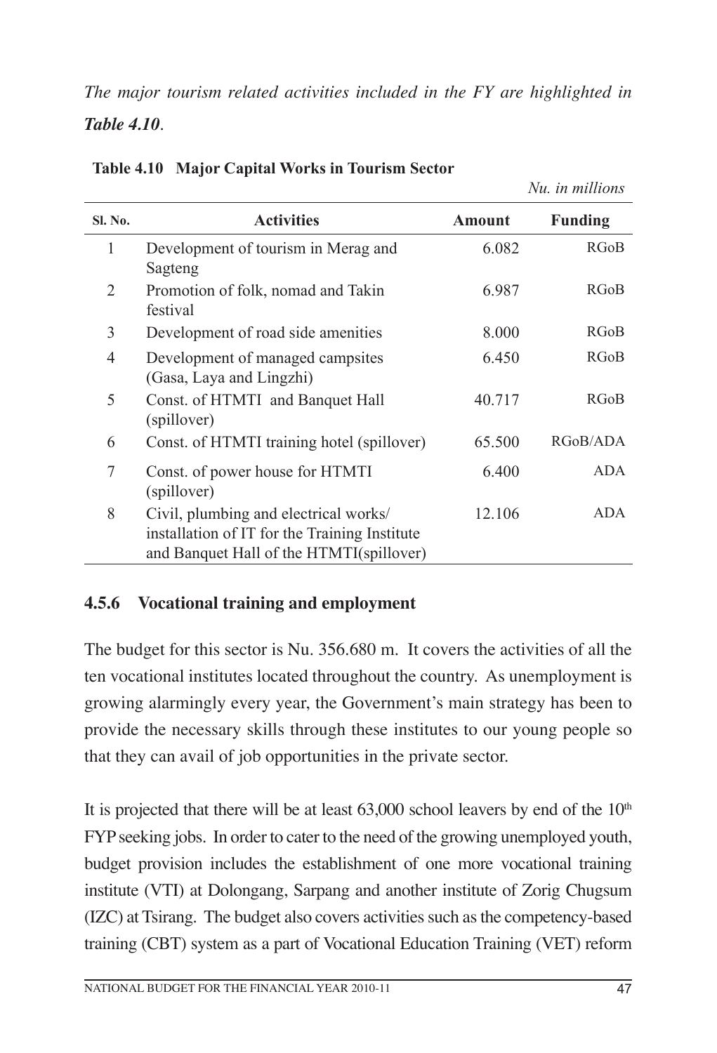*The major tourism related activities included in the FY are highlighted in* ***Table 4.10***.

**Table 4.10 Major Capital Works in Tourism Sector**

*Nu. in millions*

| Sl. No. | Activities | Amount | Funding |
|---|---|---|---|
| 1 | Development of tourism in Merag and Sagteng | 6.082 | RGoB |
| 2 | Promotion of folk, nomad and Takin festival | 6.987 | RGoB |
| 3 | Development of road side amenities | 8.000 | RGoB |
| 4 | Development of managed campsites (Gasa, Laya and Lingzhi) | 6.450 | RGoB |
| 5 | Const. of HTMTI and Banquet Hall (spillover) | 40.717 | RGoB |
| 6 | Const. of HTMTI training hotel (spillover) | 65.500 | RGoB/ADA |
| 7 | Const. of power house for HTMTI (spillover) | 6.400 | ADA |
| 8 | Civil, plumbing and electrical works/ installation of IT for the Training Institute and Banquet Hall of the HTMTI(spillover) | 12.106 | ADA |

### 4.5.6 Vocational training and employment

The budget for this sector is Nu. 356.680 m. It covers the activities of all the ten vocational institutes located throughout the country. As unemployment is growing alarmingly every year, the Government's main strategy has been to provide the necessary skills through these institutes to our young people so that they can avail of job opportunities in the private sector.

It is projected that there will be at least 63,000 school leavers by end of the 10th FYP seeking jobs. In order to cater to the need of the growing unemployed youth, budget provision includes the establishment of one more vocational training institute (VTI) at Dolongang, Sarpang and another institute of Zorig Chugsum (IZC) at Tsirang. The budget also covers activities such as the competency-based training (CBT) system as a part of Vocational Education Training (VET) reform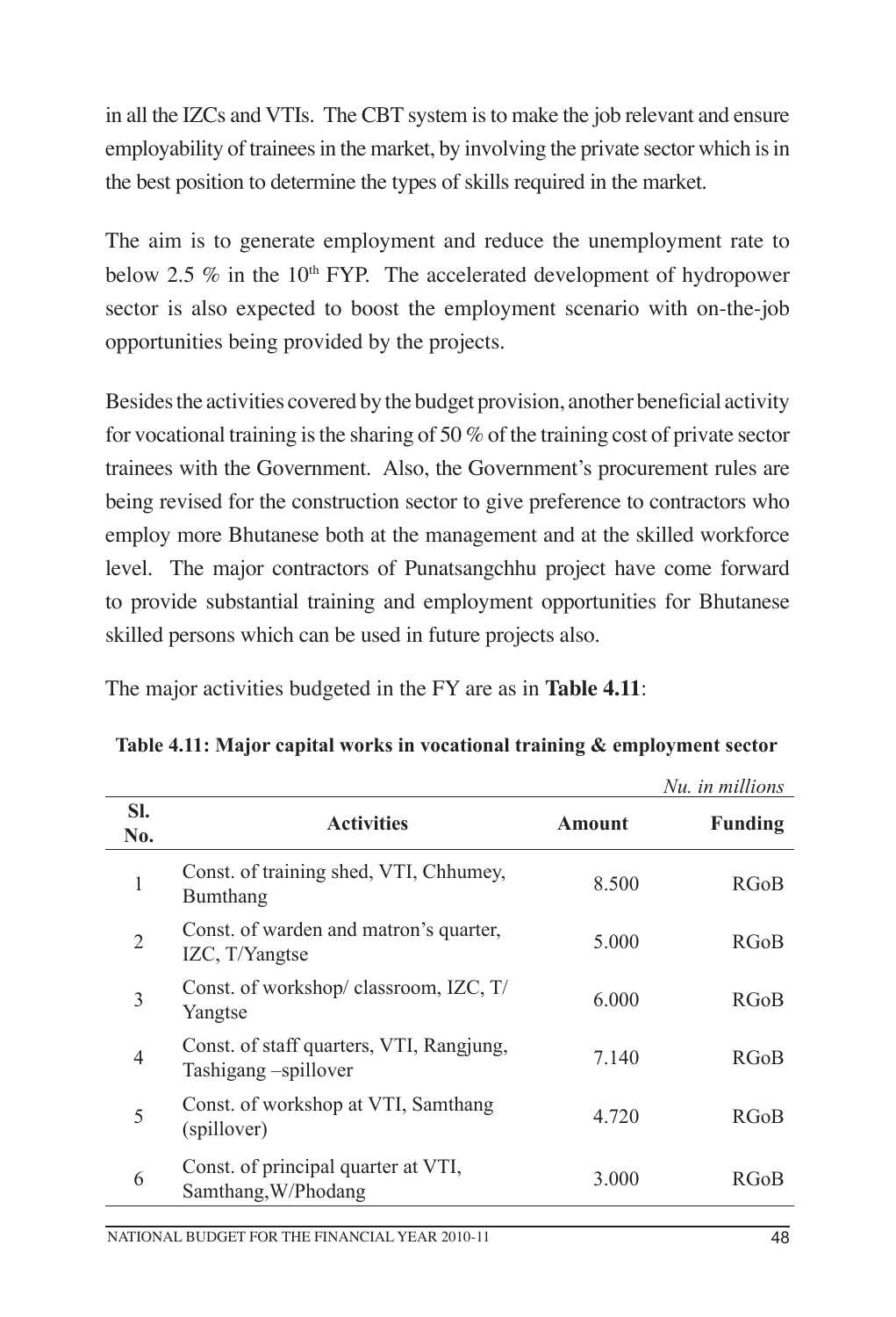in all the IZCs and VTIs. The CBT system is to make the job relevant and ensure employability of trainees in the market, by involving the private sector which is in the best position to determine the types of skills required in the market.

The aim is to generate employment and reduce the unemployment rate to below 2.5 % in the 10th FYP. The accelerated development of hydropower sector is also expected to boost the employment scenario with on-the-job opportunities being provided by the projects.

Besides the activities covered by the budget provision, another beneficial activity for vocational training is the sharing of 50 % of the training cost of private sector trainees with the Government. Also, the Government's procurement rules are being revised for the construction sector to give preference to contractors who employ more Bhutanese both at the management and at the skilled workforce level. The major contractors of Punatsangchhu project have come forward to provide substantial training and employment opportunities for Bhutanese skilled persons which can be used in future projects also.

The major activities budgeted in the FY are as in **Table 4.11**:

**Table 4.11: Major capital works in vocational training & employment sector**

*Nu. in millions*

| Sl. No. | Activities | Amount | Funding |
|---|---|---|---|
| 1 | Const. of training shed, VTI, Chhumey, Bumthang | 8.500 | RGoB |
| 2 | Const. of warden and matron's quarter, IZC, T/Yangtse | 5.000 | RGoB |
| 3 | Const. of workshop/ classroom, IZC, T/ Yangtse | 6.000 | RGoB |
| 4 | Const. of staff quarters, VTI, Rangjung, Tashigang –spillover | 7.140 | RGoB |
| 5 | Const. of workshop at VTI, Samthang (spillover) | 4.720 | RGoB |
| 6 | Const. of principal quarter at VTI, Samthang, W/Phodang | 3.000 | RGoB |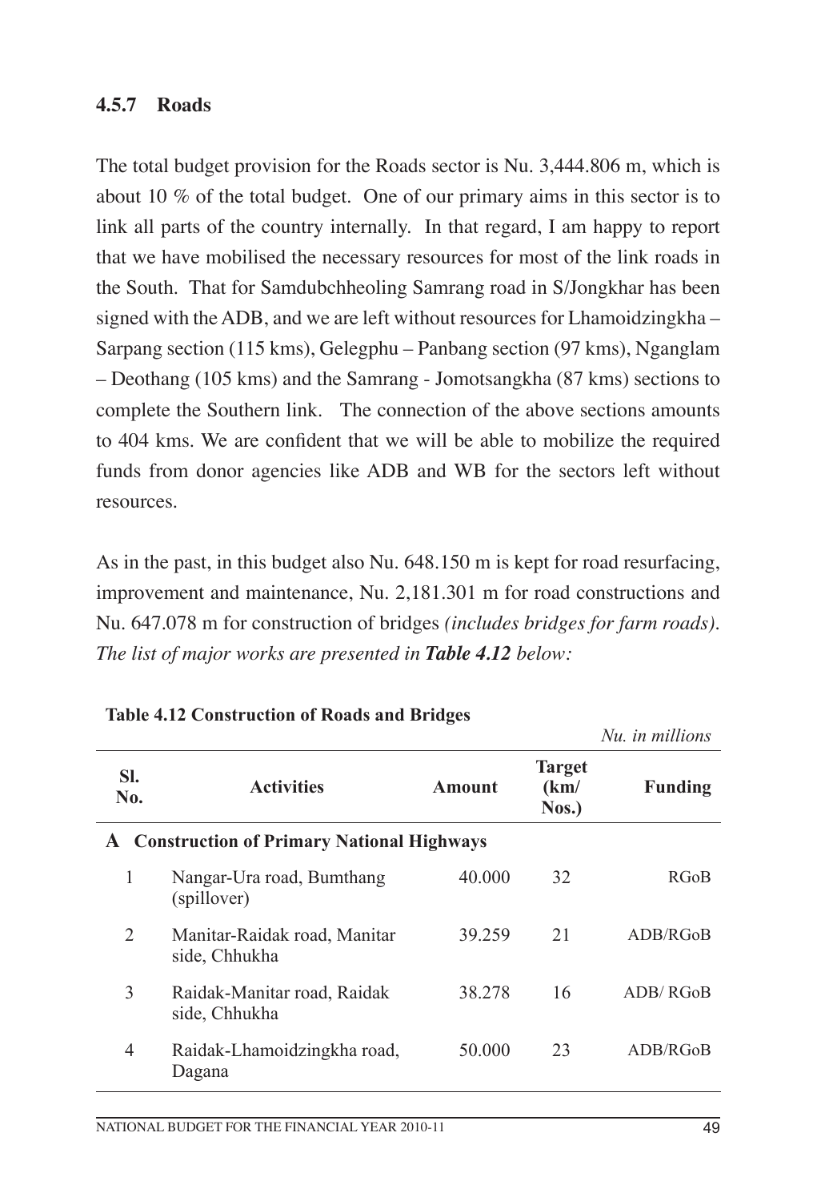### 4.5.7 Roads

The total budget provision for the Roads sector is Nu. 3,444.806 m, which is about 10 % of the total budget. One of our primary aims in this sector is to link all parts of the country internally. In that regard, I am happy to report that we have mobilised the necessary resources for most of the link roads in the South. That for Samdubchheoling Samrang road in S/Jongkhar has been signed with the ADB, and we are left without resources for Lhamoidzingkha – Sarpang section (115 kms), Gelegphu – Panbang section (97 kms), Nganglam – Deothang (105 kms) and the Samrang - Jomotsangkha (87 kms) sections to complete the Southern link. The connection of the above sections amounts to 404 kms. We are confident that we will be able to mobilize the required funds from donor agencies like ADB and WB for the sectors left without resources.

As in the past, in this budget also Nu. 648.150 m is kept for road resurfacing, improvement and maintenance, Nu. 2,181.301 m for road constructions and Nu. 647.078 m for construction of bridges *(includes bridges for farm roads). The list of major works are presented in **Table 4.12** below:*

**Table 4.12 Construction of Roads and Bridges**

*Nu. in millions*

| Sl. No. | Activities | Amount | Target (km/ Nos.) | Funding |
|---|---|---|---|---|
| **A** | **Construction of Primary National Highways** | | | |
| 1 | Nangar-Ura road, Bumthang (spillover) | 40.000 | 32 | RGoB |
| 2 | Manitar-Raidak road, Manitar side, Chhukha | 39.259 | 21 | ADB/RGoB |
| 3 | Raidak-Manitar road, Raidak side, Chhukha | 38.278 | 16 | ADB/ RGoB |
| 4 | Raidak-Lhamoidzingkha road, Dagana | 50.000 | 23 | ADB/RGoB |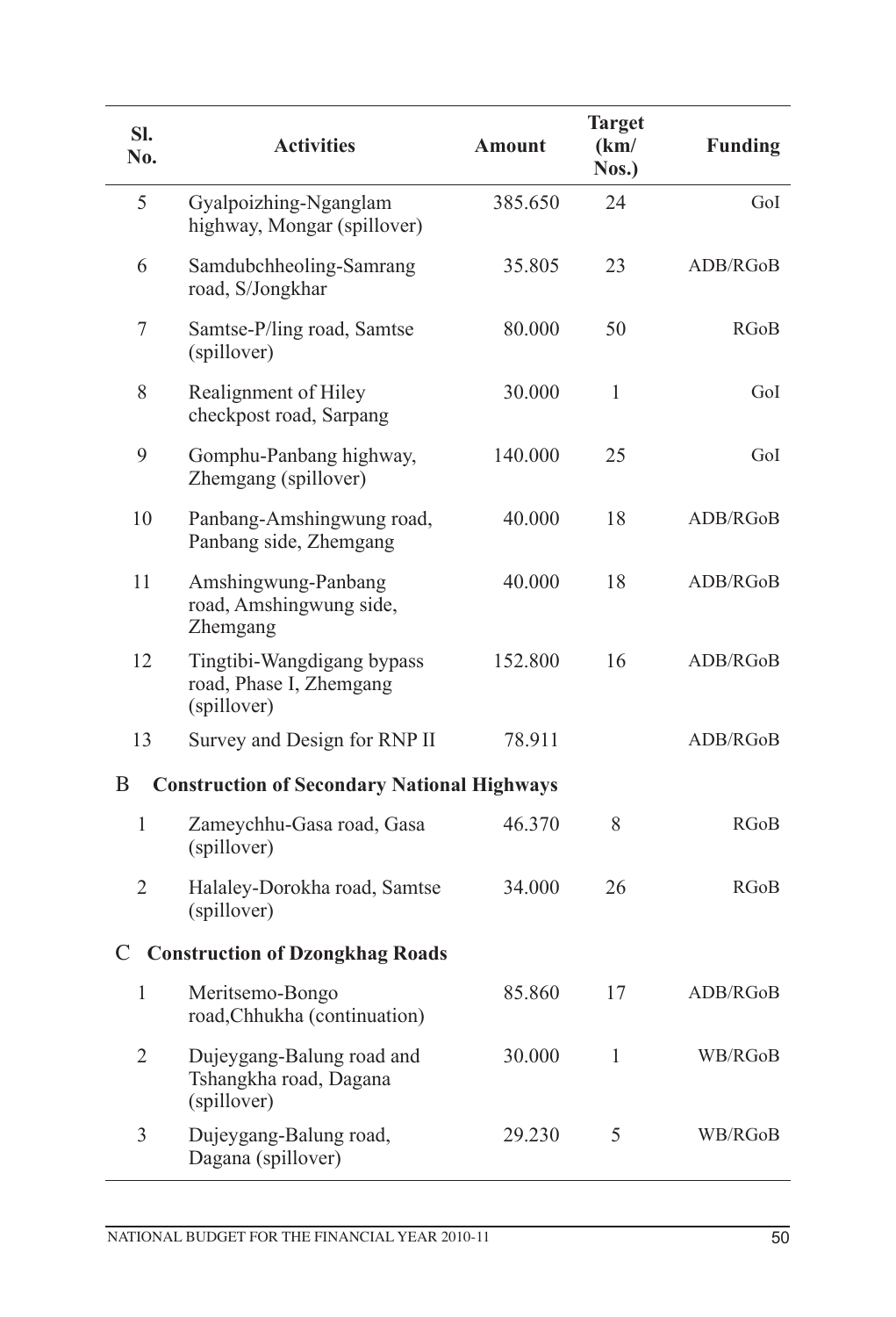| Sl. No. | Activities | Amount | Target (km/ Nos.) | Funding |
|---|---|---|---|---|
| 5 | Gyalpoizhing-Nganglam highway, Mongar (spillover) | 385.650 | 24 | GoI |
| 6 | Samdubchheoling-Samrang road, S/Jongkhar | 35.805 | 23 | ADB/RGoB |
| 7 | Samtse-P/ling road, Samtse (spillover) | 80.000 | 50 | RGoB |
| 8 | Realignment of Hiley checkpost road, Sarpang | 30.000 | 1 | GoI |
| 9 | Gomphu-Panbang highway, Zhemgang (spillover) | 140.000 | 25 | GoI |
| 10 | Panbang-Amshingwung road, Panbang side, Zhemgang | 40.000 | 18 | ADB/RGoB |
| 11 | Amshingwung-Panbang road, Amshingwung side, Zhemgang | 40.000 | 18 | ADB/RGoB |
| 12 | Tingtibi-Wangdigang bypass road, Phase I, Zhemgang (spillover) | 152.800 | 16 | ADB/RGoB |
| 13 | Survey and Design for RNP II | 78.911 | | ADB/RGoB |
| B | **Construction of Secondary National Highways** | | | |
| 1 | Zameychhu-Gasa road, Gasa (spillover) | 46.370 | 8 | RGoB |
| 2 | Halaley-Dorokha road, Samtse (spillover) | 34.000 | 26 | RGoB |
| C | **Construction of Dzongkhag Roads** | | | |
| 1 | Meritsemo-Bongo road,Chhukha (continuation) | 85.860 | 17 | ADB/RGoB |
| 2 | Dujeygang-Balung road and Tshangkha road, Dagana (spillover) | 30.000 | 1 | WB/RGoB |
| 3 | Dujeygang-Balung road, Dagana (spillover) | 29.230 | 5 | WB/RGoB |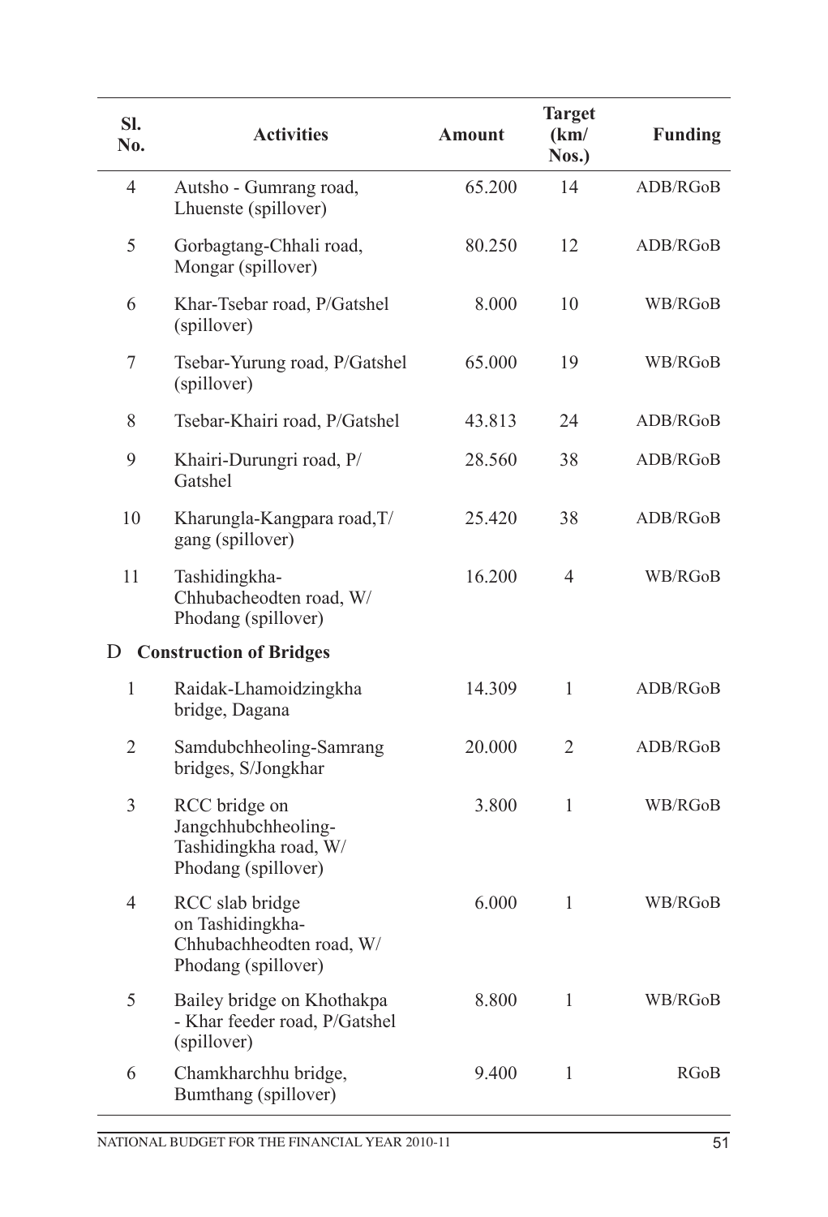| Sl. No. | Activities | Amount | Target (km/ Nos.) | Funding |
|---|---|---|---|---|
| 4 | Autsho - Gumrang road, Lhuenste (spillover) | 65.200 | 14 | ADB/RGoB |
| 5 | Gorbagtang-Chhali road, Mongar (spillover) | 80.250 | 12 | ADB/RGoB |
| 6 | Khar-Tsebar road, P/Gatshel (spillover) | 8.000 | 10 | WB/RGoB |
| 7 | Tsebar-Yurung road, P/Gatshel (spillover) | 65.000 | 19 | WB/RGoB |
| 8 | Tsebar-Khairi road, P/Gatshel | 43.813 | 24 | ADB/RGoB |
| 9 | Khairi-Durungri road, P/ Gatshel | 28.560 | 38 | ADB/RGoB |
| 10 | Kharungla-Kangpara road,T/ gang (spillover) | 25.420 | 38 | ADB/RGoB |
| 11 | Tashidingkha-Chhubacheodten road, W/ Phodang (spillover) | 16.200 | 4 | WB/RGoB |
| D | **Construction of Bridges** | | | |
| 1 | Raidak-Lhamoidzingkha bridge, Dagana | 14.309 | 1 | ADB/RGoB |
| 2 | Samdubchheoling-Samrang bridges, S/Jongkhar | 20.000 | 2 | ADB/RGoB |
| 3 | RCC bridge on Jangchhubchheoling-Tashidingkha road, W/ Phodang (spillover) | 3.800 | 1 | WB/RGoB |
| 4 | RCC slab bridge on Tashidingkha-Chhubachheodten road, W/ Phodang (spillover) | 6.000 | 1 | WB/RGoB |
| 5 | Bailey bridge on Khothakpa - Khar feeder road, P/Gatshel (spillover) | 8.800 | 1 | WB/RGoB |
| 6 | Chamkharchhu bridge, Bumthang (spillover) | 9.400 | 1 | RGoB |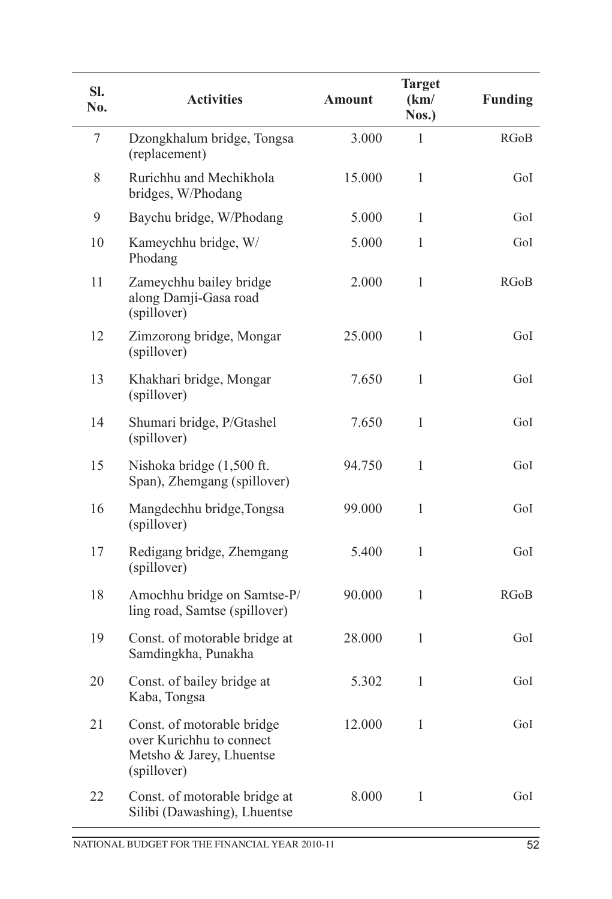| Sl. No. | Activities | Amount | Target (km/ Nos.) | Funding |
|---|---|---|---|---|
| 7 | Dzongkhalum bridge, Tongsa (replacement) | 3.000 | 1 | RGoB |
| 8 | Rurichhu and Mechikhola bridges, W/Phodang | 15.000 | 1 | GoI |
| 9 | Baychu bridge, W/Phodang | 5.000 | 1 | GoI |
| 10 | Kameychhu bridge, W/ Phodang | 5.000 | 1 | GoI |
| 11 | Zameychhu bailey bridge along Damji-Gasa road (spillover) | 2.000 | 1 | RGoB |
| 12 | Zimzorong bridge, Mongar (spillover) | 25.000 | 1 | GoI |
| 13 | Khakhari bridge, Mongar (spillover) | 7.650 | 1 | GoI |
| 14 | Shumari bridge, P/Gtashel (spillover) | 7.650 | 1 | GoI |
| 15 | Nishoka bridge (1,500 ft. Span), Zhemgang (spillover) | 94.750 | 1 | GoI |
| 16 | Mangdechhu bridge,Tongsa (spillover) | 99.000 | 1 | GoI |
| 17 | Redigang bridge, Zhemgang (spillover) | 5.400 | 1 | GoI |
| 18 | Amochhu bridge on Samtse-P/ ling road, Samtse (spillover) | 90.000 | 1 | RGoB |
| 19 | Const. of motorable bridge at Samdingkha, Punakha | 28.000 | 1 | GoI |
| 20 | Const. of bailey bridge at Kaba, Tongsa | 5.302 | 1 | GoI |
| 21 | Const. of motorable bridge over Kurichhu to connect Metsho & Jarey, Lhuentse (spillover) | 12.000 | 1 | GoI |
| 22 | Const. of motorable bridge at Silibi (Dawashing), Lhuentse | 8.000 | 1 | GoI |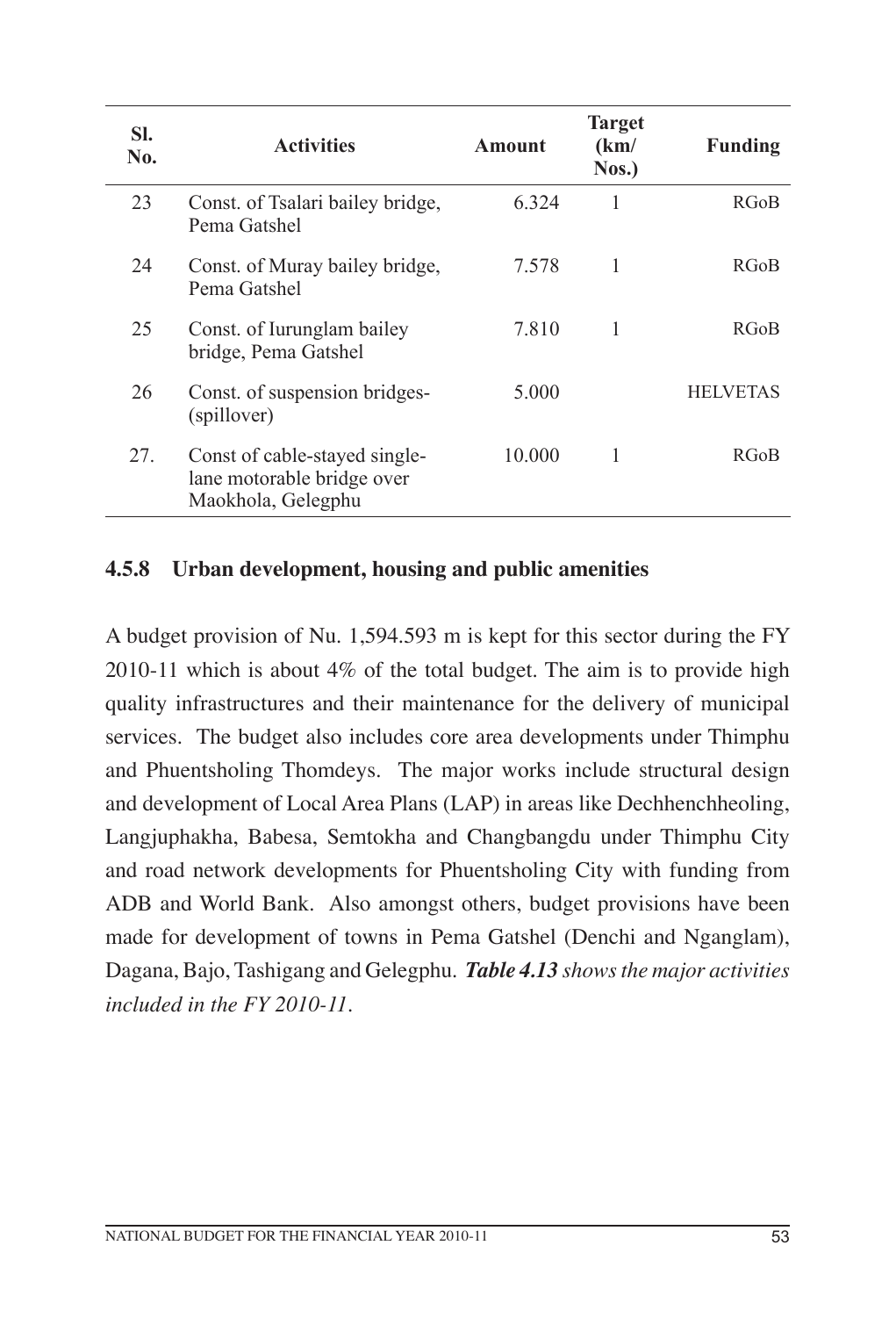| Sl. No. | Activities | Amount | Target (km/ Nos.) | Funding |
|---|---|---|---|---|
| 23 | Const. of Tsalari bailey bridge, Pema Gatshel | 6.324 | 1 | RGoB |
| 24 | Const. of Muray bailey bridge, Pema Gatshel | 7.578 | 1 | RGoB |
| 25 | Const. of Iurunglam bailey bridge, Pema Gatshel | 7.810 | 1 | RGoB |
| 26 | Const. of suspension bridges-(spillover) | 5.000 | | HELVETAS |
| 27. | Const of cable-stayed single-lane motorable bridge over Maokhola, Gelegphu | 10.000 | 1 | RGoB |

### 4.5.8 Urban development, housing and public amenities

A budget provision of Nu. 1,594.593 m is kept for this sector during the FY 2010-11 which is about 4% of the total budget. The aim is to provide high quality infrastructures and their maintenance for the delivery of municipal services. The budget also includes core area developments under Thimphu and Phuentsholing Thomdeys. The major works include structural design and development of Local Area Plans (LAP) in areas like Dechhenchheoling, Langjuphakha, Babesa, Semtokha and Changbangdu under Thimphu City and road network developments for Phuentsholing City with funding from ADB and World Bank. Also amongst others, budget provisions have been made for development of towns in Pema Gatshel (Denchi and Nganglam), Dagana, Bajo, Tashigang and Gelegphu. ***Table 4.13*** *shows the major activities included in the FY 2010-11.*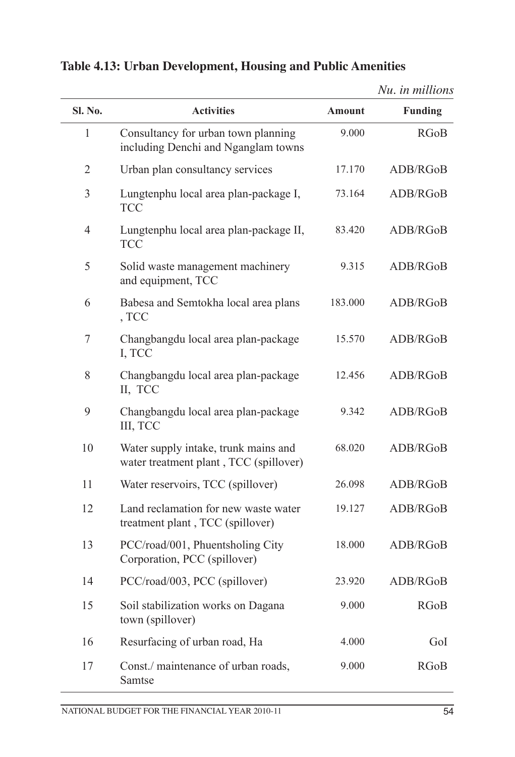**Table 4.13: Urban Development, Housing and Public Amenities**

*Nu. in millions*

| Sl. No. | Activities | Amount | Funding |
|---|---|---|---|
| 1 | Consultancy for urban town planning including Denchi and Nganglam towns | 9.000 | RGoB |
| 2 | Urban plan consultancy services | 17.170 | ADB/RGoB |
| 3 | Lungtenphu local area plan-package I, TCC | 73.164 | ADB/RGoB |
| 4 | Lungtenphu local area plan-package II, TCC | 83.420 | ADB/RGoB |
| 5 | Solid waste management machinery and equipment, TCC | 9.315 | ADB/RGoB |
| 6 | Babesa and Semtokha local area plans , TCC | 183.000 | ADB/RGoB |
| 7 | Changbangdu local area plan-package I, TCC | 15.570 | ADB/RGoB |
| 8 | Changbangdu local area plan-package II, TCC | 12.456 | ADB/RGoB |
| 9 | Changbangdu local area plan-package III, TCC | 9.342 | ADB/RGoB |
| 10 | Water supply intake, trunk mains and water treatment plant , TCC (spillover) | 68.020 | ADB/RGoB |
| 11 | Water reservoirs, TCC (spillover) | 26.098 | ADB/RGoB |
| 12 | Land reclamation for new waste water treatment plant , TCC (spillover) | 19.127 | ADB/RGoB |
| 13 | PCC/road/001, Phuentsholing City Corporation, PCC (spillover) | 18.000 | ADB/RGoB |
| 14 | PCC/road/003, PCC (spillover) | 23.920 | ADB/RGoB |
| 15 | Soil stabilization works on Dagana town (spillover) | 9.000 | RGoB |
| 16 | Resurfacing of urban road, Ha | 4.000 | GoI |
| 17 | Const./ maintenance of urban roads, Samtse | 9.000 | RGoB |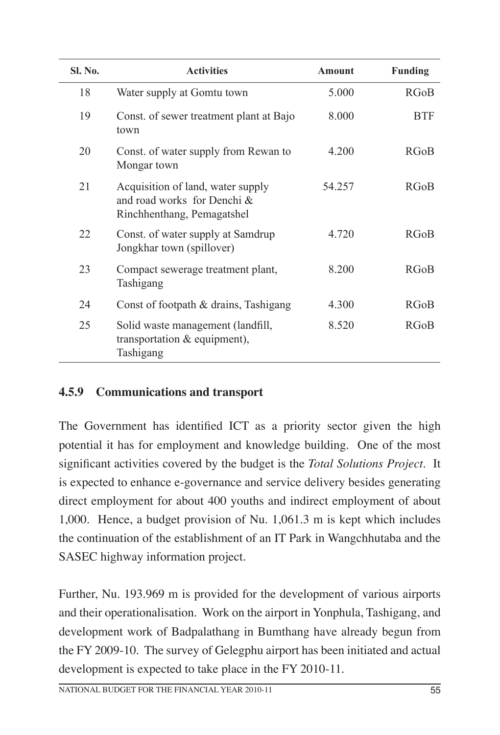| Sl. No. | Activities | Amount | Funding |
|---|---|---|---|
| 18 | Water supply at Gomtu town | 5.000 | RGoB |
| 19 | Const. of sewer treatment plant at Bajo town | 8.000 | BTF |
| 20 | Const. of water supply from Rewan to Mongar town | 4.200 | RGoB |
| 21 | Acquisition of land, water supply and road works for Denchi & Rinchhenthang, Pemagatshel | 54.257 | RGoB |
| 22 | Const. of water supply at Samdrup Jongkhar town (spillover) | 4.720 | RGoB |
| 23 | Compact sewerage treatment plant, Tashigang | 8.200 | RGoB |
| 24 | Const of footpath & drains, Tashigang | 4.300 | RGoB |
| 25 | Solid waste management (landfill, transportation & equipment), Tashigang | 8.520 | RGoB |

### 4.5.9 Communications and transport

The Government has identified ICT as a priority sector given the high potential it has for employment and knowledge building. One of the most significant activities covered by the budget is the *Total Solutions Project*. It is expected to enhance e-governance and service delivery besides generating direct employment for about 400 youths and indirect employment of about 1,000. Hence, a budget provision of Nu. 1,061.3 m is kept which includes the continuation of the establishment of an IT Park in Wangchhutaba and the SASEC highway information project.

Further, Nu. 193.969 m is provided for the development of various airports and their operationalisation. Work on the airport in Yonphula, Tashigang, and development work of Badpalathang in Bumthang have already begun from the FY 2009-10. The survey of Gelegphu airport has been initiated and actual development is expected to take place in the FY 2010-11.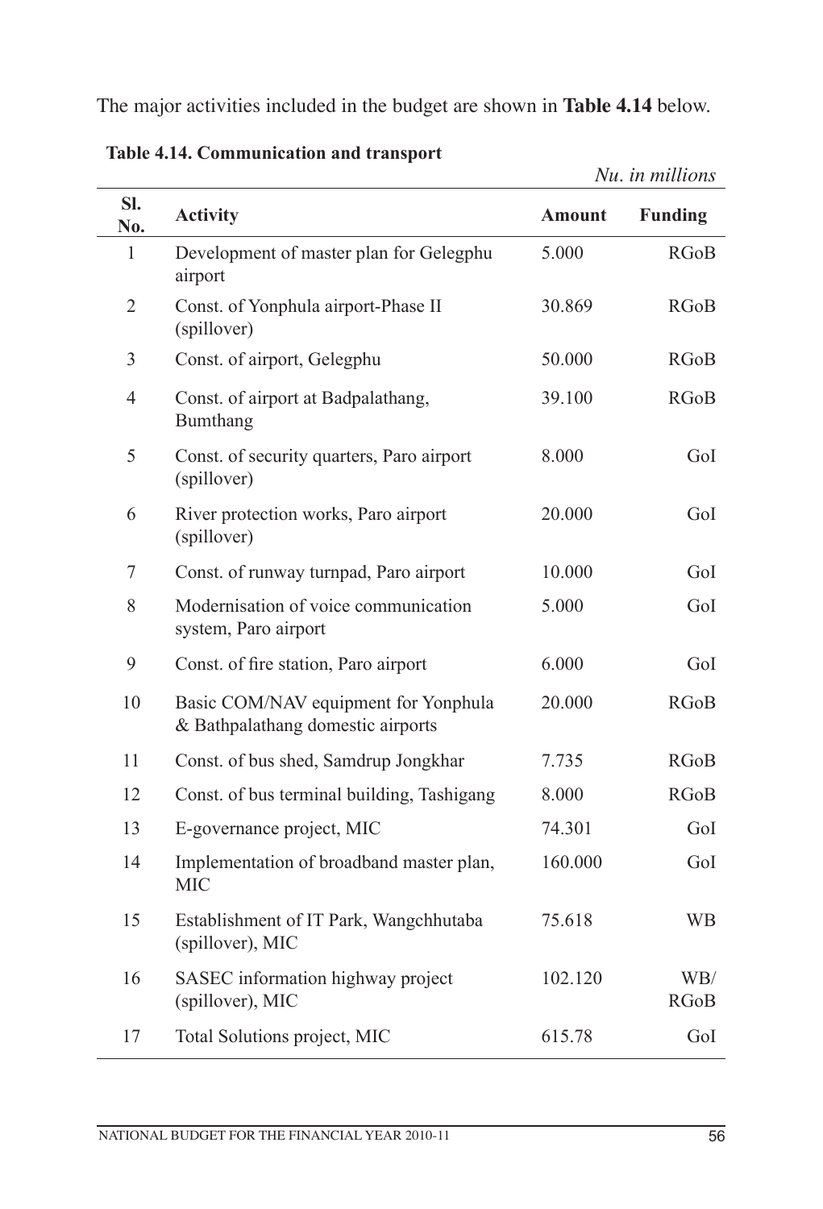The major activities included in the budget are shown in **Table 4.14** below.

**Table 4.14. Communication and transport**

*Nu. in millions*

| Sl. No. | Activity | Amount | Funding |
|---|---|---|---|
| 1 | Development of master plan for Gelegphu airport | 5.000 | RGoB |
| 2 | Const. of Yonphula airport-Phase II (spillover) | 30.869 | RGoB |
| 3 | Const. of airport, Gelegphu | 50.000 | RGoB |
| 4 | Const. of airport at Badpalathang, Bumthang | 39.100 | RGoB |
| 5 | Const. of security quarters, Paro airport (spillover) | 8.000 | GoI |
| 6 | River protection works, Paro airport (spillover) | 20.000 | GoI |
| 7 | Const. of runway turnpad, Paro airport | 10.000 | GoI |
| 8 | Modernisation of voice communication system, Paro airport | 5.000 | GoI |
| 9 | Const. of fire station, Paro airport | 6.000 | GoI |
| 10 | Basic COM/NAV equipment for Yonphula & Bathpalathang domestic airports | 20.000 | RGoB |
| 11 | Const. of bus shed, Samdrup Jongkhar | 7.735 | RGoB |
| 12 | Const. of bus terminal building, Tashigang | 8.000 | RGoB |
| 13 | E-governance project, MIC | 74.301 | GoI |
| 14 | Implementation of broadband master plan, MIC | 160.000 | GoI |
| 15 | Establishment of IT Park, Wangchhutaba (spillover), MIC | 75.618 | WB |
| 16 | SASEC information highway project (spillover), MIC | 102.120 | WB/ RGoB |
| 17 | Total Solutions project, MIC | 615.78 | GoI |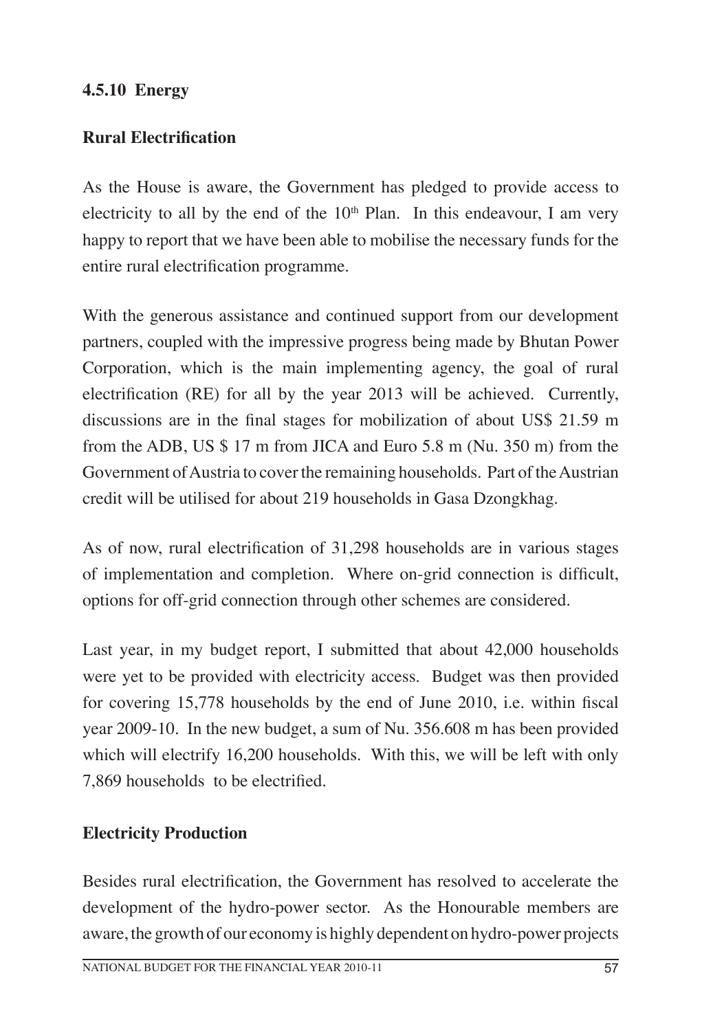### 4.5.10 Energy

**Rural Electrification**

As the House is aware, the Government has pledged to provide access to electricity to all by the end of the 10th Plan. In this endeavour, I am very happy to report that we have been able to mobilise the necessary funds for the entire rural electrification programme.

With the generous assistance and continued support from our development partners, coupled with the impressive progress being made by Bhutan Power Corporation, which is the main implementing agency, the goal of rural electrification (RE) for all by the year 2013 will be achieved. Currently, discussions are in the final stages for mobilization of about US$ 21.59 m from the ADB, US $ 17 m from JICA and Euro 5.8 m (Nu. 350 m) from the Government of Austria to cover the remaining households. Part of the Austrian credit will be utilised for about 219 households in Gasa Dzongkhag.

As of now, rural electrification of 31,298 households are in various stages of implementation and completion. Where on-grid connection is difficult, options for off-grid connection through other schemes are considered.

Last year, in my budget report, I submitted that about 42,000 households were yet to be provided with electricity access. Budget was then provided for covering 15,778 households by the end of June 2010, i.e. within fiscal year 2009-10. In the new budget, a sum of Nu. 356.608 m has been provided which will electrify 16,200 households. With this, we will be left with only 7,869 households to be electrified.

**Electricity Production**

Besides rural electrification, the Government has resolved to accelerate the development of the hydro-power sector. As the Honourable members are aware, the growth of our economy is highly dependent on hydro-power projects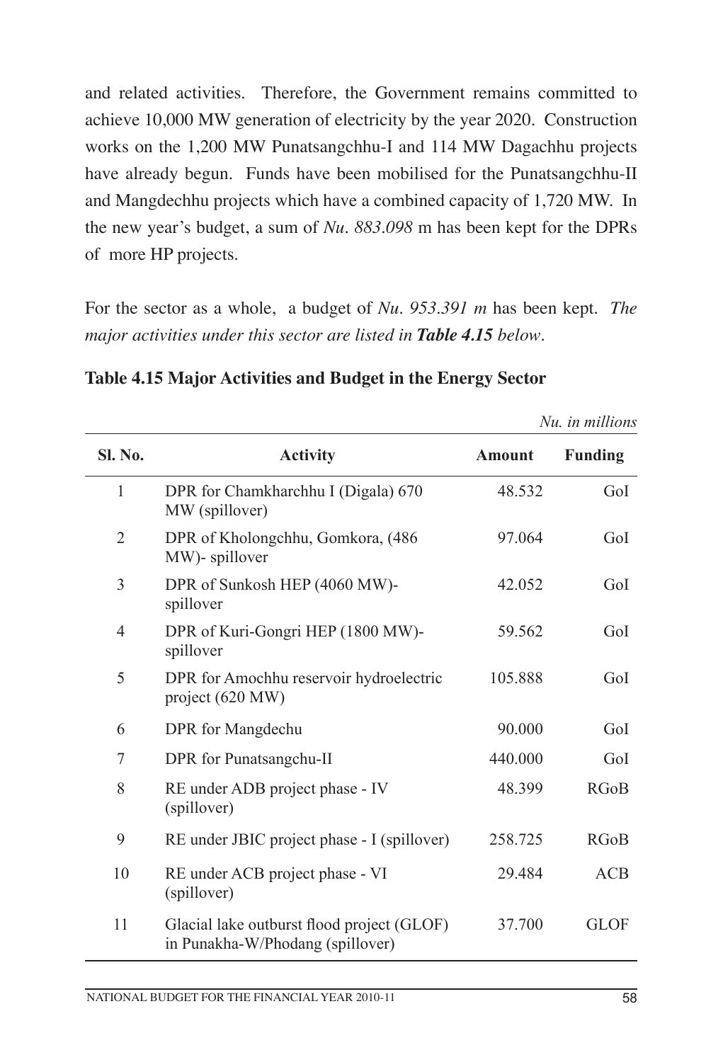and related activities. Therefore, the Government remains committed to achieve 10,000 MW generation of electricity by the year 2020. Construction works on the 1,200 MW Punatsangchhu-I and 114 MW Dagachhu projects have already begun. Funds have been mobilised for the Punatsangchhu-II and Mangdechhu projects which have a combined capacity of 1,720 MW. In the new year's budget, a sum of *Nu. 883.098* m has been kept for the DPRs of more HP projects.

For the sector as a whole, a budget of *Nu. 953.391 m* has been kept. *The major activities under this sector are listed in **Table 4.15** below.*

**Table 4.15 Major Activities and Budget in the Energy Sector**

*Nu. in millions*

| Sl. No. | Activity | Amount | Funding |
|---|---|---|---|
| 1 | DPR for Chamkharchhu I (Digala) 670 MW (spillover) | 48.532 | GoI |
| 2 | DPR of Kholongchhu, Gomkora, (486 MW)- spillover | 97.064 | GoI |
| 3 | DPR of Sunkosh HEP (4060 MW)- spillover | 42.052 | GoI |
| 4 | DPR of Kuri-Gongri HEP (1800 MW)- spillover | 59.562 | GoI |
| 5 | DPR for Amochhu reservoir hydroelectric project (620 MW) | 105.888 | GoI |
| 6 | DPR for Mangdechu | 90.000 | GoI |
| 7 | DPR for Punatsangchu-II | 440.000 | GoI |
| 8 | RE under ADB project phase - IV (spillover) | 48.399 | RGoB |
| 9 | RE under JBIC project phase - I (spillover) | 258.725 | RGoB |
| 10 | RE under ACB project phase - VI (spillover) | 29.484 | ACB |
| 11 | Glacial lake outburst flood project (GLOF) in Punakha-W/Phodang (spillover) | 37.700 | GLOF |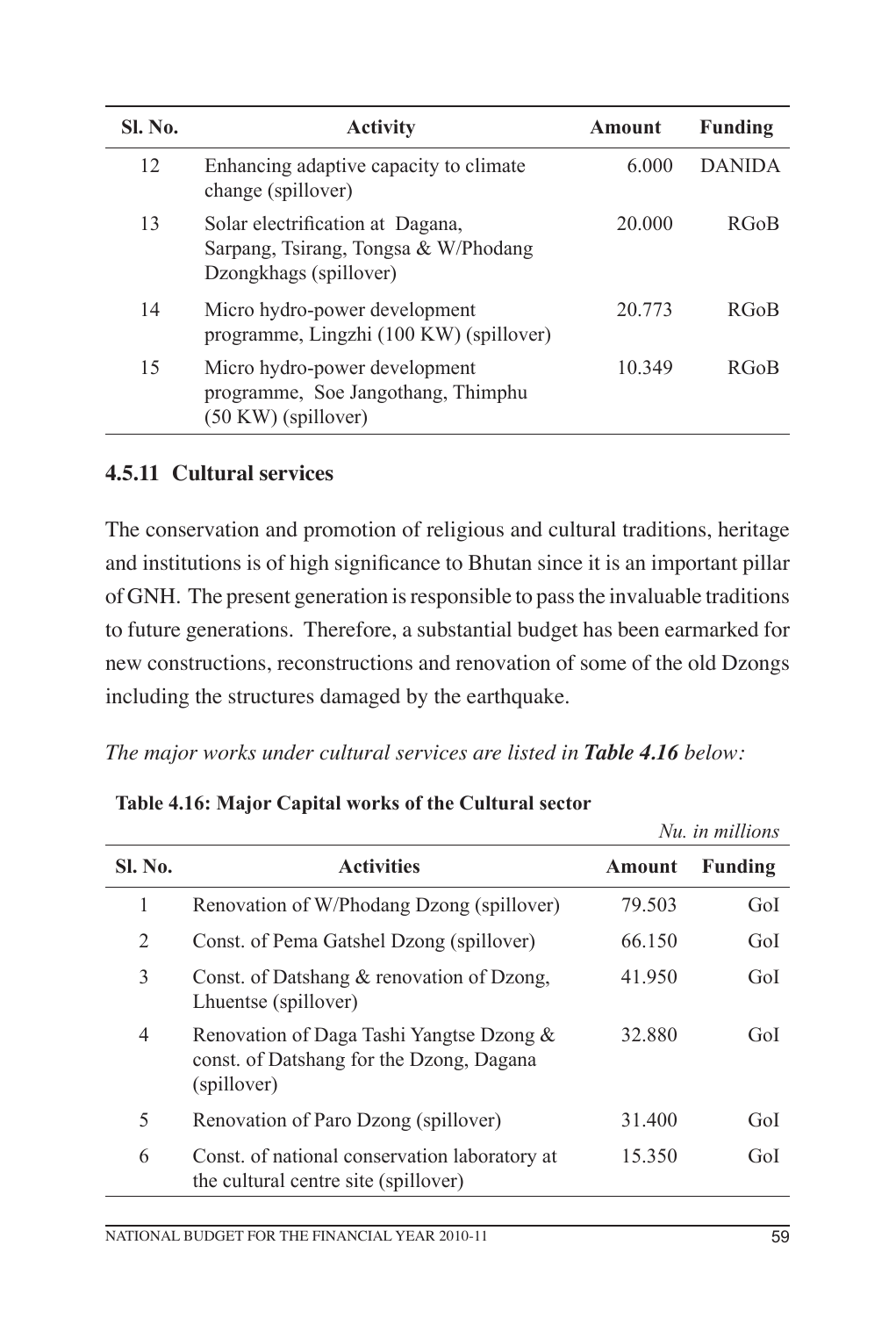| Sl. No. | Activity | Amount | Funding |
|---|---|---|---|
| 12 | Enhancing adaptive capacity to climate change (spillover) | 6.000 | DANIDA |
| 13 | Solar electrification at Dagana, Sarpang, Tsirang, Tongsa & W/Phodang Dzongkhags (spillover) | 20.000 | RGoB |
| 14 | Micro hydro-power development programme, Lingzhi (100 KW) (spillover) | 20.773 | RGoB |
| 15 | Micro hydro-power development programme, Soe Jangothang, Thimphu (50 KW) (spillover) | 10.349 | RGoB |

### 4.5.11 Cultural services

The conservation and promotion of religious and cultural traditions, heritage and institutions is of high significance to Bhutan since it is an important pillar of GNH. The present generation is responsible to pass the invaluable traditions to future generations. Therefore, a substantial budget has been earmarked for new constructions, reconstructions and renovation of some of the old Dzongs including the structures damaged by the earthquake.

*The major works under cultural services are listed in **Table 4.16** below:*

**Table 4.16: Major Capital works of the Cultural sector**

*Nu. in millions*

| Sl. No. | Activities | Amount | Funding |
|---|---|---|---|
| 1 | Renovation of W/Phodang Dzong (spillover) | 79.503 | GoI |
| 2 | Const. of Pema Gatshel Dzong (spillover) | 66.150 | GoI |
| 3 | Const. of Datshang & renovation of Dzong, Lhuentse (spillover) | 41.950 | GoI |
| 4 | Renovation of Daga Tashi Yangtse Dzong & const. of Datshang for the Dzong, Dagana (spillover) | 32.880 | GoI |
| 5 | Renovation of Paro Dzong (spillover) | 31.400 | GoI |
| 6 | Const. of national conservation laboratory at the cultural centre site (spillover) | 15.350 | GoI |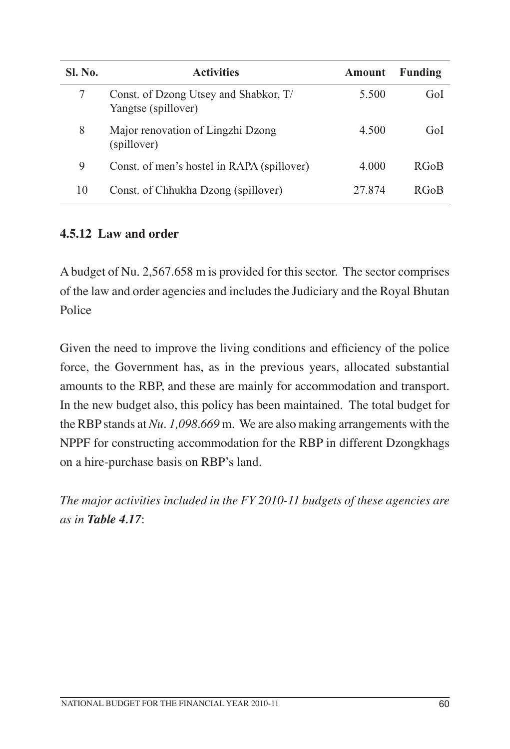| Sl. No. | Activities | Amount | Funding |
| --- | --- | --- | --- |
| 7 | Const. of Dzong Utsey and Shabkor, T/ Yangtse (spillover) | 5.500 | GoI |
| 8 | Major renovation of Lingzhi Dzong (spillover) | 4.500 | GoI |
| 9 | Const. of men's hostel in RAPA (spillover) | 4.000 | RGoB |
| 10 | Const. of Chhukha Dzong (spillover) | 27.874 | RGoB |

### 4.5.12 Law and order

A budget of Nu. 2,567.658 m is provided for this sector. The sector comprises of the law and order agencies and includes the Judiciary and the Royal Bhutan Police

Given the need to improve the living conditions and efficiency of the police force, the Government has, as in the previous years, allocated substantial amounts to the RBP, and these are mainly for accommodation and transport. In the new budget also, this policy has been maintained. The total budget for the RBP stands at *Nu. 1,098.669* m. We are also making arrangements with the NPPF for constructing accommodation for the RBP in different Dzongkhags on a hire-purchase basis on RBP's land.

*The major activities included in the FY 2010-11 budgets of these agencies are as in* ***Table 4.17***: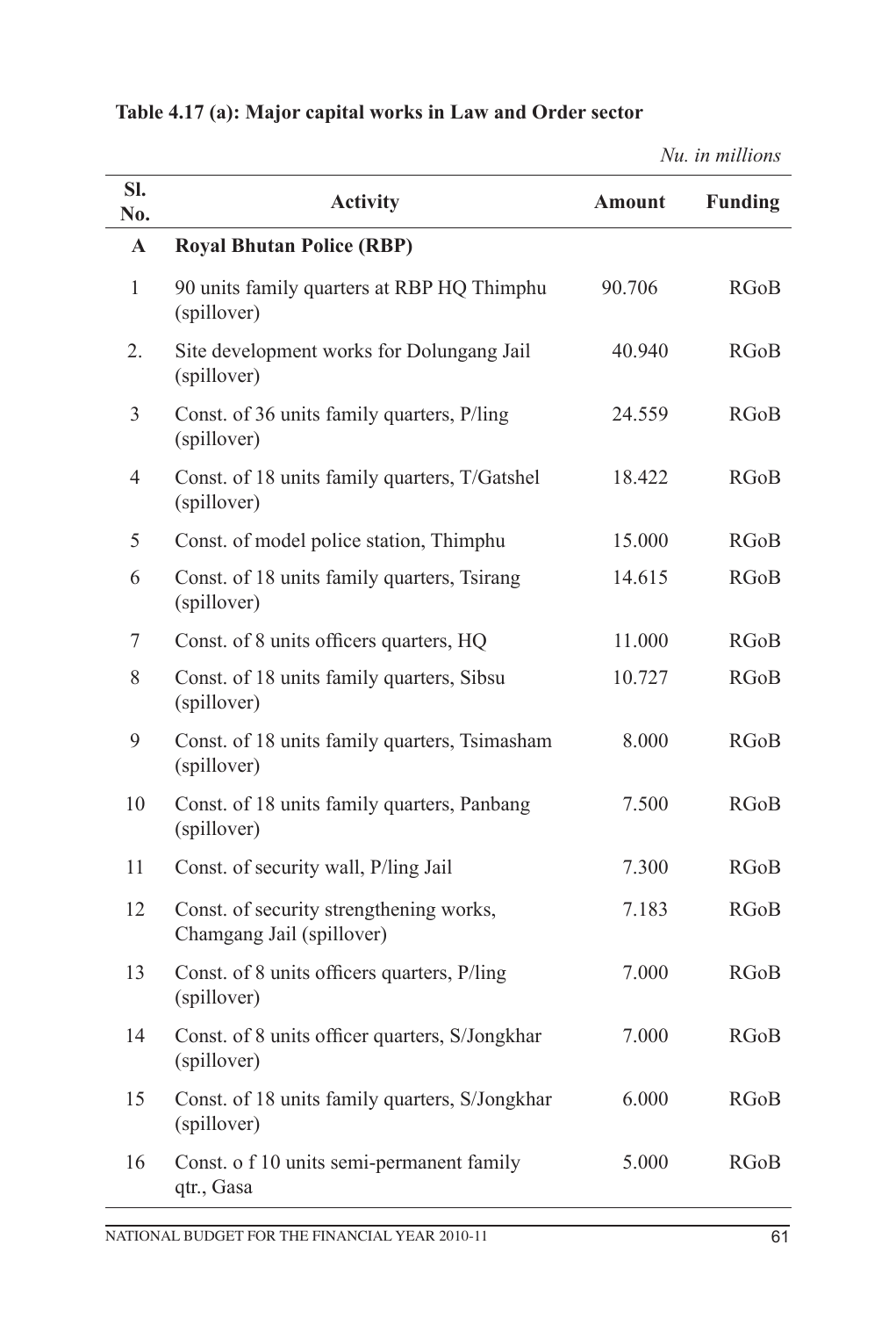**Table 4.17 (a): Major capital works in Law and Order sector**

*Nu. in millions*

| Sl. No. | Activity | Amount | Funding |
|---|---|---|---|
| **A** | **Royal Bhutan Police (RBP)** | | |
| 1 | 90 units family quarters at RBP HQ Thimphu (spillover) | 90.706 | RGoB |
| 2. | Site development works for Dolungang Jail (spillover) | 40.940 | RGoB |
| 3 | Const. of 36 units family quarters, P/ling (spillover) | 24.559 | RGoB |
| 4 | Const. of 18 units family quarters, T/Gatshel (spillover) | 18.422 | RGoB |
| 5 | Const. of model police station, Thimphu | 15.000 | RGoB |
| 6 | Const. of 18 units family quarters, Tsirang (spillover) | 14.615 | RGoB |
| 7 | Const. of 8 units officers quarters, HQ | 11.000 | RGoB |
| 8 | Const. of 18 units family quarters, Sibsu (spillover) | 10.727 | RGoB |
| 9 | Const. of 18 units family quarters, Tsimasham (spillover) | 8.000 | RGoB |
| 10 | Const. of 18 units family quarters, Panbang (spillover) | 7.500 | RGoB |
| 11 | Const. of security wall, P/ling Jail | 7.300 | RGoB |
| 12 | Const. of security strengthening works, Chamgang Jail (spillover) | 7.183 | RGoB |
| 13 | Const. of 8 units officers quarters, P/ling (spillover) | 7.000 | RGoB |
| 14 | Const. of 8 units officer quarters, S/Jongkhar (spillover) | 7.000 | RGoB |
| 15 | Const. of 18 units family quarters, S/Jongkhar (spillover) | 6.000 | RGoB |
| 16 | Const. o f 10 units semi-permanent family qtr., Gasa | 5.000 | RGoB |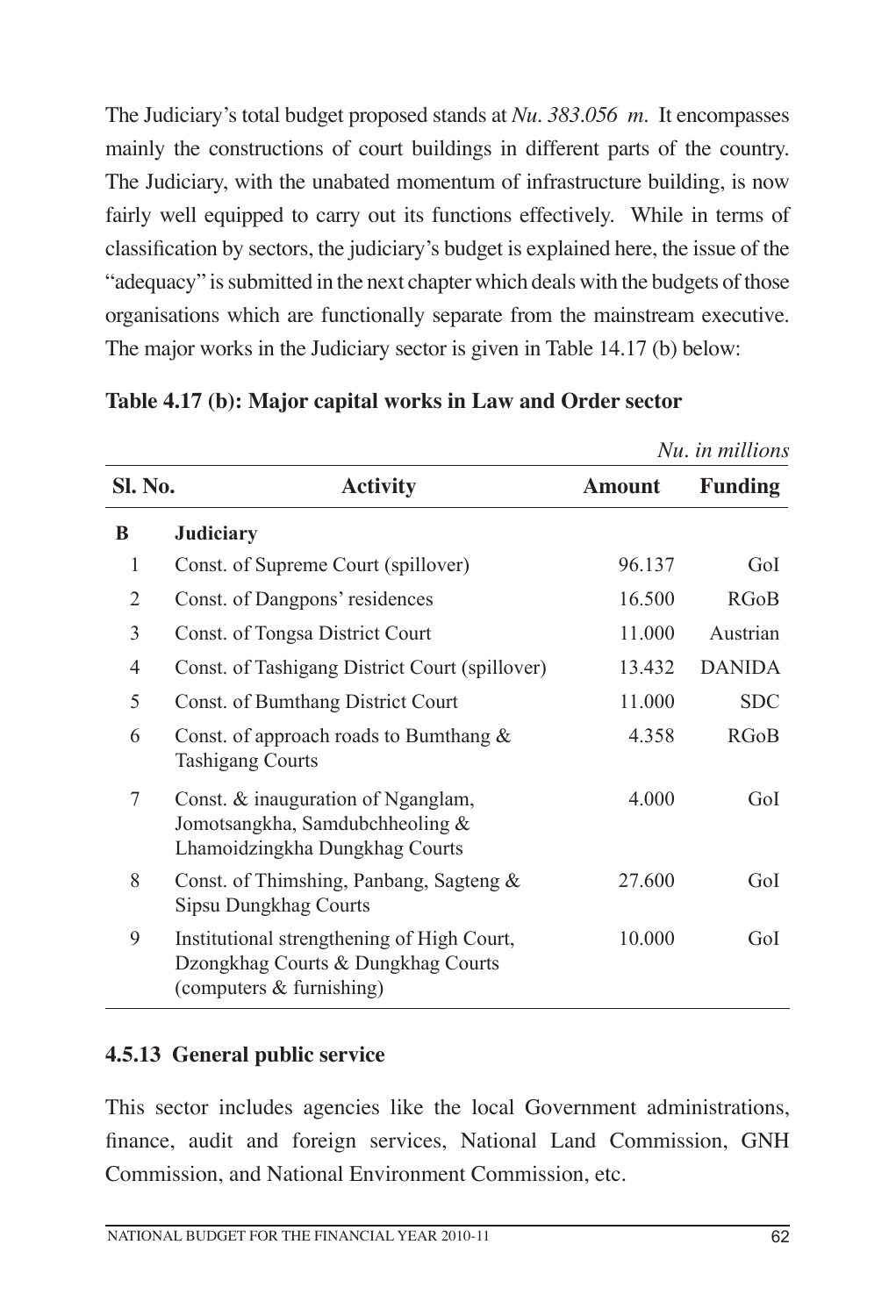The Judiciary's total budget proposed stands at *Nu. 383.056 m.* It encompasses mainly the constructions of court buildings in different parts of the country. The Judiciary, with the unabated momentum of infrastructure building, is now fairly well equipped to carry out its functions effectively. While in terms of classification by sectors, the judiciary's budget is explained here, the issue of the "adequacy" is submitted in the next chapter which deals with the budgets of those organisations which are functionally separate from the mainstream executive. The major works in the Judiciary sector is given in Table 14.17 (b) below:

**Table 4.17 (b): Major capital works in Law and Order sector**

*Nu. in millions*

| Sl. No. | Activity | Amount | Funding |
|---|---|---|---|
| **B** | **Judiciary** | | |
| 1 | Const. of Supreme Court (spillover) | 96.137 | GoI |
| 2 | Const. of Dangpons' residences | 16.500 | RGoB |
| 3 | Const. of Tongsa District Court | 11.000 | Austrian |
| 4 | Const. of Tashigang District Court (spillover) | 13.432 | DANIDA |
| 5 | Const. of Bumthang District Court | 11.000 | SDC |
| 6 | Const. of approach roads to Bumthang & Tashigang Courts | 4.358 | RGoB |
| 7 | Const. & inauguration of Nganglam, Jomotsangkha, Samdubchheoling & Lhamoidzingkha Dungkhag Courts | 4.000 | GoI |
| 8 | Const. of Thimshing, Panbang, Sagteng & Sipsu Dungkhag Courts | 27.600 | GoI |
| 9 | Institutional strengthening of High Court, Dzongkhag Courts & Dungkhag Courts (computers & furnishing) | 10.000 | GoI |

### 4.5.13 General public service

This sector includes agencies like the local Government administrations, finance, audit and foreign services, National Land Commission, GNH Commission, and National Environment Commission, etc.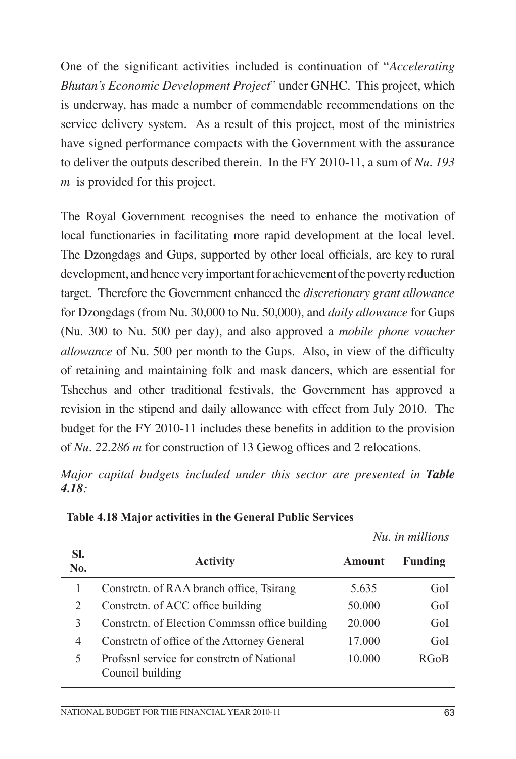One of the significant activities included is continuation of "*Accelerating Bhutan's Economic Development Project*" under GNHC. This project, which is underway, has made a number of commendable recommendations on the service delivery system. As a result of this project, most of the ministries have signed performance compacts with the Government with the assurance to deliver the outputs described therein. In the FY 2010-11, a sum of *Nu. 193 m* is provided for this project.

The Royal Government recognises the need to enhance the motivation of local functionaries in facilitating more rapid development at the local level. The Dzongdags and Gups, supported by other local officials, are key to rural development, and hence very important for achievement of the poverty reduction target. Therefore the Government enhanced the *discretionary grant allowance* for Dzongdags (from Nu. 30,000 to Nu. 50,000), and *daily allowance* for Gups (Nu. 300 to Nu. 500 per day), and also approved a *mobile phone voucher allowance* of Nu. 500 per month to the Gups. Also, in view of the difficulty of retaining and maintaining folk and mask dancers, which are essential for Tshechus and other traditional festivals, the Government has approved a revision in the stipend and daily allowance with effect from July 2010. The budget for the FY 2010-11 includes these benefits in addition to the provision of *Nu. 22.286 m* for construction of 13 Gewog offices and 2 relocations.

*Major capital budgets included under this sector are presented in* ***Table 4.18****:*

**Table 4.18 Major activities in the General Public Services**

*Nu. in millions*

| Sl. No. | Activity | Amount | Funding |
|---|---|---|---|
| 1 | Constrctn. of RAA branch office, Tsirang | 5.635 | GoI |
| 2 | Constrctn. of ACC office building | 50.000 | GoI |
| 3 | Constrctn. of Election Commssn office building | 20.000 | GoI |
| 4 | Constrctn of office of the Attorney General | 17.000 | GoI |
| 5 | Profssnl service for constrctn of National Council building | 10.000 | RGoB |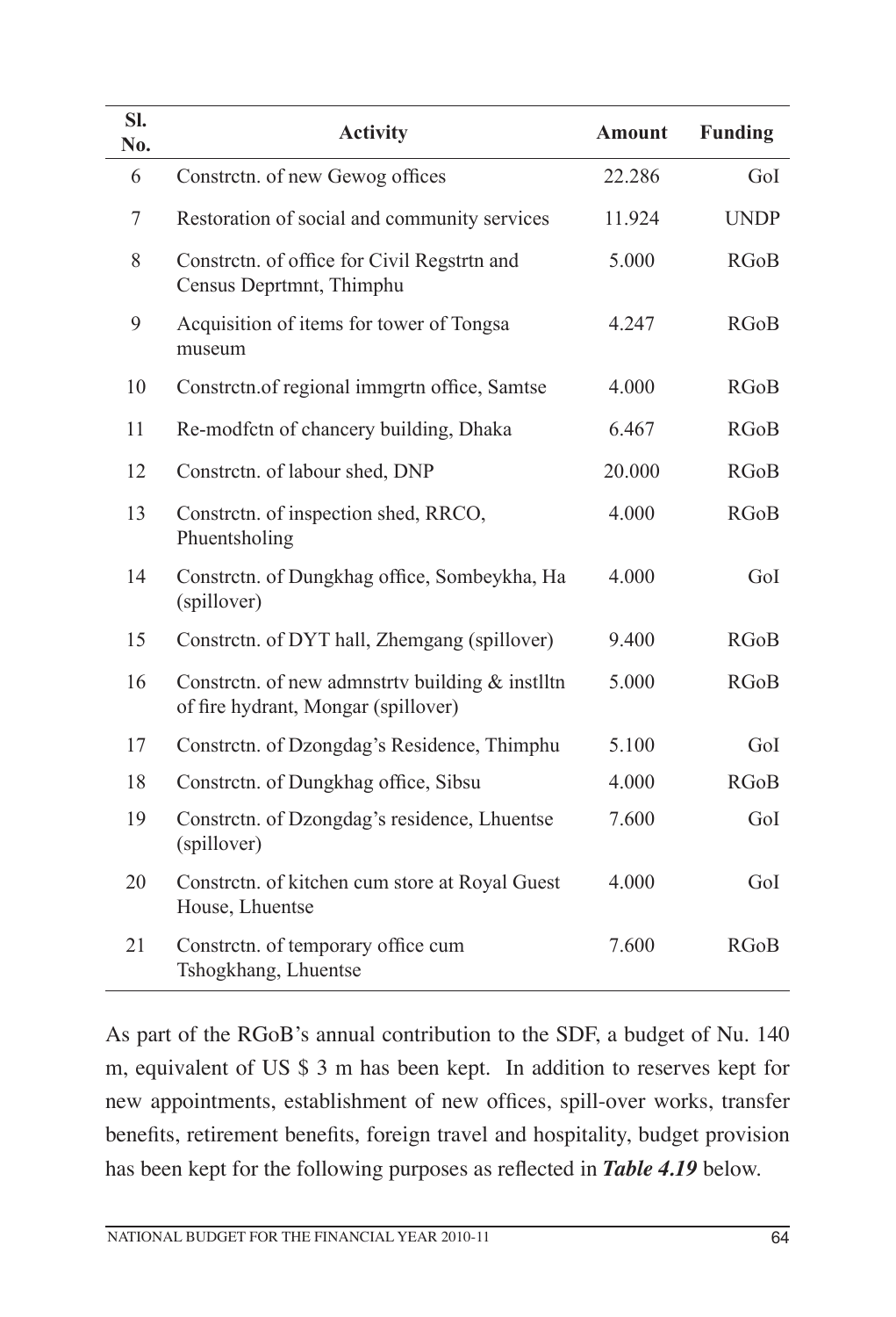| Sl. No. | Activity | Amount | Funding |
|---|---|---|---|
| 6 | Constrctn. of new Gewog offices | 22.286 | GoI |
| 7 | Restoration of social and community services | 11.924 | UNDP |
| 8 | Constrctn. of office for Civil Regstrtn and Census Deprtmnt, Thimphu | 5.000 | RGoB |
| 9 | Acquisition of items for tower of Tongsa museum | 4.247 | RGoB |
| 10 | Constrctn.of regional immgrtn office, Samtse | 4.000 | RGoB |
| 11 | Re-modfctn of chancery building, Dhaka | 6.467 | RGoB |
| 12 | Constrctn. of labour shed, DNP | 20.000 | RGoB |
| 13 | Constrctn. of inspection shed, RRCO, Phuentsholing | 4.000 | RGoB |
| 14 | Constrctn. of Dungkhag office, Sombeykha, Ha (spillover) | 4.000 | GoI |
| 15 | Constrctn. of DYT hall, Zhemgang (spillover) | 9.400 | RGoB |
| 16 | Constrctn. of new admnstrtv building & instlltn of fire hydrant, Mongar (spillover) | 5.000 | RGoB |
| 17 | Constrctn. of Dzongdag's Residence, Thimphu | 5.100 | GoI |
| 18 | Constrctn. of Dungkhag office, Sibsu | 4.000 | RGoB |
| 19 | Constrctn. of Dzongdag's residence, Lhuentse (spillover) | 7.600 | GoI |
| 20 | Constrctn. of kitchen cum store at Royal Guest House, Lhuentse | 4.000 | GoI |
| 21 | Constrctn. of temporary office cum Tshogkhang, Lhuentse | 7.600 | RGoB |

As part of the RGoB's annual contribution to the SDF, a budget of Nu. 140 m, equivalent of US $ 3 m has been kept. In addition to reserves kept for new appointments, establishment of new offices, spill-over works, transfer benefits, retirement benefits, foreign travel and hospitality, budget provision has been kept for the following purposes as reflected in ***Table 4.19*** below.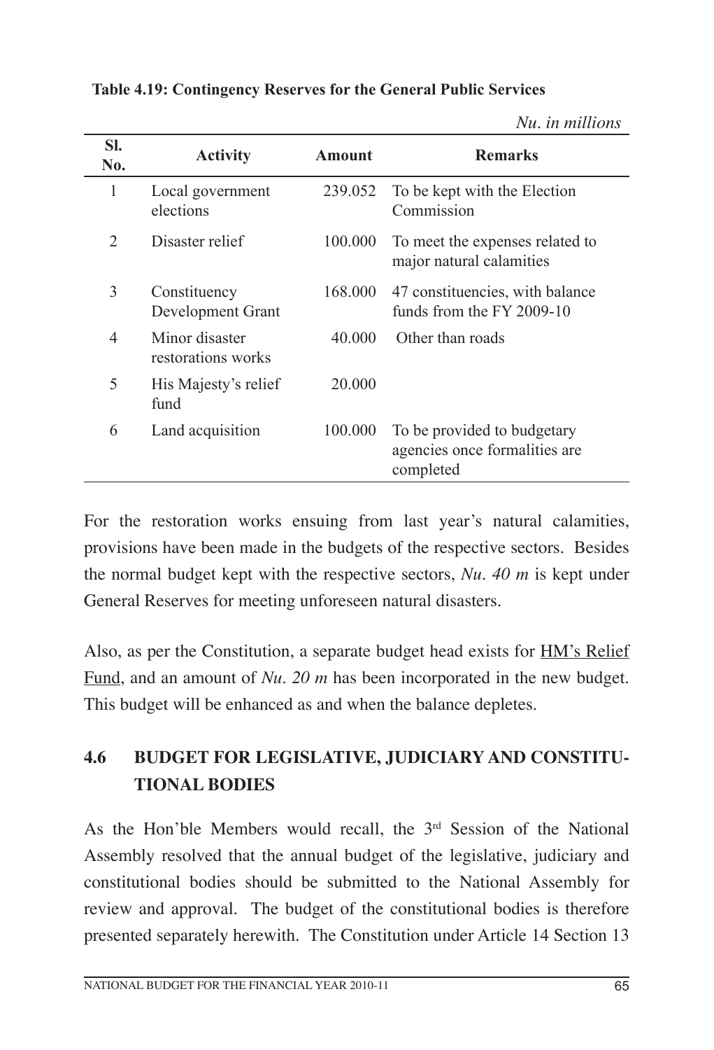**Table 4.19: Contingency Reserves for the General Public Services**

*Nu. in millions*

| Sl. No. | Activity | Amount | Remarks |
|---|---|---|---|
| 1 | Local government elections | 239.052 | To be kept with the Election Commission |
| 2 | Disaster relief | 100.000 | To meet the expenses related to major natural calamities |
| 3 | Constituency Development Grant | 168.000 | 47 constituencies, with balance funds from the FY 2009-10 |
| 4 | Minor disaster restorations works | 40.000 | Other than roads |
| 5 | His Majesty's relief fund | 20.000 | |
| 6 | Land acquisition | 100.000 | To be provided to budgetary agencies once formalities are completed |

For the restoration works ensuing from last year's natural calamities, provisions have been made in the budgets of the respective sectors. Besides the normal budget kept with the respective sectors, *Nu. 40 m* is kept under General Reserves for meeting unforeseen natural disasters.

Also, as per the Constitution, a separate budget head exists for HM's Relief Fund, and an amount of *Nu. 20 m* has been incorporated in the new budget. This budget will be enhanced as and when the balance depletes.

## 4.6 BUDGET FOR LEGISLATIVE, JUDICIARY AND CONSTITUTIONAL BODIES

As the Hon'ble Members would recall, the 3rd Session of the National Assembly resolved that the annual budget of the legislative, judiciary and constitutional bodies should be submitted to the National Assembly for review and approval. The budget of the constitutional bodies is therefore presented separately herewith. The Constitution under Article 14 Section 13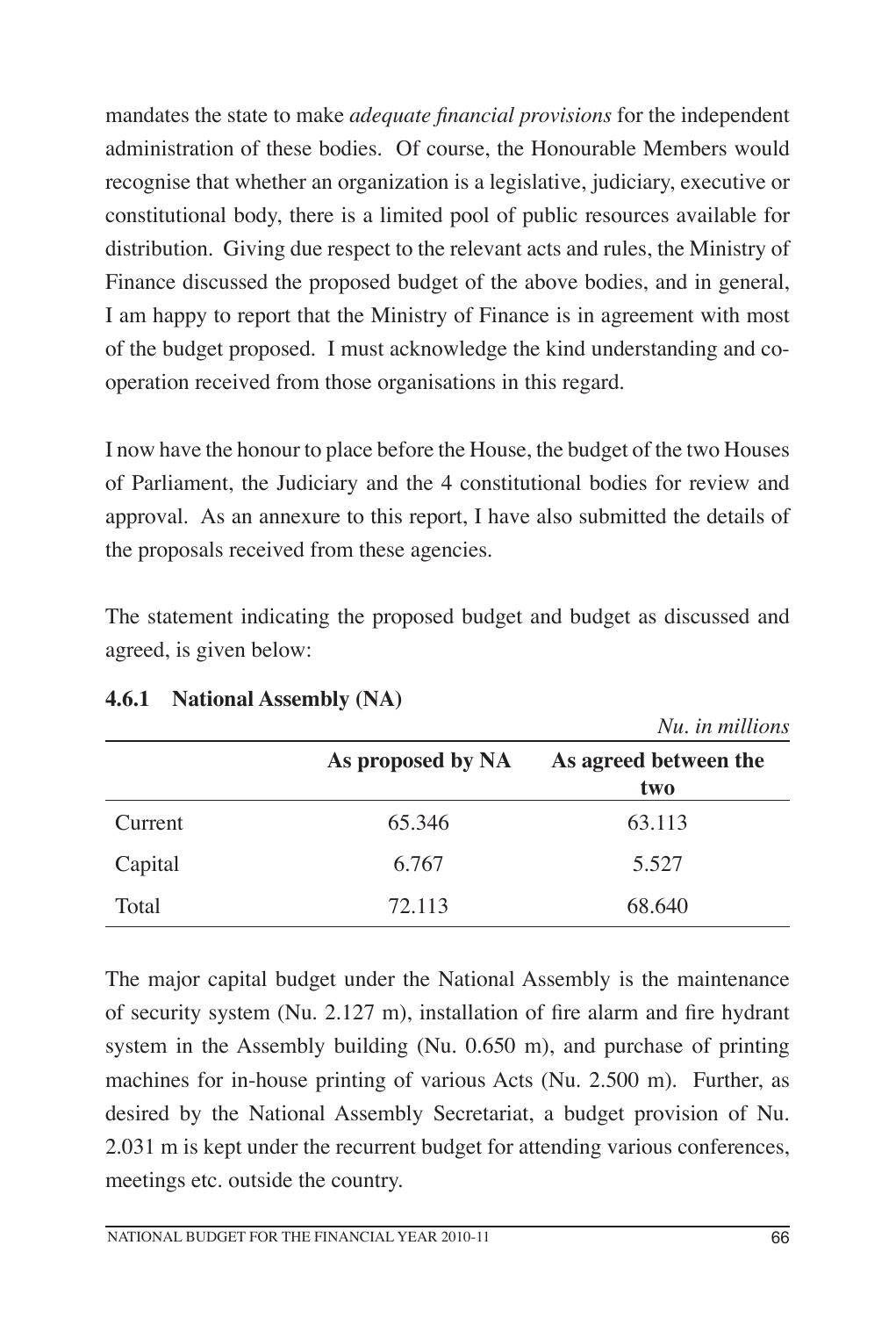mandates the state to make *adequate financial provisions* for the independent administration of these bodies. Of course, the Honourable Members would recognise that whether an organization is a legislative, judiciary, executive or constitutional body, there is a limited pool of public resources available for distribution. Giving due respect to the relevant acts and rules, the Ministry of Finance discussed the proposed budget of the above bodies, and in general, I am happy to report that the Ministry of Finance is in agreement with most of the budget proposed. I must acknowledge the kind understanding and co-operation received from those organisations in this regard.

I now have the honour to place before the House, the budget of the two Houses of Parliament, the Judiciary and the 4 constitutional bodies for review and approval. As an annexure to this report, I have also submitted the details of the proposals received from these agencies.

The statement indicating the proposed budget and budget as discussed and agreed, is given below:

### 4.6.1 National Assembly (NA)

*Nu. in millions*

| | As proposed by NA | As agreed between the two |
|---|---|---|
| Current | 65.346 | 63.113 |
| Capital | 6.767 | 5.527 |
| Total | 72.113 | 68.640 |

The major capital budget under the National Assembly is the maintenance of security system (Nu. 2.127 m), installation of fire alarm and fire hydrant system in the Assembly building (Nu. 0.650 m), and purchase of printing machines for in-house printing of various Acts (Nu. 2.500 m). Further, as desired by the National Assembly Secretariat, a budget provision of Nu. 2.031 m is kept under the recurrent budget for attending various conferences, meetings etc. outside the country.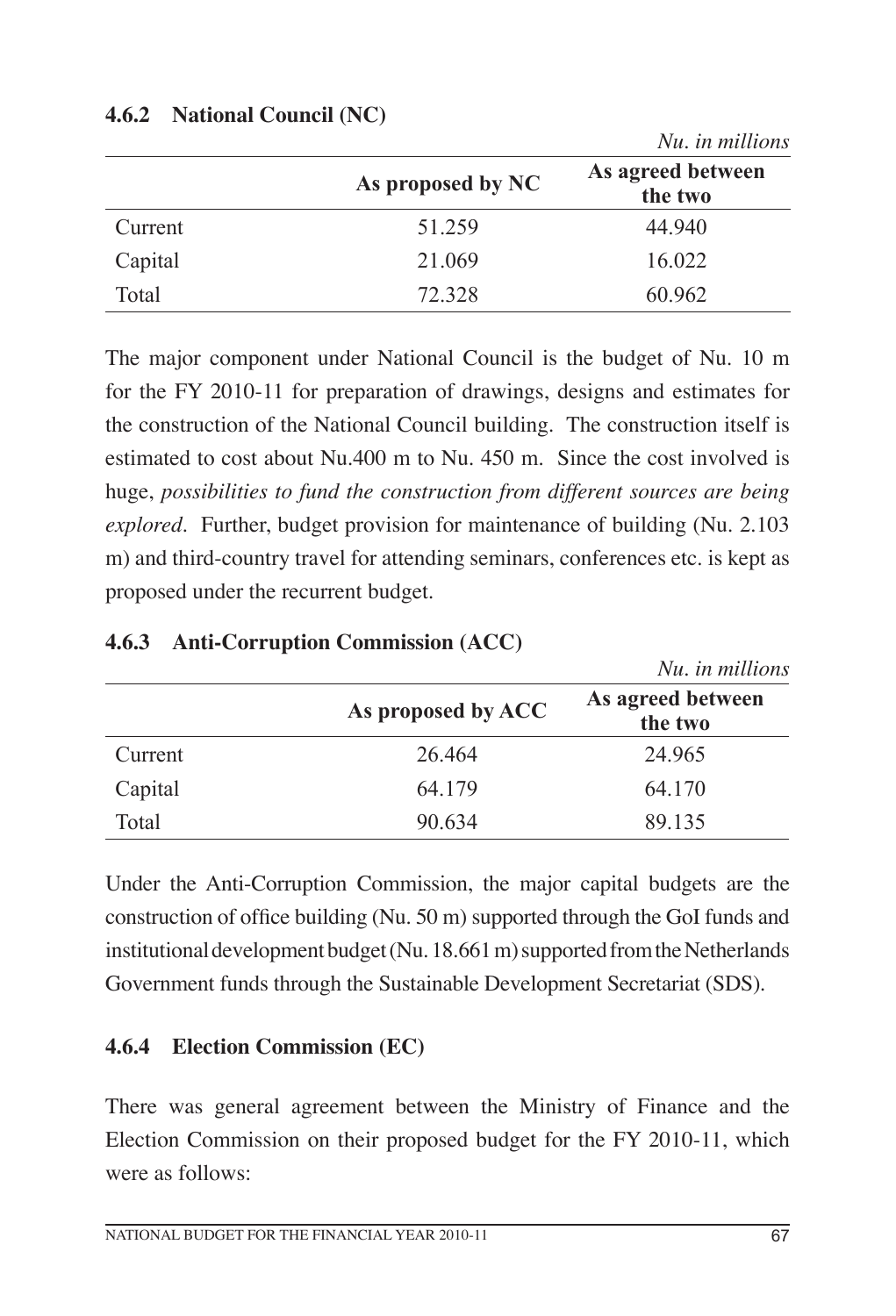#### 4.6.2 National Council (NC)

*Nu. in millions*

| | As proposed by NC | As agreed between the two |
|---|---|---|
| Current | 51.259 | 44.940 |
| Capital | 21.069 | 16.022 |
| Total | 72.328 | 60.962 |

The major component under National Council is the budget of Nu. 10 m for the FY 2010-11 for preparation of drawings, designs and estimates for the construction of the National Council building. The construction itself is estimated to cost about Nu.400 m to Nu. 450 m. Since the cost involved is huge, *possibilities to fund the construction from different sources are being explored*. Further, budget provision for maintenance of building (Nu. 2.103 m) and third-country travel for attending seminars, conferences etc. is kept as proposed under the recurrent budget.

#### 4.6.3 Anti-Corruption Commission (ACC)

*Nu. in millions*

| | As proposed by ACC | As agreed between the two |
|---|---|---|
| Current | 26.464 | 24.965 |
| Capital | 64.179 | 64.170 |
| Total | 90.634 | 89.135 |

Under the Anti-Corruption Commission, the major capital budgets are the construction of office building (Nu. 50 m) supported through the GoI funds and institutional development budget (Nu. 18.661 m) supported from the Netherlands Government funds through the Sustainable Development Secretariat (SDS).

#### 4.6.4 Election Commission (EC)

There was general agreement between the Ministry of Finance and the Election Commission on their proposed budget for the FY 2010-11, which were as follows: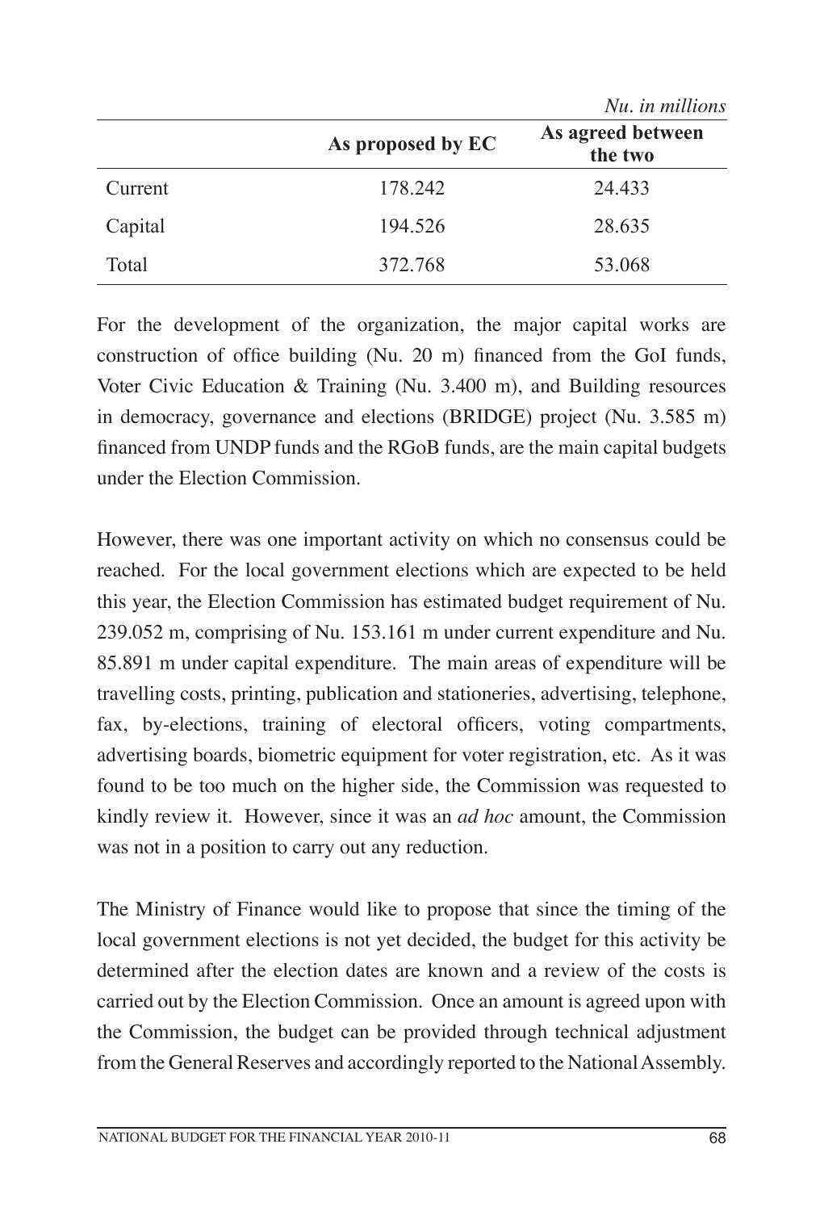*Nu. in millions*

| | As proposed by EC | As agreed between the two |
|---|---|---|
| Current | 178.242 | 24.433 |
| Capital | 194.526 | 28.635 |
| Total | 372.768 | 53.068 |

For the development of the organization, the major capital works are construction of office building (Nu. 20 m) financed from the GoI funds, Voter Civic Education & Training (Nu. 3.400 m), and Building resources in democracy, governance and elections (BRIDGE) project (Nu. 3.585 m) financed from UNDP funds and the RGoB funds, are the main capital budgets under the Election Commission.

However, there was one important activity on which no consensus could be reached. For the local government elections which are expected to be held this year, the Election Commission has estimated budget requirement of Nu. 239.052 m, comprising of Nu. 153.161 m under current expenditure and Nu. 85.891 m under capital expenditure. The main areas of expenditure will be travelling costs, printing, publication and stationeries, advertising, telephone, fax, by-elections, training of electoral officers, voting compartments, advertising boards, biometric equipment for voter registration, etc. As it was found to be too much on the higher side, the Commission was requested to kindly review it. However, since it was an *ad hoc* amount, the Commission was not in a position to carry out any reduction.

The Ministry of Finance would like to propose that since the timing of the local government elections is not yet decided, the budget for this activity be determined after the election dates are known and a review of the costs is carried out by the Election Commission. Once an amount is agreed upon with the Commission, the budget can be provided through technical adjustment from the General Reserves and accordingly reported to the National Assembly.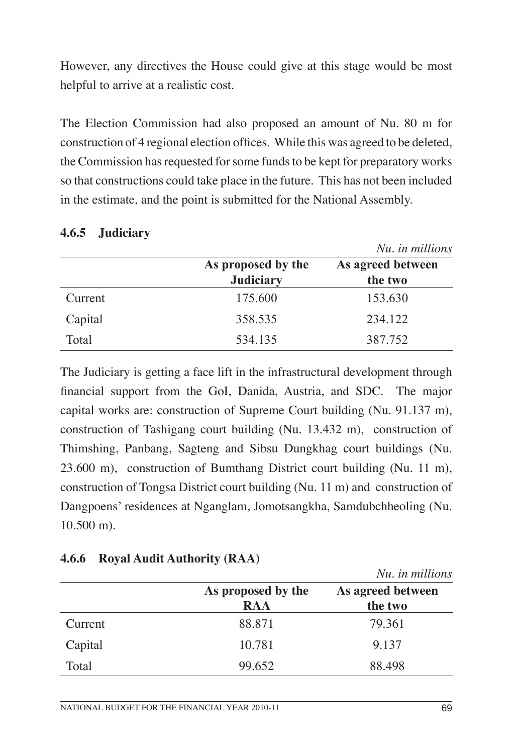However, any directives the House could give at this stage would be most helpful to arrive at a realistic cost.

The Election Commission had also proposed an amount of Nu. 80 m for construction of 4 regional election offices. While this was agreed to be deleted, the Commission has requested for some funds to be kept for preparatory works so that constructions could take place in the future. This has not been included in the estimate, and the point is submitted for the National Assembly.

### 4.6.5 Judiciary

*Nu. in millions*

| | As proposed by the Judiciary | As agreed between the two |
|---|---|---|
| Current | 175.600 | 153.630 |
| Capital | 358.535 | 234.122 |
| Total | 534.135 | 387.752 |

The Judiciary is getting a face lift in the infrastructural development through financial support from the GoI, Danida, Austria, and SDC. The major capital works are: construction of Supreme Court building (Nu. 91.137 m), construction of Tashigang court building (Nu. 13.432 m), construction of Thimshing, Panbang, Sagteng and Sibsu Dungkhag court buildings (Nu. 23.600 m), construction of Bumthang District court building (Nu. 11 m), construction of Tongsa District court building (Nu. 11 m) and construction of Dangpoens' residences at Nganglam, Jomotsangkha, Samdubchheoling (Nu. 10.500 m).

### 4.6.6 Royal Audit Authority (RAA)

*Nu. in millions*

| | As proposed by the RAA | As agreed between the two |
|---|---|---|
| Current | 88.871 | 79.361 |
| Capital | 10.781 | 9.137 |
| Total | 99.652 | 88.498 |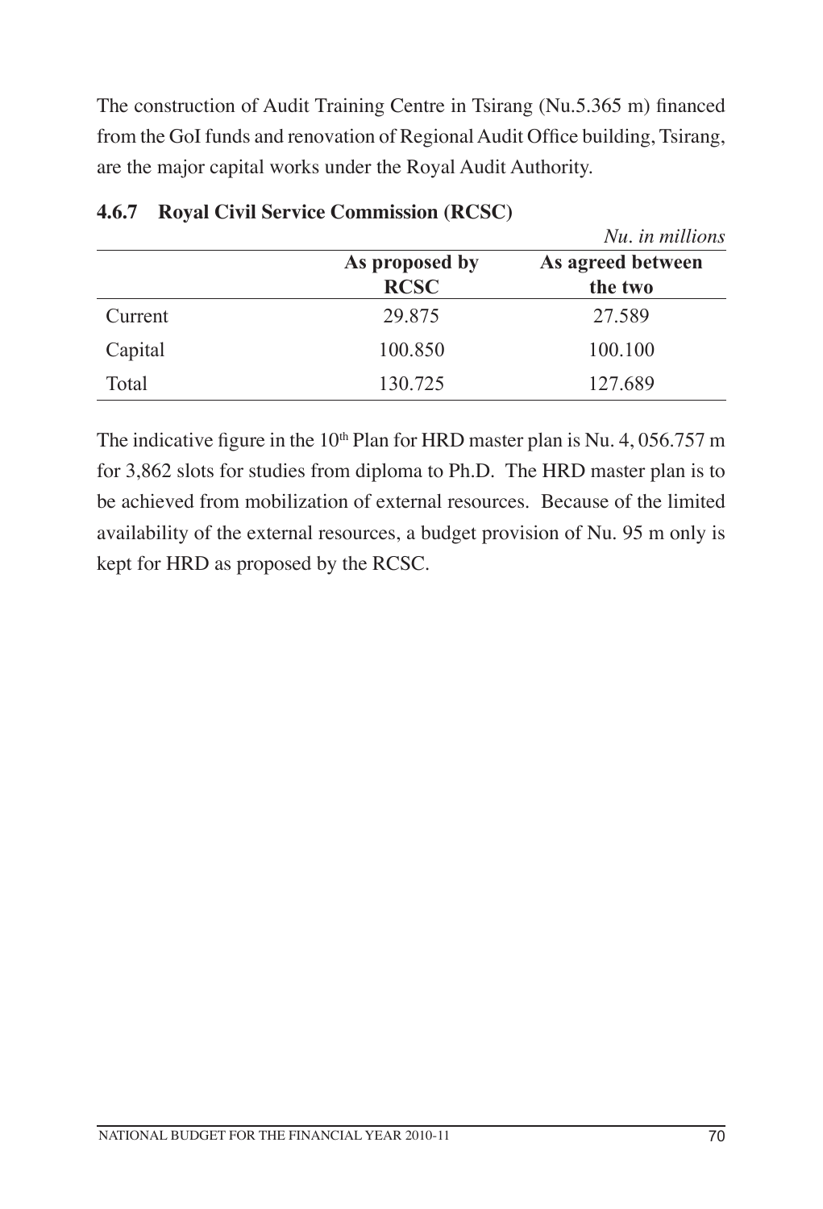The construction of Audit Training Centre in Tsirang (Nu.5.365 m) financed from the GoI funds and renovation of Regional Audit Office building, Tsirang, are the major capital works under the Royal Audit Authority.

### 4.6.7 Royal Civil Service Commission (RCSC)

*Nu. in millions*

| | As proposed by RCSC | As agreed between the two |
|---|---|---|
| Current | 29.875 | 27.589 |
| Capital | 100.850 | 100.100 |
| Total | 130.725 | 127.689 |

The indicative figure in the 10th Plan for HRD master plan is Nu. 4, 056.757 m for 3,862 slots for studies from diploma to Ph.D. The HRD master plan is to be achieved from mobilization of external resources. Because of the limited availability of the external resources, a budget provision of Nu. 95 m only is kept for HRD as proposed by the RCSC.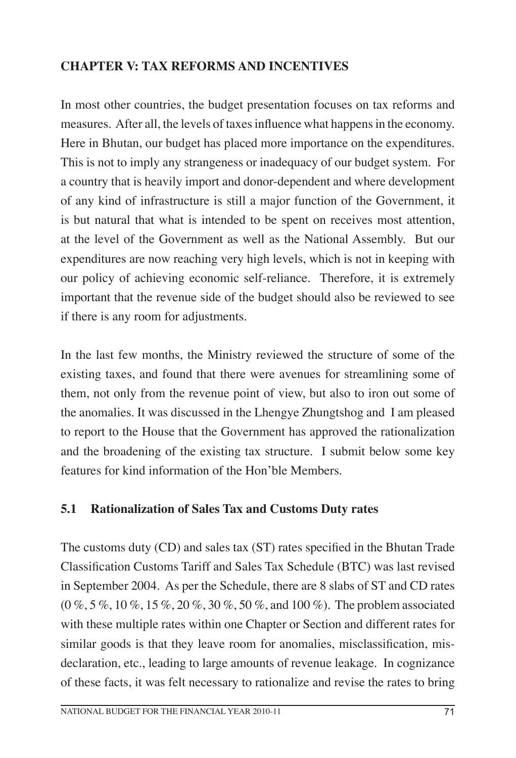## CHAPTER V: TAX REFORMS AND INCENTIVES

In most other countries, the budget presentation focuses on tax reforms and measures. After all, the levels of taxes influence what happens in the economy. Here in Bhutan, our budget has placed more importance on the expenditures. This is not to imply any strangeness or inadequacy of our budget system. For a country that is heavily import and donor-dependent and where development of any kind of infrastructure is still a major function of the Government, it is but natural that what is intended to be spent on receives most attention, at the level of the Government as well as the National Assembly. But our expenditures are now reaching very high levels, which is not in keeping with our policy of achieving economic self-reliance. Therefore, it is extremely important that the revenue side of the budget should also be reviewed to see if there is any room for adjustments.

In the last few months, the Ministry reviewed the structure of some of the existing taxes, and found that there were avenues for streamlining some of them, not only from the revenue point of view, but also to iron out some of the anomalies. It was discussed in the Lhengye Zhungtshog and I am pleased to report to the House that the Government has approved the rationalization and the broadening of the existing tax structure. I submit below some key features for kind information of the Hon'ble Members.

### 5.1 Rationalization of Sales Tax and Customs Duty rates

The customs duty (CD) and sales tax (ST) rates specified in the Bhutan Trade Classification Customs Tariff and Sales Tax Schedule (BTC) was last revised in September 2004. As per the Schedule, there are 8 slabs of ST and CD rates (0 %, 5 %, 10 %, 15 %, 20 %, 30 %, 50 %, and 100 %). The problem associated with these multiple rates within one Chapter or Section and different rates for similar goods is that they leave room for anomalies, misclassification, mis-declaration, etc., leading to large amounts of revenue leakage. In cognizance of these facts, it was felt necessary to rationalize and revise the rates to bring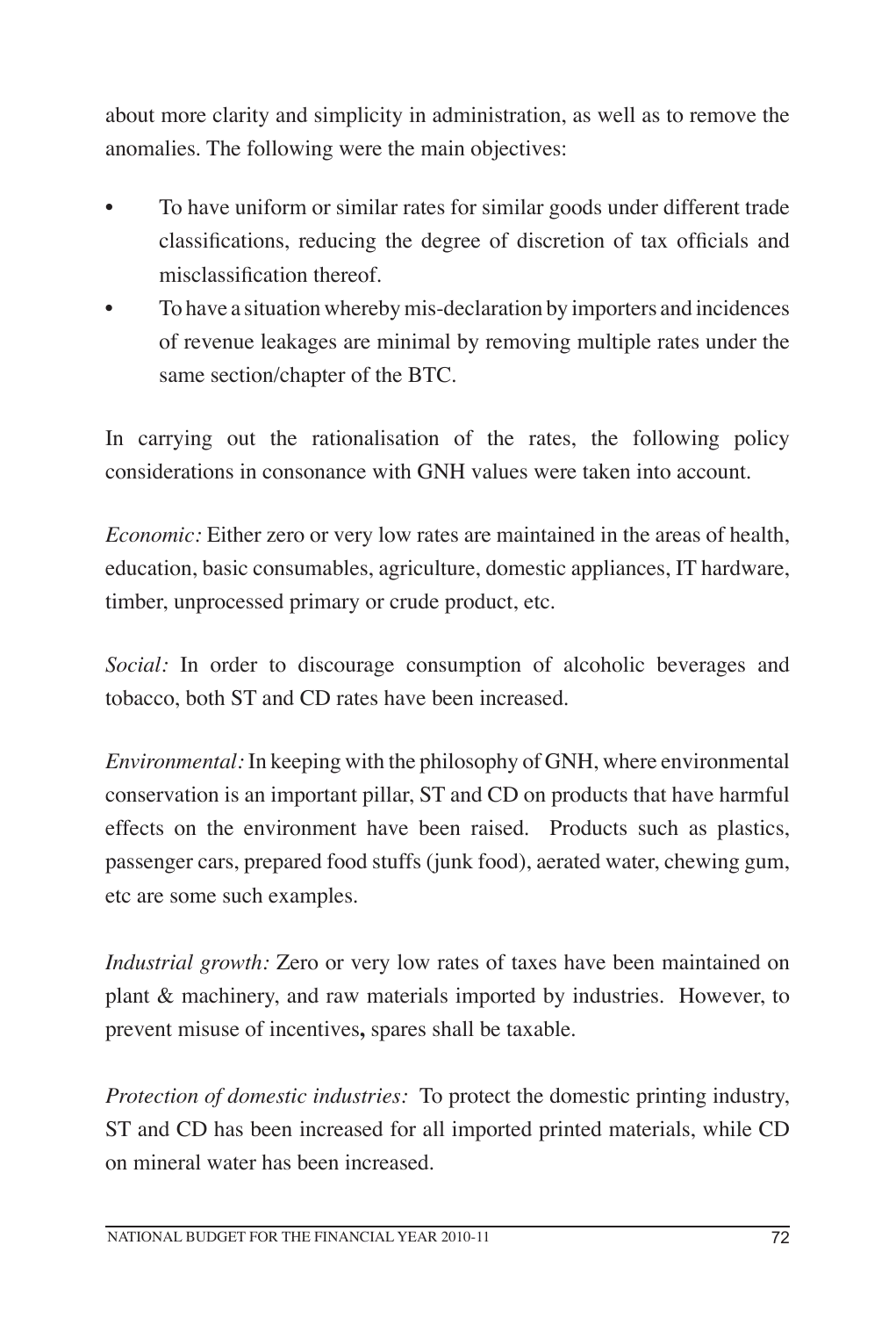about more clarity and simplicity in administration, as well as to remove the anomalies. The following were the main objectives:

- To have uniform or similar rates for similar goods under different trade classifications, reducing the degree of discretion of tax officials and misclassification thereof.
- To have a situation whereby mis-declaration by importers and incidences of revenue leakages are minimal by removing multiple rates under the same section/chapter of the BTC.

In carrying out the rationalisation of the rates, the following policy considerations in consonance with GNH values were taken into account.

*Economic:* Either zero or very low rates are maintained in the areas of health, education, basic consumables, agriculture, domestic appliances, IT hardware, timber, unprocessed primary or crude product, etc.

*Social:* In order to discourage consumption of alcoholic beverages and tobacco, both ST and CD rates have been increased.

*Environmental:* In keeping with the philosophy of GNH, where environmental conservation is an important pillar, ST and CD on products that have harmful effects on the environment have been raised. Products such as plastics, passenger cars, prepared food stuffs (junk food), aerated water, chewing gum, etc are some such examples.

*Industrial growth:* Zero or very low rates of taxes have been maintained on plant & machinery, and raw materials imported by industries. However, to prevent misuse of incentives**,** spares shall be taxable.

*Protection of domestic industries:* To protect the domestic printing industry, ST and CD has been increased for all imported printed materials, while CD on mineral water has been increased.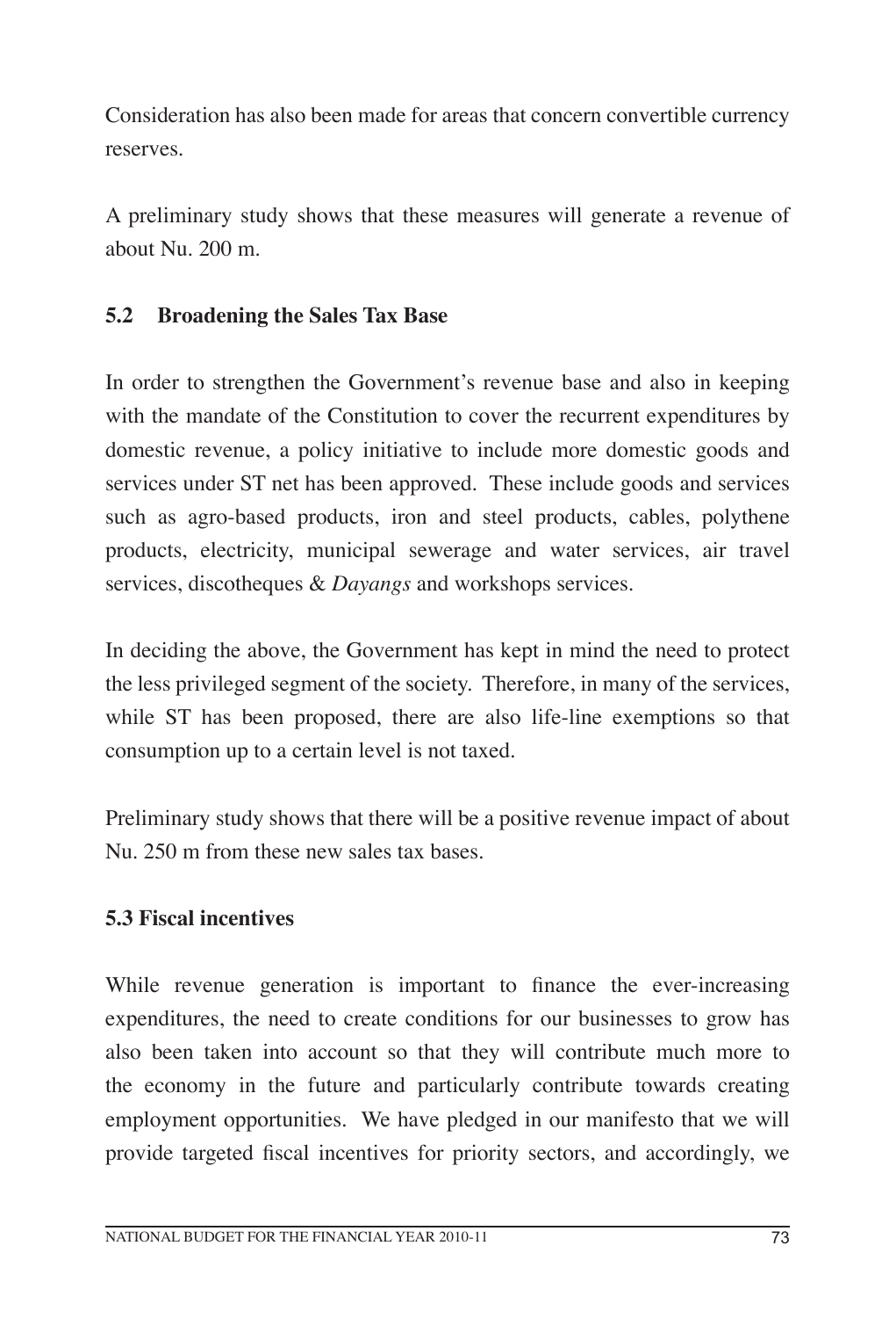Consideration has also been made for areas that concern convertible currency reserves.

A preliminary study shows that these measures will generate a revenue of about Nu. 200 m.

### 5.2 Broadening the Sales Tax Base

In order to strengthen the Government's revenue base and also in keeping with the mandate of the Constitution to cover the recurrent expenditures by domestic revenue, a policy initiative to include more domestic goods and services under ST net has been approved. These include goods and services such as agro-based products, iron and steel products, cables, polythene products, electricity, municipal sewerage and water services, air travel services, discotheques & *Dayangs* and workshops services.

In deciding the above, the Government has kept in mind the need to protect the less privileged segment of the society. Therefore, in many of the services, while ST has been proposed, there are also life-line exemptions so that consumption up to a certain level is not taxed.

Preliminary study shows that there will be a positive revenue impact of about Nu. 250 m from these new sales tax bases.

### 5.3 Fiscal incentives

While revenue generation is important to finance the ever-increasing expenditures, the need to create conditions for our businesses to grow has also been taken into account so that they will contribute much more to the economy in the future and particularly contribute towards creating employment opportunities. We have pledged in our manifesto that we will provide targeted fiscal incentives for priority sectors, and accordingly, we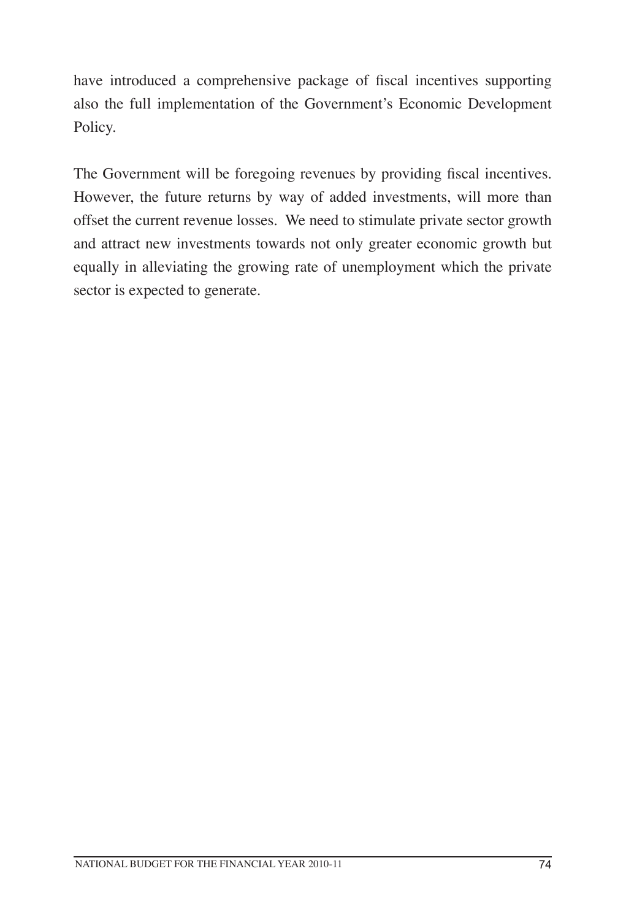have introduced a comprehensive package of fiscal incentives supporting also the full implementation of the Government's Economic Development Policy.

The Government will be foregoing revenues by providing fiscal incentives. However, the future returns by way of added investments, will more than offset the current revenue losses. We need to stimulate private sector growth and attract new investments towards not only greater economic growth but equally in alleviating the growing rate of unemployment which the private sector is expected to generate.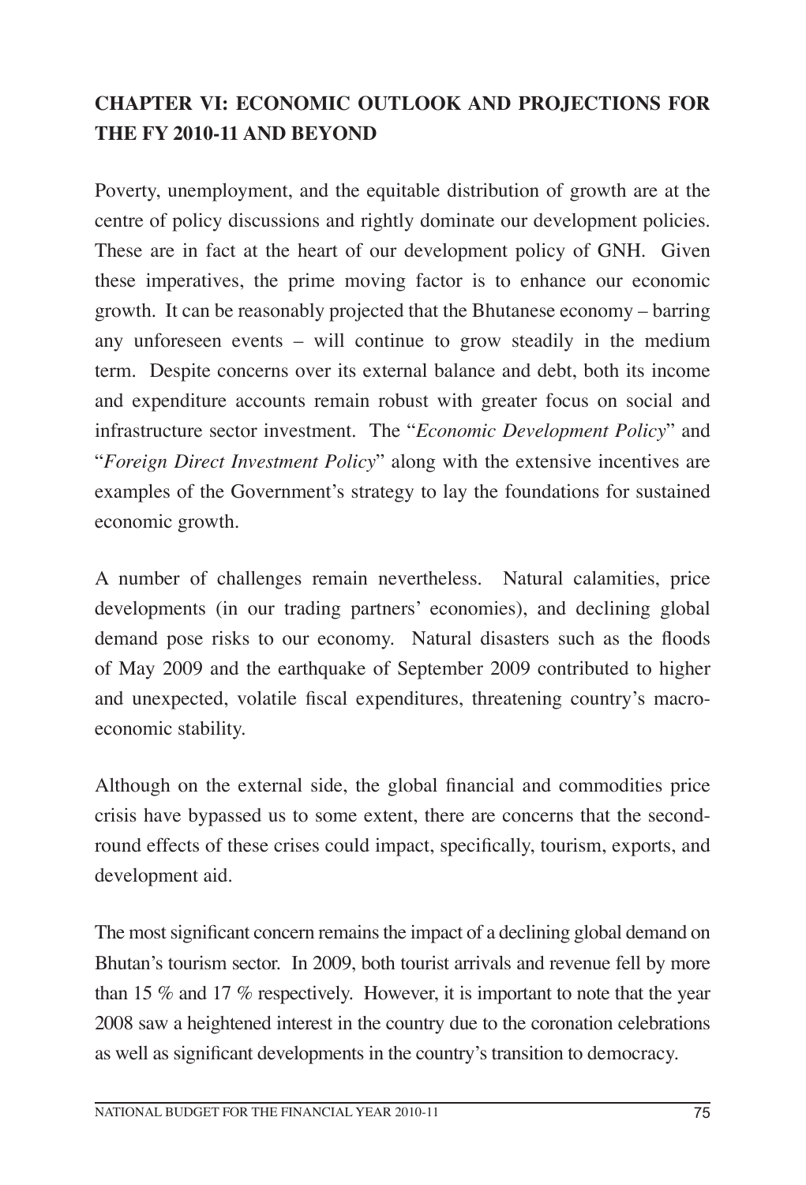## CHAPTER VI: ECONOMIC OUTLOOK AND PROJECTIONS FOR THE FY 2010-11 AND BEYOND

Poverty, unemployment, and the equitable distribution of growth are at the centre of policy discussions and rightly dominate our development policies. These are in fact at the heart of our development policy of GNH. Given these imperatives, the prime moving factor is to enhance our economic growth. It can be reasonably projected that the Bhutanese economy – barring any unforeseen events – will continue to grow steadily in the medium term. Despite concerns over its external balance and debt, both its income and expenditure accounts remain robust with greater focus on social and infrastructure sector investment. The "*Economic Development Policy*" and "*Foreign Direct Investment Policy*" along with the extensive incentives are examples of the Government's strategy to lay the foundations for sustained economic growth.

A number of challenges remain nevertheless. Natural calamities, price developments (in our trading partners' economies), and declining global demand pose risks to our economy. Natural disasters such as the floods of May 2009 and the earthquake of September 2009 contributed to higher and unexpected, volatile fiscal expenditures, threatening country's macro-economic stability.

Although on the external side, the global financial and commodities price crisis have bypassed us to some extent, there are concerns that the second-round effects of these crises could impact, specifically, tourism, exports, and development aid.

The most significant concern remains the impact of a declining global demand on Bhutan's tourism sector. In 2009, both tourist arrivals and revenue fell by more than 15 % and 17 % respectively. However, it is important to note that the year 2008 saw a heightened interest in the country due to the coronation celebrations as well as significant developments in the country's transition to democracy.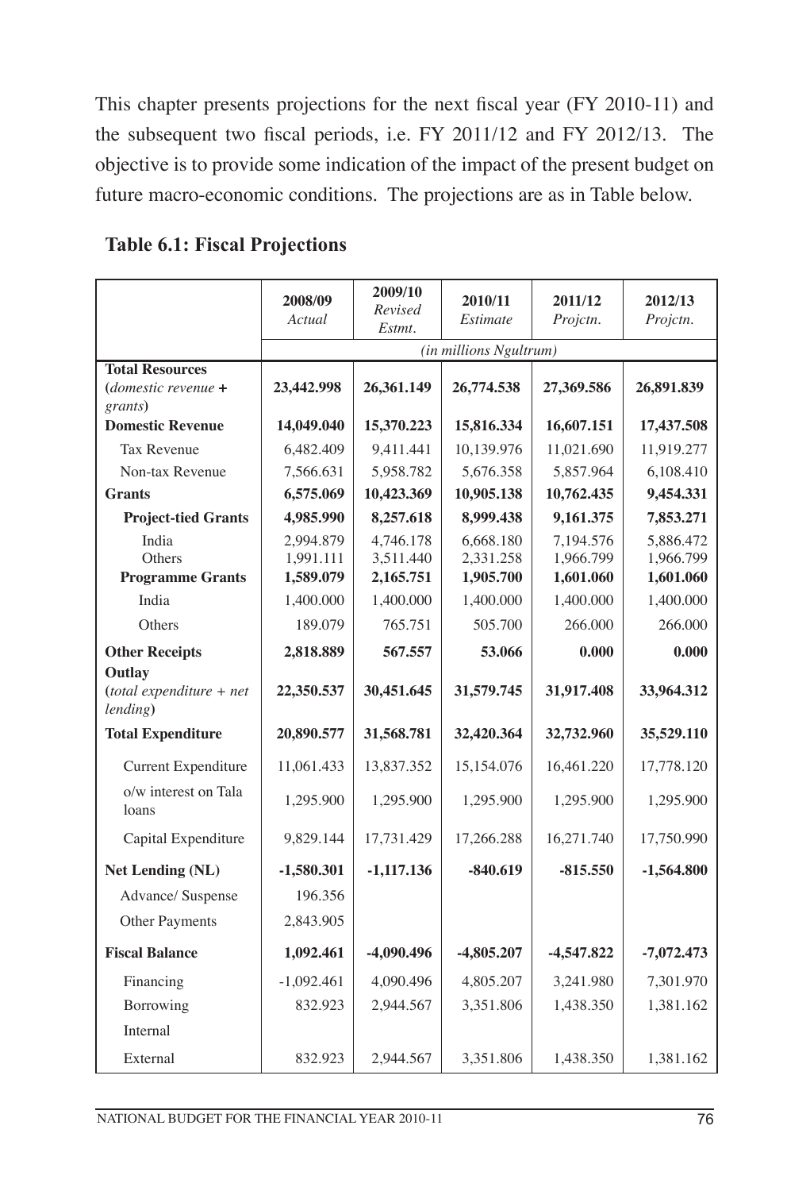This chapter presents projections for the next fiscal year (FY 2010-11) and the subsequent two fiscal periods, i.e. FY 2011/12 and FY 2012/13. The objective is to provide some indication of the impact of the present budget on future macro-economic conditions. The projections are as in Table below.

**Table 6.1: Fiscal Projections**

| | 2008/09 *Actual* | 2009/10 *Revised Estmt.* | 2010/11 *Estimate* | 2011/12 *Projctn.* | 2012/13 *Projctn.* |
|---|---|---|---|---|---|
| | *(in millions Ngultrum)* | | | | |
| **Total Resources (*domestic revenue* + *grants*)** | **23,442.998** | **26,361.149** | **26,774.538** | **27,369.586** | **26,891.839** |
| **Domestic Revenue** | **14,049.040** | **15,370.223** | **15,816.334** | **16,607.151** | **17,437.508** |
| Tax Revenue | 6,482.409 | 9,411.441 | 10,139.976 | 11,021.690 | 11,919.277 |
| Non-tax Revenue | 7,566.631 | 5,958.782 | 5,676.358 | 5,857.964 | 6,108.410 |
| **Grants** | **6,575.069** | **10,423.369** | **10,905.138** | **10,762.435** | **9,454.331** |
| **Project-tied Grants** | **4,985.990** | **8,257.618** | **8,999.438** | **9,161.375** | **7,853.271** |
| India | 2,994.879 | 4,746.178 | 6,668.180 | 7,194.576 | 5,886.472 |
| Others | 1,991.111 | 3,511.440 | 2,331.258 | 1,966.799 | 1,966.799 |
| **Programme Grants** | **1,589.079** | **2,165.751** | **1,905.700** | **1,601.060** | **1,601.060** |
| India | 1,400.000 | 1,400.000 | 1,400.000 | 1,400.000 | 1,400.000 |
| Others | 189.079 | 765.751 | 505.700 | 266.000 | 266.000 |
| **Other Receipts** | **2,818.889** | **567.557** | **53.066** | **0.000** | **0.000** |
| **Outlay (*total expenditure + net lending*)** | **22,350.537** | **30,451.645** | **31,579.745** | **31,917.408** | **33,964.312** |
| **Total Expenditure** | **20,890.577** | **31,568.781** | **32,420.364** | **32,732.960** | **35,529.110** |
| Current Expenditure | 11,061.433 | 13,837.352 | 15,154.076 | 16,461.220 | 17,778.120 |
| o/w interest on Tala loans | 1,295.900 | 1,295.900 | 1,295.900 | 1,295.900 | 1,295.900 |
| Capital Expenditure | 9,829.144 | 17,731.429 | 17,266.288 | 16,271.740 | 17,750.990 |
| **Net Lending (NL)** | **-1,580.301** | **-1,117.136** | **-840.619** | **-815.550** | **-1,564.800** |
| Advance/ Suspense | 196.356 | | | | |
| Other Payments | 2,843.905 | | | | |
| **Fiscal Balance** | **1,092.461** | **-4,090.496** | **-4,805.207** | **-4,547.822** | **-7,072.473** |
| Financing | -1,092.461 | 4,090.496 | 4,805.207 | 3,241.980 | 7,301.970 |
| Borrowing | 832.923 | 2,944.567 | 3,351.806 | 1,438.350 | 1,381.162 |
| Internal | | | | | |
| External | 832.923 | 2,944.567 | 3,351.806 | 1,438.350 | 1,381.162 |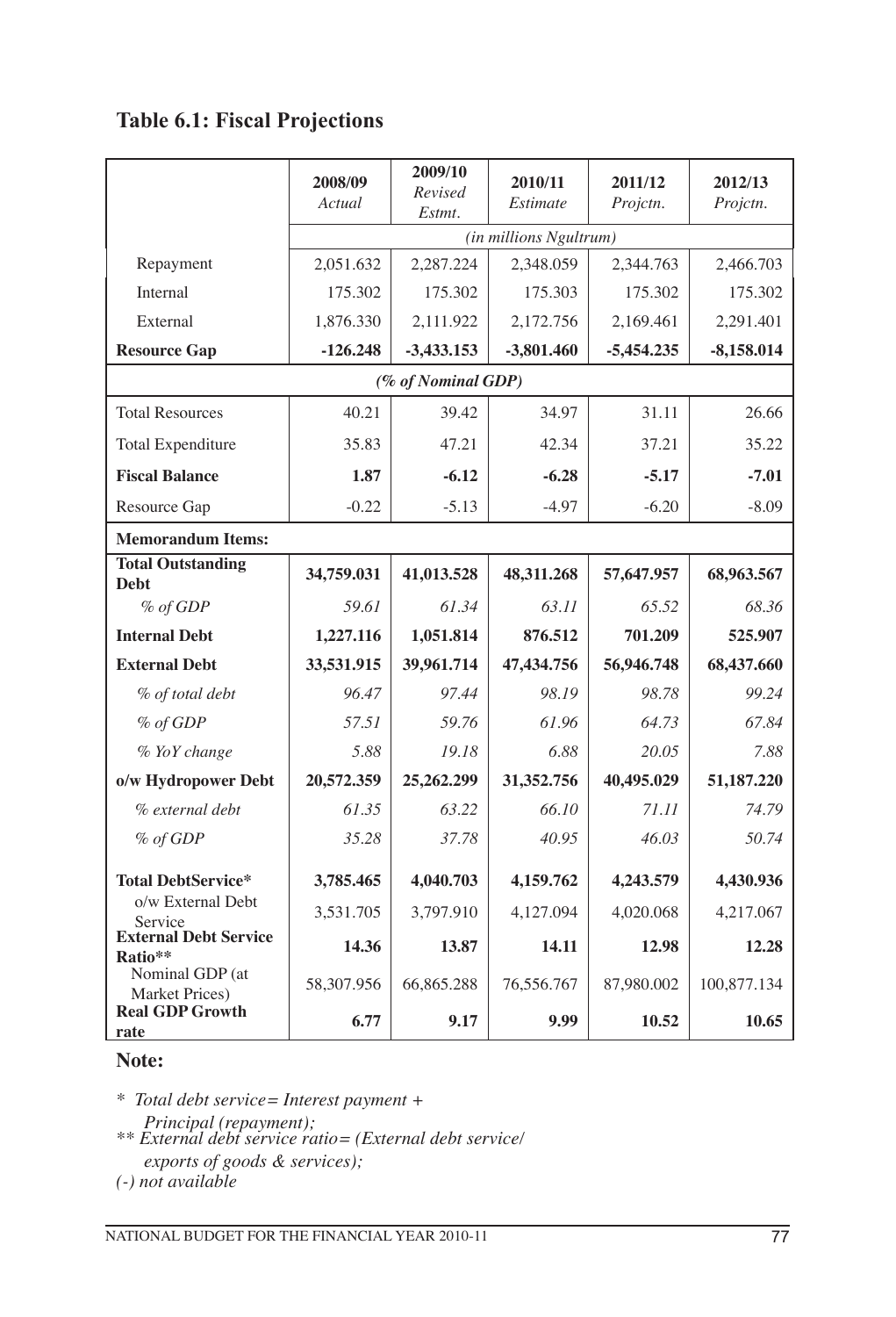## Table 6.1: Fiscal Projections

| | 2008/09 *Actual* | 2009/10 *Revised Estmt.* | 2010/11 *Estimate* | 2011/12 *Projctn.* | 2012/13 *Projctn.* |
|---|---|---|---|---|---|
| | *(in millions Ngultrum)* | | | | |
| Repayment | 2,051.632 | 2,287.224 | 2,348.059 | 2,344.763 | 2,466.703 |
| Internal | 175.302 | 175.302 | 175.303 | 175.302 | 175.302 |
| External | 1,876.330 | 2,111.922 | 2,172.756 | 2,169.461 | 2,291.401 |
| **Resource Gap** | **-126.248** | **-3,433.153** | **-3,801.460** | **-5,454.235** | **-8,158.014** |
| | *(% of Nominal GDP)* | | | | |
| Total Resources | 40.21 | 39.42 | 34.97 | 31.11 | 26.66 |
| Total Expenditure | 35.83 | 47.21 | 42.34 | 37.21 | 35.22 |
| **Fiscal Balance** | **1.87** | **-6.12** | **-6.28** | **-5.17** | **-7.01** |
| Resource Gap | -0.22 | -5.13 | -4.97 | -6.20 | -8.09 |
| **Memorandum Items:** | | | | | |
| **Total Outstanding Debt** | **34,759.031** | **41,013.528** | **48,311.268** | **57,647.957** | **68,963.567** |
| *% of GDP* | *59.61* | *61.34* | *63.11* | *65.52* | *68.36* |
| **Internal Debt** | **1,227.116** | **1,051.814** | **876.512** | **701.209** | **525.907** |
| **External Debt** | **33,531.915** | **39,961.714** | **47,434.756** | **56,946.748** | **68,437.660** |
| *% of total debt* | *96.47* | *97.44* | *98.19* | *98.78* | *99.24* |
| *% of GDP* | *57.51* | *59.76* | *61.96* | *64.73* | *67.84* |
| *% YoY change* | *5.88* | *19.18* | *6.88* | *20.05* | *7.88* |
| **o/w Hydropower Debt** | **20,572.359** | **25,262.299** | **31,352.756** | **40,495.029** | **51,187.220** |
| *% external debt* | *61.35* | *63.22* | *66.10* | *71.11* | *74.79* |
| *% of GDP* | *35.28* | *37.78* | *40.95* | *46.03* | *50.74* |
| **Total DebtService*** | **3,785.465** | **4,040.703** | **4,159.762** | **4,243.579** | **4,430.936** |
| o/w External Debt Service | 3,531.705 | 3,797.910 | 4,127.094 | 4,020.068 | 4,217.067 |
| **External Debt Service Ratio**** | **14.36** | **13.87** | **14.11** | **12.98** | **12.28** |
| Nominal GDP (at Market Prices) | 58,307.956 | 66,865.288 | 76,556.767 | 87,980.002 | 100,877.134 |
| **Real GDP Growth rate** | **6.77** | **9.17** | **9.99** | **10.52** | **10.65** |

**Note:**

*\* Total debt service= Interest payment + Principal (repayment);*

*\*\* External debt service ratio= (External debt service/ exports of goods & services);*

*(-) not available*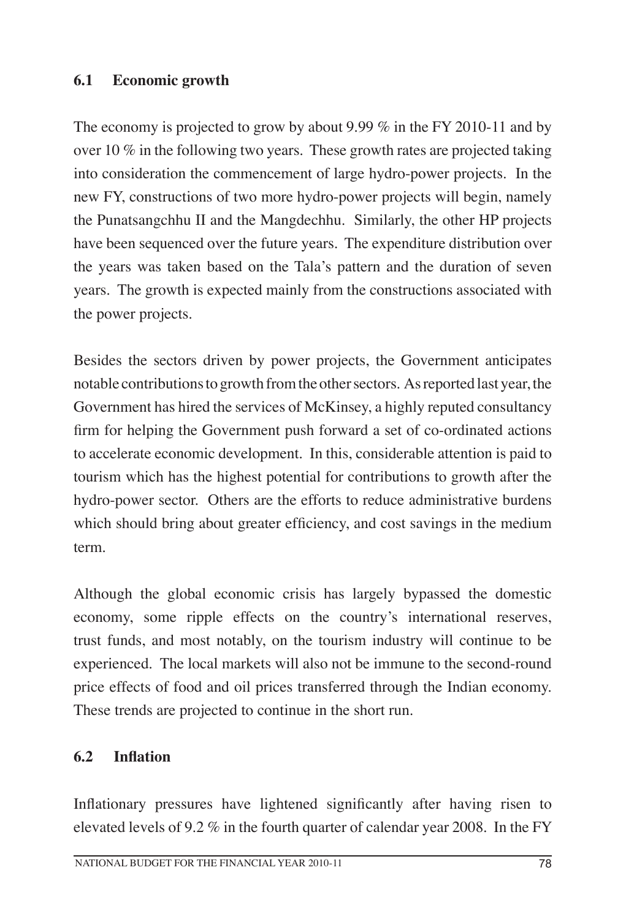### 6.1 Economic growth

The economy is projected to grow by about 9.99 % in the FY 2010-11 and by over 10 % in the following two years. These growth rates are projected taking into consideration the commencement of large hydro-power projects. In the new FY, constructions of two more hydro-power projects will begin, namely the Punatsangchhu II and the Mangdechhu. Similarly, the other HP projects have been sequenced over the future years. The expenditure distribution over the years was taken based on the Tala's pattern and the duration of seven years. The growth is expected mainly from the constructions associated with the power projects.

Besides the sectors driven by power projects, the Government anticipates notable contributions to growth from the other sectors. As reported last year, the Government has hired the services of McKinsey, a highly reputed consultancy firm for helping the Government push forward a set of co-ordinated actions to accelerate economic development. In this, considerable attention is paid to tourism which has the highest potential for contributions to growth after the hydro-power sector. Others are the efforts to reduce administrative burdens which should bring about greater efficiency, and cost savings in the medium term.

Although the global economic crisis has largely bypassed the domestic economy, some ripple effects on the country's international reserves, trust funds, and most notably, on the tourism industry will continue to be experienced. The local markets will also not be immune to the second-round price effects of food and oil prices transferred through the Indian economy. These trends are projected to continue in the short run.

### 6.2 Inflation

Inflationary pressures have lightened significantly after having risen to elevated levels of 9.2 % in the fourth quarter of calendar year 2008. In the FY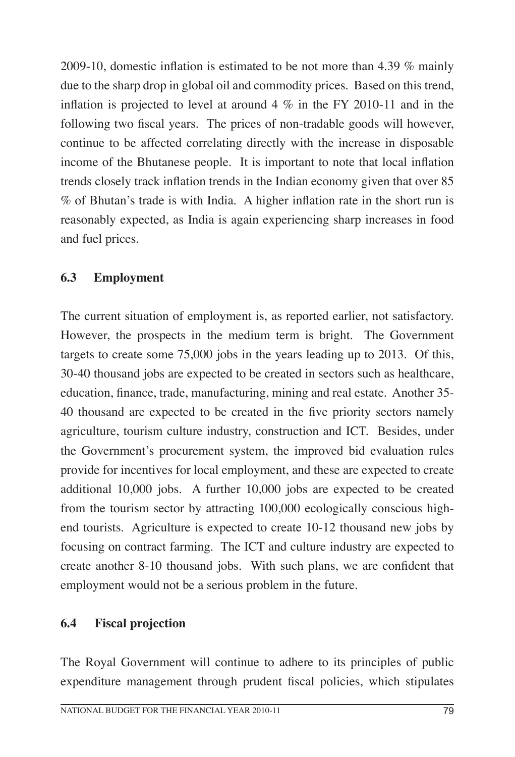2009-10, domestic inflation is estimated to be not more than 4.39 % mainly due to the sharp drop in global oil and commodity prices. Based on this trend, inflation is projected to level at around 4 % in the FY 2010-11 and in the following two fiscal years. The prices of non-tradable goods will however, continue to be affected correlating directly with the increase in disposable income of the Bhutanese people. It is important to note that local inflation trends closely track inflation trends in the Indian economy given that over 85 % of Bhutan's trade is with India. A higher inflation rate in the short run is reasonably expected, as India is again experiencing sharp increases in food and fuel prices.

### 6.3 Employment

The current situation of employment is, as reported earlier, not satisfactory. However, the prospects in the medium term is bright. The Government targets to create some 75,000 jobs in the years leading up to 2013. Of this, 30-40 thousand jobs are expected to be created in sectors such as healthcare, education, finance, trade, manufacturing, mining and real estate. Another 35-40 thousand are expected to be created in the five priority sectors namely agriculture, tourism culture industry, construction and ICT. Besides, under the Government's procurement system, the improved bid evaluation rules provide for incentives for local employment, and these are expected to create additional 10,000 jobs. A further 10,000 jobs are expected to be created from the tourism sector by attracting 100,000 ecologically conscious high-end tourists. Agriculture is expected to create 10-12 thousand new jobs by focusing on contract farming. The ICT and culture industry are expected to create another 8-10 thousand jobs. With such plans, we are confident that employment would not be a serious problem in the future.

### 6.4 Fiscal projection

The Royal Government will continue to adhere to its principles of public expenditure management through prudent fiscal policies, which stipulates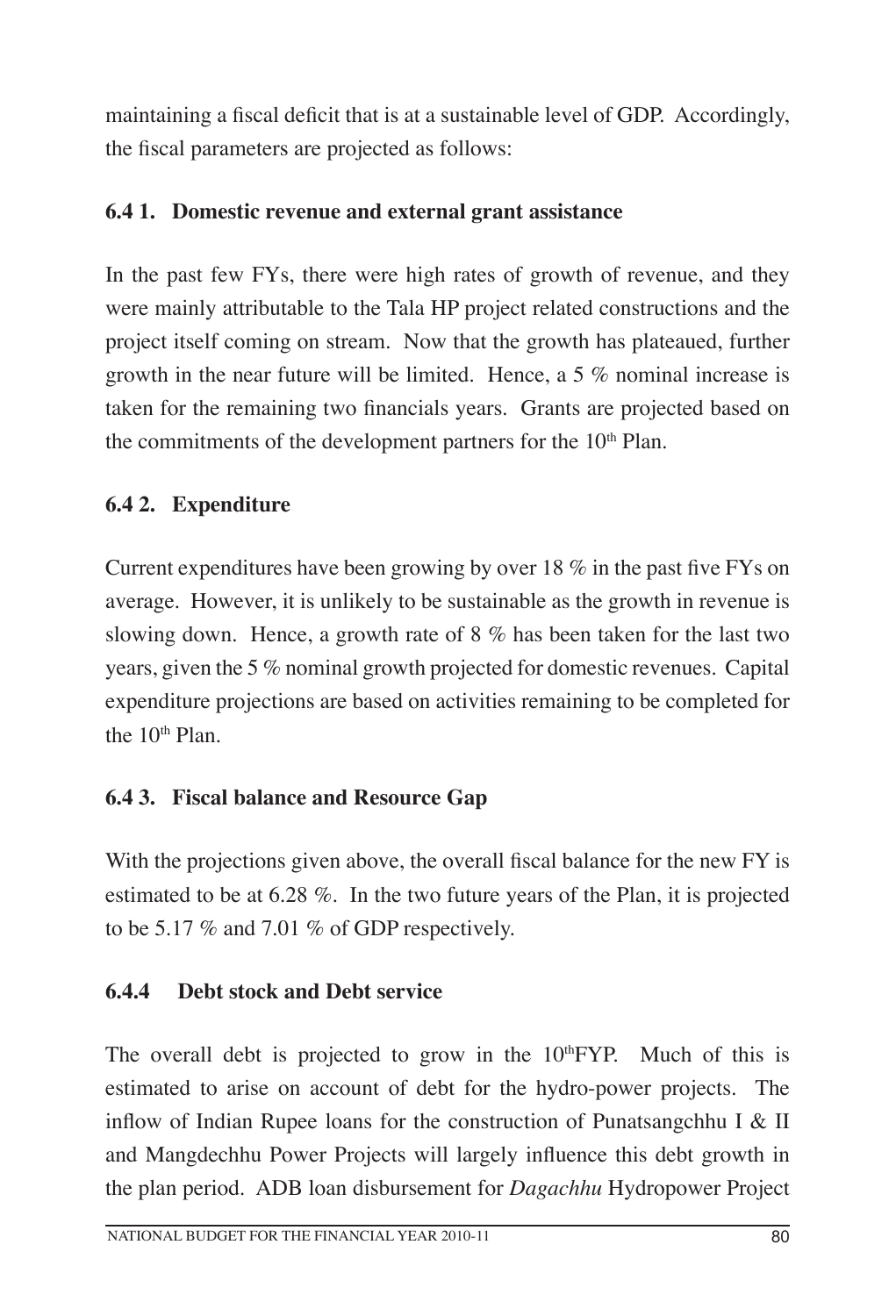maintaining a fiscal deficit that is at a sustainable level of GDP. Accordingly, the fiscal parameters are projected as follows:

### 6.4 1. Domestic revenue and external grant assistance

In the past few FYs, there were high rates of growth of revenue, and they were mainly attributable to the Tala HP project related constructions and the project itself coming on stream. Now that the growth has plateaued, further growth in the near future will be limited. Hence, a 5 % nominal increase is taken for the remaining two financials years. Grants are projected based on the commitments of the development partners for the 10th Plan.

### 6.4 2. Expenditure

Current expenditures have been growing by over 18 % in the past five FYs on average. However, it is unlikely to be sustainable as the growth in revenue is slowing down. Hence, a growth rate of 8 % has been taken for the last two years, given the 5 % nominal growth projected for domestic revenues. Capital expenditure projections are based on activities remaining to be completed for the 10th Plan.

### 6.4 3. Fiscal balance and Resource Gap

With the projections given above, the overall fiscal balance for the new FY is estimated to be at 6.28 %. In the two future years of the Plan, it is projected to be 5.17 % and 7.01 % of GDP respectively.

### 6.4.4 Debt stock and Debt service

The overall debt is projected to grow in the 10thFYP. Much of this is estimated to arise on account of debt for the hydro-power projects. The inflow of Indian Rupee loans for the construction of Punatsangchhu I & II and Mangdechhu Power Projects will largely influence this debt growth in the plan period. ADB loan disbursement for *Dagachhu* Hydropower Project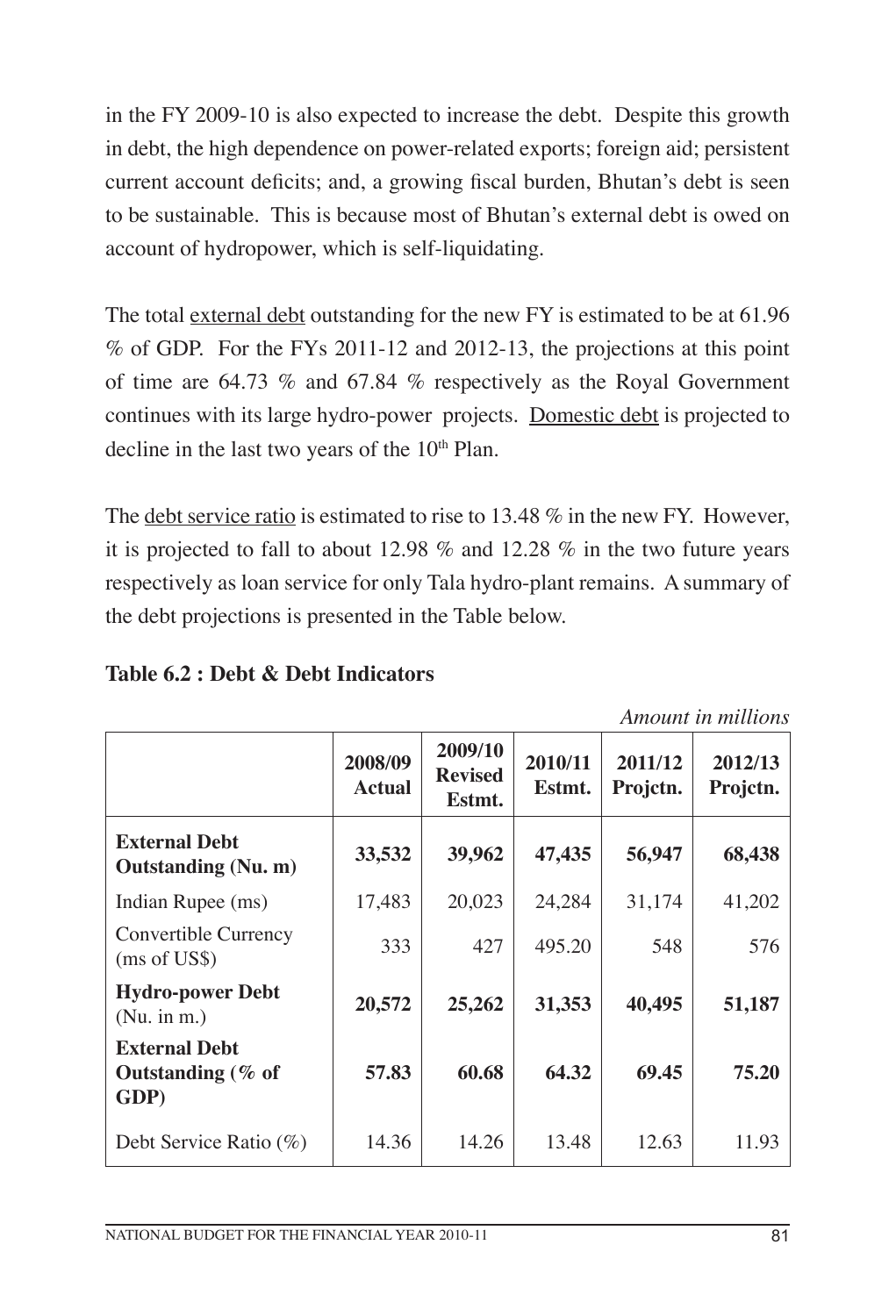in the FY 2009-10 is also expected to increase the debt. Despite this growth in debt, the high dependence on power-related exports; foreign aid; persistent current account deficits; and, a growing fiscal burden, Bhutan's debt is seen to be sustainable. This is because most of Bhutan's external debt is owed on account of hydropower, which is self-liquidating.

The total external debt outstanding for the new FY is estimated to be at 61.96 % of GDP. For the FYs 2011-12 and 2012-13, the projections at this point of time are 64.73 % and 67.84 % respectively as the Royal Government continues with its large hydro-power projects. Domestic debt is projected to decline in the last two years of the 10th Plan.

The debt service ratio is estimated to rise to 13.48 % in the new FY. However, it is projected to fall to about 12.98 % and 12.28 % in the two future years respectively as loan service for only Tala hydro-plant remains. A summary of the debt projections is presented in the Table below.

**Table 6.2 : Debt & Debt Indicators**

*Amount in millions*

| | 2008/09 Actual | 2009/10 Revised Estmt. | 2010/11 Estmt. | 2011/12 Projctn. | 2012/13 Projctn. |
|---|---|---|---|---|---|
| **External Debt Outstanding (Nu. m)** | **33,532** | **39,962** | **47,435** | **56,947** | **68,438** |
| Indian Rupee (ms) | 17,483 | 20,023 | 24,284 | 31,174 | 41,202 |
| Convertible Currency (ms of US$) | 333 | 427 | 495.20 | 548 | 576 |
| **Hydro-power Debt** (Nu. in m.) | **20,572** | **25,262** | **31,353** | **40,495** | **51,187** |
| **External Debt Outstanding (% of GDP)** | **57.83** | **60.68** | **64.32** | **69.45** | **75.20** |
| Debt Service Ratio (%) | 14.36 | 14.26 | 13.48 | 12.63 | 11.93 |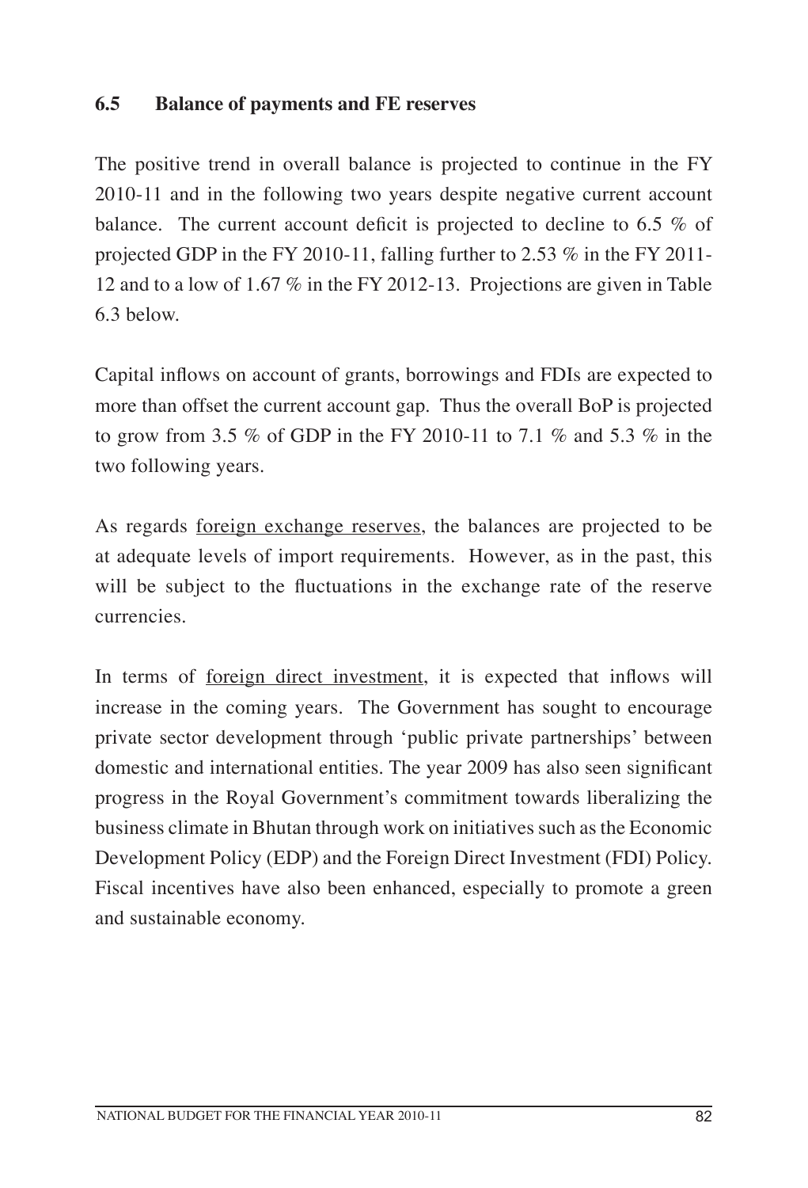### 6.5 Balance of payments and FE reserves

The positive trend in overall balance is projected to continue in the FY 2010-11 and in the following two years despite negative current account balance. The current account deficit is projected to decline to 6.5 % of projected GDP in the FY 2010-11, falling further to 2.53 % in the FY 2011-12 and to a low of 1.67 % in the FY 2012-13. Projections are given in Table 6.3 below.

Capital inflows on account of grants, borrowings and FDIs are expected to more than offset the current account gap. Thus the overall BoP is projected to grow from 3.5 % of GDP in the FY 2010-11 to 7.1 % and 5.3 % in the two following years.

As regards foreign exchange reserves, the balances are projected to be at adequate levels of import requirements. However, as in the past, this will be subject to the fluctuations in the exchange rate of the reserve currencies.

In terms of foreign direct investment, it is expected that inflows will increase in the coming years. The Government has sought to encourage private sector development through 'public private partnerships' between domestic and international entities. The year 2009 has also seen significant progress in the Royal Government's commitment towards liberalizing the business climate in Bhutan through work on initiatives such as the Economic Development Policy (EDP) and the Foreign Direct Investment (FDI) Policy. Fiscal incentives have also been enhanced, especially to promote a green and sustainable economy.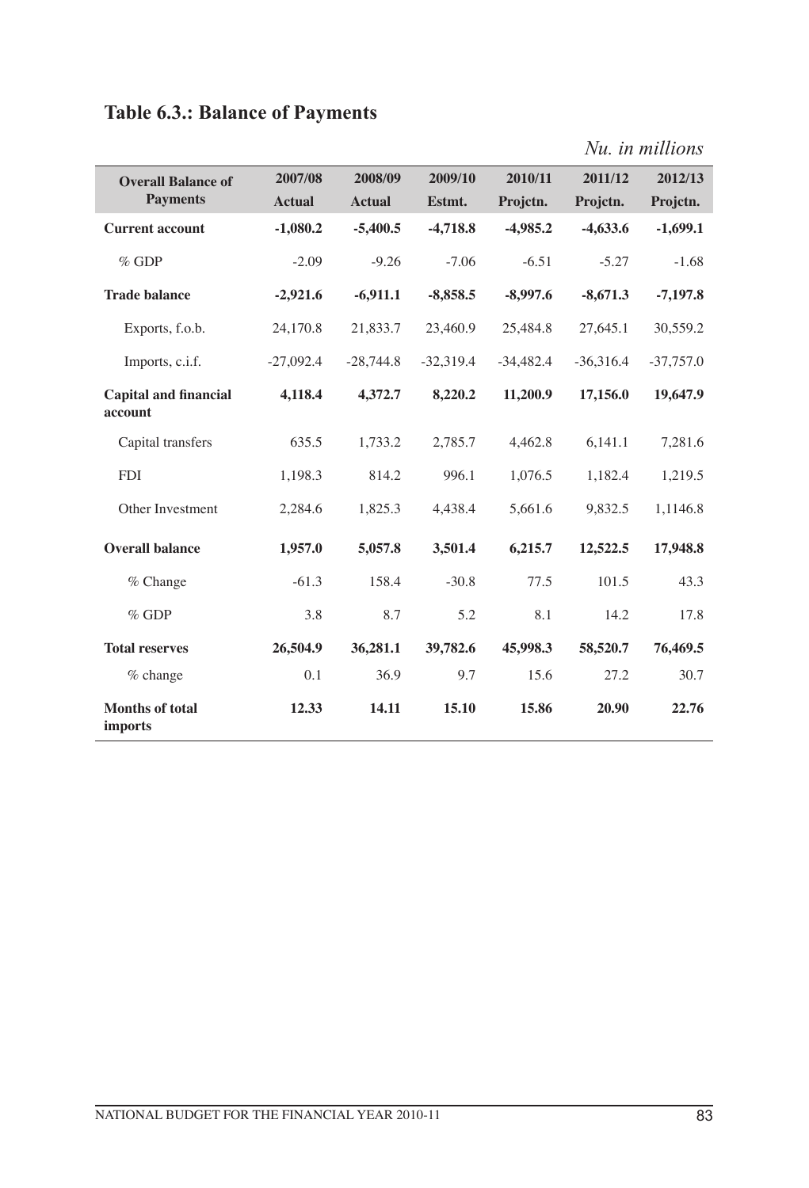## Table 6.3.: Balance of Payments

*Nu. in millions*

| Overall Balance of Payments | 2007/08 Actual | 2008/09 Actual | 2009/10 Estmt. | 2010/11 Projctn. | 2011/12 Projctn. | 2012/13 Projctn. |
|---|---|---|---|---|---|---|
| **Current account** | **-1,080.2** | **-5,400.5** | **-4,718.8** | **-4,985.2** | **-4,633.6** | **-1,699.1** |
| % GDP | -2.09 | -9.26 | -7.06 | -6.51 | -5.27 | -1.68 |
| **Trade balance** | **-2,921.6** | **-6,911.1** | **-8,858.5** | **-8,997.6** | **-8,671.3** | **-7,197.8** |
| Exports, f.o.b. | 24,170.8 | 21,833.7 | 23,460.9 | 25,484.8 | 27,645.1 | 30,559.2 |
| Imports, c.i.f. | -27,092.4 | -28,744.8 | -32,319.4 | -34,482.4 | -36,316.4 | -37,757.0 |
| **Capital and financial account** | **4,118.4** | **4,372.7** | **8,220.2** | **11,200.9** | **17,156.0** | **19,647.9** |
| Capital transfers | 635.5 | 1,733.2 | 2,785.7 | 4,462.8 | 6,141.1 | 7,281.6 |
| FDI | 1,198.3 | 814.2 | 996.1 | 1,076.5 | 1,182.4 | 1,219.5 |
| Other Investment | 2,284.6 | 1,825.3 | 4,438.4 | 5,661.6 | 9,832.5 | 1,1146.8 |
| **Overall balance** | **1,957.0** | **5,057.8** | **3,501.4** | **6,215.7** | **12,522.5** | **17,948.8** |
| % Change | -61.3 | 158.4 | -30.8 | 77.5 | 101.5 | 43.3 |
| % GDP | 3.8 | 8.7 | 5.2 | 8.1 | 14.2 | 17.8 |
| **Total reserves** | **26,504.9** | **36,281.1** | **39,782.6** | **45,998.3** | **58,520.7** | **76,469.5** |
| % change | 0.1 | 36.9 | 9.7 | 15.6 | 27.2 | 30.7 |
| **Months of total imports** | **12.33** | **14.11** | **15.10** | **15.86** | **20.90** | **22.76** |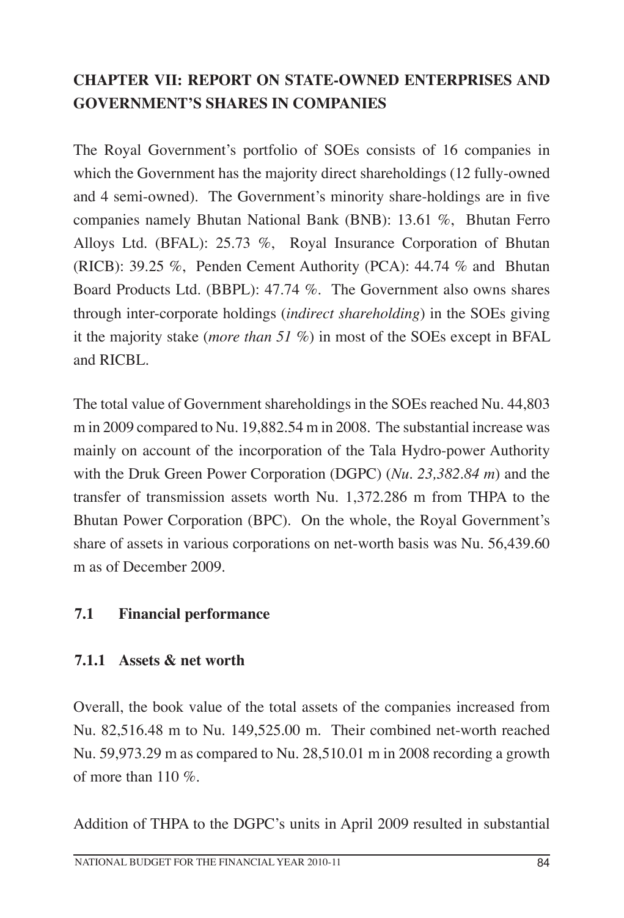# CHAPTER VII: REPORT ON STATE-OWNED ENTERPRISES AND GOVERNMENT'S SHARES IN COMPANIES

The Royal Government's portfolio of SOEs consists of 16 companies in which the Government has the majority direct shareholdings (12 fully-owned and 4 semi-owned). The Government's minority share-holdings are in five companies namely Bhutan National Bank (BNB): 13.61 %, Bhutan Ferro Alloys Ltd. (BFAL): 25.73 %, Royal Insurance Corporation of Bhutan (RICB): 39.25 %, Penden Cement Authority (PCA): 44.74 % and Bhutan Board Products Ltd. (BBPL): 47.74 %. The Government also owns shares through inter-corporate holdings (*indirect shareholding*) in the SOEs giving it the majority stake (*more than 51 %*) in most of the SOEs except in BFAL and RICBL.

The total value of Government shareholdings in the SOEs reached Nu. 44,803 m in 2009 compared to Nu. 19,882.54 m in 2008. The substantial increase was mainly on account of the incorporation of the Tala Hydro-power Authority with the Druk Green Power Corporation (DGPC) (*Nu. 23,382.84 m*) and the transfer of transmission assets worth Nu. 1,372.286 m from THPA to the Bhutan Power Corporation (BPC). On the whole, the Royal Government's share of assets in various corporations on net-worth basis was Nu. 56,439.60 m as of December 2009.

## 7.1 Financial performance

### 7.1.1 Assets & net worth

Overall, the book value of the total assets of the companies increased from Nu. 82,516.48 m to Nu. 149,525.00 m. Their combined net-worth reached Nu. 59,973.29 m as compared to Nu. 28,510.01 m in 2008 recording a growth of more than 110 %.

Addition of THPA to the DGPC's units in April 2009 resulted in substantial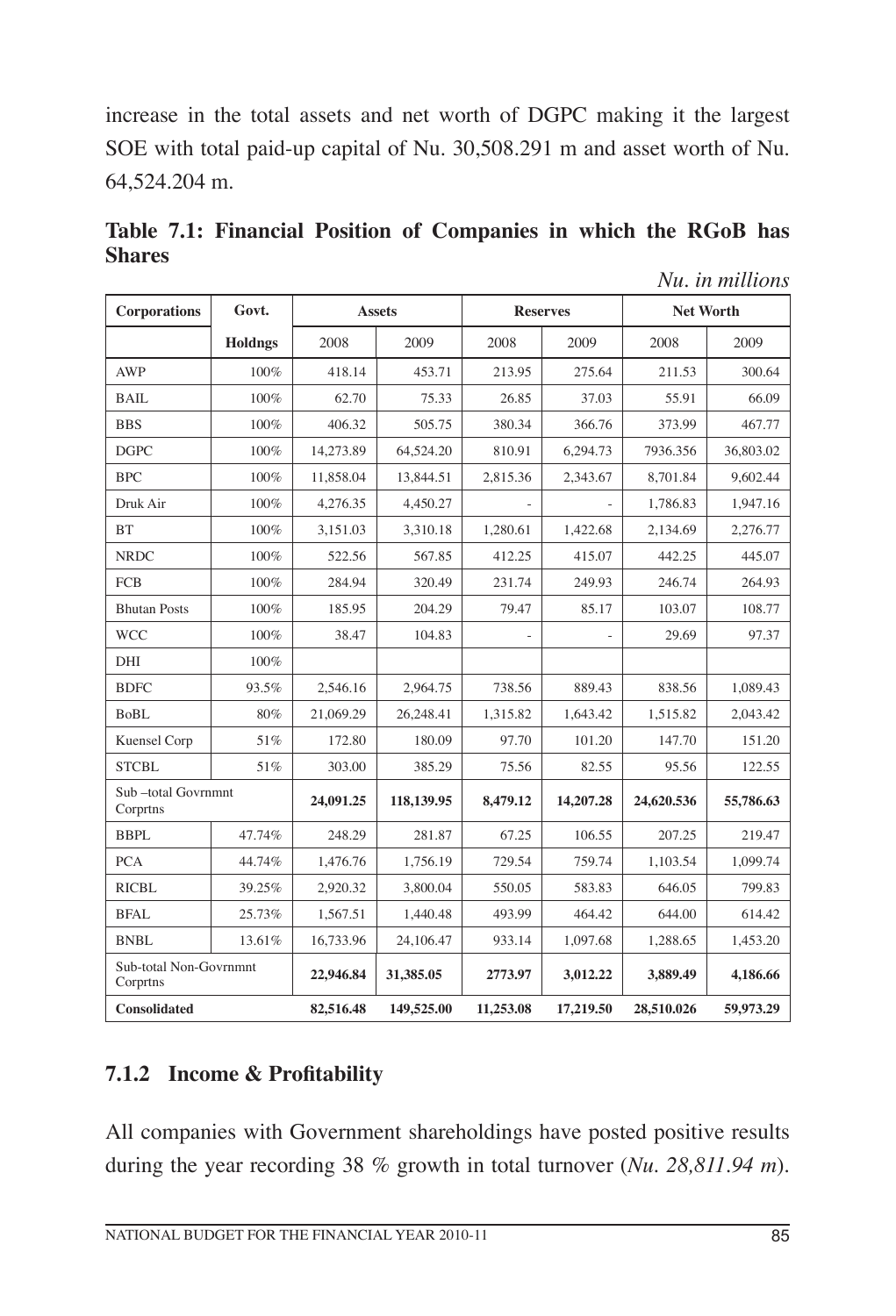increase in the total assets and net worth of DGPC making it the largest SOE with total paid-up capital of Nu. 30,508.291 m and asset worth of Nu. 64,524.204 m.

**Table 7.1: Financial Position of Companies in which the RGoB has Shares**

*Nu. in millions*

| Corporations | Govt. | Assets | | Reserves | | Net Worth | |
|---|---|---|---|---|---|---|---|
| | Holdngs | 2008 | 2009 | 2008 | 2009 | 2008 | 2009 |
| AWP | 100% | 418.14 | 453.71 | 213.95 | 275.64 | 211.53 | 300.64 |
| BAIL | 100% | 62.70 | 75.33 | 26.85 | 37.03 | 55.91 | 66.09 |
| BBS | 100% | 406.32 | 505.75 | 380.34 | 366.76 | 373.99 | 467.77 |
| DGPC | 100% | 14,273.89 | 64,524.20 | 810.91 | 6,294.73 | 7936.356 | 36,803.02 |
| BPC | 100% | 11,858.04 | 13,844.51 | 2,815.36 | 2,343.67 | 8,701.84 | 9,602.44 |
| Druk Air | 100% | 4,276.35 | 4,450.27 | - | - | 1,786.83 | 1,947.16 |
| BT | 100% | 3,151.03 | 3,310.18 | 1,280.61 | 1,422.68 | 2,134.69 | 2,276.77 |
| NRDC | 100% | 522.56 | 567.85 | 412.25 | 415.07 | 442.25 | 445.07 |
| FCB | 100% | 284.94 | 320.49 | 231.74 | 249.93 | 246.74 | 264.93 |
| Bhutan Posts | 100% | 185.95 | 204.29 | 79.47 | 85.17 | 103.07 | 108.77 |
| WCC | 100% | 38.47 | 104.83 | - | - | 29.69 | 97.37 |
| DHI | 100% | | | | | | |
| BDFC | 93.5% | 2,546.16 | 2,964.75 | 738.56 | 889.43 | 838.56 | 1,089.43 |
| BoBL | 80% | 21,069.29 | 26,248.41 | 1,315.82 | 1,643.42 | 1,515.82 | 2,043.42 |
| Kuensel Corp | 51% | 172.80 | 180.09 | 97.70 | 101.20 | 147.70 | 151.20 |
| STCBL | 51% | 303.00 | 385.29 | 75.56 | 82.55 | 95.56 | 122.55 |
| Sub –total Govrnmnt Corprtns | | **24,091.25** | **118,139.95** | **8,479.12** | **14,207.28** | **24,620.536** | **55,786.63** |
| BBPL | 47.74% | 248.29 | 281.87 | 67.25 | 106.55 | 207.25 | 219.47 |
| PCA | 44.74% | 1,476.76 | 1,756.19 | 729.54 | 759.74 | 1,103.54 | 1,099.74 |
| RICBL | 39.25% | 2,920.32 | 3,800.04 | 550.05 | 583.83 | 646.05 | 799.83 |
| BFAL | 25.73% | 1,567.51 | 1,440.48 | 493.99 | 464.42 | 644.00 | 614.42 |
| BNBL | 13.61% | 16,733.96 | 24,106.47 | 933.14 | 1,097.68 | 1,288.65 | 1,453.20 |
| Sub-total Non-Govrnmnt Corprtns | | **22,946.84** | **31,385.05** | **2773.97** | **3,012.22** | **3,889.49** | **4,186.66** |
| **Consolidated** | | **82,516.48** | **149,525.00** | **11,253.08** | **17,219.50** | **28,510.026** | **59,973.29** |

### 7.1.2 Income & Profitability

All companies with Government shareholdings have posted positive results during the year recording 38 % growth in total turnover (*Nu. 28,811.94 m*).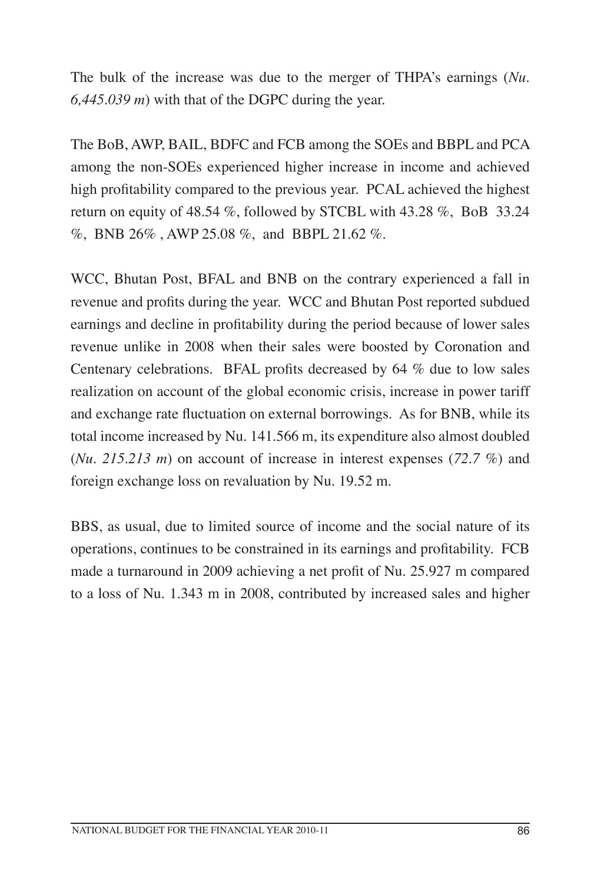The bulk of the increase was due to the merger of THPA's earnings (*Nu. 6,445.039 m*) with that of the DGPC during the year.

The BoB, AWP, BAIL, BDFC and FCB among the SOEs and BBPL and PCA among the non-SOEs experienced higher increase in income and achieved high profitability compared to the previous year. PCAL achieved the highest return on equity of 48.54 %, followed by STCBL with 43.28 %, BoB 33.24 %, BNB 26% , AWP 25.08 %, and BBPL 21.62 %.

WCC, Bhutan Post, BFAL and BNB on the contrary experienced a fall in revenue and profits during the year. WCC and Bhutan Post reported subdued earnings and decline in profitability during the period because of lower sales revenue unlike in 2008 when their sales were boosted by Coronation and Centenary celebrations. BFAL profits decreased by 64 % due to low sales realization on account of the global economic crisis, increase in power tariff and exchange rate fluctuation on external borrowings. As for BNB, while its total income increased by Nu. 141.566 m, its expenditure also almost doubled (*Nu. 215.213 m*) on account of increase in interest expenses (*72.7 %*) and foreign exchange loss on revaluation by Nu. 19.52 m.

BBS, as usual, due to limited source of income and the social nature of its operations, continues to be constrained in its earnings and profitability. FCB made a turnaround in 2009 achieving a net profit of Nu. 25.927 m compared to a loss of Nu. 1.343 m in 2008, contributed by increased sales and higher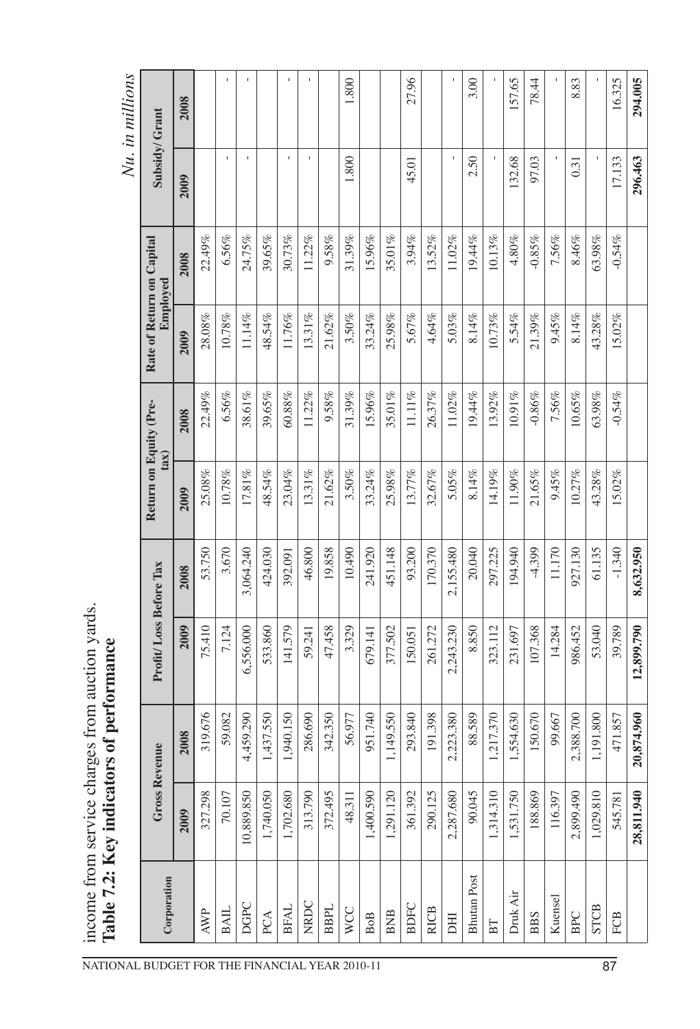income from service charges from auction yards.

**Table 7.2: Key indicators of performance**

*Nu. in millions*

| Corporation | Gross Revenue | | Profit/Loss Before Tax | | Return on Equity (Pre-tax) | | Rate of Return on Capital Employed | | Subsidy/Grant | |
|---|---|---|---|---|---|---|---|---|---|---|
| | 2009 | 2008 | 2009 | 2008 | 2009 | 2008 | 2009 | 2008 | 2009 | 2008 |
| AWP | 327.298 | 319.676 | 75.410 | 53.750 | 25.08% | 22.49% | 28.08% | 22.49% | | |
| BAIL | 70.107 | 59.082 | 7.124 | 3.670 | 10.78% | 6.56% | 10.78% | 6.56% | - | - |
| DGPC | 10,889.850 | 4,459.290 | 6,556.000 | 3,064.240 | 17.81% | 38.61% | 11.14% | 24.75% | - | - |
| PCA | 1,740.050 | 1,437.550 | 533.860 | 424.030 | 48.54% | 39.65% | 48.54% | 39.65% | | |
| BFAL | 1,702.680 | 1,940.150 | 141.579 | 392.091 | 23.04% | 60.88% | 11.76% | 30.73% | - | - |
| NRDC | 313.790 | 286.690 | 59.241 | 46.800 | 13.31% | 11.22% | 13.31% | 11.22% | - | - |
| BBPL | 372.495 | 342.350 | 47.458 | 19.858 | 21.62% | 9.58% | 21.62% | 9.58% | | |
| WCC | 48.311 | 56.977 | 3.329 | 10.490 | 3.50% | 31.39% | 3.50% | 31.39% | 1.800 | 1.800 |
| BoB | 1,400.590 | 951.740 | 679.141 | 241.920 | 33.24% | 15.96% | 33.24% | 15.96% | | |
| BNB | 1,291.120 | 1,149.550 | 377.502 | 451.148 | 25.98% | 35.01% | 25.98% | 35.01% | | |
| BDFC | 361.392 | 293.840 | 150.051 | 93.200 | 13.77% | 11.11% | 5.67% | 3.94% | 45.01 | 27.96 |
| RICB | 290.125 | 191.398 | 261.272 | 170.370 | 32.67% | 26.37% | 4.64% | 13.52% | | |
| DHI | 2,287.680 | 2,223.380 | 2,243.230 | 2,155.480 | 5.05% | 11.02% | 5.03% | 11.02% | - | - |
| Bhutan Post | 90.045 | 88.589 | 8.850 | 20.040 | 8.14% | 19.44% | 8.14% | 19.44% | 2.50 | 3.00 |
| BT | 1,314.310 | 1,217.370 | 323.112 | 297.225 | 14.19% | 13.92% | 10.73% | 10.13% | - | - |
| Druk Air | 1,531.750 | 1,554.630 | 231.697 | 194.940 | 11.90% | 10.91% | 5.54% | 4.80% | 132.68 | 157.65 |
| BBS | 188.869 | 150.670 | 107.368 | -4.399 | 21.65% | -0.86% | 21.39% | -0.85% | 97.03 | 78.44 |
| Kuensel | 116.397 | 99.667 | 14.284 | 11.170 | 9.45% | 7.56% | 9.45% | 7.56% | - | - |
| BPC | 2,899.490 | 2,388.700 | 986.452 | 927.130 | 10.27% | 10.65% | 8.14% | 8.46% | 0.31 | 8.83 |
| STCB | 1,029.810 | 1,191.800 | 53.040 | 61.135 | 43.28% | 63.98% | 43.28% | 63.98% | - | - |
| FCB | 545.781 | 471.857 | 39.789 | -1.340 | 15.02% | -0.54% | 15.02% | -0.54% | 17.133 | 16.325 |
| | **28,811.940** | **20,874.960** | **12,899.790** | **8,632.950** | | | | | **296.463** | **294.005** |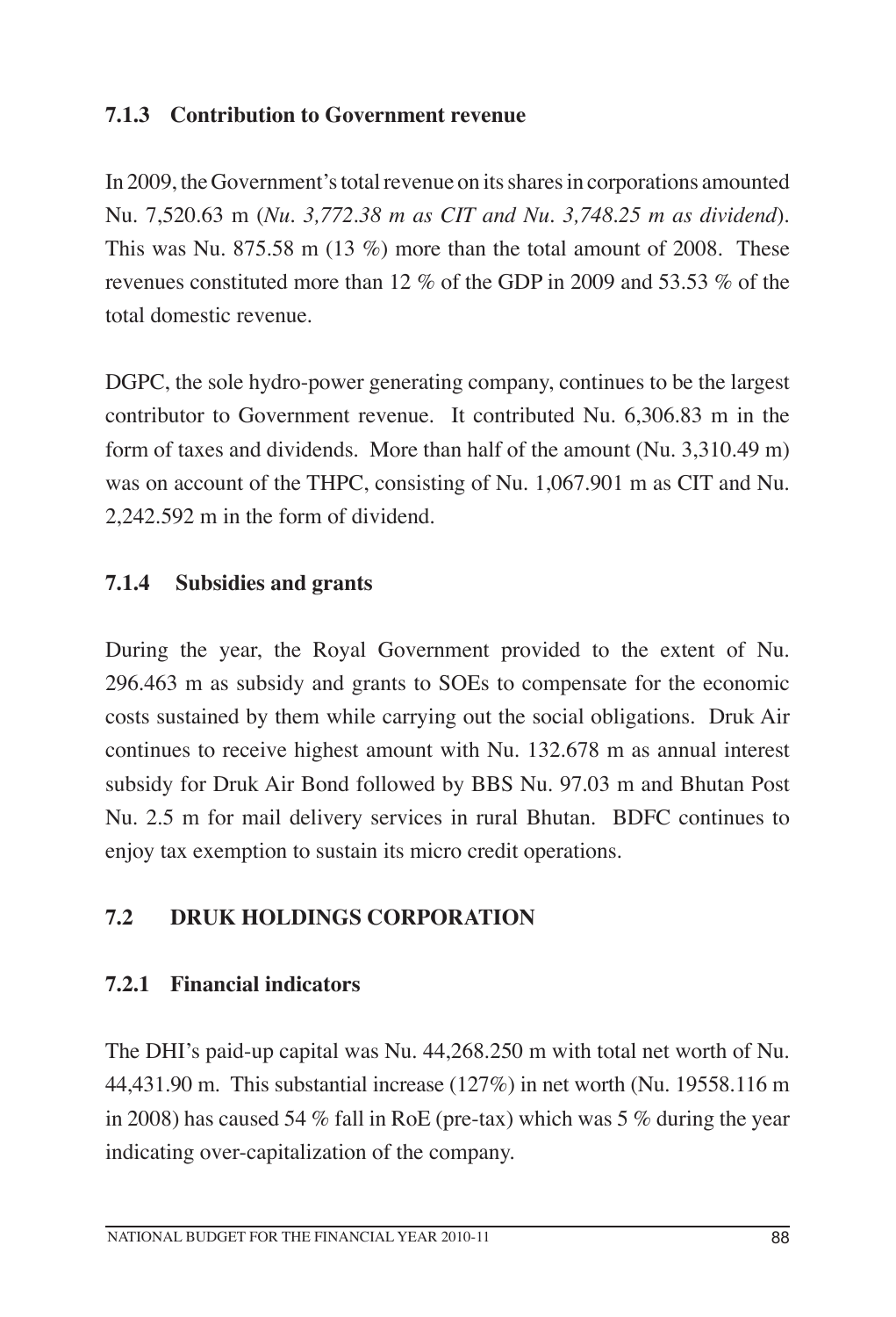### 7.1.3 Contribution to Government revenue

In 2009, the Government's total revenue on its shares in corporations amounted Nu. 7,520.63 m (*Nu. 3,772.38 m as CIT and Nu. 3,748.25 m as dividend*). This was Nu. 875.58 m (13 %) more than the total amount of 2008. These revenues constituted more than 12 % of the GDP in 2009 and 53.53 % of the total domestic revenue.

DGPC, the sole hydro-power generating company, continues to be the largest contributor to Government revenue. It contributed Nu. 6,306.83 m in the form of taxes and dividends. More than half of the amount (Nu. 3,310.49 m) was on account of the THPC, consisting of Nu. 1,067.901 m as CIT and Nu. 2,242.592 m in the form of dividend.

### 7.1.4 Subsidies and grants

During the year, the Royal Government provided to the extent of Nu. 296.463 m as subsidy and grants to SOEs to compensate for the economic costs sustained by them while carrying out the social obligations. Druk Air continues to receive highest amount with Nu. 132.678 m as annual interest subsidy for Druk Air Bond followed by BBS Nu. 97.03 m and Bhutan Post Nu. 2.5 m for mail delivery services in rural Bhutan. BDFC continues to enjoy tax exemption to sustain its micro credit operations.

## 7.2 DRUK HOLDINGS CORPORATION

### 7.2.1 Financial indicators

The DHI's paid-up capital was Nu. 44,268.250 m with total net worth of Nu. 44,431.90 m. This substantial increase (127%) in net worth (Nu. 19558.116 m in 2008) has caused 54 % fall in RoE (pre-tax) which was 5 % during the year indicating over-capitalization of the company.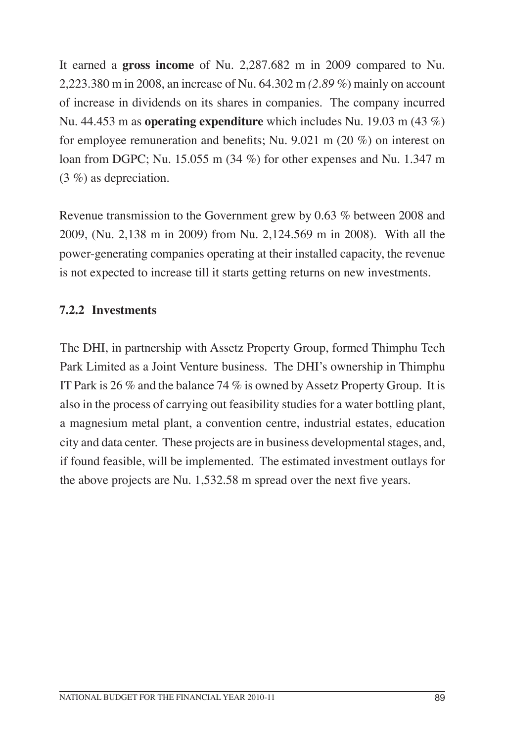It earned a **gross income** of Nu. 2,287.682 m in 2009 compared to Nu. 2,223.380 m in 2008, an increase of Nu. 64.302 m *(2.89 %)* mainly on account of increase in dividends on its shares in companies. The company incurred Nu. 44.453 m as **operating expenditure** which includes Nu. 19.03 m (43 %) for employee remuneration and benefits; Nu. 9.021 m (20 %) on interest on loan from DGPC; Nu. 15.055 m (34 %) for other expenses and Nu. 1.347 m (3 %) as depreciation.

Revenue transmission to the Government grew by 0.63 % between 2008 and 2009, (Nu. 2,138 m in 2009) from Nu. 2,124.569 m in 2008). With all the power-generating companies operating at their installed capacity, the revenue is not expected to increase till it starts getting returns on new investments.

### 7.2.2 Investments

The DHI, in partnership with Assetz Property Group, formed Thimphu Tech Park Limited as a Joint Venture business. The DHI's ownership in Thimphu IT Park is 26 % and the balance 74 % is owned by Assetz Property Group. It is also in the process of carrying out feasibility studies for a water bottling plant, a magnesium metal plant, a convention centre, industrial estates, education city and data center. These projects are in business developmental stages, and, if found feasible, will be implemented. The estimated investment outlays for the above projects are Nu. 1,532.58 m spread over the next five years.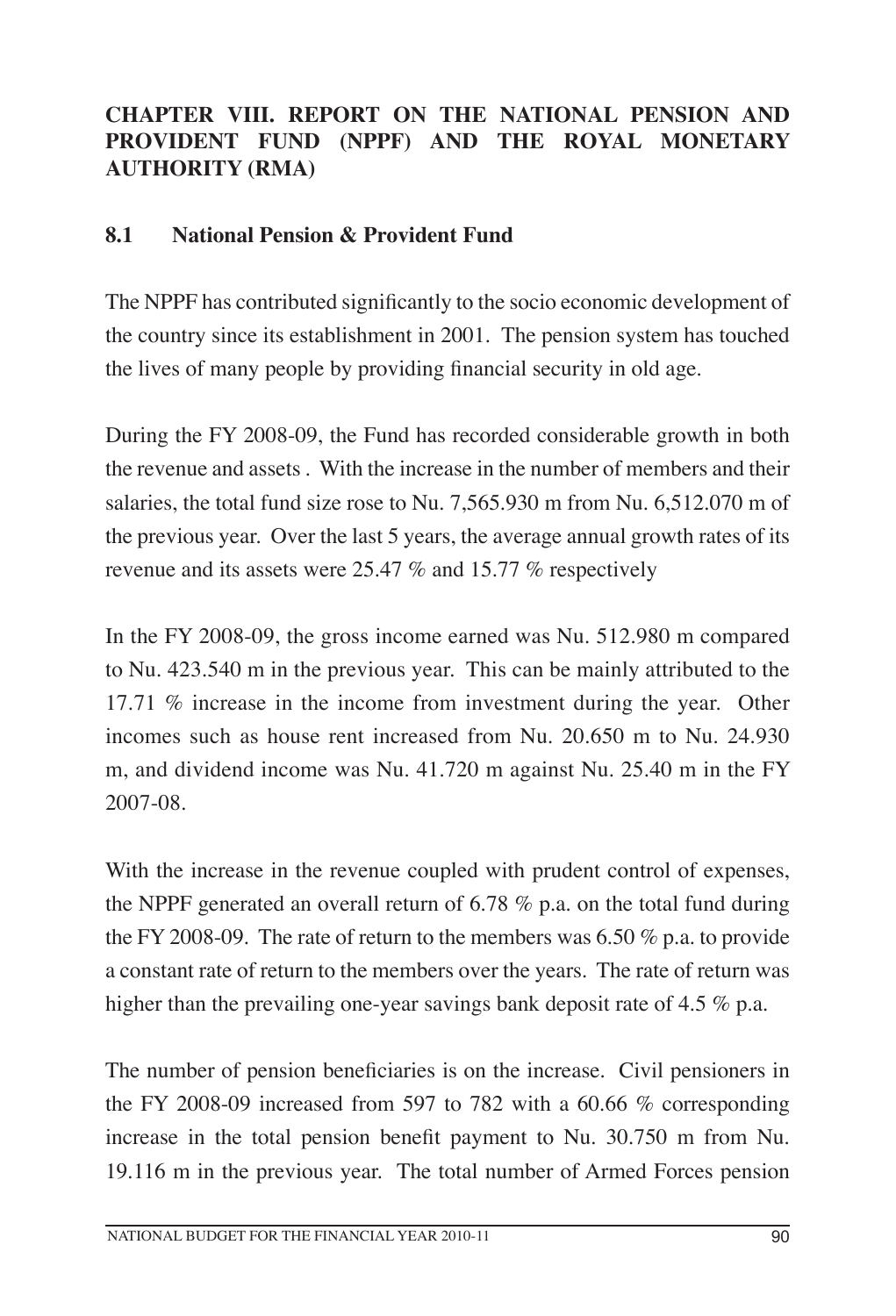## CHAPTER VIII. REPORT ON THE NATIONAL PENSION AND PROVIDENT FUND (NPPF) AND THE ROYAL MONETARY AUTHORITY (RMA)

### 8.1 National Pension & Provident Fund

The NPPF has contributed significantly to the socio economic development of the country since its establishment in 2001. The pension system has touched the lives of many people by providing financial security in old age.

During the FY 2008-09, the Fund has recorded considerable growth in both the revenue and assets . With the increase in the number of members and their salaries, the total fund size rose to Nu. 7,565.930 m from Nu. 6,512.070 m of the previous year. Over the last 5 years, the average annual growth rates of its revenue and its assets were 25.47 % and 15.77 % respectively

In the FY 2008-09, the gross income earned was Nu. 512.980 m compared to Nu. 423.540 m in the previous year. This can be mainly attributed to the 17.71 % increase in the income from investment during the year. Other incomes such as house rent increased from Nu. 20.650 m to Nu. 24.930 m, and dividend income was Nu. 41.720 m against Nu. 25.40 m in the FY 2007-08.

With the increase in the revenue coupled with prudent control of expenses, the NPPF generated an overall return of 6.78 % p.a. on the total fund during the FY 2008-09. The rate of return to the members was 6.50 % p.a. to provide a constant rate of return to the members over the years. The rate of return was higher than the prevailing one-year savings bank deposit rate of 4.5 % p.a.

The number of pension beneficiaries is on the increase. Civil pensioners in the FY 2008-09 increased from 597 to 782 with a 60.66 % corresponding increase in the total pension benefit payment to Nu. 30.750 m from Nu. 19.116 m in the previous year. The total number of Armed Forces pension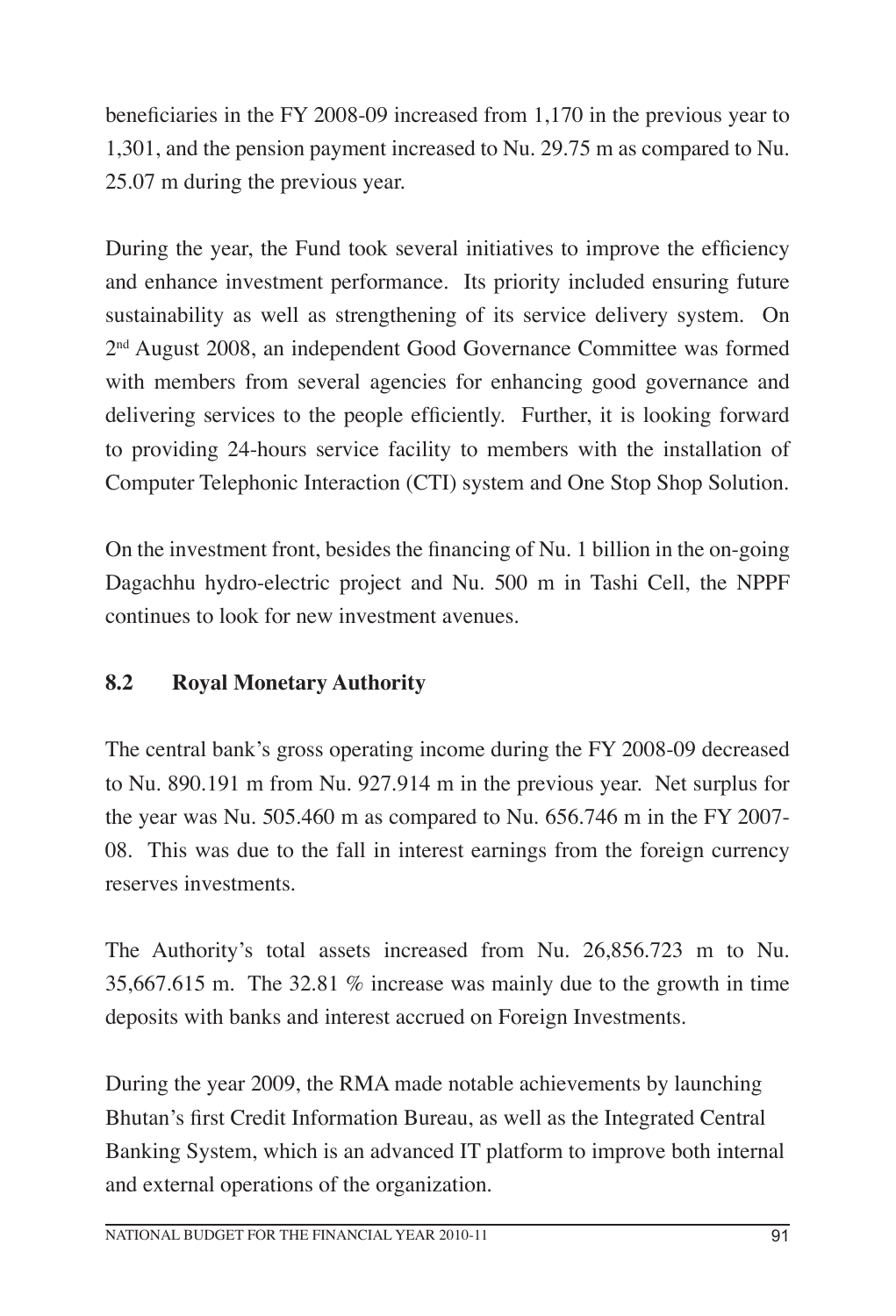beneficiaries in the FY 2008-09 increased from 1,170 in the previous year to 1,301, and the pension payment increased to Nu. 29.75 m as compared to Nu. 25.07 m during the previous year.

During the year, the Fund took several initiatives to improve the efficiency and enhance investment performance. Its priority included ensuring future sustainability as well as strengthening of its service delivery system. On 2nd August 2008, an independent Good Governance Committee was formed with members from several agencies for enhancing good governance and delivering services to the people efficiently. Further, it is looking forward to providing 24-hours service facility to members with the installation of Computer Telephonic Interaction (CTI) system and One Stop Shop Solution.

On the investment front, besides the financing of Nu. 1 billion in the on-going Dagachhu hydro-electric project and Nu. 500 m in Tashi Cell, the NPPF continues to look for new investment avenues.

### 8.2 Royal Monetary Authority

The central bank's gross operating income during the FY 2008-09 decreased to Nu. 890.191 m from Nu. 927.914 m in the previous year. Net surplus for the year was Nu. 505.460 m as compared to Nu. 656.746 m in the FY 2007-08. This was due to the fall in interest earnings from the foreign currency reserves investments.

The Authority's total assets increased from Nu. 26,856.723 m to Nu. 35,667.615 m. The 32.81 % increase was mainly due to the growth in time deposits with banks and interest accrued on Foreign Investments.

During the year 2009, the RMA made notable achievements by launching Bhutan's first Credit Information Bureau, as well as the Integrated Central Banking System, which is an advanced IT platform to improve both internal and external operations of the organization.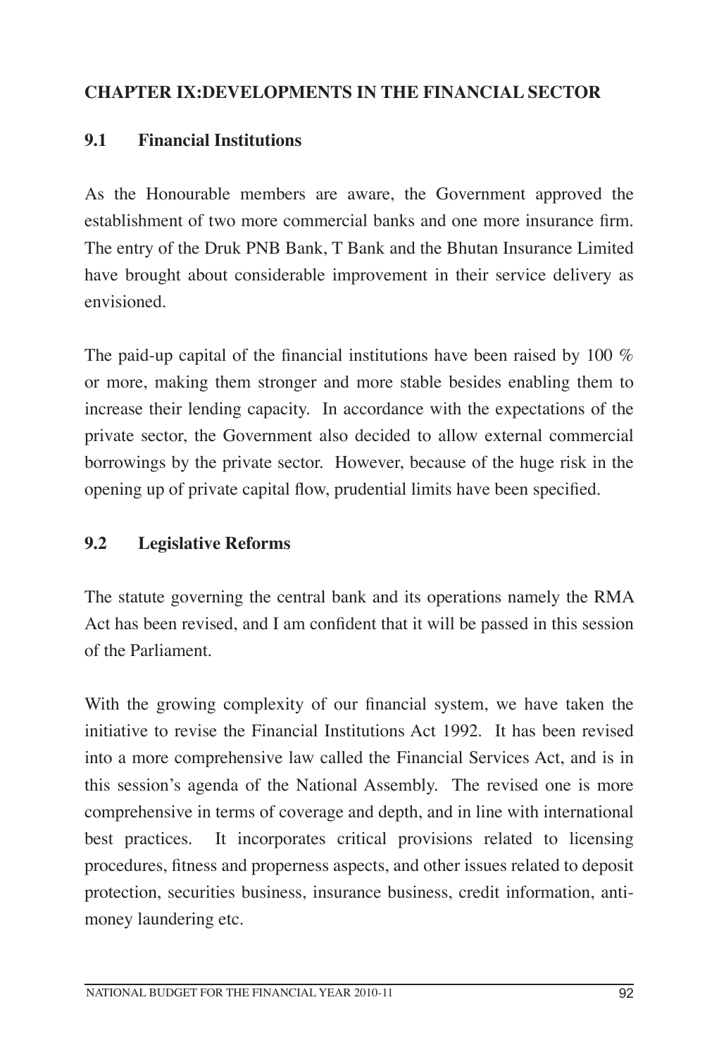## CHAPTER IX:DEVELOPMENTS IN THE FINANCIAL SECTOR

### 9.1 Financial Institutions

As the Honourable members are aware, the Government approved the establishment of two more commercial banks and one more insurance firm. The entry of the Druk PNB Bank, T Bank and the Bhutan Insurance Limited have brought about considerable improvement in their service delivery as envisioned.

The paid-up capital of the financial institutions have been raised by 100 % or more, making them stronger and more stable besides enabling them to increase their lending capacity. In accordance with the expectations of the private sector, the Government also decided to allow external commercial borrowings by the private sector. However, because of the huge risk in the opening up of private capital flow, prudential limits have been specified.

### 9.2 Legislative Reforms

The statute governing the central bank and its operations namely the RMA Act has been revised, and I am confident that it will be passed in this session of the Parliament.

With the growing complexity of our financial system, we have taken the initiative to revise the Financial Institutions Act 1992. It has been revised into a more comprehensive law called the Financial Services Act, and is in this session's agenda of the National Assembly. The revised one is more comprehensive in terms of coverage and depth, and in line with international best practices. It incorporates critical provisions related to licensing procedures, fitness and properness aspects, and other issues related to deposit protection, securities business, insurance business, credit information, anti-money laundering etc.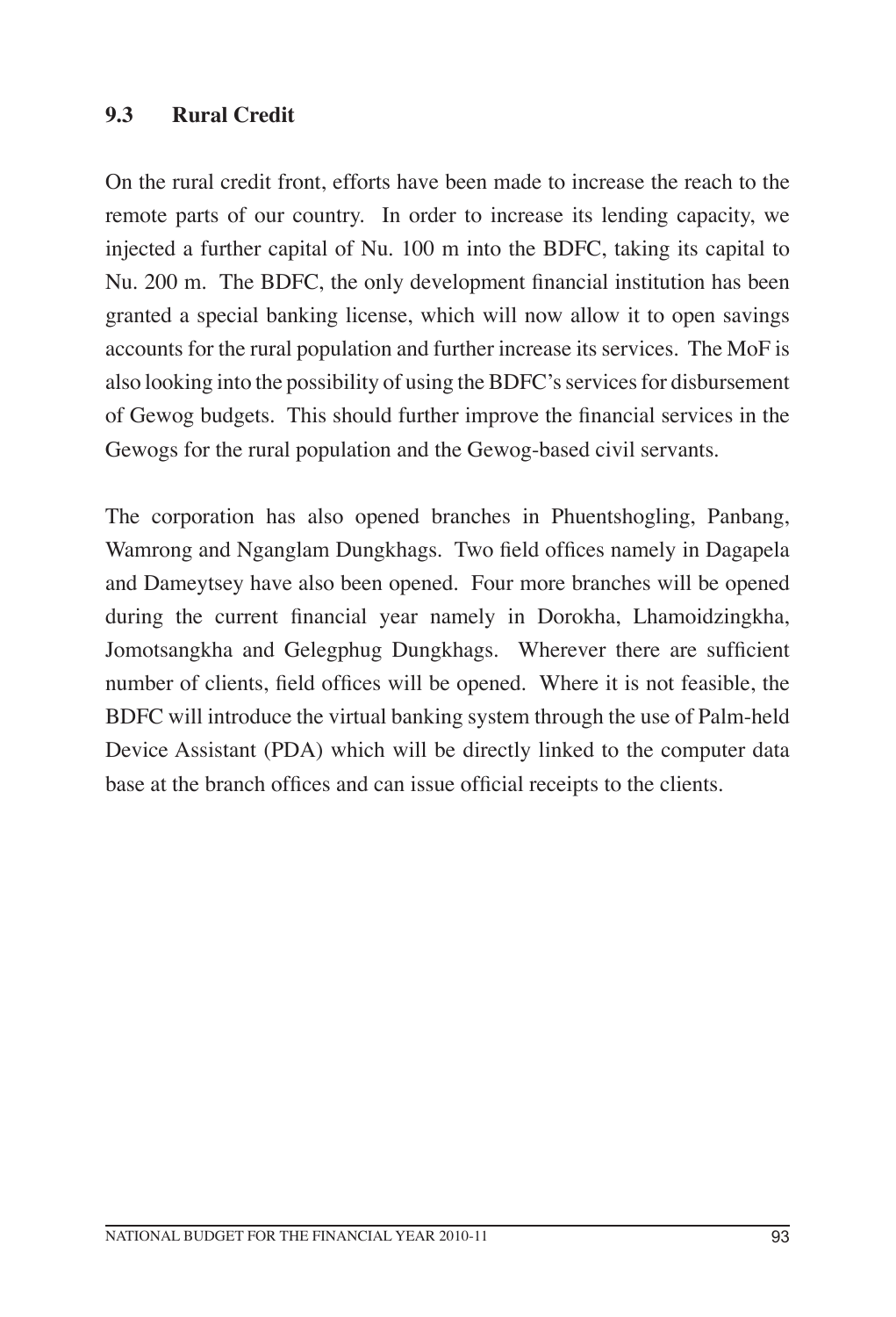### 9.3 Rural Credit

On the rural credit front, efforts have been made to increase the reach to the remote parts of our country. In order to increase its lending capacity, we injected a further capital of Nu. 100 m into the BDFC, taking its capital to Nu. 200 m. The BDFC, the only development financial institution has been granted a special banking license, which will now allow it to open savings accounts for the rural population and further increase its services. The MoF is also looking into the possibility of using the BDFC's services for disbursement of Gewog budgets. This should further improve the financial services in the Gewogs for the rural population and the Gewog-based civil servants.

The corporation has also opened branches in Phuentshogling, Panbang, Wamrong and Nganglam Dungkhags. Two field offices namely in Dagapela and Dameytsey have also been opened. Four more branches will be opened during the current financial year namely in Dorokha, Lhamoidzingkha, Jomotsangkha and Gelegphug Dungkhags. Wherever there are sufficient number of clients, field offices will be opened. Where it is not feasible, the BDFC will introduce the virtual banking system through the use of Palm-held Device Assistant (PDA) which will be directly linked to the computer data base at the branch offices and can issue official receipts to the clients.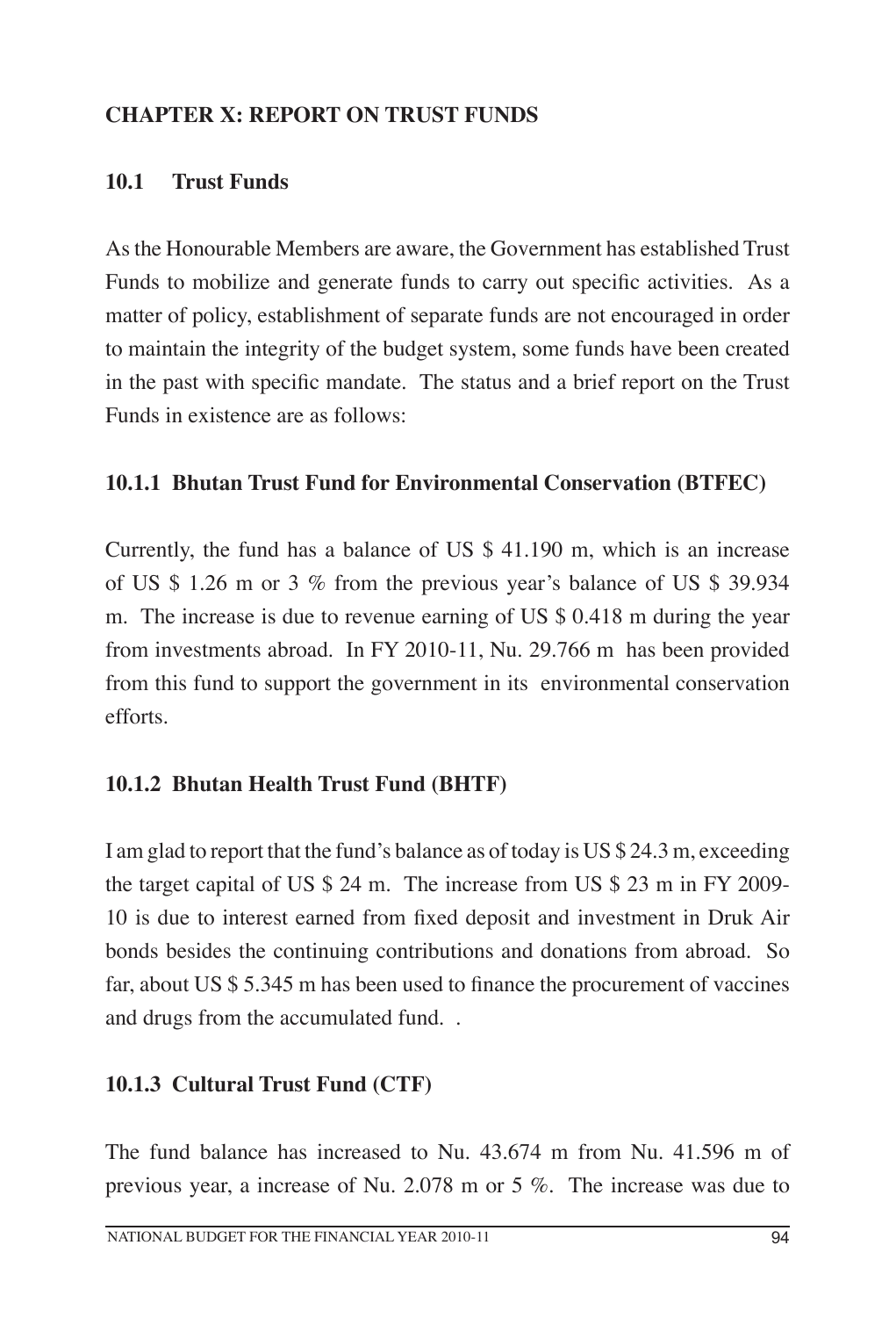## CHAPTER X: REPORT ON TRUST FUNDS

### 10.1 Trust Funds

As the Honourable Members are aware, the Government has established Trust Funds to mobilize and generate funds to carry out specific activities. As a matter of policy, establishment of separate funds are not encouraged in order to maintain the integrity of the budget system, some funds have been created in the past with specific mandate. The status and a brief report on the Trust Funds in existence are as follows:

#### 10.1.1 Bhutan Trust Fund for Environmental Conservation (BTFEC)

Currently, the fund has a balance of US $ 41.190 m, which is an increase of US $ 1.26 m or 3 % from the previous year's balance of US $ 39.934 m. The increase is due to revenue earning of US $ 0.418 m during the year from investments abroad. In FY 2010-11, Nu. 29.766 m has been provided from this fund to support the government in its environmental conservation efforts.

#### 10.1.2 Bhutan Health Trust Fund (BHTF)

I am glad to report that the fund's balance as of today is US $ 24.3 m, exceeding the target capital of US $ 24 m. The increase from US $ 23 m in FY 2009-10 is due to interest earned from fixed deposit and investment in Druk Air bonds besides the continuing contributions and donations from abroad. So far, about US $ 5.345 m has been used to finance the procurement of vaccines and drugs from the accumulated fund. .

#### 10.1.3 Cultural Trust Fund (CTF)

The fund balance has increased to Nu. 43.674 m from Nu. 41.596 m of previous year, a increase of Nu. 2.078 m or 5 %. The increase was due to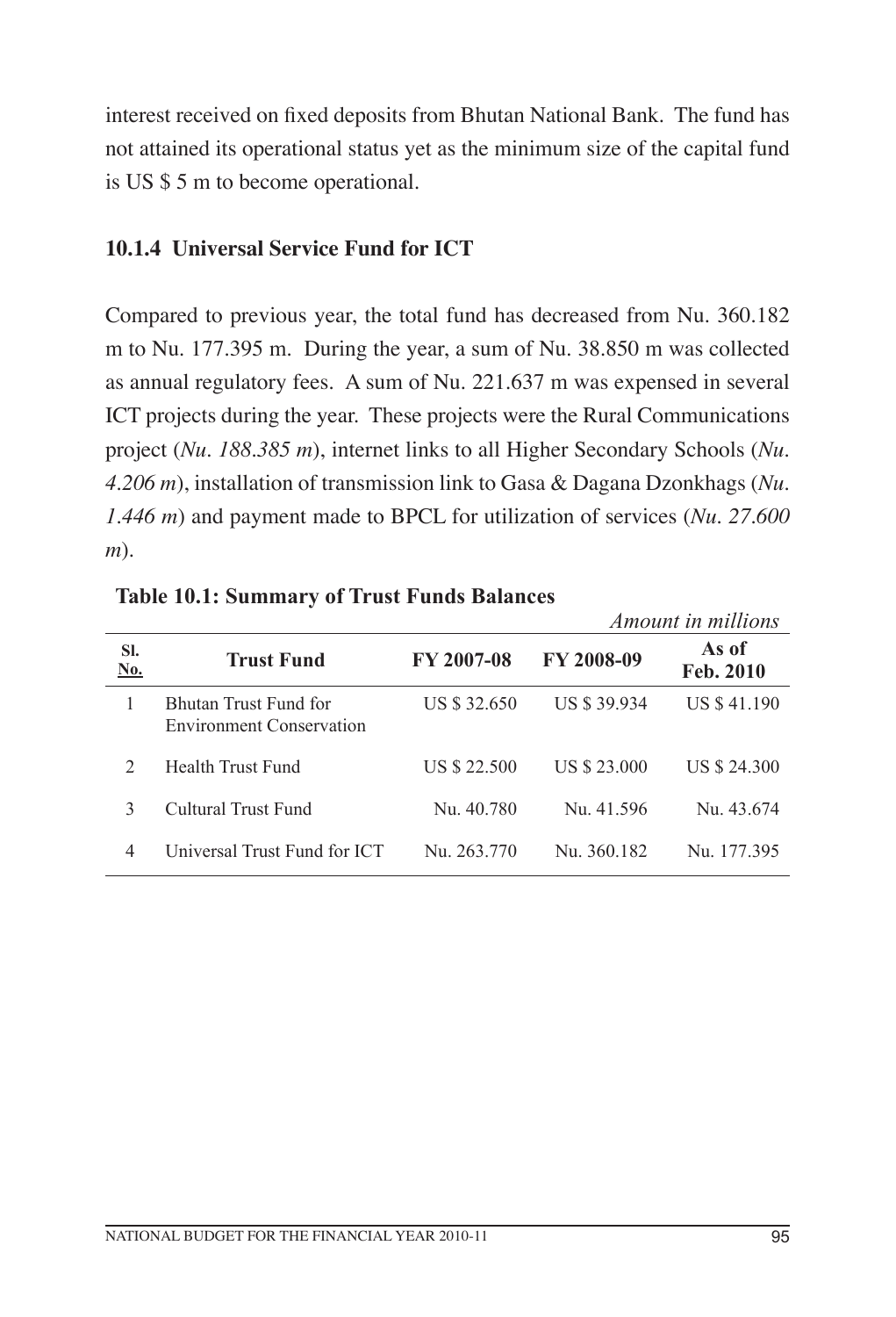interest received on fixed deposits from Bhutan National Bank. The fund has not attained its operational status yet as the minimum size of the capital fund is US $ 5 m to become operational.

### 10.1.4 Universal Service Fund for ICT

Compared to previous year, the total fund has decreased from Nu. 360.182 m to Nu. 177.395 m. During the year, a sum of Nu. 38.850 m was collected as annual regulatory fees. A sum of Nu. 221.637 m was expensed in several ICT projects during the year. These projects were the Rural Communications project (*Nu. 188.385 m*), internet links to all Higher Secondary Schools (*Nu. 4.206 m*), installation of transmission link to Gasa & Dagana Dzonkhags (*Nu. 1.446 m*) and payment made to BPCL for utilization of services (*Nu. 27.600 m*).

**Table 10.1: Summary of Trust Funds Balances**

*Amount in millions*

| Sl. No. | Trust Fund | FY 2007-08 | FY 2008-09 | As of Feb. 2010 |
|---|---|---|---|---|
| 1 | Bhutan Trust Fund for Environment Conservation | US $ 32.650 | US $ 39.934 | US $ 41.190 |
| 2 | Health Trust Fund | US $ 22.500 | US $ 23.000 | US $ 24.300 |
| 3 | Cultural Trust Fund | Nu. 40.780 | Nu. 41.596 | Nu. 43.674 |
| 4 | Universal Trust Fund for ICT | Nu. 263.770 | Nu. 360.182 | Nu. 177.395 |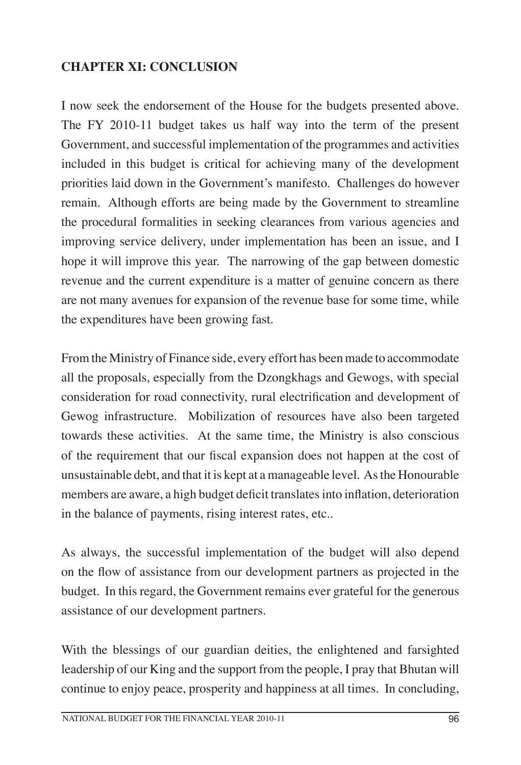## CHAPTER XI: CONCLUSION

I now seek the endorsement of the House for the budgets presented above. The FY 2010-11 budget takes us half way into the term of the present Government, and successful implementation of the programmes and activities included in this budget is critical for achieving many of the development priorities laid down in the Government's manifesto. Challenges do however remain. Although efforts are being made by the Government to streamline the procedural formalities in seeking clearances from various agencies and improving service delivery, under implementation has been an issue, and I hope it will improve this year. The narrowing of the gap between domestic revenue and the current expenditure is a matter of genuine concern as there are not many avenues for expansion of the revenue base for some time, while the expenditures have been growing fast.

From the Ministry of Finance side, every effort has been made to accommodate all the proposals, especially from the Dzongkhags and Gewogs, with special consideration for road connectivity, rural electrification and development of Gewog infrastructure. Mobilization of resources have also been targeted towards these activities. At the same time, the Ministry is also conscious of the requirement that our fiscal expansion does not happen at the cost of unsustainable debt, and that it is kept at a manageable level. As the Honourable members are aware, a high budget deficit translates into inflation, deterioration in the balance of payments, rising interest rates, etc..

As always, the successful implementation of the budget will also depend on the flow of assistance from our development partners as projected in the budget. In this regard, the Government remains ever grateful for the generous assistance of our development partners.

With the blessings of our guardian deities, the enlightened and farsighted leadership of our King and the support from the people, I pray that Bhutan will continue to enjoy peace, prosperity and happiness at all times. In concluding,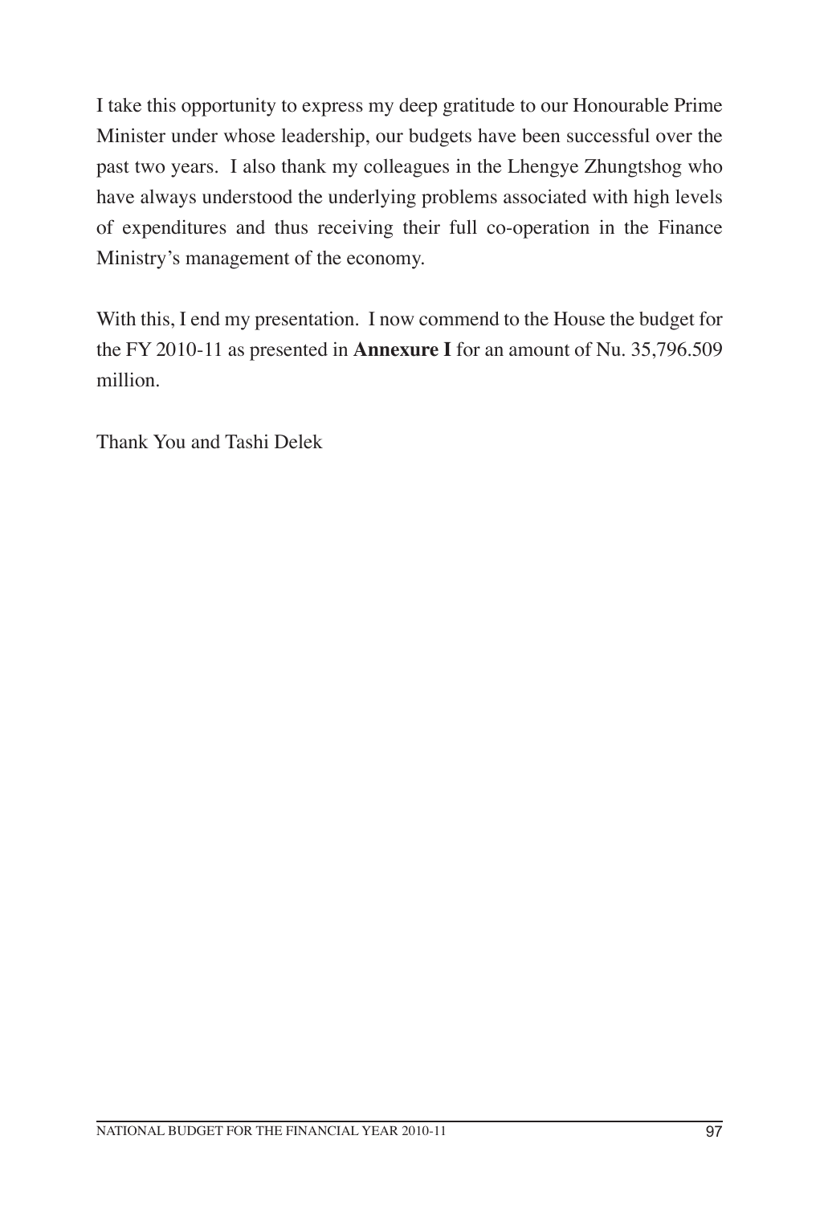I take this opportunity to express my deep gratitude to our Honourable Prime Minister under whose leadership, our budgets have been successful over the past two years. I also thank my colleagues in the Lhengye Zhungtshog who have always understood the underlying problems associated with high levels of expenditures and thus receiving their full co-operation in the Finance Ministry's management of the economy.

With this, I end my presentation. I now commend to the House the budget for the FY 2010-11 as presented in **Annexure I** for an amount of Nu. 35,796.509 million.

Thank You and Tashi Delek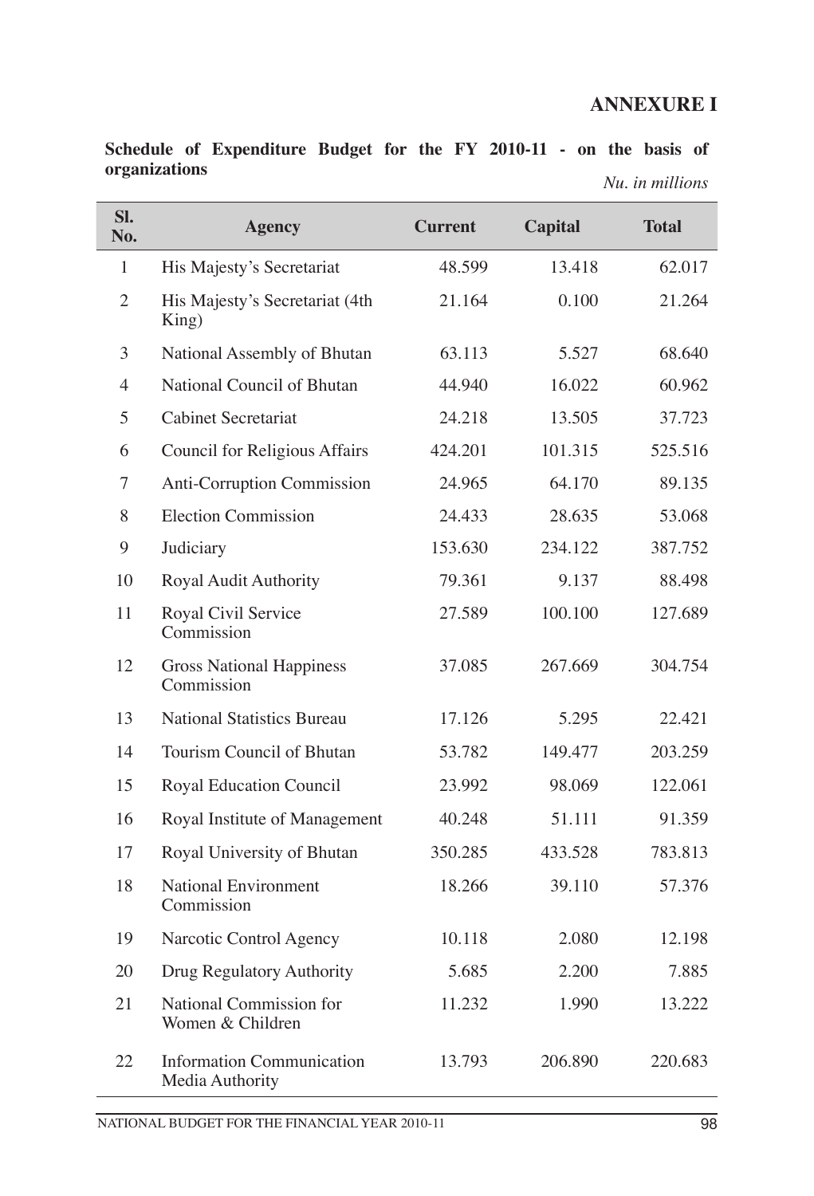# ANNEXURE I

**Schedule of Expenditure Budget for the FY 2010-11 - on the basis of organizations**

*Nu. in millions*

| Sl. No. | Agency | Current | Capital | Total |
|---|---|---|---|---|
| 1 | His Majesty's Secretariat | 48.599 | 13.418 | 62.017 |
| 2 | His Majesty's Secretariat (4th King) | 21.164 | 0.100 | 21.264 |
| 3 | National Assembly of Bhutan | 63.113 | 5.527 | 68.640 |
| 4 | National Council of Bhutan | 44.940 | 16.022 | 60.962 |
| 5 | Cabinet Secretariat | 24.218 | 13.505 | 37.723 |
| 6 | Council for Religious Affairs | 424.201 | 101.315 | 525.516 |
| 7 | Anti-Corruption Commission | 24.965 | 64.170 | 89.135 |
| 8 | Election Commission | 24.433 | 28.635 | 53.068 |
| 9 | Judiciary | 153.630 | 234.122 | 387.752 |
| 10 | Royal Audit Authority | 79.361 | 9.137 | 88.498 |
| 11 | Royal Civil Service Commission | 27.589 | 100.100 | 127.689 |
| 12 | Gross National Happiness Commission | 37.085 | 267.669 | 304.754 |
| 13 | National Statistics Bureau | 17.126 | 5.295 | 22.421 |
| 14 | Tourism Council of Bhutan | 53.782 | 149.477 | 203.259 |
| 15 | Royal Education Council | 23.992 | 98.069 | 122.061 |
| 16 | Royal Institute of Management | 40.248 | 51.111 | 91.359 |
| 17 | Royal University of Bhutan | 350.285 | 433.528 | 783.813 |
| 18 | National Environment Commission | 18.266 | 39.110 | 57.376 |
| 19 | Narcotic Control Agency | 10.118 | 2.080 | 12.198 |
| 20 | Drug Regulatory Authority | 5.685 | 2.200 | 7.885 |
| 21 | National Commission for Women & Children | 11.232 | 1.990 | 13.222 |
| 22 | Information Communication Media Authority | 13.793 | 206.890 | 220.683 |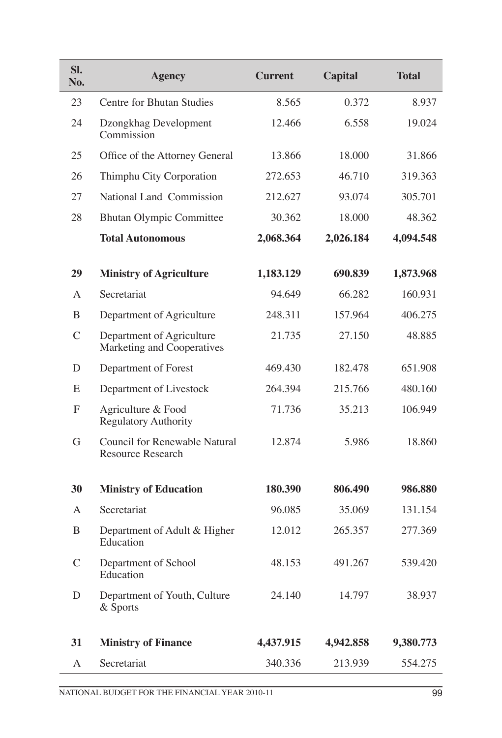| Sl. No. | Agency | Current | Capital | Total |
|---|---|---|---|---|
| 23 | Centre for Bhutan Studies | 8.565 | 0.372 | 8.937 |
| 24 | Dzongkhag Development Commission | 12.466 | 6.558 | 19.024 |
| 25 | Office of the Attorney General | 13.866 | 18.000 | 31.866 |
| 26 | Thimphu City Corporation | 272.653 | 46.710 | 319.363 |
| 27 | National Land Commission | 212.627 | 93.074 | 305.701 |
| 28 | Bhutan Olympic Committee | 30.362 | 18.000 | 48.362 |
| | **Total Autonomous** | **2,068.364** | **2,026.184** | **4,094.548** |
| | | | | |
| **29** | **Ministry of Agriculture** | **1,183.129** | **690.839** | **1,873.968** |
| A | Secretariat | 94.649 | 66.282 | 160.931 |
| B | Department of Agriculture | 248.311 | 157.964 | 406.275 |
| C | Department of Agriculture Marketing and Cooperatives | 21.735 | 27.150 | 48.885 |
| D | Department of Forest | 469.430 | 182.478 | 651.908 |
| E | Department of Livestock | 264.394 | 215.766 | 480.160 |
| F | Agriculture & Food Regulatory Authority | 71.736 | 35.213 | 106.949 |
| G | Council for Renewable Natural Resource Research | 12.874 | 5.986 | 18.860 |
| | | | | |
| **30** | **Ministry of Education** | **180.390** | **806.490** | **986.880** |
| A | Secretariat | 96.085 | 35.069 | 131.154 |
| B | Department of Adult & Higher Education | 12.012 | 265.357 | 277.369 |
| C | Department of School Education | 48.153 | 491.267 | 539.420 |
| D | Department of Youth, Culture & Sports | 24.140 | 14.797 | 38.937 |
| | | | | |
| **31** | **Ministry of Finance** | **4,437.915** | **4,942.858** | **9,380.773** |
| A | Secretariat | 340.336 | 213.939 | 554.275 |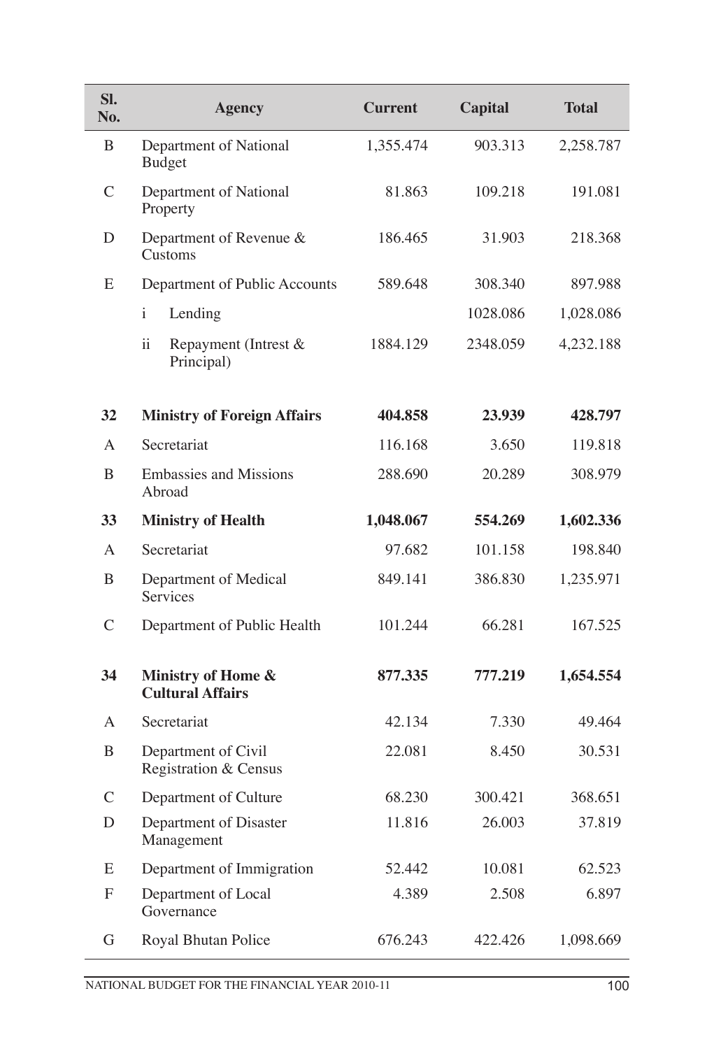| Sl. No. | Agency | Current | Capital | Total |
|---|---|---|---|---|
| B | Department of National Budget | 1,355.474 | 903.313 | 2,258.787 |
| C | Department of National Property | 81.863 | 109.218 | 191.081 |
| D | Department of Revenue & Customs | 186.465 | 31.903 | 218.368 |
| E | Department of Public Accounts | 589.648 | 308.340 | 897.988 |
| | i Lending | | 1028.086 | 1,028.086 |
| | ii Repayment (Intrest & Principal) | 1884.129 | 2348.059 | 4,232.188 |
| **32** | **Ministry of Foreign Affairs** | **404.858** | **23.939** | **428.797** |
| A | Secretariat | 116.168 | 3.650 | 119.818 |
| B | Embassies and Missions Abroad | 288.690 | 20.289 | 308.979 |
| **33** | **Ministry of Health** | **1,048.067** | **554.269** | **1,602.336** |
| A | Secretariat | 97.682 | 101.158 | 198.840 |
| B | Department of Medical Services | 849.141 | 386.830 | 1,235.971 |
| C | Department of Public Health | 101.244 | 66.281 | 167.525 |
| **34** | **Ministry of Home & Cultural Affairs** | **877.335** | **777.219** | **1,654.554** |
| A | Secretariat | 42.134 | 7.330 | 49.464 |
| B | Department of Civil Registration & Census | 22.081 | 8.450 | 30.531 |
| C | Department of Culture | 68.230 | 300.421 | 368.651 |
| D | Department of Disaster Management | 11.816 | 26.003 | 37.819 |
| E | Department of Immigration | 52.442 | 10.081 | 62.523 |
| F | Department of Local Governance | 4.389 | 2.508 | 6.897 |
| G | Royal Bhutan Police | 676.243 | 422.426 | 1,098.669 |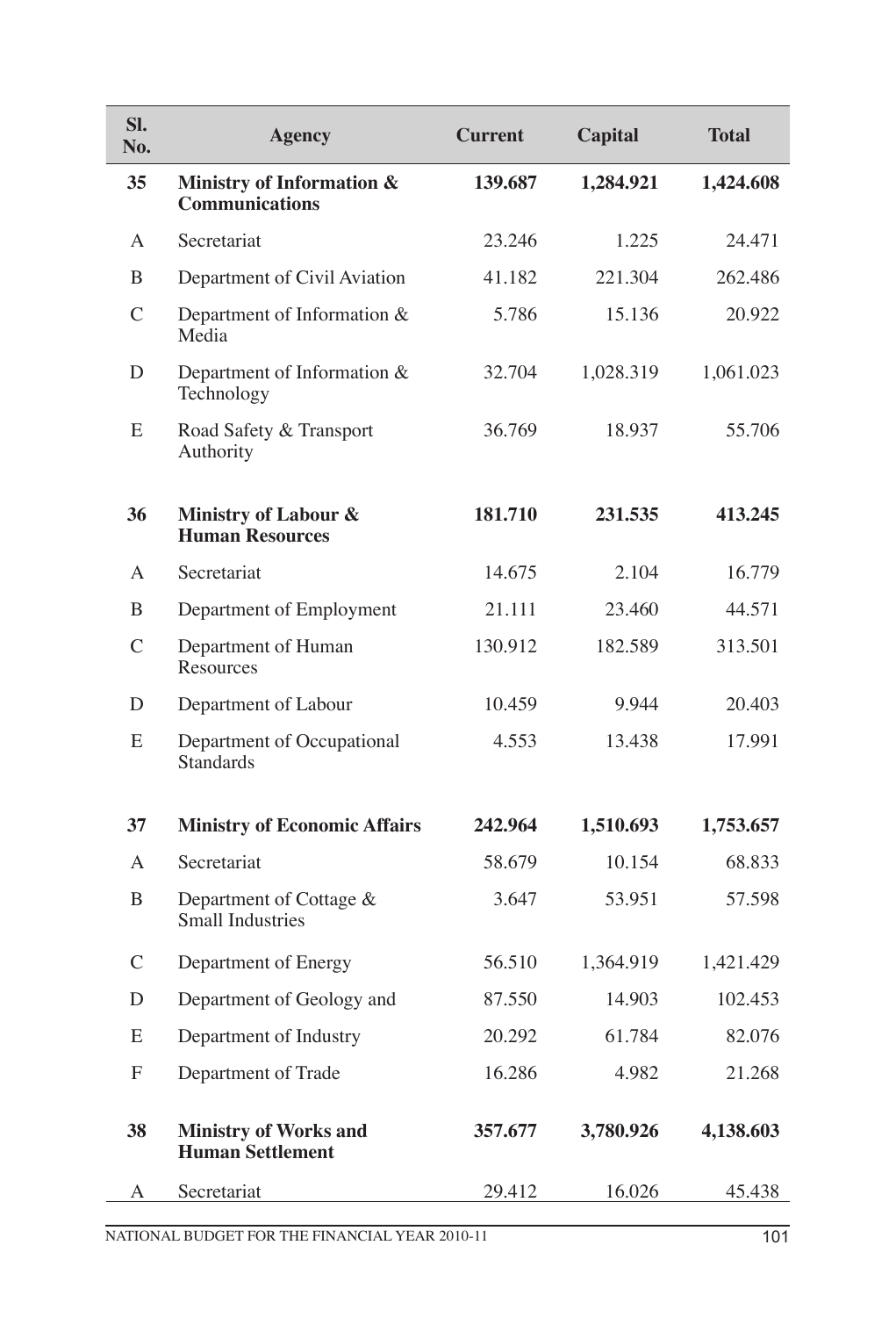| Sl. No. | Agency | Current | Capital | Total |
|---|---|---|---|---|
| **35** | **Ministry of Information & Communications** | **139.687** | **1,284.921** | **1,424.608** |
| A | Secretariat | 23.246 | 1.225 | 24.471 |
| B | Department of Civil Aviation | 41.182 | 221.304 | 262.486 |
| C | Department of Information & Media | 5.786 | 15.136 | 20.922 |
| D | Department of Information & Technology | 32.704 | 1,028.319 | 1,061.023 |
| E | Road Safety & Transport Authority | 36.769 | 18.937 | 55.706 |
| **36** | **Ministry of Labour & Human Resources** | **181.710** | **231.535** | **413.245** |
| A | Secretariat | 14.675 | 2.104 | 16.779 |
| B | Department of Employment | 21.111 | 23.460 | 44.571 |
| C | Department of Human Resources | 130.912 | 182.589 | 313.501 |
| D | Department of Labour | 10.459 | 9.944 | 20.403 |
| E | Department of Occupational Standards | 4.553 | 13.438 | 17.991 |
| **37** | **Ministry of Economic Affairs** | **242.964** | **1,510.693** | **1,753.657** |
| A | Secretariat | 58.679 | 10.154 | 68.833 |
| B | Department of Cottage & Small Industries | 3.647 | 53.951 | 57.598 |
| C | Department of Energy | 56.510 | 1,364.919 | 1,421.429 |
| D | Department of Geology and | 87.550 | 14.903 | 102.453 |
| E | Department of Industry | 20.292 | 61.784 | 82.076 |
| F | Department of Trade | 16.286 | 4.982 | 21.268 |
| **38** | **Ministry of Works and Human Settlement** | **357.677** | **3,780.926** | **4,138.603** |
| A | Secretariat | 29.412 | 16.026 | 45.438 |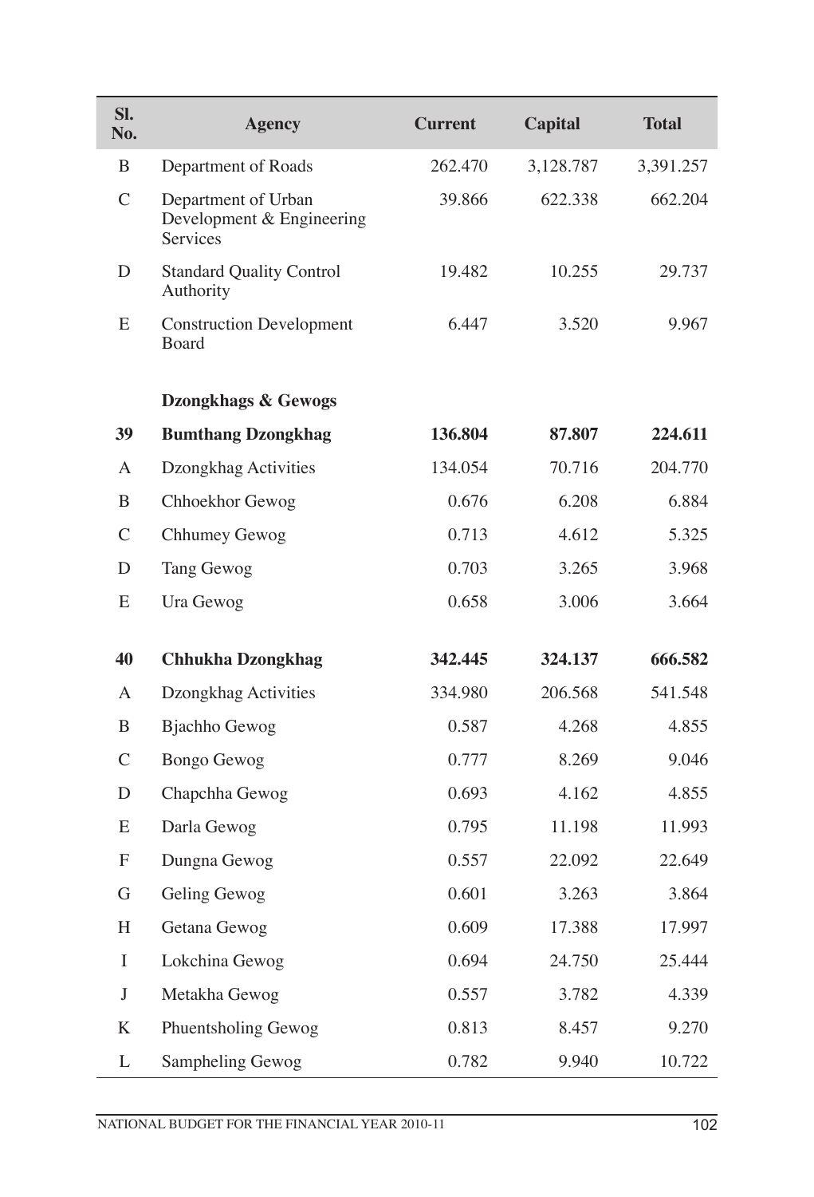| Sl. No. | Agency | Current | Capital | Total |
|---|---|---|---|---|
| B | Department of Roads | 262.470 | 3,128.787 | 3,391.257 |
| C | Department of Urban Development & Engineering Services | 39.866 | 622.338 | 662.204 |
| D | Standard Quality Control Authority | 19.482 | 10.255 | 29.737 |
| E | Construction Development Board | 6.447 | 3.520 | 9.967 |
| | **Dzongkhags & Gewogs** | | | |
| **39** | **Bumthang Dzongkhag** | **136.804** | **87.807** | **224.611** |
| A | Dzongkhag Activities | 134.054 | 70.716 | 204.770 |
| B | Chhoekhor Gewog | 0.676 | 6.208 | 6.884 |
| C | Chhumey Gewog | 0.713 | 4.612 | 5.325 |
| D | Tang Gewog | 0.703 | 3.265 | 3.968 |
| E | Ura Gewog | 0.658 | 3.006 | 3.664 |
| **40** | **Chhukha Dzongkhag** | **342.445** | **324.137** | **666.582** |
| A | Dzongkhag Activities | 334.980 | 206.568 | 541.548 |
| B | Bjachho Gewog | 0.587 | 4.268 | 4.855 |
| C | Bongo Gewog | 0.777 | 8.269 | 9.046 |
| D | Chapchha Gewog | 0.693 | 4.162 | 4.855 |
| E | Darla Gewog | 0.795 | 11.198 | 11.993 |
| F | Dungna Gewog | 0.557 | 22.092 | 22.649 |
| G | Geling Gewog | 0.601 | 3.263 | 3.864 |
| H | Getana Gewog | 0.609 | 17.388 | 17.997 |
| I | Lokchina Gewog | 0.694 | 24.750 | 25.444 |
| J | Metakha Gewog | 0.557 | 3.782 | 4.339 |
| K | Phuentsholing Gewog | 0.813 | 8.457 | 9.270 |
| L | Sampheling Gewog | 0.782 | 9.940 | 10.722 |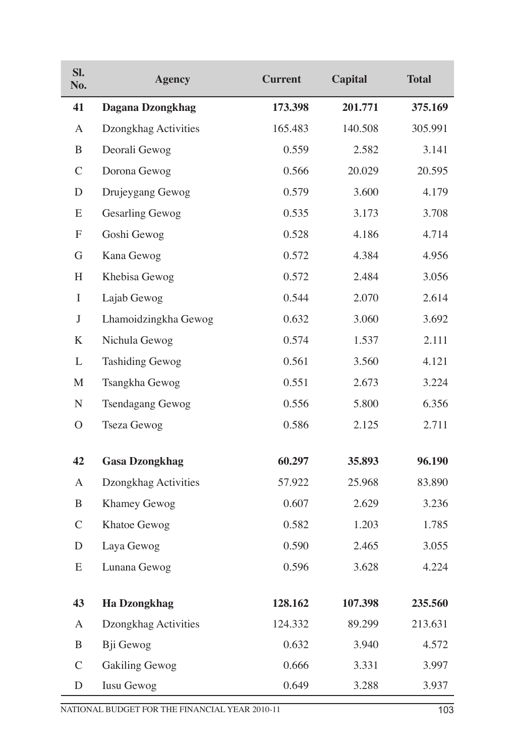| Sl. No. | Agency | Current | Capital | Total |
|---|---|---|---|---|
| **41** | **Dagana Dzongkhag** | **173.398** | **201.771** | **375.169** |
| A | Dzongkhag Activities | 165.483 | 140.508 | 305.991 |
| B | Deorali Gewog | 0.559 | 2.582 | 3.141 |
| C | Dorona Gewog | 0.566 | 20.029 | 20.595 |
| D | Drujeygang Gewog | 0.579 | 3.600 | 4.179 |
| E | Gesarling Gewog | 0.535 | 3.173 | 3.708 |
| F | Goshi Gewog | 0.528 | 4.186 | 4.714 |
| G | Kana Gewog | 0.572 | 4.384 | 4.956 |
| H | Khebisa Gewog | 0.572 | 2.484 | 3.056 |
| I | Lajab Gewog | 0.544 | 2.070 | 2.614 |
| J | Lhamoidzingkha Gewog | 0.632 | 3.060 | 3.692 |
| K | Nichula Gewog | 0.574 | 1.537 | 2.111 |
| L | Tashiding Gewog | 0.561 | 3.560 | 4.121 |
| M | Tsangkha Gewog | 0.551 | 2.673 | 3.224 |
| N | Tsendagang Gewog | 0.556 | 5.800 | 6.356 |
| O | Tseza Gewog | 0.586 | 2.125 | 2.711 |
| **42** | **Gasa Dzongkhag** | **60.297** | **35.893** | **96.190** |
| A | Dzongkhag Activities | 57.922 | 25.968 | 83.890 |
| B | Khamey Gewog | 0.607 | 2.629 | 3.236 |
| C | Khatoe Gewog | 0.582 | 1.203 | 1.785 |
| D | Laya Gewog | 0.590 | 2.465 | 3.055 |
| E | Lunana Gewog | 0.596 | 3.628 | 4.224 |
| **43** | **Ha Dzongkhag** | **128.162** | **107.398** | **235.560** |
| A | Dzongkhag Activities | 124.332 | 89.299 | 213.631 |
| B | Bji Gewog | 0.632 | 3.940 | 4.572 |
| C | Gakiling Gewog | 0.666 | 3.331 | 3.997 |
| D | Iusu Gewog | 0.649 | 3.288 | 3.937 |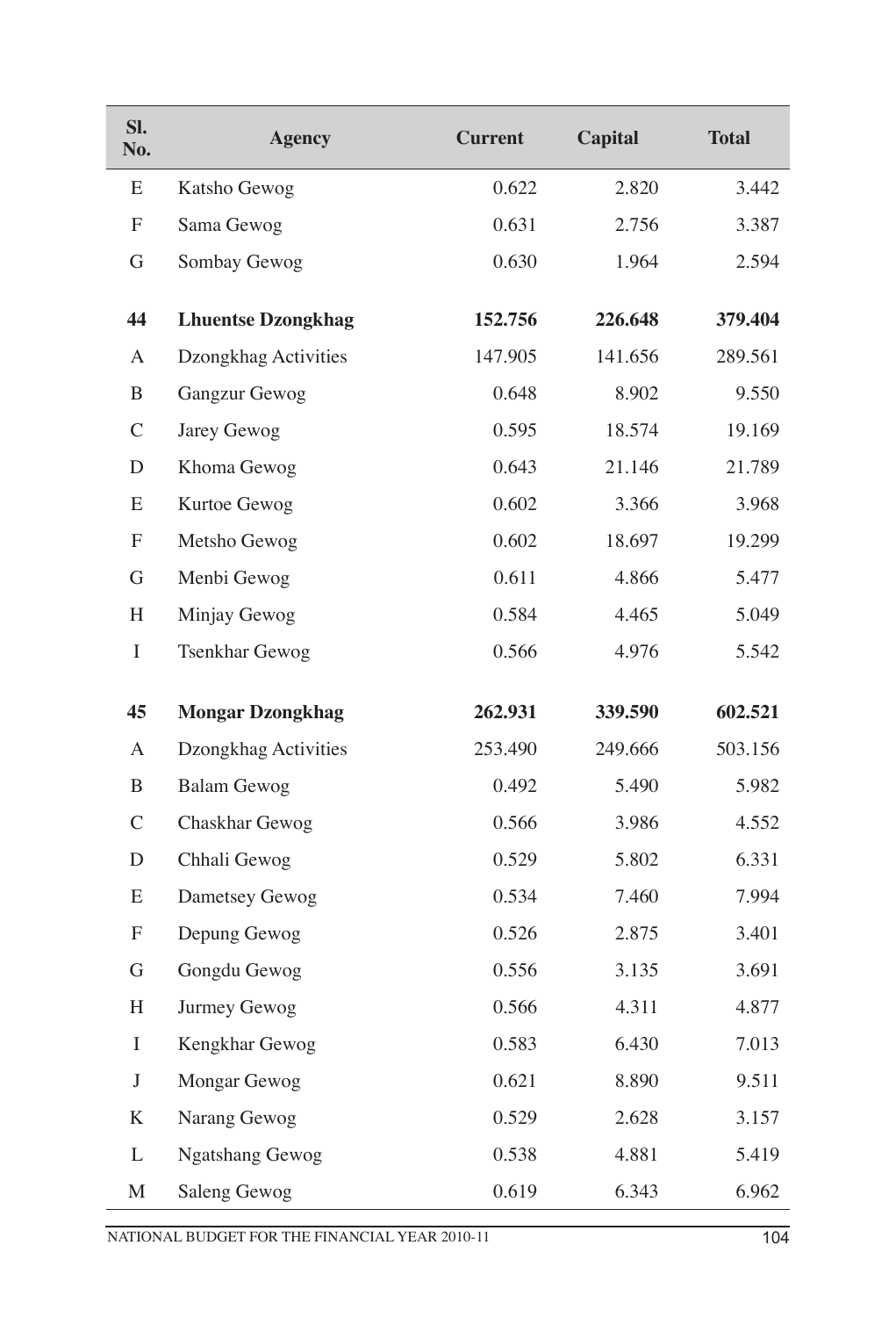| Sl. No. | Agency | Current | Capital | Total |
|---|---|---|---|---|
| E | Katsho Gewog | 0.622 | 2.820 | 3.442 |
| F | Sama Gewog | 0.631 | 2.756 | 3.387 |
| G | Sombay Gewog | 0.630 | 1.964 | 2.594 |
| **44** | **Lhuentse Dzongkhag** | **152.756** | **226.648** | **379.404** |
| A | Dzongkhag Activities | 147.905 | 141.656 | 289.561 |
| B | Gangzur Gewog | 0.648 | 8.902 | 9.550 |
| C | Jarey Gewog | 0.595 | 18.574 | 19.169 |
| D | Khoma Gewog | 0.643 | 21.146 | 21.789 |
| E | Kurtoe Gewog | 0.602 | 3.366 | 3.968 |
| F | Metsho Gewog | 0.602 | 18.697 | 19.299 |
| G | Menbi Gewog | 0.611 | 4.866 | 5.477 |
| H | Minjay Gewog | 0.584 | 4.465 | 5.049 |
| I | Tsenkhar Gewog | 0.566 | 4.976 | 5.542 |
| **45** | **Mongar Dzongkhag** | **262.931** | **339.590** | **602.521** |
| A | Dzongkhag Activities | 253.490 | 249.666 | 503.156 |
| B | Balam Gewog | 0.492 | 5.490 | 5.982 |
| C | Chaskhar Gewog | 0.566 | 3.986 | 4.552 |
| D | Chhali Gewog | 0.529 | 5.802 | 6.331 |
| E | Dametsey Gewog | 0.534 | 7.460 | 7.994 |
| F | Depung Gewog | 0.526 | 2.875 | 3.401 |
| G | Gongdu Gewog | 0.556 | 3.135 | 3.691 |
| H | Jurmey Gewog | 0.566 | 4.311 | 4.877 |
| I | Kengkhar Gewog | 0.583 | 6.430 | 7.013 |
| J | Mongar Gewog | 0.621 | 8.890 | 9.511 |
| K | Narang Gewog | 0.529 | 2.628 | 3.157 |
| L | Ngatshang Gewog | 0.538 | 4.881 | 5.419 |
| M | Saleng Gewog | 0.619 | 6.343 | 6.962 |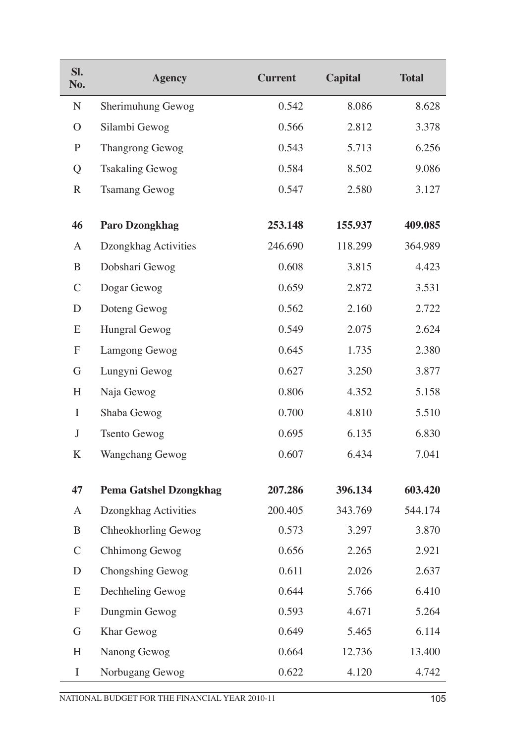| Sl. No. | Agency | Current | Capital | Total |
|---|---|---|---|---|
| N | Sherimuhung Gewog | 0.542 | 8.086 | 8.628 |
| O | Silambi Gewog | 0.566 | 2.812 | 3.378 |
| P | Thangrong Gewog | 0.543 | 5.713 | 6.256 |
| Q | Tsakaling Gewog | 0.584 | 8.502 | 9.086 |
| R | Tsamang Gewog | 0.547 | 2.580 | 3.127 |
| **46** | **Paro Dzongkhag** | **253.148** | **155.937** | **409.085** |
| A | Dzongkhag Activities | 246.690 | 118.299 | 364.989 |
| B | Dobshari Gewog | 0.608 | 3.815 | 4.423 |
| C | Dogar Gewog | 0.659 | 2.872 | 3.531 |
| D | Doteng Gewog | 0.562 | 2.160 | 2.722 |
| E | Hungral Gewog | 0.549 | 2.075 | 2.624 |
| F | Lamgong Gewog | 0.645 | 1.735 | 2.380 |
| G | Lungyni Gewog | 0.627 | 3.250 | 3.877 |
| H | Naja Gewog | 0.806 | 4.352 | 5.158 |
| I | Shaba Gewog | 0.700 | 4.810 | 5.510 |
| J | Tsento Gewog | 0.695 | 6.135 | 6.830 |
| K | Wangchang Gewog | 0.607 | 6.434 | 7.041 |
| **47** | **Pema Gatshel Dzongkhag** | **207.286** | **396.134** | **603.420** |
| A | Dzongkhag Activities | 200.405 | 343.769 | 544.174 |
| B | Chheokhorling Gewog | 0.573 | 3.297 | 3.870 |
| C | Chhimong Gewog | 0.656 | 2.265 | 2.921 |
| D | Chongshing Gewog | 0.611 | 2.026 | 2.637 |
| E | Dechheling Gewog | 0.644 | 5.766 | 6.410 |
| F | Dungmin Gewog | 0.593 | 4.671 | 5.264 |
| G | Khar Gewog | 0.649 | 5.465 | 6.114 |
| H | Nanong Gewog | 0.664 | 12.736 | 13.400 |
| I | Norbugang Gewog | 0.622 | 4.120 | 4.742 |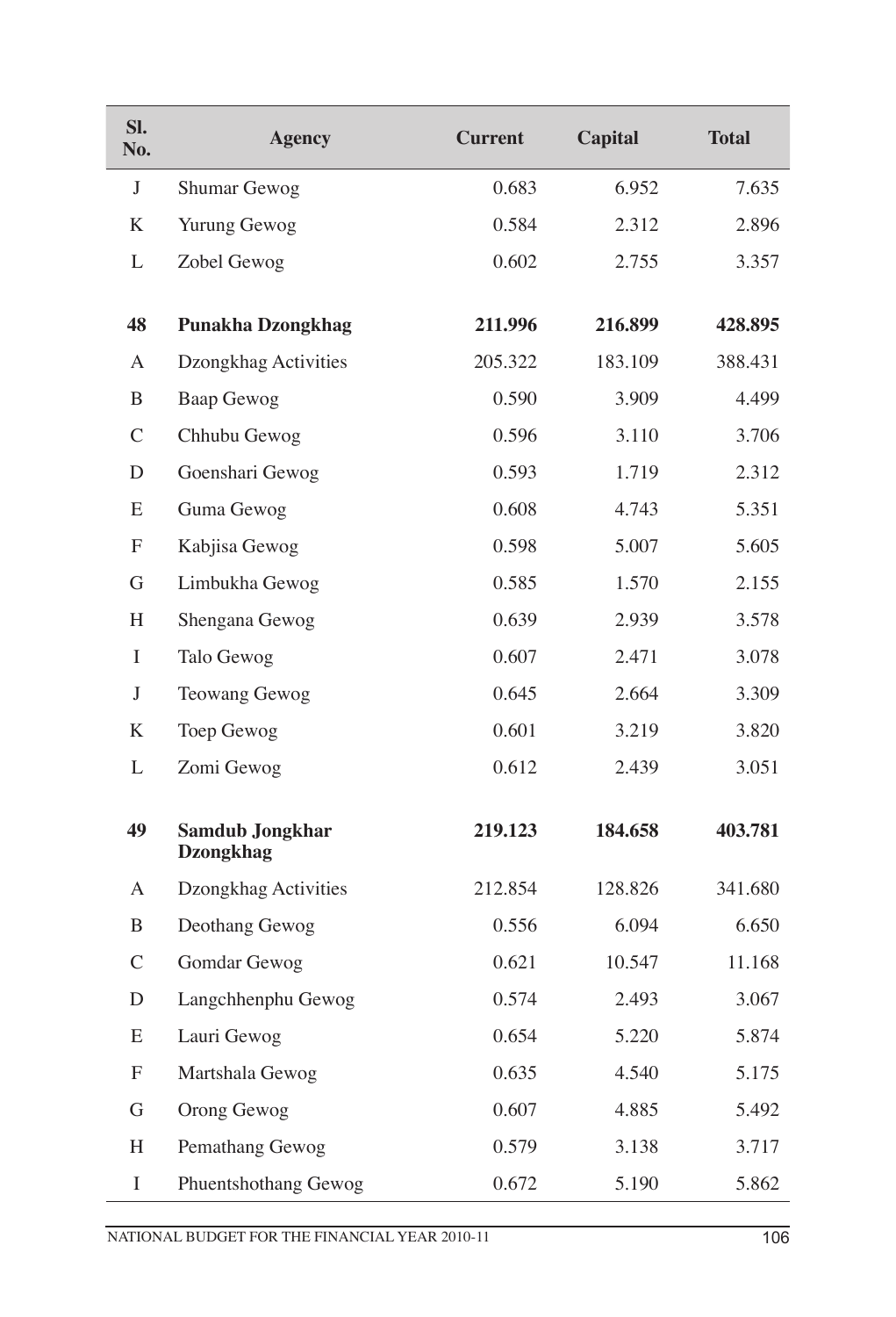| Sl. No. | Agency | Current | Capital | Total |
|---|---|---|---|---|
| J | Shumar Gewog | 0.683 | 6.952 | 7.635 |
| K | Yurung Gewog | 0.584 | 2.312 | 2.896 |
| L | Zobel Gewog | 0.602 | 2.755 | 3.357 |
| **48** | **Punakha Dzongkhag** | **211.996** | **216.899** | **428.895** |
| A | Dzongkhag Activities | 205.322 | 183.109 | 388.431 |
| B | Baap Gewog | 0.590 | 3.909 | 4.499 |
| C | Chhubu Gewog | 0.596 | 3.110 | 3.706 |
| D | Goenshari Gewog | 0.593 | 1.719 | 2.312 |
| E | Guma Gewog | 0.608 | 4.743 | 5.351 |
| F | Kabjisa Gewog | 0.598 | 5.007 | 5.605 |
| G | Limbukha Gewog | 0.585 | 1.570 | 2.155 |
| H | Shengana Gewog | 0.639 | 2.939 | 3.578 |
| I | Talo Gewog | 0.607 | 2.471 | 3.078 |
| J | Teowang Gewog | 0.645 | 2.664 | 3.309 |
| K | Toep Gewog | 0.601 | 3.219 | 3.820 |
| L | Zomi Gewog | 0.612 | 2.439 | 3.051 |
| **49** | **Samdub Jongkhar Dzongkhag** | **219.123** | **184.658** | **403.781** |
| A | Dzongkhag Activities | 212.854 | 128.826 | 341.680 |
| B | Deothang Gewog | 0.556 | 6.094 | 6.650 |
| C | Gomdar Gewog | 0.621 | 10.547 | 11.168 |
| D | Langchhenphu Gewog | 0.574 | 2.493 | 3.067 |
| E | Lauri Gewog | 0.654 | 5.220 | 5.874 |
| F | Martshala Gewog | 0.635 | 4.540 | 5.175 |
| G | Orong Gewog | 0.607 | 4.885 | 5.492 |
| H | Pemathang Gewog | 0.579 | 3.138 | 3.717 |
| I | Phuentshothang Gewog | 0.672 | 5.190 | 5.862 |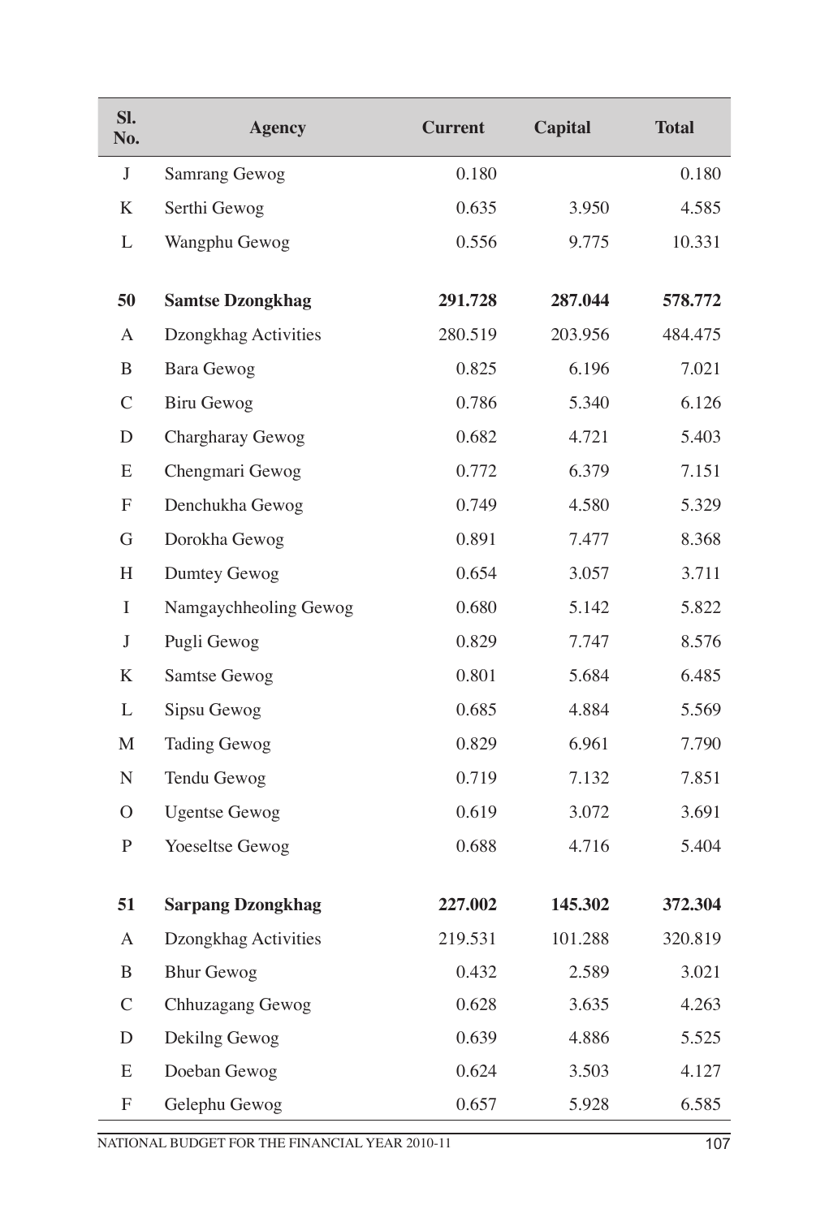| Sl. No. | Agency | Current | Capital | Total |
|---|---|---|---|---|
| J | Samrang Gewog | 0.180 | | 0.180 |
| K | Serthi Gewog | 0.635 | 3.950 | 4.585 |
| L | Wangphu Gewog | 0.556 | 9.775 | 10.331 |
| **50** | **Samtse Dzongkhag** | **291.728** | **287.044** | **578.772** |
| A | Dzongkhag Activities | 280.519 | 203.956 | 484.475 |
| B | Bara Gewog | 0.825 | 6.196 | 7.021 |
| C | Biru Gewog | 0.786 | 5.340 | 6.126 |
| D | Chargharay Gewog | 0.682 | 4.721 | 5.403 |
| E | Chengmari Gewog | 0.772 | 6.379 | 7.151 |
| F | Denchukha Gewog | 0.749 | 4.580 | 5.329 |
| G | Dorokha Gewog | 0.891 | 7.477 | 8.368 |
| H | Dumtey Gewog | 0.654 | 3.057 | 3.711 |
| I | Namgaychheoling Gewog | 0.680 | 5.142 | 5.822 |
| J | Pugli Gewog | 0.829 | 7.747 | 8.576 |
| K | Samtse Gewog | 0.801 | 5.684 | 6.485 |
| L | Sipsu Gewog | 0.685 | 4.884 | 5.569 |
| M | Tading Gewog | 0.829 | 6.961 | 7.790 |
| N | Tendu Gewog | 0.719 | 7.132 | 7.851 |
| O | Ugentse Gewog | 0.619 | 3.072 | 3.691 |
| P | Yoeseltse Gewog | 0.688 | 4.716 | 5.404 |
| **51** | **Sarpang Dzongkhag** | **227.002** | **145.302** | **372.304** |
| A | Dzongkhag Activities | 219.531 | 101.288 | 320.819 |
| B | Bhur Gewog | 0.432 | 2.589 | 3.021 |
| C | Chhuzagang Gewog | 0.628 | 3.635 | 4.263 |
| D | Dekilng Gewog | 0.639 | 4.886 | 5.525 |
| E | Doeban Gewog | 0.624 | 3.503 | 4.127 |
| F | Gelephu Gewog | 0.657 | 5.928 | 6.585 |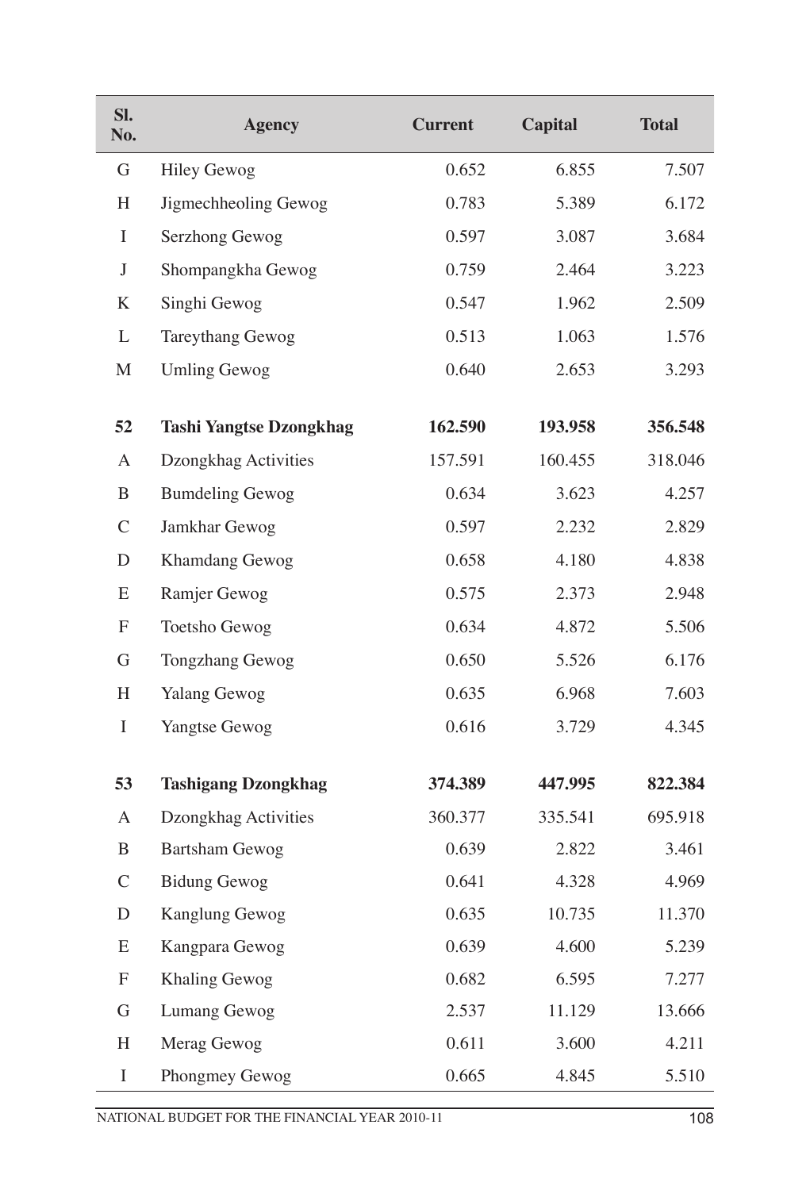| Sl. No. | Agency | Current | Capital | Total |
|---|---|---|---|---|
| G | Hiley Gewog | 0.652 | 6.855 | 7.507 |
| H | Jigmechheoling Gewog | 0.783 | 5.389 | 6.172 |
| I | Serzhong Gewog | 0.597 | 3.087 | 3.684 |
| J | Shompangkha Gewog | 0.759 | 2.464 | 3.223 |
| K | Singhi Gewog | 0.547 | 1.962 | 2.509 |
| L | Tareythang Gewog | 0.513 | 1.063 | 1.576 |
| M | Umling Gewog | 0.640 | 2.653 | 3.293 |
| **52** | **Tashi Yangtse Dzongkhag** | **162.590** | **193.958** | **356.548** |
| A | Dzongkhag Activities | 157.591 | 160.455 | 318.046 |
| B | Bumdeling Gewog | 0.634 | 3.623 | 4.257 |
| C | Jamkhar Gewog | 0.597 | 2.232 | 2.829 |
| D | Khamdang Gewog | 0.658 | 4.180 | 4.838 |
| E | Ramjer Gewog | 0.575 | 2.373 | 2.948 |
| F | Toetsho Gewog | 0.634 | 4.872 | 5.506 |
| G | Tongzhang Gewog | 0.650 | 5.526 | 6.176 |
| H | Yalang Gewog | 0.635 | 6.968 | 7.603 |
| I | Yangtse Gewog | 0.616 | 3.729 | 4.345 |
| **53** | **Tashigang Dzongkhag** | **374.389** | **447.995** | **822.384** |
| A | Dzongkhag Activities | 360.377 | 335.541 | 695.918 |
| B | Bartsham Gewog | 0.639 | 2.822 | 3.461 |
| C | Bidung Gewog | 0.641 | 4.328 | 4.969 |
| D | Kanglung Gewog | 0.635 | 10.735 | 11.370 |
| E | Kangpara Gewog | 0.639 | 4.600 | 5.239 |
| F | Khaling Gewog | 0.682 | 6.595 | 7.277 |
| G | Lumang Gewog | 2.537 | 11.129 | 13.666 |
| H | Merag Gewog | 0.611 | 3.600 | 4.211 |
| I | Phongmey Gewog | 0.665 | 4.845 | 5.510 |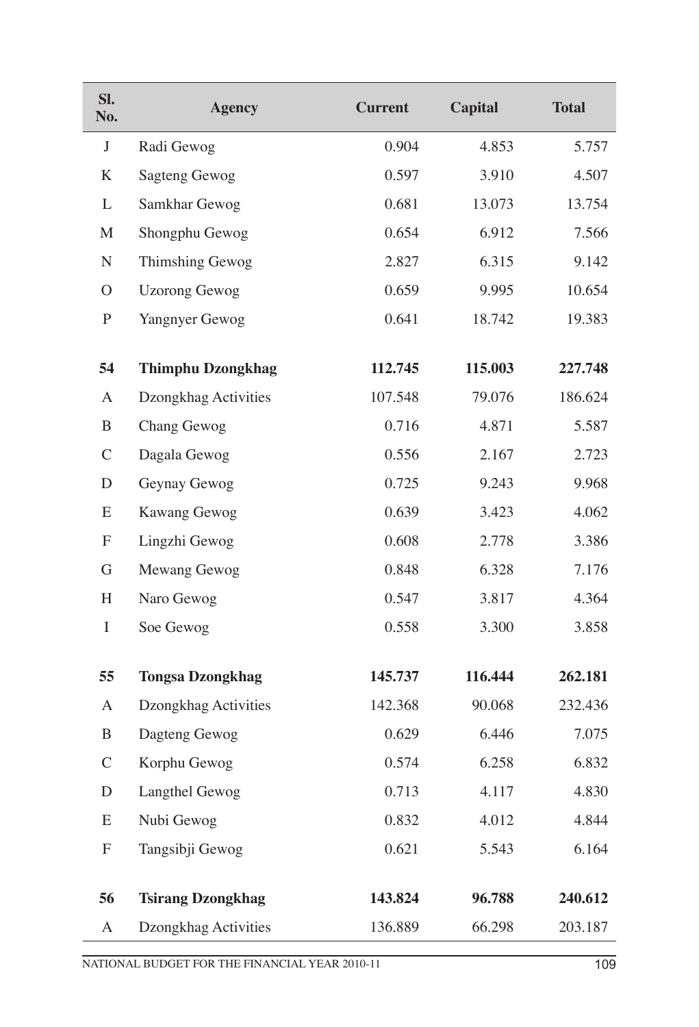| Sl. No. | Agency | Current | Capital | Total |
|---|---|---|---|---|
| J | Radi Gewog | 0.904 | 4.853 | 5.757 |
| K | Sagteng Gewog | 0.597 | 3.910 | 4.507 |
| L | Samkhar Gewog | 0.681 | 13.073 | 13.754 |
| M | Shongphu Gewog | 0.654 | 6.912 | 7.566 |
| N | Thimshing Gewog | 2.827 | 6.315 | 9.142 |
| O | Uzorong Gewog | 0.659 | 9.995 | 10.654 |
| P | Yangnyer Gewog | 0.641 | 18.742 | 19.383 |
| **54** | **Thimphu Dzongkhag** | **112.745** | **115.003** | **227.748** |
| A | Dzongkhag Activities | 107.548 | 79.076 | 186.624 |
| B | Chang Gewog | 0.716 | 4.871 | 5.587 |
| C | Dagala Gewog | 0.556 | 2.167 | 2.723 |
| D | Geynay Gewog | 0.725 | 9.243 | 9.968 |
| E | Kawang Gewog | 0.639 | 3.423 | 4.062 |
| F | Lingzhi Gewog | 0.608 | 2.778 | 3.386 |
| G | Mewang Gewog | 0.848 | 6.328 | 7.176 |
| H | Naro Gewog | 0.547 | 3.817 | 4.364 |
| I | Soe Gewog | 0.558 | 3.300 | 3.858 |
| **55** | **Tongsa Dzongkhag** | **145.737** | **116.444** | **262.181** |
| A | Dzongkhag Activities | 142.368 | 90.068 | 232.436 |
| B | Dagteng Gewog | 0.629 | 6.446 | 7.075 |
| C | Korphu Gewog | 0.574 | 6.258 | 6.832 |
| D | Langthel Gewog | 0.713 | 4.117 | 4.830 |
| E | Nubi Gewog | 0.832 | 4.012 | 4.844 |
| F | Tangsibji Gewog | 0.621 | 5.543 | 6.164 |
| **56** | **Tsirang Dzongkhag** | **143.824** | **96.788** | **240.612** |
| A | Dzongkhag Activities | 136.889 | 66.298 | 203.187 |

NATIONAL BUDGET FOR THE FINANCIAL YEAR 2010-11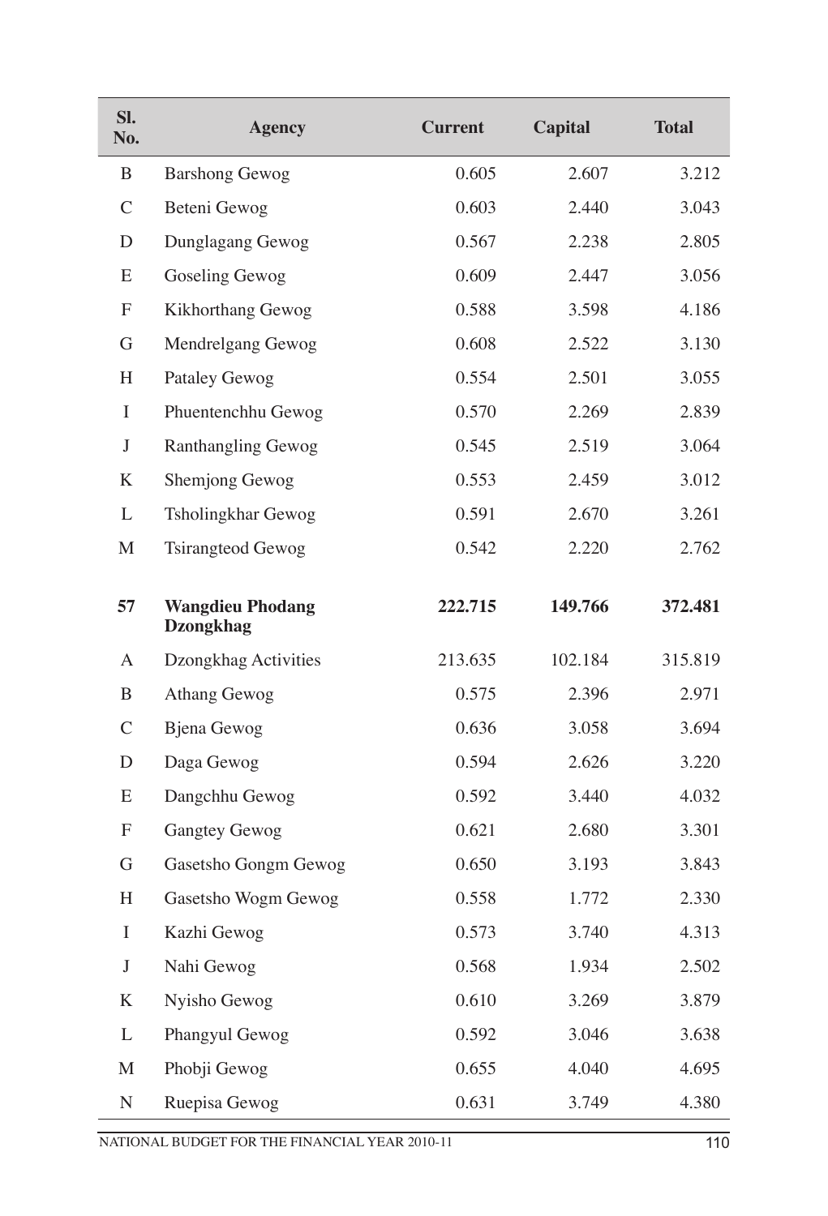| Sl. No. | Agency | Current | Capital | Total |
|---|---|---|---|---|
| B | Barshong Gewog | 0.605 | 2.607 | 3.212 |
| C | Beteni Gewog | 0.603 | 2.440 | 3.043 |
| D | Dunglagang Gewog | 0.567 | 2.238 | 2.805 |
| E | Goseling Gewog | 0.609 | 2.447 | 3.056 |
| F | Kikhorthang Gewog | 0.588 | 3.598 | 4.186 |
| G | Mendrelgang Gewog | 0.608 | 2.522 | 3.130 |
| H | Pataley Gewog | 0.554 | 2.501 | 3.055 |
| I | Phuentenchhu Gewog | 0.570 | 2.269 | 2.839 |
| J | Ranthangling Gewog | 0.545 | 2.519 | 3.064 |
| K | Shemjong Gewog | 0.553 | 2.459 | 3.012 |
| L | Tsholingkhar Gewog | 0.591 | 2.670 | 3.261 |
| M | Tsirangteod Gewog | 0.542 | 2.220 | 2.762 |
| **57** | **Wangdieu Phodang Dzongkhag** | **222.715** | **149.766** | **372.481** |
| A | Dzongkhag Activities | 213.635 | 102.184 | 315.819 |
| B | Athang Gewog | 0.575 | 2.396 | 2.971 |
| C | Bjena Gewog | 0.636 | 3.058 | 3.694 |
| D | Daga Gewog | 0.594 | 2.626 | 3.220 |
| E | Dangchhu Gewog | 0.592 | 3.440 | 4.032 |
| F | Gangtey Gewog | 0.621 | 2.680 | 3.301 |
| G | Gasetsho Gongm Gewog | 0.650 | 3.193 | 3.843 |
| H | Gasetsho Wogm Gewog | 0.558 | 1.772 | 2.330 |
| I | Kazhi Gewog | 0.573 | 3.740 | 4.313 |
| J | Nahi Gewog | 0.568 | 1.934 | 2.502 |
| K | Nyisho Gewog | 0.610 | 3.269 | 3.879 |
| L | Phangyul Gewog | 0.592 | 3.046 | 3.638 |
| M | Phobji Gewog | 0.655 | 4.040 | 4.695 |
| N | Ruepisa Gewog | 0.631 | 3.749 | 4.380 |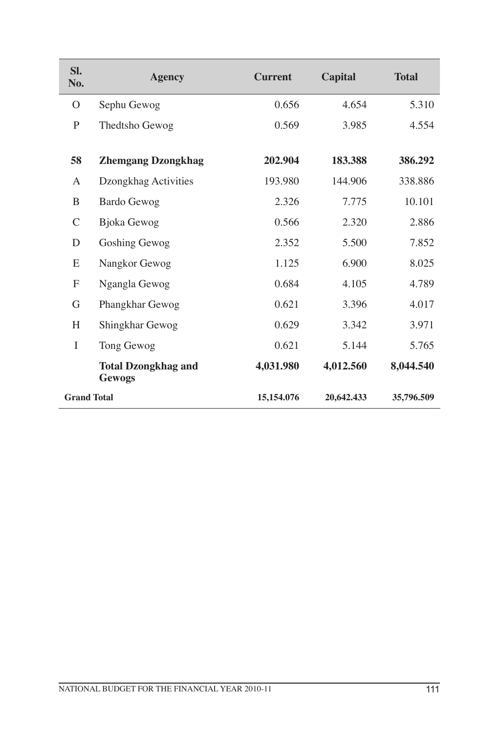| Sl. No. | Agency | Current | Capital | Total |
|---|---|---|---|---|
| O | Sephu Gewog | 0.656 | 4.654 | 5.310 |
| P | Thedtsho Gewog | 0.569 | 3.985 | 4.554 |
| **58** | **Zhemgang Dzongkhag** | **202.904** | **183.388** | **386.292** |
| A | Dzongkhag Activities | 193.980 | 144.906 | 338.886 |
| B | Bardo Gewog | 2.326 | 7.775 | 10.101 |
| C | Bjoka Gewog | 0.566 | 2.320 | 2.886 |
| D | Goshing Gewog | 2.352 | 5.500 | 7.852 |
| E | Nangkor Gewog | 1.125 | 6.900 | 8.025 |
| F | Ngangla Gewog | 0.684 | 4.105 | 4.789 |
| G | Phangkhar Gewog | 0.621 | 3.396 | 4.017 |
| H | Shingkhar Gewog | 0.629 | 3.342 | 3.971 |
| I | Tong Gewog | 0.621 | 5.144 | 5.765 |
| | **Total Dzongkhag and Gewogs** | **4,031.980** | **4,012.560** | **8,044.540** |
| **Grand Total** | | **15,154.076** | **20,642.433** | **35,796.509** |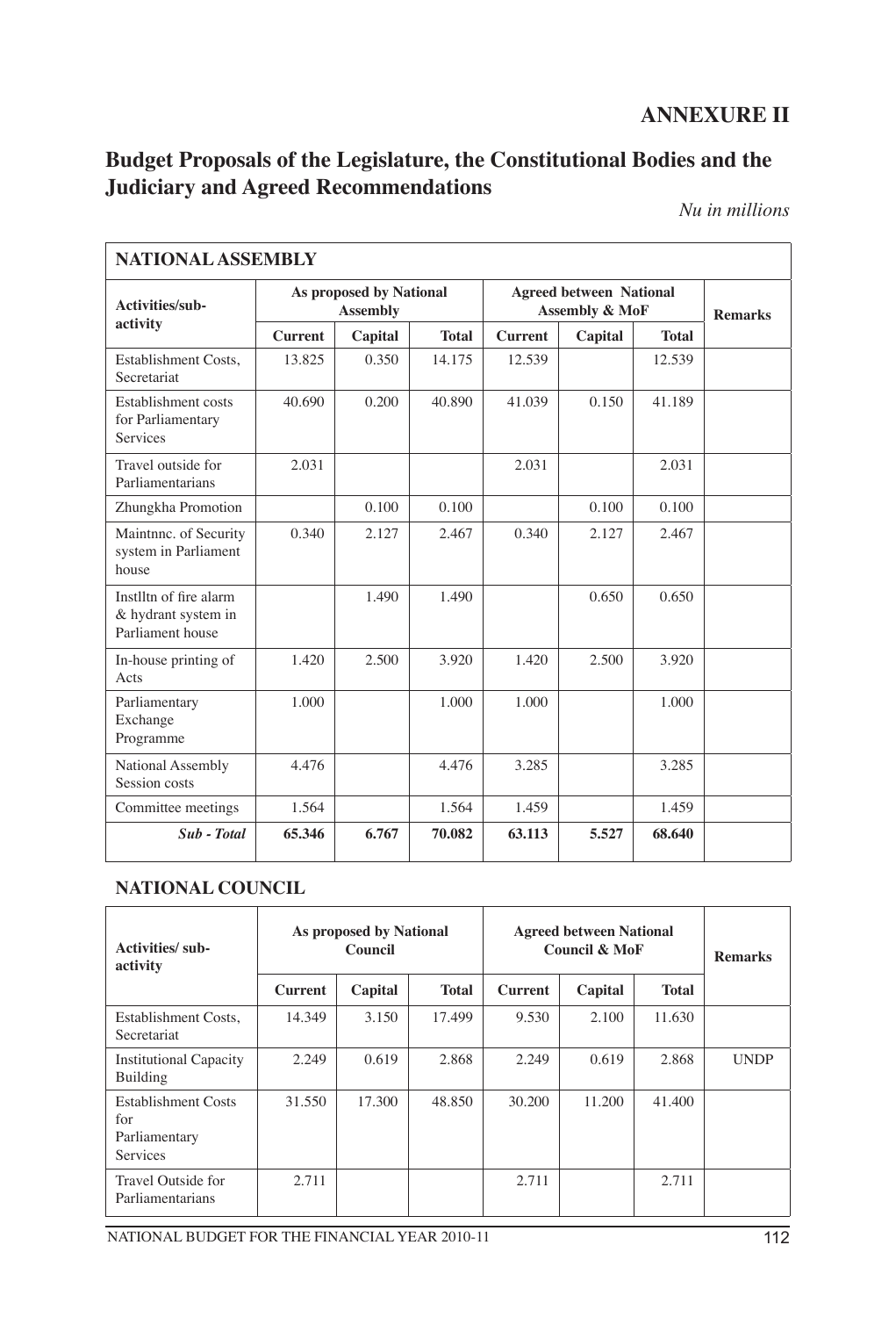# ANNEXURE II

## Budget Proposals of the Legislature, the Constitutional Bodies and the Judiciary and Agreed Recommendations

*Nu in millions*

| NATIONAL ASSEMBLY | | | | | | | |
|---|---|---|---|---|---|---|---|
| Activities/sub-activity | As proposed by National Assembly | | | Agreed between National Assembly & MoF | | | Remarks |
| | Current | Capital | Total | Current | Capital | Total | |
| Establishment Costs, Secretariat | 13.825 | 0.350 | 14.175 | 12.539 | | 12.539 | |
| Establishment costs for Parliamentary Services | 40.690 | 0.200 | 40.890 | 41.039 | 0.150 | 41.189 | |
| Travel outside for Parliamentarians | 2.031 | | | 2.031 | | 2.031 | |
| Zhungkha Promotion | | 0.100 | 0.100 | | 0.100 | 0.100 | |
| Maintnnc. of Security system in Parliament house | 0.340 | 2.127 | 2.467 | 0.340 | 2.127 | 2.467 | |
| Instlltn of fire alarm & hydrant system in Parliament house | | 1.490 | 1.490 | | 0.650 | 0.650 | |
| In-house printing of Acts | 1.420 | 2.500 | 3.920 | 1.420 | 2.500 | 3.920 | |
| Parliamentary Exchange Programme | 1.000 | | 1.000 | 1.000 | | 1.000 | |
| National Assembly Session costs | 4.476 | | 4.476 | 3.285 | | 3.285 | |
| Committee meetings | 1.564 | | 1.564 | 1.459 | | 1.459 | |
| ***Sub - Total*** | **65.346** | **6.767** | **70.082** | **63.113** | **5.527** | **68.640** | |

### NATIONAL COUNCIL

| Activities/ sub-activity | As proposed by National Council | | | Agreed between National Council & MoF | | | Remarks |
|---|---|---|---|---|---|---|---|
| | Current | Capital | Total | Current | Capital | Total | |
| Establishment Costs, Secretariat | 14.349 | 3.150 | 17.499 | 9.530 | 2.100 | 11.630 | |
| Institutional Capacity Building | 2.249 | 0.619 | 2.868 | 2.249 | 0.619 | 2.868 | UNDP |
| Establishment Costs for Parliamentary Services | 31.550 | 17.300 | 48.850 | 30.200 | 11.200 | 41.400 | |
| Travel Outside for Parliamentarians | 2.711 | | | 2.711 | | 2.711 | |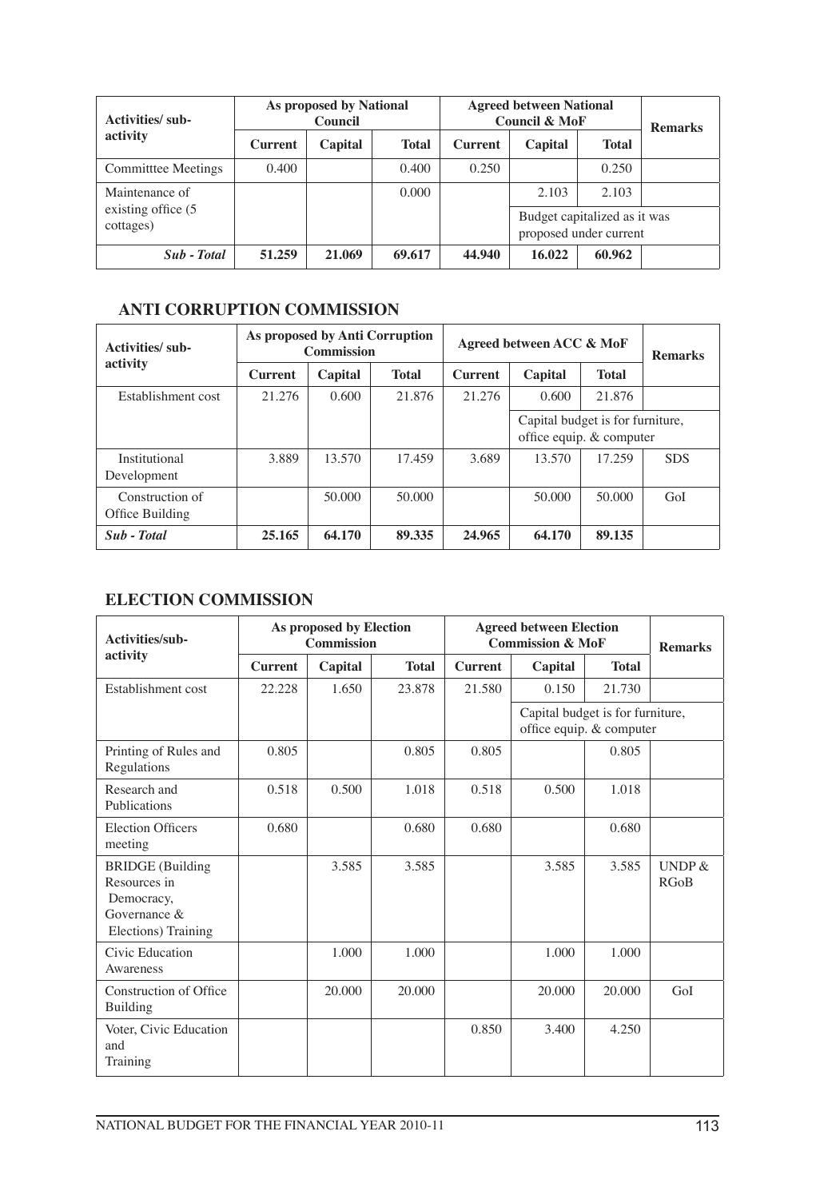| Activities/ sub-activity | As proposed by National Council | | | Agreed between National Council & MoF | | | Remarks |
|---|---|---|---|---|---|---|---|
| | Current | Capital | Total | Current | Capital | Total | |
| Committtee Meetings | 0.400 | | 0.400 | 0.250 | | 0.250 | |
| Maintenance of existing office (5 cottages) | | | 0.000 | | 2.103 | 2.103 | |
| | | | | | Budget capitalized as it was proposed under current | | |
| ***Sub - Total*** | **51.259** | **21.069** | **69.617** | **44.940** | **16.022** | **60.962** | |

## ANTI CORRUPTION COMMISSION

| Activities/ sub-activity | As proposed by Anti Corruption Commission | | | Agreed between ACC & MoF | | | Remarks |
|---|---|---|---|---|---|---|---|
| | Current | Capital | Total | Current | Capital | Total | |
| Establishment cost | 21.276 | 0.600 | 21.876 | 21.276 | 0.600 | 21.876 | |
| | | | | Capital budget is for furniture, office equip. & computer | | | |
| Institutional Development | 3.889 | 13.570 | 17.459 | 3.689 | 13.570 | 17.259 | SDS |
| Construction of Office Building | | 50.000 | 50.000 | | 50.000 | 50.000 | GoI |
| ***Sub - Total*** | **25.165** | **64.170** | **89.335** | **24.965** | **64.170** | **89.135** | |

## ELECTION COMMISSION

| Activities/sub-activity | As proposed by Election Commission | | | Agreed between Election Commission & MoF | | | Remarks |
|---|---|---|---|---|---|---|---|
| | Current | Capital | Total | Current | Capital | Total | |
| Establishment cost | 22.228 | 1.650 | 23.878 | 21.580 | 0.150 | 21.730 | |
| | | | | Capital budget is for furniture, office equip. & computer | | | |
| Printing of Rules and Regulations | 0.805 | | 0.805 | 0.805 | | 0.805 | |
| Research and Publications | 0.518 | 0.500 | 1.018 | 0.518 | 0.500 | 1.018 | |
| Election Officers meeting | 0.680 | | 0.680 | 0.680 | | 0.680 | |
| BRIDGE (Building Resources in Democracy, Governance & Elections) Training | | 3.585 | 3.585 | | 3.585 | 3.585 | UNDP & RGoB |
| Civic Education Awareness | | 1.000 | 1.000 | | 1.000 | 1.000 | |
| Construction of Office Building | | 20.000 | 20.000 | | 20.000 | 20.000 | GoI |
| Voter, Civic Education and Training | | | | 0.850 | 3.400 | 4.250 | |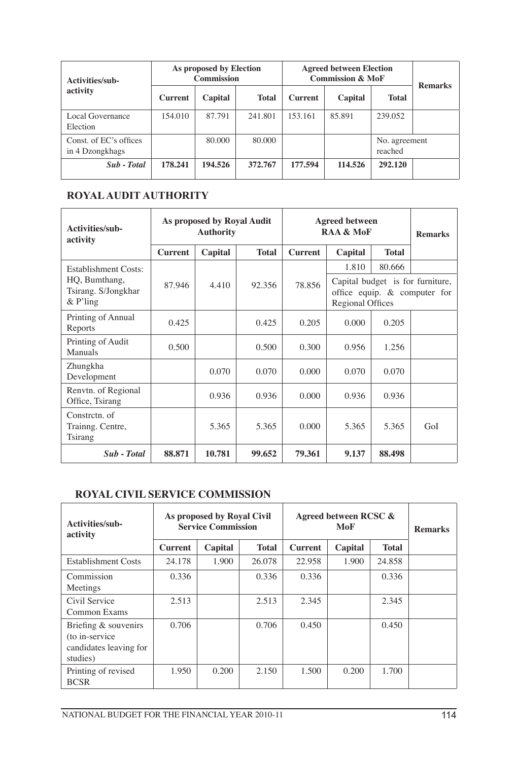| Activities/sub-activity | As proposed by Election Commission | | | Agreed between Election Commission & MoF | | | Remarks |
|---|---|---|---|---|---|---|---|
| | Current | Capital | Total | Current | Capital | Total | |
| Local Governance Election | 154.010 | 87.791 | 241.801 | 153.161 | 85.891 | 239.052 | |
| Const. of EC's offices in 4 Dzongkhags | | 80.000 | 80.000 | | | No. agreement reached | |
| ***Sub - Total*** | **178.241** | **194.526** | **372.767** | **177.594** | **114.526** | **292.120** | |

## ROYAL AUDIT AUTHORITY

| Activities/sub-activity | As proposed by Royal Audit Authority | | | Agreed between RAA & MoF | | | Remarks |
|---|---|---|---|---|---|---|---|
| | Current | Capital | Total | Current | Capital | Total | |
| Establishment Costs: HQ, Bumthang, Tsirang. S/Jongkhar & P'ling | 87.946 | 4.410 | 92.356 | 78.856 | 1.810 | 80.666 | |
| | | | | | Capital budget is for furniture, office equip. & computer for Regional Offices | | |
| Printing of Annual Reports | 0.425 | | 0.425 | 0.205 | 0.000 | 0.205 | |
| Printing of Audit Manuals | 0.500 | | 0.500 | 0.300 | 0.956 | 1.256 | |
| Zhungkha Development | | 0.070 | 0.070 | 0.000 | 0.070 | 0.070 | |
| Renvtn. of Regional Office, Tsirang | | 0.936 | 0.936 | 0.000 | 0.936 | 0.936 | |
| Constrctn. of Trainng. Centre, Tsirang | | 5.365 | 5.365 | 0.000 | 5.365 | 5.365 | GoI |
| ***Sub - Total*** | **88.871** | **10.781** | **99.652** | **79.361** | **9.137** | **88.498** | |

## ROYAL CIVIL SERVICE COMMISSION

| Activities/sub-activity | As proposed by Royal Civil Service Commission | | | Agreed between RCSC & MoF | | | Remarks |
|---|---|---|---|---|---|---|---|
| | Current | Capital | Total | Current | Capital | Total | |
| Establishment Costs | 24.178 | 1.900 | 26.078 | 22.958 | 1.900 | 24.858 | |
| Commission Meetings | 0.336 | | 0.336 | 0.336 | | 0.336 | |
| Civil Service Common Exams | 2.513 | | 2.513 | 2.345 | | 2.345 | |
| Briefing & souvenirs (to in-service candidates leaving for studies) | 0.706 | | 0.706 | 0.450 | | 0.450 | |
| Printing of revised BCSR | 1.950 | 0.200 | 2.150 | 1.500 | 0.200 | 1.700 | |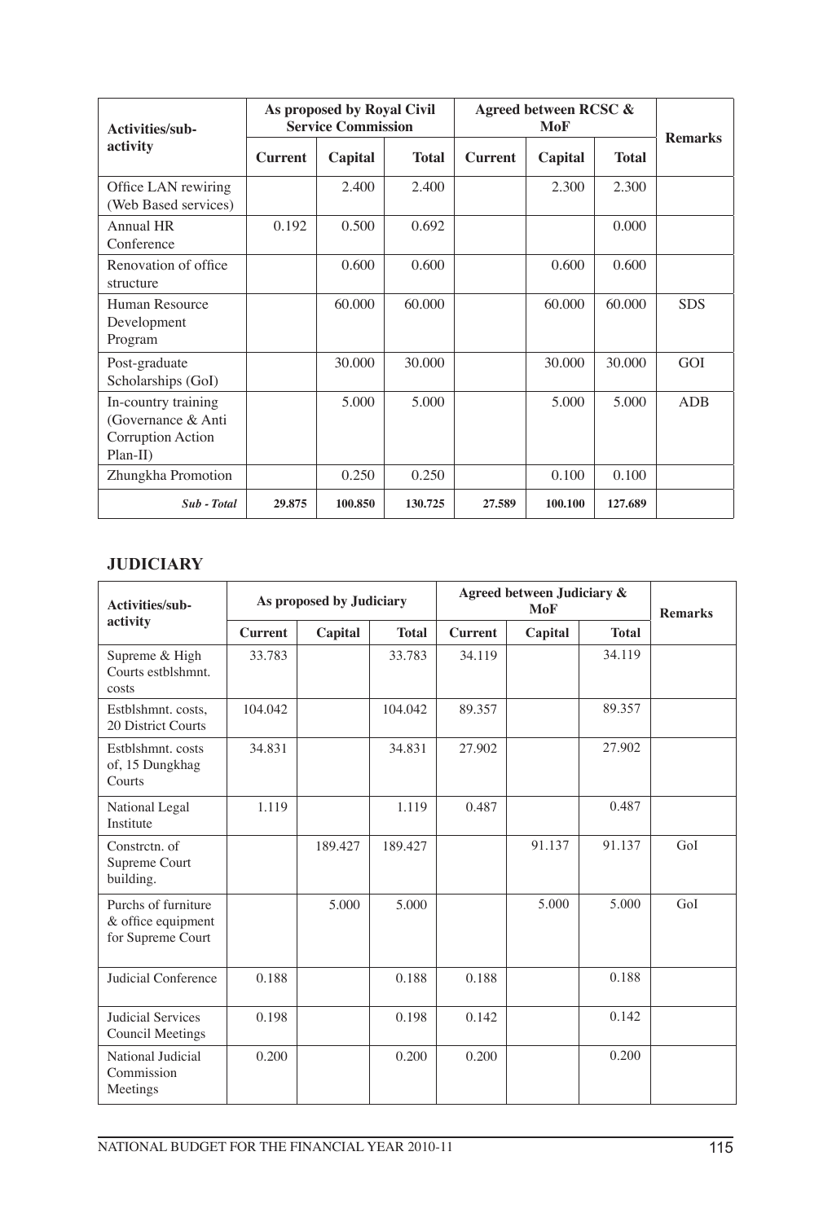| Activities/sub-activity | As proposed by Royal Civil Service Commission | | | Agreed between RCSC & MoF | | | Remarks |
|---|---|---|---|---|---|---|---|
| | Current | Capital | Total | Current | Capital | Total | |
| Office LAN rewiring (Web Based services) | | 2.400 | 2.400 | | 2.300 | 2.300 | |
| Annual HR Conference | 0.192 | 0.500 | 0.692 | | | 0.000 | |
| Renovation of office structure | | 0.600 | 0.600 | | 0.600 | 0.600 | |
| Human Resource Development Program | | 60.000 | 60.000 | | 60.000 | 60.000 | SDS |
| Post-graduate Scholarships (GoI) | | 30.000 | 30.000 | | 30.000 | 30.000 | GOI |
| In-country training (Governance & Anti Corruption Action Plan-II) | | 5.000 | 5.000 | | 5.000 | 5.000 | ADB |
| Zhungkha Promotion | | 0.250 | 0.250 | | 0.100 | 0.100 | |
| ***Sub - Total*** | **29.875** | **100.850** | **130.725** | **27.589** | **100.100** | **127.689** | |

## JUDICIARY

| Activities/sub-activity | As proposed by Judiciary | | | Agreed between Judiciary & MoF | | | Remarks |
|---|---|---|---|---|---|---|---|
| | Current | Capital | Total | Current | Capital | Total | |
| Supreme & High Courts estblshmnt. costs | 33.783 | | 33.783 | 34.119 | | 34.119 | |
| Estblshmnt. costs, 20 District Courts | 104.042 | | 104.042 | 89.357 | | 89.357 | |
| Estblshmnt. costs of, 15 Dungkhag Courts | 34.831 | | 34.831 | 27.902 | | 27.902 | |
| National Legal Institute | 1.119 | | 1.119 | 0.487 | | 0.487 | |
| Constrctn. of Supreme Court building. | | 189.427 | 189.427 | | 91.137 | 91.137 | GoI |
| Purchs of furniture & office equipment for Supreme Court | | 5.000 | 5.000 | | 5.000 | 5.000 | GoI |
| Judicial Conference | 0.188 | | 0.188 | 0.188 | | 0.188 | |
| Judicial Services Council Meetings | 0.198 | | 0.198 | 0.142 | | 0.142 | |
| National Judicial Commission Meetings | 0.200 | | 0.200 | 0.200 | | 0.200 | |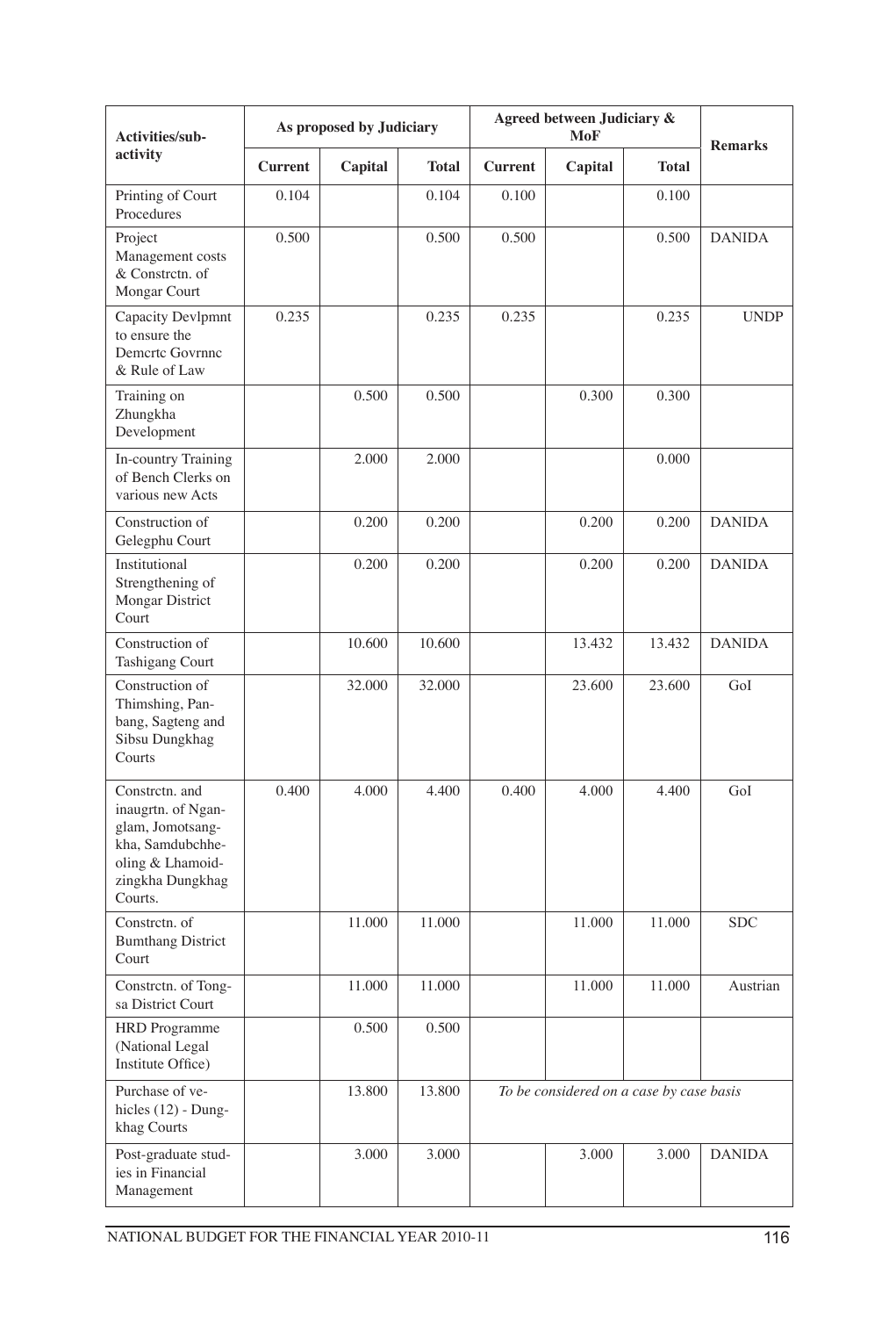| Activities/sub-activity | As proposed by Judiciary | | | Agreed between Judiciary & MoF | | | Remarks |
|---|---|---|---|---|---|---|---|
| | Current | Capital | Total | Current | Capital | Total | |
| Printing of Court Procedures | 0.104 | | 0.104 | 0.100 | | 0.100 | |
| Project Management costs & Constrctn. of Mongar Court | 0.500 | | 0.500 | 0.500 | | 0.500 | DANIDA |
| Capacity Devlpmnt to ensure the Demcrtc Govrnnc & Rule of Law | 0.235 | | 0.235 | 0.235 | | 0.235 | UNDP |
| Training on Zhungkha Development | | 0.500 | 0.500 | | 0.300 | 0.300 | |
| In-country Training of Bench Clerks on various new Acts | | 2.000 | 2.000 | | | 0.000 | |
| Construction of Gelegphu Court | | 0.200 | 0.200 | | 0.200 | 0.200 | DANIDA |
| Institutional Strengthening of Mongar District Court | | 0.200 | 0.200 | | 0.200 | 0.200 | DANIDA |
| Construction of Tashigang Court | | 10.600 | 10.600 | | 13.432 | 13.432 | DANIDA |
| Construction of Thimshing, Panbang, Sagteng and Sibsu Dungkhag Courts | | 32.000 | 32.000 | | 23.600 | 23.600 | GoI |
| Constrctn. and inaugrtn. of Nganglam, Jomotsangkha, Samdubchheoling & Lhamoidzingkha Dungkhag Courts. | 0.400 | 4.000 | 4.400 | 0.400 | 4.000 | 4.400 | GoI |
| Constrctn. of Bumthang District Court | | 11.000 | 11.000 | | 11.000 | 11.000 | SDC |
| Constrctn. of Tongsa District Court | | 11.000 | 11.000 | | 11.000 | 11.000 | Austrian |
| HRD Programme (National Legal Institute Office) | | 0.500 | 0.500 | | | | |
| Purchase of vehicles (12) - Dungkhag Courts | | 13.800 | 13.800 | *To be considered on a case by case basis* | | | |
| Post-graduate studies in Financial Management | | 3.000 | 3.000 | | 3.000 | 3.000 | DANIDA |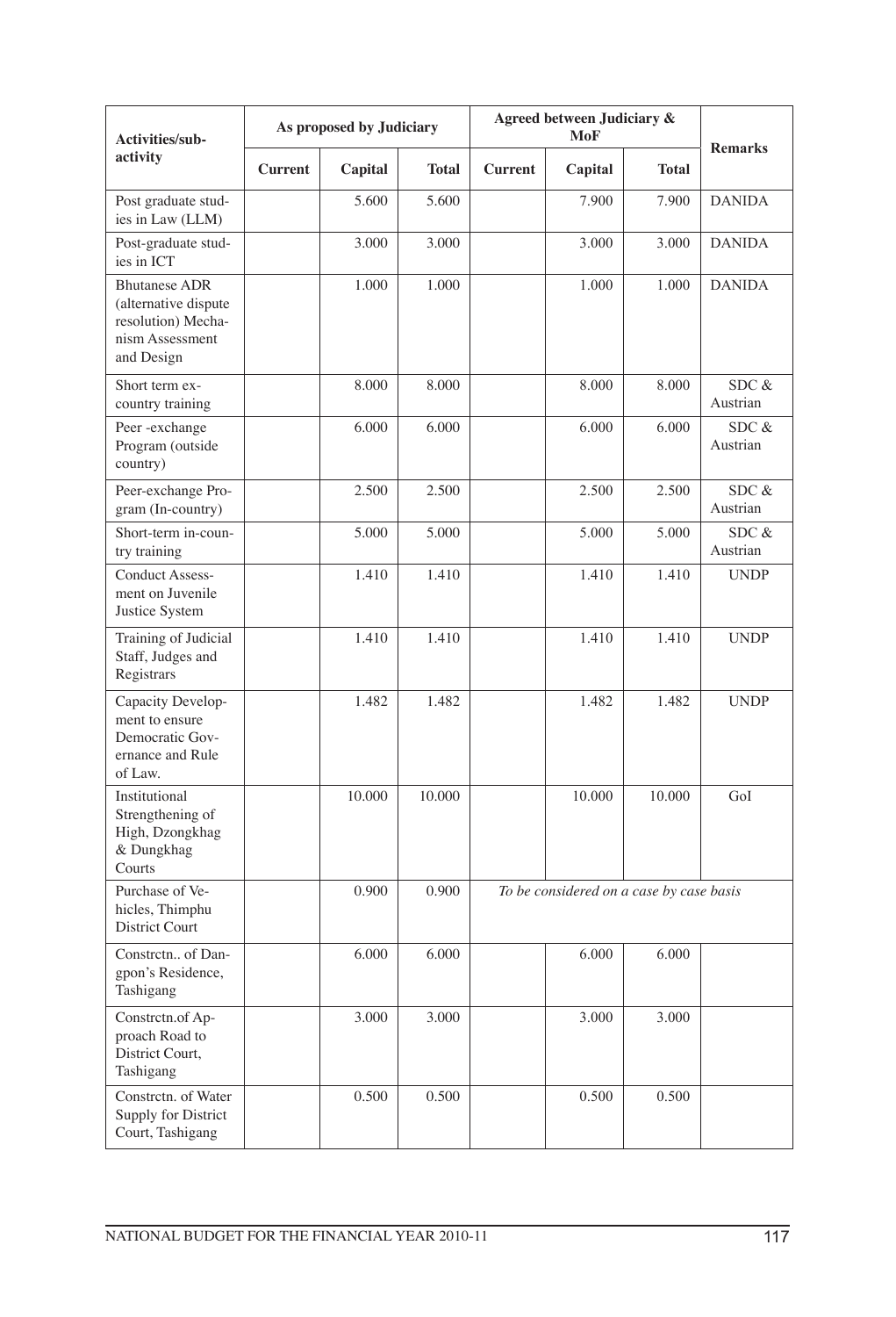| Activities/sub-activity | As proposed by Judiciary | | | Agreed between Judiciary & MoF | | | Remarks |
|---|---|---|---|---|---|---|---|
| | Current | Capital | Total | Current | Capital | Total | |
| Post graduate studies in Law (LLM) | | 5.600 | 5.600 | | 7.900 | 7.900 | DANIDA |
| Post-graduate studies in ICT | | 3.000 | 3.000 | | 3.000 | 3.000 | DANIDA |
| Bhutanese ADR (alternative dispute resolution) Mechanism Assessment and Design | | 1.000 | 1.000 | | 1.000 | 1.000 | DANIDA |
| Short term ex-country training | | 8.000 | 8.000 | | 8.000 | 8.000 | SDC & Austrian |
| Peer -exchange Program (outside country) | | 6.000 | 6.000 | | 6.000 | 6.000 | SDC & Austrian |
| Peer-exchange Program (In-country) | | 2.500 | 2.500 | | 2.500 | 2.500 | SDC & Austrian |
| Short-term in-country training | | 5.000 | 5.000 | | 5.000 | 5.000 | SDC & Austrian |
| Conduct Assessment on Juvenile Justice System | | 1.410 | 1.410 | | 1.410 | 1.410 | UNDP |
| Training of Judicial Staff, Judges and Registrars | | 1.410 | 1.410 | | 1.410 | 1.410 | UNDP |
| Capacity Development to ensure Democratic Governance and Rule of Law. | | 1.482 | 1.482 | | 1.482 | 1.482 | UNDP |
| Institutional Strengthening of High, Dzongkhag & Dungkhag Courts | | 10.000 | 10.000 | | 10.000 | 10.000 | GoI |
| Purchase of Vehicles, Thimphu District Court | | 0.900 | 0.900 | *To be considered on a case by case basis* | | | |
| Constrctn.. of Dangpon's Residence, Tashigang | | 6.000 | 6.000 | | 6.000 | 6.000 | |
| Constrctn.of Approach Road to District Court, Tashigang | | 3.000 | 3.000 | | 3.000 | 3.000 | |
| Constrctn. of Water Supply for District Court, Tashigang | | 0.500 | 0.500 | | 0.500 | 0.500 | |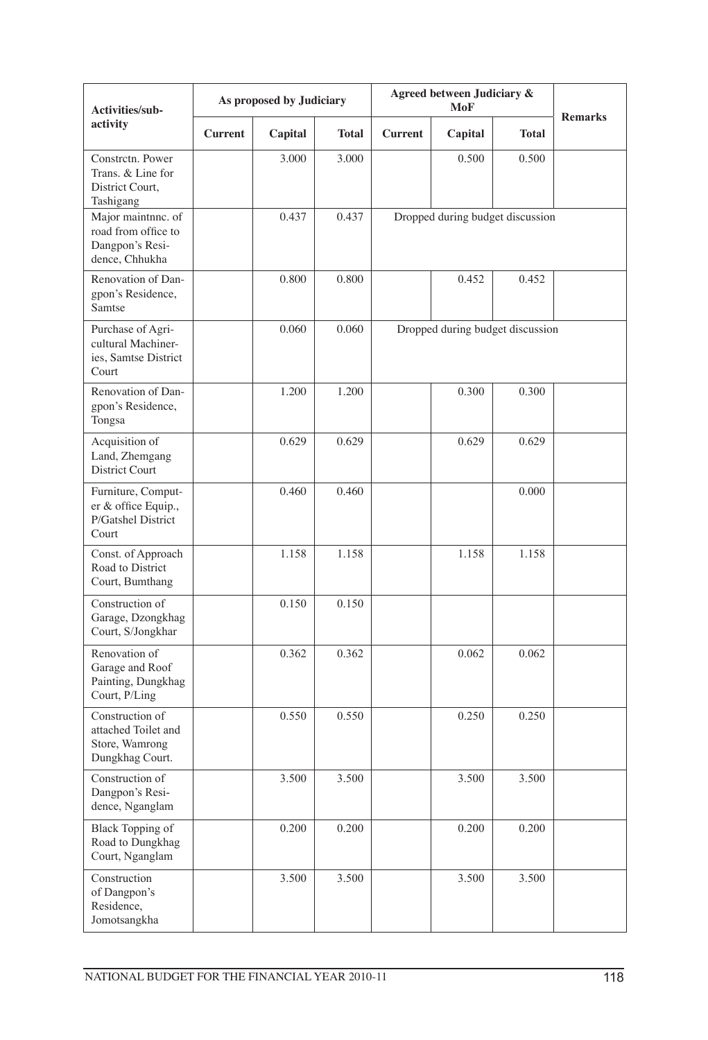| Activities/sub-activity | As proposed by Judiciary | | | Agreed between Judiciary & MoF | | | Remarks |
|---|---|---|---|---|---|---|---|
| | Current | Capital | Total | Current | Capital | Total | |
| Constrctn. Power Trans. & Line for District Court, Tashigang | | 3.000 | 3.000 | | 0.500 | 0.500 | |
| Major maintnnc. of road from office to Dangpon's Residence, Chhukha | | 0.437 | 0.437 | Dropped during budget discussion | | | |
| Renovation of Dangpon's Residence, Samtse | | 0.800 | 0.800 | | 0.452 | 0.452 | |
| Purchase of Agricultural Machineries, Samtse District Court | | 0.060 | 0.060 | Dropped during budget discussion | | | |
| Renovation of Dangpon's Residence, Tongsa | | 1.200 | 1.200 | | 0.300 | 0.300 | |
| Acquisition of Land, Zhemgang District Court | | 0.629 | 0.629 | | 0.629 | 0.629 | |
| Furniture, Computer & office Equip., P/Gatshel District Court | | 0.460 | 0.460 | | | 0.000 | |
| Const. of Approach Road to District Court, Bumthang | | 1.158 | 1.158 | | 1.158 | 1.158 | |
| Construction of Garage, Dzongkhag Court, S/Jongkhar | | 0.150 | 0.150 | | | | |
| Renovation of Garage and Roof Painting, Dungkhag Court, P/Ling | | 0.362 | 0.362 | | 0.062 | 0.062 | |
| Construction of attached Toilet and Store, Wamrong Dungkhag Court. | | 0.550 | 0.550 | | 0.250 | 0.250 | |
| Construction of Dangpon's Residence, Nganglam | | 3.500 | 3.500 | | 3.500 | 3.500 | |
| Black Topping of Road to Dungkhag Court, Nganglam | | 0.200 | 0.200 | | 0.200 | 0.200 | |
| Construction of Dangpon's Residence, Jomotsangkha | | 3.500 | 3.500 | | 3.500 | 3.500 | |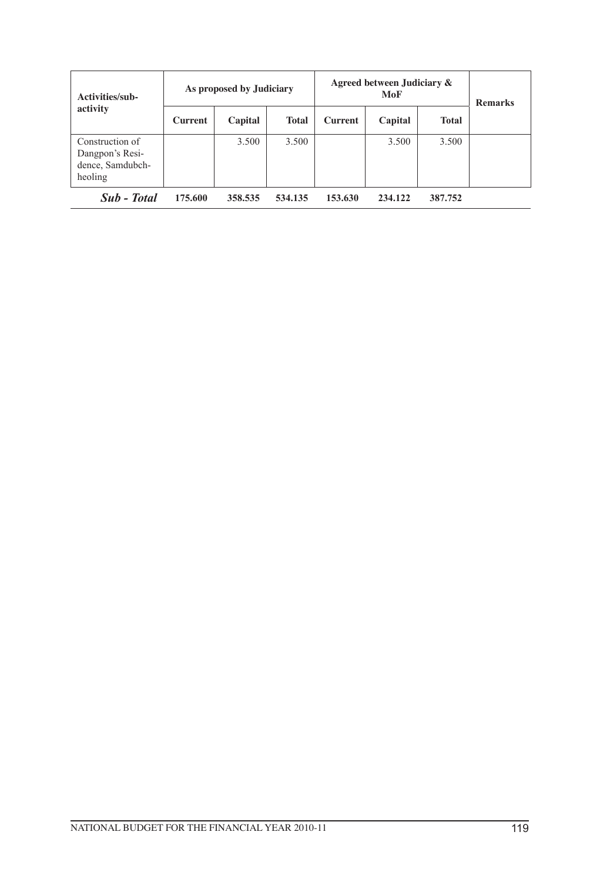| Activities/sub-activity | As proposed by Judiciary | | | Agreed between Judiciary & MoF | | | Remarks |
|---|---|---|---|---|---|---|---|
| | Current | Capital | Total | Current | Capital | Total | |
| Construction of Dangpon's Residence, Samdubcheoling | | 3.500 | 3.500 | | 3.500 | 3.500 | |
| ***Sub - Total*** | **175.600** | **358.535** | **534.135** | **153.630** | **234.122** | **387.752** | |